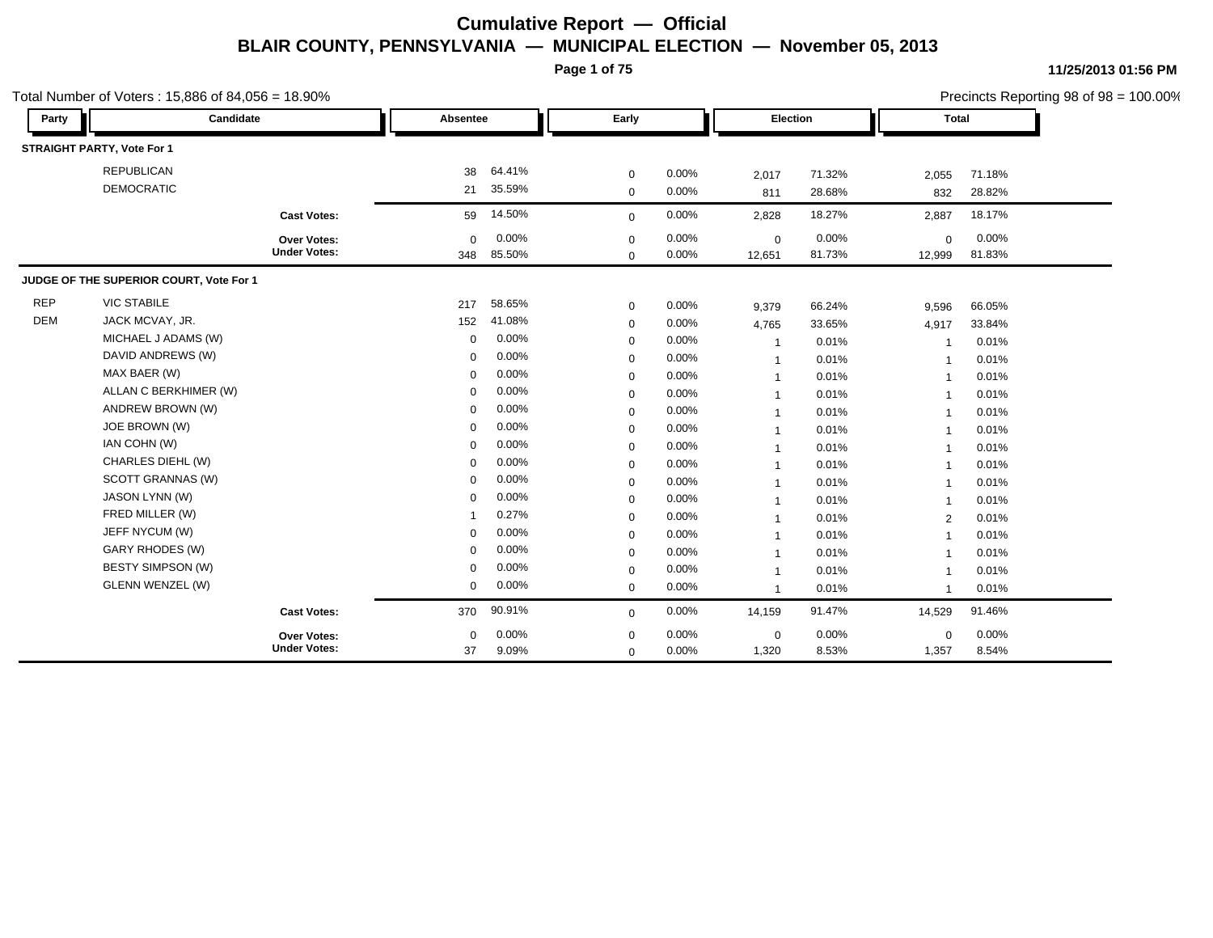# Cumulative Report — Official

## BLAIR COUNTY, PENNSYLVANIA — MUNICIPAL ELECTION — November 05, 2013

11/25/2013 01:56 PM

Total Number of Voters : 15,886 of 84,056 = 18.90%

Precincts Reporting 98 of 98 = 100.00%

| Party | Candidate | Absentee | | Early | | Election | | Total | |
|---|---|---|---|---|---|---|---|---|---|
| **STRAIGHT PARTY, Vote For 1** | | | | | | | | | |
| | REPUBLICAN | 38 | 64.41% | 0 | 0.00% | 2,017 | 71.32% | 2,055 | 71.18% |
| | DEMOCRATIC | 21 | 35.59% | 0 | 0.00% | 811 | 28.68% | 832 | 28.82% |
| | **Cast Votes:** | 59 | 14.50% | 0 | 0.00% | 2,828 | 18.27% | 2,887 | 18.17% |
| | **Over Votes:** | 0 | 0.00% | 0 | 0.00% | 0 | 0.00% | 0 | 0.00% |
| | **Under Votes:** | 348 | 85.50% | 0 | 0.00% | 12,651 | 81.73% | 12,999 | 81.83% |
| **JUDGE OF THE SUPERIOR COURT, Vote For 1** | | | | | | | | | |
| REP | VIC STABILE | 217 | 58.65% | 0 | 0.00% | 9,379 | 66.24% | 9,596 | 66.05% |
| DEM | JACK MCVAY, JR. | 152 | 41.08% | 0 | 0.00% | 4,765 | 33.65% | 4,917 | 33.84% |
| | MICHAEL J ADAMS (W) | 0 | 0.00% | 0 | 0.00% | 1 | 0.01% | 1 | 0.01% |
| | DAVID ANDREWS (W) | 0 | 0.00% | 0 | 0.00% | 1 | 0.01% | 1 | 0.01% |
| | MAX BAER (W) | 0 | 0.00% | 0 | 0.00% | 1 | 0.01% | 1 | 0.01% |
| | ALLAN C BERKHIMER (W) | 0 | 0.00% | 0 | 0.00% | 1 | 0.01% | 1 | 0.01% |
| | ANDREW BROWN (W) | 0 | 0.00% | 0 | 0.00% | 1 | 0.01% | 1 | 0.01% |
| | JOE BROWN (W) | 0 | 0.00% | 0 | 0.00% | 1 | 0.01% | 1 | 0.01% |
| | IAN COHN (W) | 0 | 0.00% | 0 | 0.00% | 1 | 0.01% | 1 | 0.01% |
| | CHARLES DIEHL (W) | 0 | 0.00% | 0 | 0.00% | 1 | 0.01% | 1 | 0.01% |
| | SCOTT GRANNAS (W) | 0 | 0.00% | 0 | 0.00% | 1 | 0.01% | 1 | 0.01% |
| | JASON LYNN (W) | 0 | 0.00% | 0 | 0.00% | 1 | 0.01% | 1 | 0.01% |
| | FRED MILLER (W) | 1 | 0.27% | 0 | 0.00% | 1 | 0.01% | 2 | 0.01% |
| | JEFF NYCUM (W) | 0 | 0.00% | 0 | 0.00% | 1 | 0.01% | 1 | 0.01% |
| | GARY RHODES (W) | 0 | 0.00% | 0 | 0.00% | 1 | 0.01% | 1 | 0.01% |
| | BESTY SIMPSON (W) | 0 | 0.00% | 0 | 0.00% | 1 | 0.01% | 1 | 0.01% |
| | GLENN WENZEL (W) | 0 | 0.00% | 0 | 0.00% | 1 | 0.01% | 1 | 0.01% |
| | **Cast Votes:** | 370 | 90.91% | 0 | 0.00% | 14,159 | 91.47% | 14,529 | 91.46% |
| | **Over Votes:** | 0 | 0.00% | 0 | 0.00% | 0 | 0.00% | 0 | 0.00% |
| | **Under Votes:** | 37 | 9.09% | 0 | 0.00% | 1,320 | 8.53% | 1,357 | 8.54% |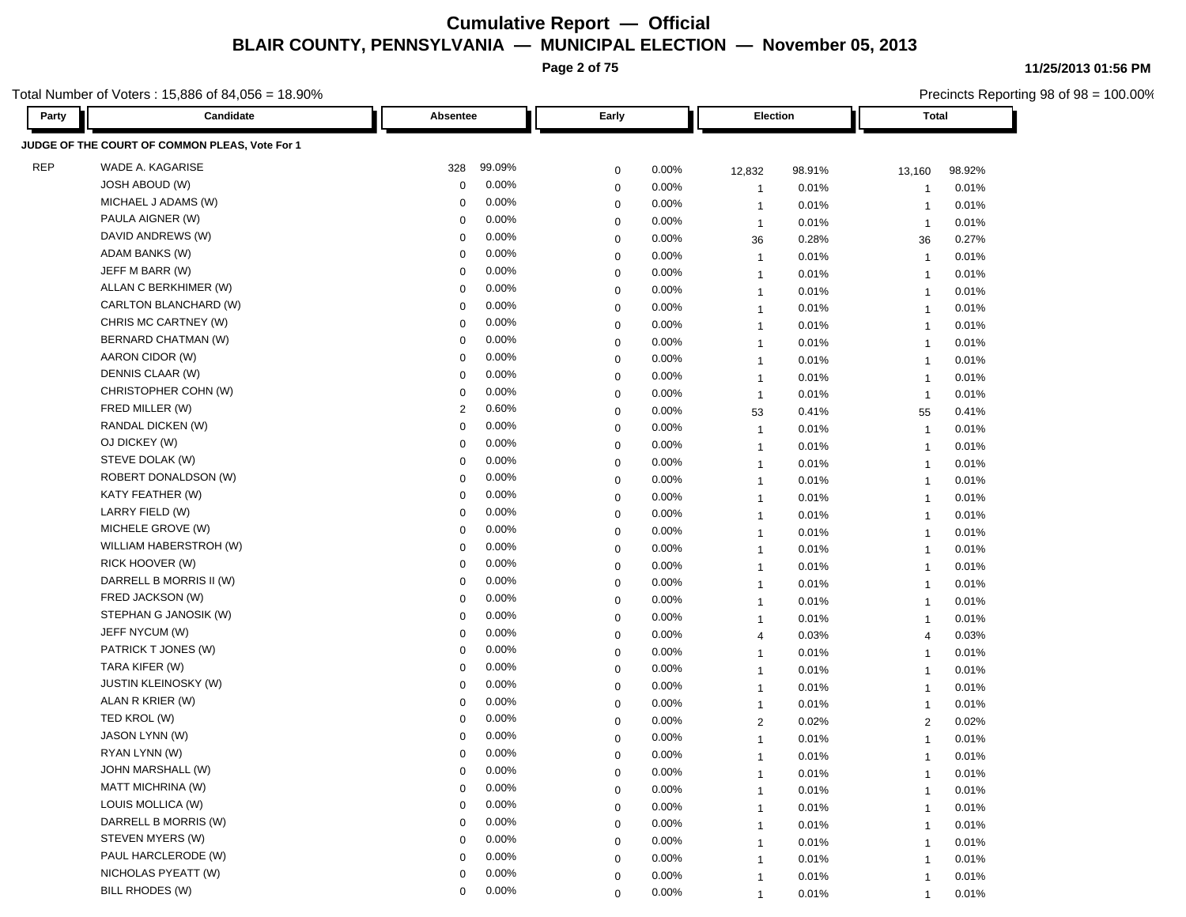# Cumulative Report — Official
## BLAIR COUNTY, PENNSYLVANIA — MUNICIPAL ELECTION — November 05, 2013

11/25/2013 01:56 PM

Total Number of Voters : 15,886 of 84,056 = 18.90%

Precincts Reporting 98 of 98 = 100.00%

**JUDGE OF THE COURT OF COMMON PLEAS, Vote For 1**

| Party | Candidate | Absentee | | Early | | Election | | Total | |
|---|---|---|---|---|---|---|---|---|---|
| REP | WADE A. KAGARISE | 328 | 99.09% | 0 | 0.00% | 12,832 | 98.91% | 13,160 | 98.92% |
| | JOSH ABOUD (W) | 0 | 0.00% | 0 | 0.00% | 1 | 0.01% | 1 | 0.01% |
| | MICHAEL J ADAMS (W) | 0 | 0.00% | 0 | 0.00% | 1 | 0.01% | 1 | 0.01% |
| | PAULA AIGNER (W) | 0 | 0.00% | 0 | 0.00% | 1 | 0.01% | 1 | 0.01% |
| | DAVID ANDREWS (W) | 0 | 0.00% | 0 | 0.00% | 36 | 0.28% | 36 | 0.27% |
| | ADAM BANKS (W) | 0 | 0.00% | 0 | 0.00% | 1 | 0.01% | 1 | 0.01% |
| | JEFF M BARR (W) | 0 | 0.00% | 0 | 0.00% | 1 | 0.01% | 1 | 0.01% |
| | ALLAN C BERKHIMER (W) | 0 | 0.00% | 0 | 0.00% | 1 | 0.01% | 1 | 0.01% |
| | CARLTON BLANCHARD (W) | 0 | 0.00% | 0 | 0.00% | 1 | 0.01% | 1 | 0.01% |
| | CHRIS MC CARTNEY (W) | 0 | 0.00% | 0 | 0.00% | 1 | 0.01% | 1 | 0.01% |
| | BERNARD CHATMAN (W) | 0 | 0.00% | 0 | 0.00% | 1 | 0.01% | 1 | 0.01% |
| | AARON CIDOR (W) | 0 | 0.00% | 0 | 0.00% | 1 | 0.01% | 1 | 0.01% |
| | DENNIS CLAAR (W) | 0 | 0.00% | 0 | 0.00% | 1 | 0.01% | 1 | 0.01% |
| | CHRISTOPHER COHN (W) | 0 | 0.00% | 0 | 0.00% | 1 | 0.01% | 1 | 0.01% |
| | FRED MILLER (W) | 2 | 0.60% | 0 | 0.00% | 53 | 0.41% | 55 | 0.41% |
| | RANDAL DICKEN (W) | 0 | 0.00% | 0 | 0.00% | 1 | 0.01% | 1 | 0.01% |
| | OJ DICKEY (W) | 0 | 0.00% | 0 | 0.00% | 1 | 0.01% | 1 | 0.01% |
| | STEVE DOLAK (W) | 0 | 0.00% | 0 | 0.00% | 1 | 0.01% | 1 | 0.01% |
| | ROBERT DONALDSON (W) | 0 | 0.00% | 0 | 0.00% | 1 | 0.01% | 1 | 0.01% |
| | KATY FEATHER (W) | 0 | 0.00% | 0 | 0.00% | 1 | 0.01% | 1 | 0.01% |
| | LARRY FIELD (W) | 0 | 0.00% | 0 | 0.00% | 1 | 0.01% | 1 | 0.01% |
| | MICHELE GROVE (W) | 0 | 0.00% | 0 | 0.00% | 1 | 0.01% | 1 | 0.01% |
| | WILLIAM HABERSTROH (W) | 0 | 0.00% | 0 | 0.00% | 1 | 0.01% | 1 | 0.01% |
| | RICK HOOVER (W) | 0 | 0.00% | 0 | 0.00% | 1 | 0.01% | 1 | 0.01% |
| | DARRELL B MORRIS II (W) | 0 | 0.00% | 0 | 0.00% | 1 | 0.01% | 1 | 0.01% |
| | FRED JACKSON (W) | 0 | 0.00% | 0 | 0.00% | 1 | 0.01% | 1 | 0.01% |
| | STEPHAN G JANOSIK (W) | 0 | 0.00% | 0 | 0.00% | 1 | 0.01% | 1 | 0.01% |
| | JEFF NYCUM (W) | 0 | 0.00% | 0 | 0.00% | 4 | 0.03% | 4 | 0.03% |
| | PATRICK T JONES (W) | 0 | 0.00% | 0 | 0.00% | 1 | 0.01% | 1 | 0.01% |
| | TARA KIFER (W) | 0 | 0.00% | 0 | 0.00% | 1 | 0.01% | 1 | 0.01% |
| | JUSTIN KLEINOSKY (W) | 0 | 0.00% | 0 | 0.00% | 1 | 0.01% | 1 | 0.01% |
| | ALAN R KRIER (W) | 0 | 0.00% | 0 | 0.00% | 1 | 0.01% | 1 | 0.01% |
| | TED KROL (W) | 0 | 0.00% | 0 | 0.00% | 2 | 0.02% | 2 | 0.02% |
| | JASON LYNN (W) | 0 | 0.00% | 0 | 0.00% | 1 | 0.01% | 1 | 0.01% |
| | RYAN LYNN (W) | 0 | 0.00% | 0 | 0.00% | 1 | 0.01% | 1 | 0.01% |
| | JOHN MARSHALL (W) | 0 | 0.00% | 0 | 0.00% | 1 | 0.01% | 1 | 0.01% |
| | MATT MICHRINA (W) | 0 | 0.00% | 0 | 0.00% | 1 | 0.01% | 1 | 0.01% |
| | LOUIS MOLLICA (W) | 0 | 0.00% | 0 | 0.00% | 1 | 0.01% | 1 | 0.01% |
| | DARRELL B MORRIS (W) | 0 | 0.00% | 0 | 0.00% | 1 | 0.01% | 1 | 0.01% |
| | STEVEN MYERS (W) | 0 | 0.00% | 0 | 0.00% | 1 | 0.01% | 1 | 0.01% |
| | PAUL HARCLERODE (W) | 0 | 0.00% | 0 | 0.00% | 1 | 0.01% | 1 | 0.01% |
| | NICHOLAS PYEATT (W) | 0 | 0.00% | 0 | 0.00% | 1 | 0.01% | 1 | 0.01% |
| | BILL RHODES (W) | 0 | 0.00% | 0 | 0.00% | 1 | 0.01% | 1 | 0.01% |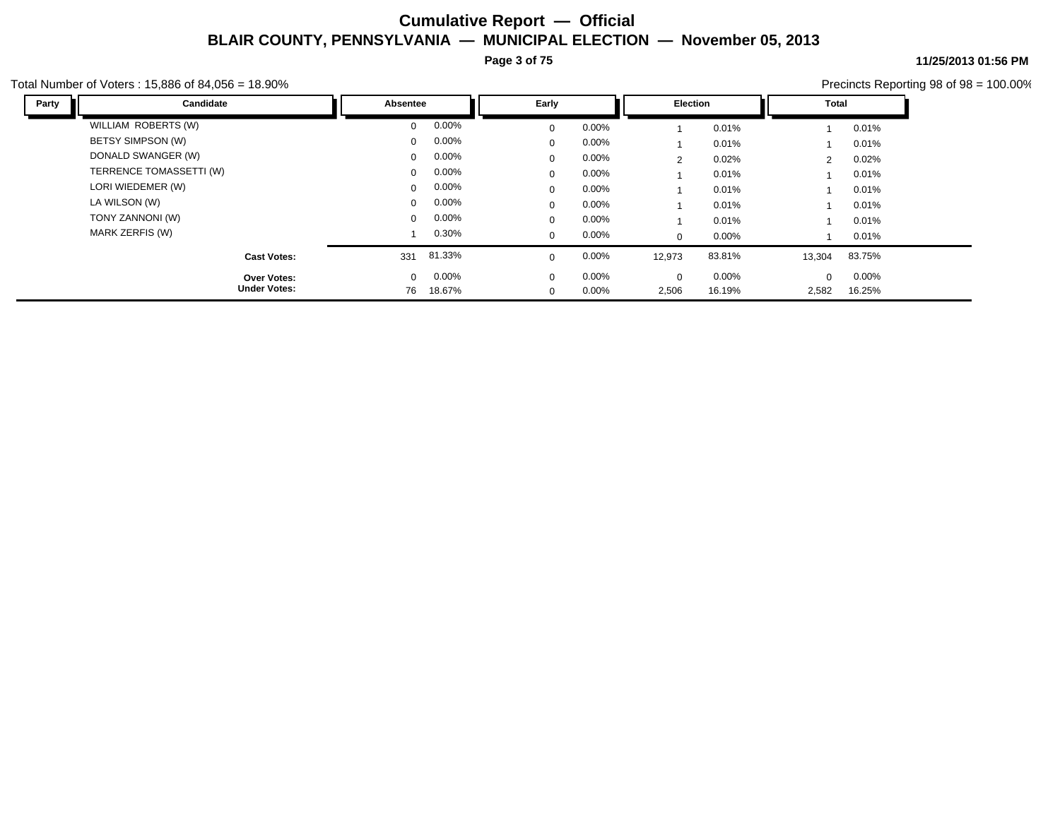# Cumulative Report — Official

## BLAIR COUNTY, PENNSYLVANIA — MUNICIPAL ELECTION — November 05, 2013

Total Number of Voters : 15,886 of 84,056 = 18.90%

Precincts Reporting 98 of 98 = 100.00%

| Party | Candidate | Absentee | | Early | | Election | | Total | |
|---|---|---|---|---|---|---|---|---|---|
| | WILLIAM ROBERTS (W) | 0 | 0.00% | 0 | 0.00% | 1 | 0.01% | 1 | 0.01% |
| | BETSY SIMPSON (W) | 0 | 0.00% | 0 | 0.00% | 1 | 0.01% | 1 | 0.01% |
| | DONALD SWANGER (W) | 0 | 0.00% | 0 | 0.00% | 2 | 0.02% | 2 | 0.02% |
| | TERRENCE TOMASSETTI (W) | 0 | 0.00% | 0 | 0.00% | 1 | 0.01% | 1 | 0.01% |
| | LORI WIEDEMER (W) | 0 | 0.00% | 0 | 0.00% | 1 | 0.01% | 1 | 0.01% |
| | LA WILSON (W) | 0 | 0.00% | 0 | 0.00% | 1 | 0.01% | 1 | 0.01% |
| | TONY ZANNONI (W) | 0 | 0.00% | 0 | 0.00% | 1 | 0.01% | 1 | 0.01% |
| | MARK ZERFIS (W) | 1 | 0.30% | 0 | 0.00% | 0 | 0.00% | 1 | 0.01% |
| | **Cast Votes:** | 331 | 81.33% | 0 | 0.00% | 12,973 | 83.81% | 13,304 | 83.75% |
| | **Over Votes:** | 0 | 0.00% | 0 | 0.00% | 0 | 0.00% | 0 | 0.00% |
| | **Under Votes:** | 76 | 18.67% | 0 | 0.00% | 2,506 | 16.19% | 2,582 | 16.25% |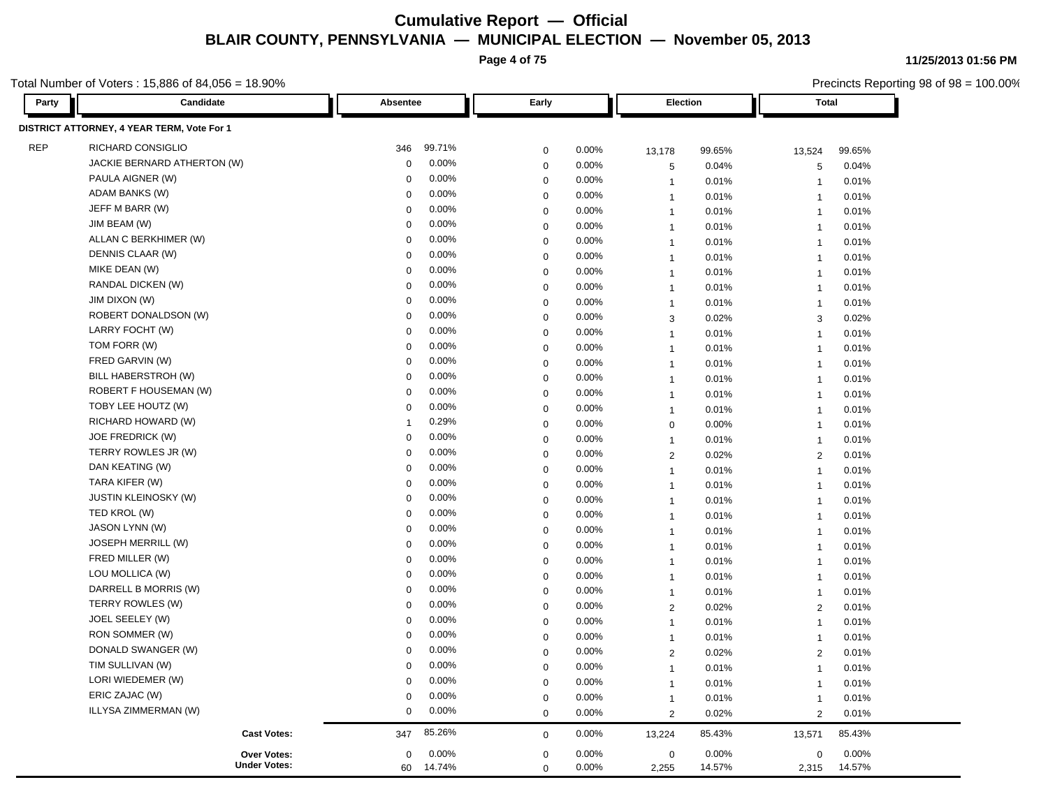# Cumulative Report — Official

## BLAIR COUNTY, PENNSYLVANIA — MUNICIPAL ELECTION — November 05, 2013

11/25/2013 01:56 PM

Total Number of Voters : 15,886 of 84,056 = 18.90%

Precincts Reporting 98 of 98 = 100.00%

### DISTRICT ATTORNEY, 4 YEAR TERM, Vote For 1

| Party | Candidate | Absentee | | Early | | Election | | Total | |
|---|---|---|---|---|---|---|---|---|---|
| REP | RICHARD CONSIGLIO | 346 | 99.71% | 0 | 0.00% | 13,178 | 99.65% | 13,524 | 99.65% |
| | JACKIE BERNARD ATHERTON (W) | 0 | 0.00% | 0 | 0.00% | 5 | 0.04% | 5 | 0.04% |
| | PAULA AIGNER (W) | 0 | 0.00% | 0 | 0.00% | 1 | 0.01% | 1 | 0.01% |
| | ADAM BANKS (W) | 0 | 0.00% | 0 | 0.00% | 1 | 0.01% | 1 | 0.01% |
| | JEFF M BARR (W) | 0 | 0.00% | 0 | 0.00% | 1 | 0.01% | 1 | 0.01% |
| | JIM BEAM (W) | 0 | 0.00% | 0 | 0.00% | 1 | 0.01% | 1 | 0.01% |
| | ALLAN C BERKHIMER (W) | 0 | 0.00% | 0 | 0.00% | 1 | 0.01% | 1 | 0.01% |
| | DENNIS CLAAR (W) | 0 | 0.00% | 0 | 0.00% | 1 | 0.01% | 1 | 0.01% |
| | MIKE DEAN (W) | 0 | 0.00% | 0 | 0.00% | 1 | 0.01% | 1 | 0.01% |
| | RANDAL DICKEN (W) | 0 | 0.00% | 0 | 0.00% | 1 | 0.01% | 1 | 0.01% |
| | JIM DIXON (W) | 0 | 0.00% | 0 | 0.00% | 1 | 0.01% | 1 | 0.01% |
| | ROBERT DONALDSON (W) | 0 | 0.00% | 0 | 0.00% | 3 | 0.02% | 3 | 0.02% |
| | LARRY FOCHT (W) | 0 | 0.00% | 0 | 0.00% | 1 | 0.01% | 1 | 0.01% |
| | TOM FORR (W) | 0 | 0.00% | 0 | 0.00% | 1 | 0.01% | 1 | 0.01% |
| | FRED GARVIN (W) | 0 | 0.00% | 0 | 0.00% | 1 | 0.01% | 1 | 0.01% |
| | BILL HABERSTROH (W) | 0 | 0.00% | 0 | 0.00% | 1 | 0.01% | 1 | 0.01% |
| | ROBERT F HOUSEMAN (W) | 0 | 0.00% | 0 | 0.00% | 1 | 0.01% | 1 | 0.01% |
| | TOBY LEE HOUTZ (W) | 0 | 0.00% | 0 | 0.00% | 1 | 0.01% | 1 | 0.01% |
| | RICHARD HOWARD (W) | 1 | 0.29% | 0 | 0.00% | 0 | 0.00% | 1 | 0.01% |
| | JOE FREDRICK (W) | 0 | 0.00% | 0 | 0.00% | 1 | 0.01% | 1 | 0.01% |
| | TERRY ROWLES JR (W) | 0 | 0.00% | 0 | 0.00% | 2 | 0.02% | 2 | 0.01% |
| | DAN KEATING (W) | 0 | 0.00% | 0 | 0.00% | 1 | 0.01% | 1 | 0.01% |
| | TARA KIFER (W) | 0 | 0.00% | 0 | 0.00% | 1 | 0.01% | 1 | 0.01% |
| | JUSTIN KLEINOSKY (W) | 0 | 0.00% | 0 | 0.00% | 1 | 0.01% | 1 | 0.01% |
| | TED KROL (W) | 0 | 0.00% | 0 | 0.00% | 1 | 0.01% | 1 | 0.01% |
| | JASON LYNN (W) | 0 | 0.00% | 0 | 0.00% | 1 | 0.01% | 1 | 0.01% |
| | JOSEPH MERRILL (W) | 0 | 0.00% | 0 | 0.00% | 1 | 0.01% | 1 | 0.01% |
| | FRED MILLER (W) | 0 | 0.00% | 0 | 0.00% | 1 | 0.01% | 1 | 0.01% |
| | LOU MOLLICA (W) | 0 | 0.00% | 0 | 0.00% | 1 | 0.01% | 1 | 0.01% |
| | DARRELL B MORRIS (W) | 0 | 0.00% | 0 | 0.00% | 1 | 0.01% | 1 | 0.01% |
| | TERRY ROWLES (W) | 0 | 0.00% | 0 | 0.00% | 2 | 0.02% | 2 | 0.01% |
| | JOEL SEELEY (W) | 0 | 0.00% | 0 | 0.00% | 1 | 0.01% | 1 | 0.01% |
| | RON SOMMER (W) | 0 | 0.00% | 0 | 0.00% | 1 | 0.01% | 1 | 0.01% |
| | DONALD SWANGER (W) | 0 | 0.00% | 0 | 0.00% | 2 | 0.02% | 2 | 0.01% |
| | TIM SULLIVAN (W) | 0 | 0.00% | 0 | 0.00% | 1 | 0.01% | 1 | 0.01% |
| | LORI WIEDEMER (W) | 0 | 0.00% | 0 | 0.00% | 1 | 0.01% | 1 | 0.01% |
| | ERIC ZAJAC (W) | 0 | 0.00% | 0 | 0.00% | 1 | 0.01% | 1 | 0.01% |
| | ILLYSA ZIMMERMAN (W) | 0 | 0.00% | 0 | 0.00% | 2 | 0.02% | 2 | 0.01% |
| | **Cast Votes:** | 347 | 85.26% | 0 | 0.00% | 13,224 | 85.43% | 13,571 | 85.43% |
| | **Over Votes:** | 0 | 0.00% | 0 | 0.00% | 0 | 0.00% | 0 | 0.00% |
| | **Under Votes:** | 60 | 14.74% | 0 | 0.00% | 2,255 | 14.57% | 2,315 | 14.57% |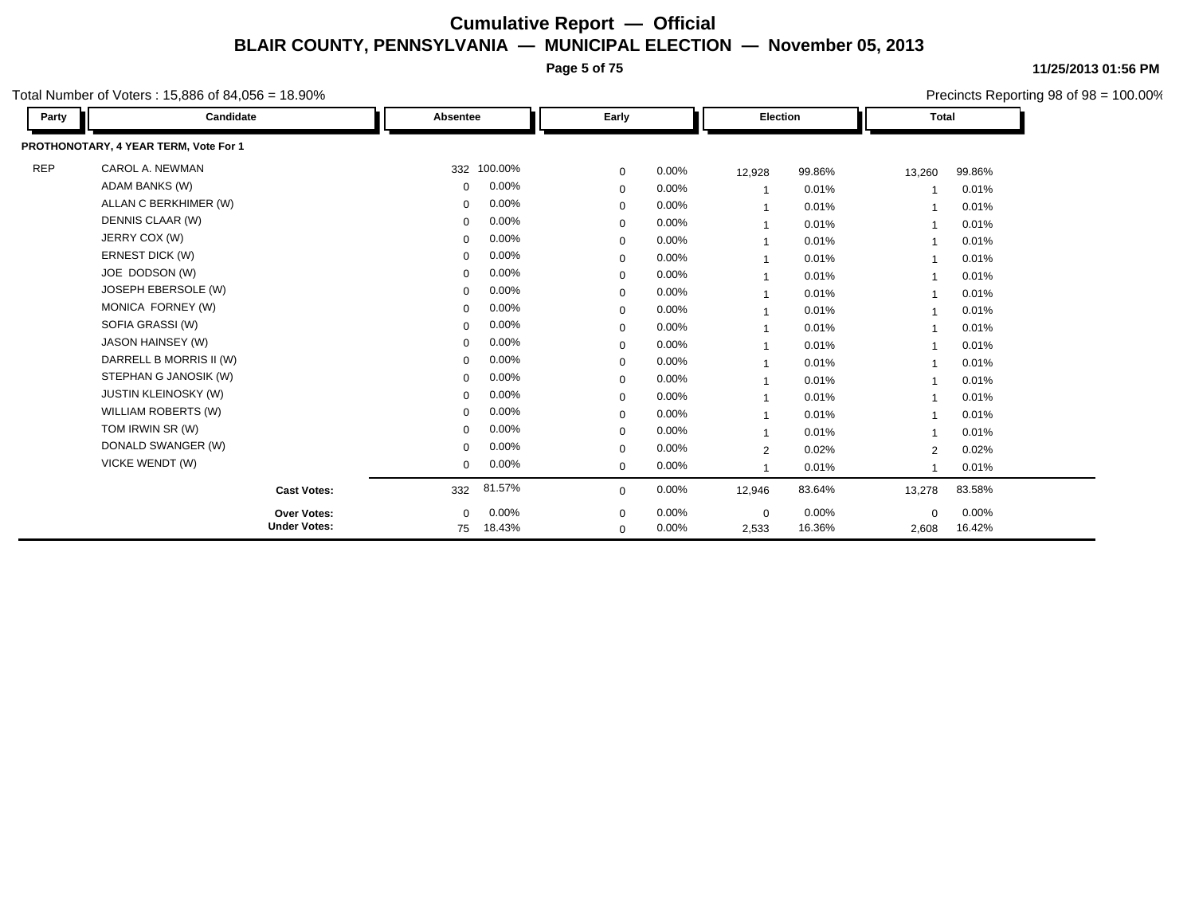# Cumulative Report — Official

## BLAIR COUNTY, PENNSYLVANIA — MUNICIPAL ELECTION — November 05, 2013

11/25/2013 01:56 PM

Total Number of Voters : 15,886 of 84,056 = 18.90%

Precincts Reporting 98 of 98 = 100.00%

| Party | Candidate | Absentee | | Early | | Election | | Total | |
|---|---|---|---|---|---|---|---|---|---|
| **PROTHONOTARY, 4 YEAR TERM, Vote For 1** | | | | | | | | | |
| REP | CAROL A. NEWMAN | 332 | 100.00% | 0 | 0.00% | 12,928 | 99.86% | 13,260 | 99.86% |
| | ADAM BANKS (W) | 0 | 0.00% | 0 | 0.00% | 1 | 0.01% | 1 | 0.01% |
| | ALLAN C BERKHIMER (W) | 0 | 0.00% | 0 | 0.00% | 1 | 0.01% | 1 | 0.01% |
| | DENNIS CLAAR (W) | 0 | 0.00% | 0 | 0.00% | 1 | 0.01% | 1 | 0.01% |
| | JERRY COX (W) | 0 | 0.00% | 0 | 0.00% | 1 | 0.01% | 1 | 0.01% |
| | ERNEST DICK (W) | 0 | 0.00% | 0 | 0.00% | 1 | 0.01% | 1 | 0.01% |
| | JOE DODSON (W) | 0 | 0.00% | 0 | 0.00% | 1 | 0.01% | 1 | 0.01% |
| | JOSEPH EBERSOLE (W) | 0 | 0.00% | 0 | 0.00% | 1 | 0.01% | 1 | 0.01% |
| | MONICA FORNEY (W) | 0 | 0.00% | 0 | 0.00% | 1 | 0.01% | 1 | 0.01% |
| | SOFIA GRASSI (W) | 0 | 0.00% | 0 | 0.00% | 1 | 0.01% | 1 | 0.01% |
| | JASON HAINSEY (W) | 0 | 0.00% | 0 | 0.00% | 1 | 0.01% | 1 | 0.01% |
| | DARRELL B MORRIS II (W) | 0 | 0.00% | 0 | 0.00% | 1 | 0.01% | 1 | 0.01% |
| | STEPHAN G JANOSIK (W) | 0 | 0.00% | 0 | 0.00% | 1 | 0.01% | 1 | 0.01% |
| | JUSTIN KLEINOSKY (W) | 0 | 0.00% | 0 | 0.00% | 1 | 0.01% | 1 | 0.01% |
| | WILLIAM ROBERTS (W) | 0 | 0.00% | 0 | 0.00% | 1 | 0.01% | 1 | 0.01% |
| | TOM IRWIN SR (W) | 0 | 0.00% | 0 | 0.00% | 1 | 0.01% | 1 | 0.01% |
| | DONALD SWANGER (W) | 0 | 0.00% | 0 | 0.00% | 2 | 0.02% | 2 | 0.02% |
| | VICKE WENDT (W) | 0 | 0.00% | 0 | 0.00% | 1 | 0.01% | 1 | 0.01% |
| | **Cast Votes:** | 332 | 81.57% | 0 | 0.00% | 12,946 | 83.64% | 13,278 | 83.58% |
| | **Over Votes:** | 0 | 0.00% | 0 | 0.00% | 0 | 0.00% | 0 | 0.00% |
| | **Under Votes:** | 75 | 18.43% | 0 | 0.00% | 2,533 | 16.36% | 2,608 | 16.42% |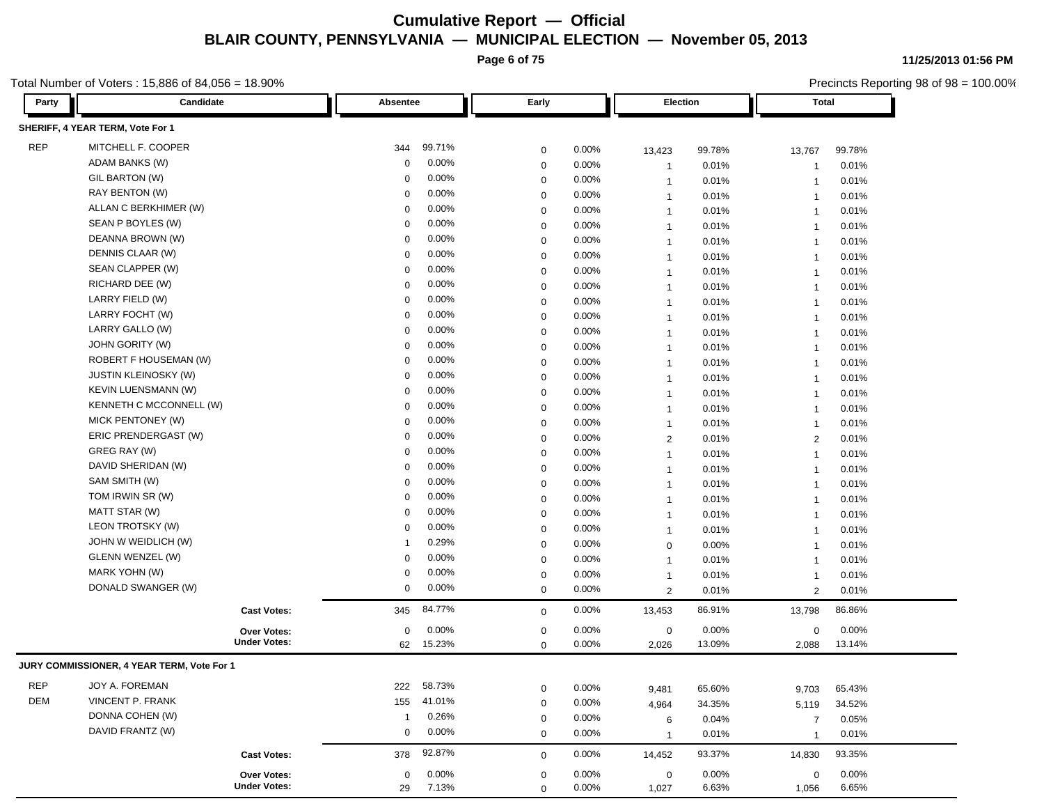# Cumulative Report — Official

## BLAIR COUNTY, PENNSYLVANIA — MUNICIPAL ELECTION — November 05, 2013

Total Number of Voters : 15,886 of 84,056 = 18.90%

Precincts Reporting 98 of 98 = 100.00%

| Party | Candidate | Absentee | | Early | | Election | | Total | |
|---|---|---|---|---|---|---|---|---|---|
| **SHERIFF, 4 YEAR TERM, Vote For 1** | | | | | | | | | |
| REP | MITCHELL F. COOPER | 344 | 99.71% | 0 | 0.00% | 13,423 | 99.78% | 13,767 | 99.78% |
| | ADAM BANKS (W) | 0 | 0.00% | 0 | 0.00% | 1 | 0.01% | 1 | 0.01% |
| | GIL BARTON (W) | 0 | 0.00% | 0 | 0.00% | 1 | 0.01% | 1 | 0.01% |
| | RAY BENTON (W) | 0 | 0.00% | 0 | 0.00% | 1 | 0.01% | 1 | 0.01% |
| | ALLAN C BERKHIMER (W) | 0 | 0.00% | 0 | 0.00% | 1 | 0.01% | 1 | 0.01% |
| | SEAN P BOYLES (W) | 0 | 0.00% | 0 | 0.00% | 1 | 0.01% | 1 | 0.01% |
| | DEANNA BROWN (W) | 0 | 0.00% | 0 | 0.00% | 1 | 0.01% | 1 | 0.01% |
| | DENNIS CLAAR (W) | 0 | 0.00% | 0 | 0.00% | 1 | 0.01% | 1 | 0.01% |
| | SEAN CLAPPER (W) | 0 | 0.00% | 0 | 0.00% | 1 | 0.01% | 1 | 0.01% |
| | RICHARD DEE (W) | 0 | 0.00% | 0 | 0.00% | 1 | 0.01% | 1 | 0.01% |
| | LARRY FIELD (W) | 0 | 0.00% | 0 | 0.00% | 1 | 0.01% | 1 | 0.01% |
| | LARRY FOCHT (W) | 0 | 0.00% | 0 | 0.00% | 1 | 0.01% | 1 | 0.01% |
| | LARRY GALLO (W) | 0 | 0.00% | 0 | 0.00% | 1 | 0.01% | 1 | 0.01% |
| | JOHN GORITY (W) | 0 | 0.00% | 0 | 0.00% | 1 | 0.01% | 1 | 0.01% |
| | ROBERT F HOUSEMAN (W) | 0 | 0.00% | 0 | 0.00% | 1 | 0.01% | 1 | 0.01% |
| | JUSTIN KLEINOSKY (W) | 0 | 0.00% | 0 | 0.00% | 1 | 0.01% | 1 | 0.01% |
| | KEVIN LUENSMANN (W) | 0 | 0.00% | 0 | 0.00% | 1 | 0.01% | 1 | 0.01% |
| | KENNETH C MCCONNELL (W) | 0 | 0.00% | 0 | 0.00% | 1 | 0.01% | 1 | 0.01% |
| | MICK PENTONEY (W) | 0 | 0.00% | 0 | 0.00% | 1 | 0.01% | 1 | 0.01% |
| | ERIC PRENDERGAST (W) | 0 | 0.00% | 0 | 0.00% | 2 | 0.01% | 2 | 0.01% |
| | GREG RAY (W) | 0 | 0.00% | 0 | 0.00% | 1 | 0.01% | 1 | 0.01% |
| | DAVID SHERIDAN (W) | 0 | 0.00% | 0 | 0.00% | 1 | 0.01% | 1 | 0.01% |
| | SAM SMITH (W) | 0 | 0.00% | 0 | 0.00% | 1 | 0.01% | 1 | 0.01% |
| | TOM IRWIN SR (W) | 0 | 0.00% | 0 | 0.00% | 1 | 0.01% | 1 | 0.01% |
| | MATT STAR (W) | 0 | 0.00% | 0 | 0.00% | 1 | 0.01% | 1 | 0.01% |
| | LEON TROTSKY (W) | 0 | 0.00% | 0 | 0.00% | 1 | 0.01% | 1 | 0.01% |
| | JOHN W WEIDLICH (W) | 1 | 0.29% | 0 | 0.00% | 0 | 0.00% | 1 | 0.01% |
| | GLENN WENZEL (W) | 0 | 0.00% | 0 | 0.00% | 1 | 0.01% | 1 | 0.01% |
| | MARK YOHN (W) | 0 | 0.00% | 0 | 0.00% | 1 | 0.01% | 1 | 0.01% |
| | DONALD SWANGER (W) | 0 | 0.00% | 0 | 0.00% | 2 | 0.01% | 2 | 0.01% |
| | **Cast Votes:** | 345 | 84.77% | 0 | 0.00% | 13,453 | 86.91% | 13,798 | 86.86% |
| | **Over Votes:** | 0 | 0.00% | 0 | 0.00% | 0 | 0.00% | 0 | 0.00% |
| | **Under Votes:** | 62 | 15.23% | 0 | 0.00% | 2,026 | 13.09% | 2,088 | 13.14% |
| **JURY COMMISSIONER, 4 YEAR TERM, Vote For 1** | | | | | | | | | |
| REP | JOY A. FOREMAN | 222 | 58.73% | 0 | 0.00% | 9,481 | 65.60% | 9,703 | 65.43% |
| DEM | VINCENT P. FRANK | 155 | 41.01% | 0 | 0.00% | 4,964 | 34.35% | 5,119 | 34.52% |
| | DONNA COHEN (W) | 1 | 0.26% | 0 | 0.00% | 6 | 0.04% | 7 | 0.05% |
| | DAVID FRANTZ (W) | 0 | 0.00% | 0 | 0.00% | 1 | 0.01% | 1 | 0.01% |
| | **Cast Votes:** | 378 | 92.87% | 0 | 0.00% | 14,452 | 93.37% | 14,830 | 93.35% |
| | **Over Votes:** | 0 | 0.00% | 0 | 0.00% | 0 | 0.00% | 0 | 0.00% |
| | **Under Votes:** | 29 | 7.13% | 0 | 0.00% | 1,027 | 6.63% | 1,056 | 6.65% |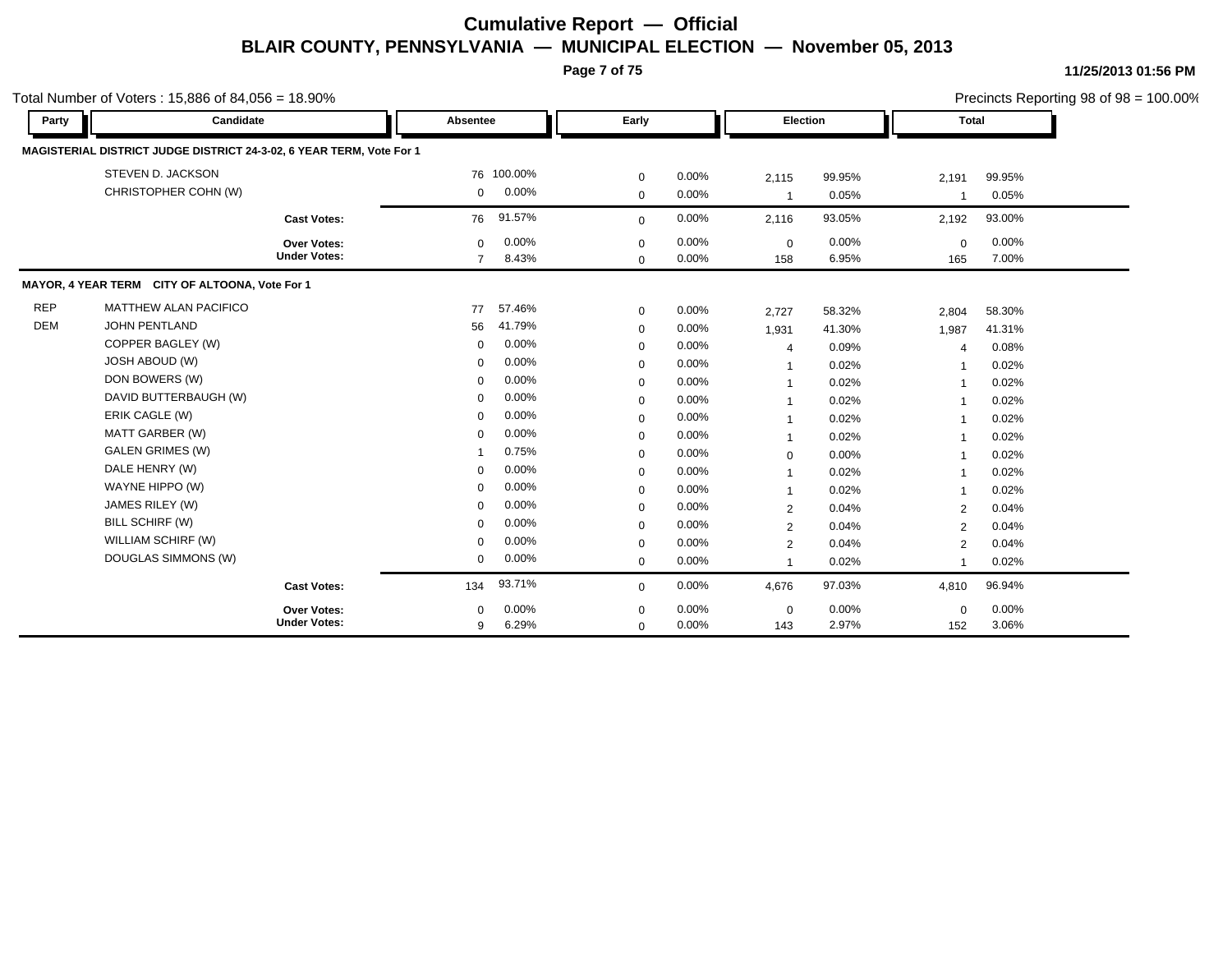# Cumulative Report — Official

## BLAIR COUNTY, PENNSYLVANIA — MUNICIPAL ELECTION — November 05, 2013

11/25/2013 01:56 PM

Total Number of Voters : 15,886 of 84,056 = 18.90%

Precincts Reporting 98 of 98 = 100.00%

| Party | Candidate | Absentee | | Early | | Election | | Total | |
|---|---|---|---|---|---|---|---|---|---|
| **MAGISTERIAL DISTRICT JUDGE DISTRICT 24-3-02, 6 YEAR TERM, Vote For 1** | | | | | | | | | |
| | STEVEN D. JACKSON | 76 | 100.00% | 0 | 0.00% | 2,115 | 99.95% | 2,191 | 99.95% |
| | CHRISTOPHER COHN (W) | 0 | 0.00% | 0 | 0.00% | 1 | 0.05% | 1 | 0.05% |
| | **Cast Votes:** | 76 | 91.57% | 0 | 0.00% | 2,116 | 93.05% | 2,192 | 93.00% |
| | **Over Votes:** | 0 | 0.00% | 0 | 0.00% | 0 | 0.00% | 0 | 0.00% |
| | **Under Votes:** | 7 | 8.43% | 0 | 0.00% | 158 | 6.95% | 165 | 7.00% |
| **MAYOR, 4 YEAR TERM CITY OF ALTOONA, Vote For 1** | | | | | | | | | |
| REP | MATTHEW ALAN PACIFICO | 77 | 57.46% | 0 | 0.00% | 2,727 | 58.32% | 2,804 | 58.30% |
| DEM | JOHN PENTLAND | 56 | 41.79% | 0 | 0.00% | 1,931 | 41.30% | 1,987 | 41.31% |
| | COPPER BAGLEY (W) | 0 | 0.00% | 0 | 0.00% | 4 | 0.09% | 4 | 0.08% |
| | JOSH ABOUD (W) | 0 | 0.00% | 0 | 0.00% | 1 | 0.02% | 1 | 0.02% |
| | DON BOWERS (W) | 0 | 0.00% | 0 | 0.00% | 1 | 0.02% | 1 | 0.02% |
| | DAVID BUTTERBAUGH (W) | 0 | 0.00% | 0 | 0.00% | 1 | 0.02% | 1 | 0.02% |
| | ERIK CAGLE (W) | 0 | 0.00% | 0 | 0.00% | 1 | 0.02% | 1 | 0.02% |
| | MATT GARBER (W) | 0 | 0.00% | 0 | 0.00% | 1 | 0.02% | 1 | 0.02% |
| | GALEN GRIMES (W) | 1 | 0.75% | 0 | 0.00% | 0 | 0.00% | 1 | 0.02% |
| | DALE HENRY (W) | 0 | 0.00% | 0 | 0.00% | 1 | 0.02% | 1 | 0.02% |
| | WAYNE HIPPO (W) | 0 | 0.00% | 0 | 0.00% | 1 | 0.02% | 1 | 0.02% |
| | JAMES RILEY (W) | 0 | 0.00% | 0 | 0.00% | 2 | 0.04% | 2 | 0.04% |
| | BILL SCHIRF (W) | 0 | 0.00% | 0 | 0.00% | 2 | 0.04% | 2 | 0.04% |
| | WILLIAM SCHIRF (W) | 0 | 0.00% | 0 | 0.00% | 2 | 0.04% | 2 | 0.04% |
| | DOUGLAS SIMMONS (W) | 0 | 0.00% | 0 | 0.00% | 1 | 0.02% | 1 | 0.02% |
| | **Cast Votes:** | 134 | 93.71% | 0 | 0.00% | 4,676 | 97.03% | 4,810 | 96.94% |
| | **Over Votes:** | 0 | 0.00% | 0 | 0.00% | 0 | 0.00% | 0 | 0.00% |
| | **Under Votes:** | 9 | 6.29% | 0 | 0.00% | 143 | 2.97% | 152 | 3.06% |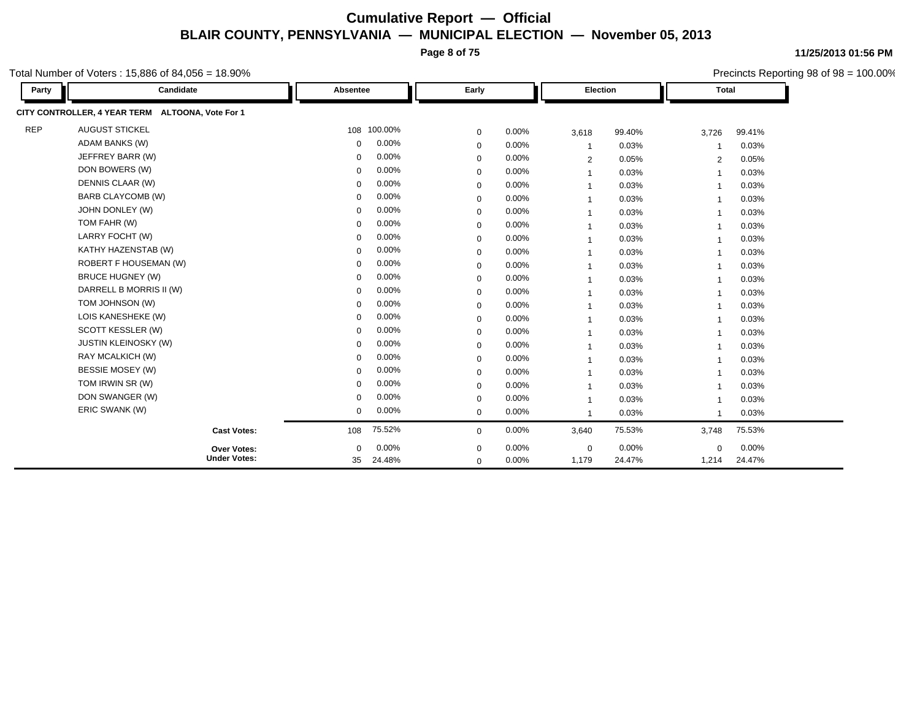# Cumulative Report — Official
## BLAIR COUNTY, PENNSYLVANIA — MUNICIPAL ELECTION — November 05, 2013

11/25/2013 01:56 PM

Total Number of Voters : 15,886 of 84,056 = 18.90%

Precincts Reporting 98 of 98 = 100.00%

**CITY CONTROLLER, 4 YEAR TERM ALTOONA, Vote For 1**

| Party | Candidate | Absentee | | Early | | Election | | Total | |
|---|---|---|---|---|---|---|---|---|---|
| REP | AUGUST STICKEL | 108 | 100.00% | 0 | 0.00% | 3,618 | 99.40% | 3,726 | 99.41% |
| | ADAM BANKS (W) | 0 | 0.00% | 0 | 0.00% | 1 | 0.03% | 1 | 0.03% |
| | JEFFREY BARR (W) | 0 | 0.00% | 0 | 0.00% | 2 | 0.05% | 2 | 0.05% |
| | DON BOWERS (W) | 0 | 0.00% | 0 | 0.00% | 1 | 0.03% | 1 | 0.03% |
| | DENNIS CLAAR (W) | 0 | 0.00% | 0 | 0.00% | 1 | 0.03% | 1 | 0.03% |
| | BARB CLAYCOMB (W) | 0 | 0.00% | 0 | 0.00% | 1 | 0.03% | 1 | 0.03% |
| | JOHN DONLEY (W) | 0 | 0.00% | 0 | 0.00% | 1 | 0.03% | 1 | 0.03% |
| | TOM FAHR (W) | 0 | 0.00% | 0 | 0.00% | 1 | 0.03% | 1 | 0.03% |
| | LARRY FOCHT (W) | 0 | 0.00% | 0 | 0.00% | 1 | 0.03% | 1 | 0.03% |
| | KATHY HAZENSTAB (W) | 0 | 0.00% | 0 | 0.00% | 1 | 0.03% | 1 | 0.03% |
| | ROBERT F HOUSEMAN (W) | 0 | 0.00% | 0 | 0.00% | 1 | 0.03% | 1 | 0.03% |
| | BRUCE HUGNEY (W) | 0 | 0.00% | 0 | 0.00% | 1 | 0.03% | 1 | 0.03% |
| | DARRELL B MORRIS II (W) | 0 | 0.00% | 0 | 0.00% | 1 | 0.03% | 1 | 0.03% |
| | TOM JOHNSON (W) | 0 | 0.00% | 0 | 0.00% | 1 | 0.03% | 1 | 0.03% |
| | LOIS KANESHEKE (W) | 0 | 0.00% | 0 | 0.00% | 1 | 0.03% | 1 | 0.03% |
| | SCOTT KESSLER (W) | 0 | 0.00% | 0 | 0.00% | 1 | 0.03% | 1 | 0.03% |
| | JUSTIN KLEINOSKY (W) | 0 | 0.00% | 0 | 0.00% | 1 | 0.03% | 1 | 0.03% |
| | RAY MCALKICH (W) | 0 | 0.00% | 0 | 0.00% | 1 | 0.03% | 1 | 0.03% |
| | BESSIE MOSEY (W) | 0 | 0.00% | 0 | 0.00% | 1 | 0.03% | 1 | 0.03% |
| | TOM IRWIN SR (W) | 0 | 0.00% | 0 | 0.00% | 1 | 0.03% | 1 | 0.03% |
| | DON SWANGER (W) | 0 | 0.00% | 0 | 0.00% | 1 | 0.03% | 1 | 0.03% |
| | ERIC SWANK (W) | 0 | 0.00% | 0 | 0.00% | 1 | 0.03% | 1 | 0.03% |
| | **Cast Votes:** | 108 | 75.52% | 0 | 0.00% | 3,640 | 75.53% | 3,748 | 75.53% |
| | **Over Votes:** | 0 | 0.00% | 0 | 0.00% | 0 | 0.00% | 0 | 0.00% |
| | **Under Votes:** | 35 | 24.48% | 0 | 0.00% | 1,179 | 24.47% | 1,214 | 24.47% |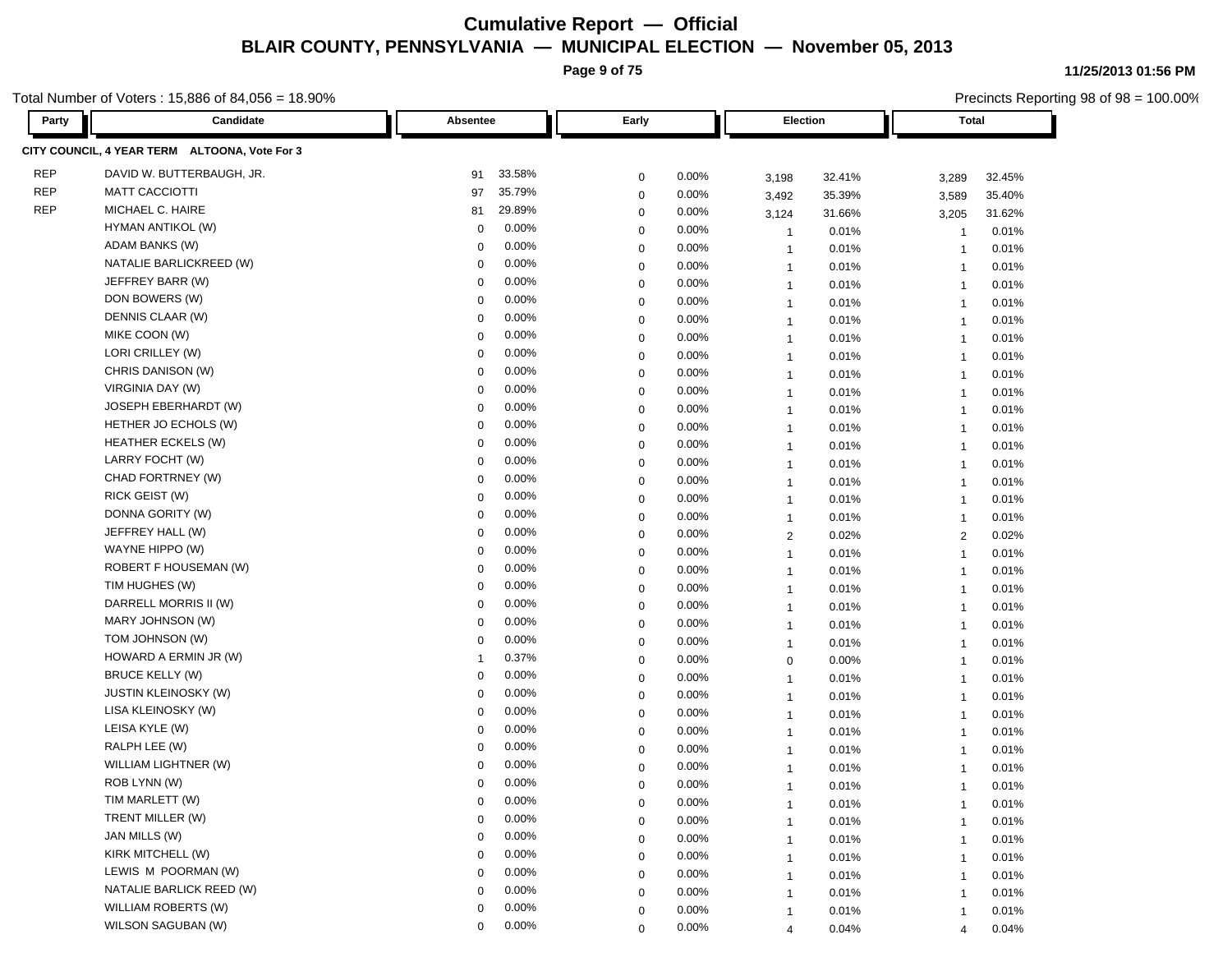# Cumulative Report — Official

## BLAIR COUNTY, PENNSYLVANIA — MUNICIPAL ELECTION — November 05, 2013

11/25/2013 01:56 PM

Total Number of Voters : 15,886 of 84,056 = 18.90%

Precincts Reporting 98 of 98 = 100.00%

**CITY COUNCIL, 4 YEAR TERM ALTOONA, Vote For 3**

| Party | Candidate | Absentee | | Early | | Election | | Total | |
|---|---|---|---|---|---|---|---|---|---|
| REP | DAVID W. BUTTERBAUGH, JR. | 91 | 33.58% | 0 | 0.00% | 3,198 | 32.41% | 3,289 | 32.45% |
| REP | MATT CACCIOTTI | 97 | 35.79% | 0 | 0.00% | 3,492 | 35.39% | 3,589 | 35.40% |
| REP | MICHAEL C. HAIRE | 81 | 29.89% | 0 | 0.00% | 3,124 | 31.66% | 3,205 | 31.62% |
| | HYMAN ANTIKOL (W) | 0 | 0.00% | 0 | 0.00% | 1 | 0.01% | 1 | 0.01% |
| | ADAM BANKS (W) | 0 | 0.00% | 0 | 0.00% | 1 | 0.01% | 1 | 0.01% |
| | NATALIE BARLICKREED (W) | 0 | 0.00% | 0 | 0.00% | 1 | 0.01% | 1 | 0.01% |
| | JEFFREY BARR (W) | 0 | 0.00% | 0 | 0.00% | 1 | 0.01% | 1 | 0.01% |
| | DON BOWERS (W) | 0 | 0.00% | 0 | 0.00% | 1 | 0.01% | 1 | 0.01% |
| | DENNIS CLAAR (W) | 0 | 0.00% | 0 | 0.00% | 1 | 0.01% | 1 | 0.01% |
| | MIKE COON (W) | 0 | 0.00% | 0 | 0.00% | 1 | 0.01% | 1 | 0.01% |
| | LORI CRILLEY (W) | 0 | 0.00% | 0 | 0.00% | 1 | 0.01% | 1 | 0.01% |
| | CHRIS DANISON (W) | 0 | 0.00% | 0 | 0.00% | 1 | 0.01% | 1 | 0.01% |
| | VIRGINIA DAY (W) | 0 | 0.00% | 0 | 0.00% | 1 | 0.01% | 1 | 0.01% |
| | JOSEPH EBERHARDT (W) | 0 | 0.00% | 0 | 0.00% | 1 | 0.01% | 1 | 0.01% |
| | HETHER JO ECHOLS (W) | 0 | 0.00% | 0 | 0.00% | 1 | 0.01% | 1 | 0.01% |
| | HEATHER ECKELS (W) | 0 | 0.00% | 0 | 0.00% | 1 | 0.01% | 1 | 0.01% |
| | LARRY FOCHT (W) | 0 | 0.00% | 0 | 0.00% | 1 | 0.01% | 1 | 0.01% |
| | CHAD FORTRNEY (W) | 0 | 0.00% | 0 | 0.00% | 1 | 0.01% | 1 | 0.01% |
| | RICK GEIST (W) | 0 | 0.00% | 0 | 0.00% | 1 | 0.01% | 1 | 0.01% |
| | DONNA GORITY (W) | 0 | 0.00% | 0 | 0.00% | 1 | 0.01% | 1 | 0.01% |
| | JEFFREY HALL (W) | 0 | 0.00% | 0 | 0.00% | 2 | 0.02% | 2 | 0.02% |
| | WAYNE HIPPO (W) | 0 | 0.00% | 0 | 0.00% | 1 | 0.01% | 1 | 0.01% |
| | ROBERT F HOUSEMAN (W) | 0 | 0.00% | 0 | 0.00% | 1 | 0.01% | 1 | 0.01% |
| | TIM HUGHES (W) | 0 | 0.00% | 0 | 0.00% | 1 | 0.01% | 1 | 0.01% |
| | DARRELL MORRIS II (W) | 0 | 0.00% | 0 | 0.00% | 1 | 0.01% | 1 | 0.01% |
| | MARY JOHNSON (W) | 0 | 0.00% | 0 | 0.00% | 1 | 0.01% | 1 | 0.01% |
| | TOM JOHNSON (W) | 0 | 0.00% | 0 | 0.00% | 1 | 0.01% | 1 | 0.01% |
| | HOWARD A ERMIN JR (W) | 1 | 0.37% | 0 | 0.00% | 0 | 0.00% | 1 | 0.01% |
| | BRUCE KELLY (W) | 0 | 0.00% | 0 | 0.00% | 1 | 0.01% | 1 | 0.01% |
| | JUSTIN KLEINOSKY (W) | 0 | 0.00% | 0 | 0.00% | 1 | 0.01% | 1 | 0.01% |
| | LISA KLEINOSKY (W) | 0 | 0.00% | 0 | 0.00% | 1 | 0.01% | 1 | 0.01% |
| | LEISA KYLE (W) | 0 | 0.00% | 0 | 0.00% | 1 | 0.01% | 1 | 0.01% |
| | RALPH LEE (W) | 0 | 0.00% | 0 | 0.00% | 1 | 0.01% | 1 | 0.01% |
| | WILLIAM LIGHTNER (W) | 0 | 0.00% | 0 | 0.00% | 1 | 0.01% | 1 | 0.01% |
| | ROB LYNN (W) | 0 | 0.00% | 0 | 0.00% | 1 | 0.01% | 1 | 0.01% |
| | TIM MARLETT (W) | 0 | 0.00% | 0 | 0.00% | 1 | 0.01% | 1 | 0.01% |
| | TRENT MILLER (W) | 0 | 0.00% | 0 | 0.00% | 1 | 0.01% | 1 | 0.01% |
| | JAN MILLS (W) | 0 | 0.00% | 0 | 0.00% | 1 | 0.01% | 1 | 0.01% |
| | KIRK MITCHELL (W) | 0 | 0.00% | 0 | 0.00% | 1 | 0.01% | 1 | 0.01% |
| | LEWIS M POORMAN (W) | 0 | 0.00% | 0 | 0.00% | 1 | 0.01% | 1 | 0.01% |
| | NATALIE BARLICK REED (W) | 0 | 0.00% | 0 | 0.00% | 1 | 0.01% | 1 | 0.01% |
| | WILLIAM ROBERTS (W) | 0 | 0.00% | 0 | 0.00% | 1 | 0.01% | 1 | 0.01% |
| | WILSON SAGUBAN (W) | 0 | 0.00% | 0 | 0.00% | 4 | 0.04% | 4 | 0.04% |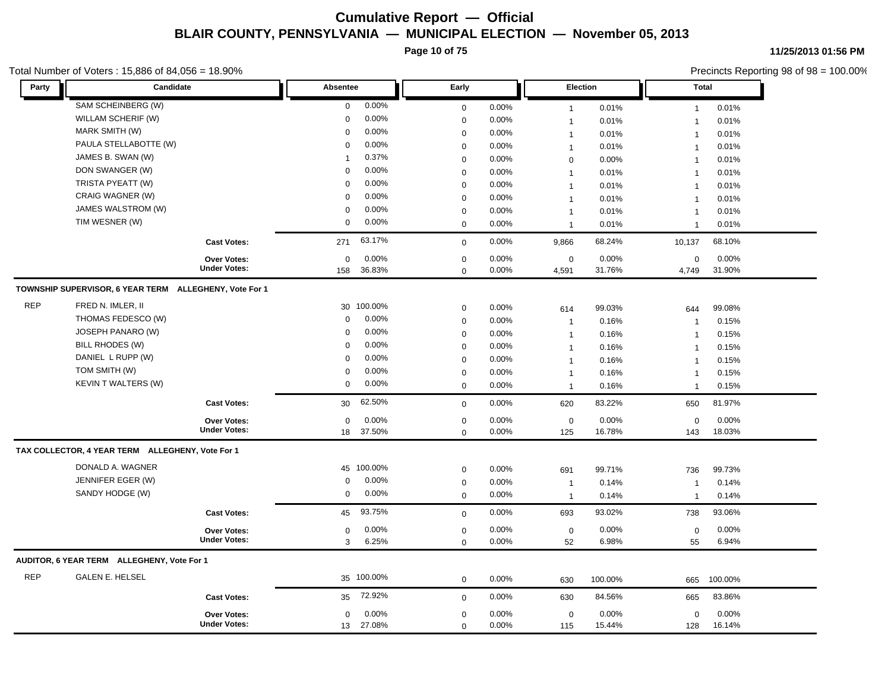# Cumulative Report — Official
## BLAIR COUNTY, PENNSYLVANIA — MUNICIPAL ELECTION — November 05, 2013

11/25/2013 01:56 PM

Total Number of Voters : 15,886 of 84,056 = 18.90%

Precincts Reporting 98 of 98 = 100.00%

| Party | Candidate | Absentee | | Early | | Election | | Total | |
|---|---|---|---|---|---|---|---|---|---|
| | SAM SCHEINBERG (W) | 0 | 0.00% | 0 | 0.00% | 1 | 0.01% | 1 | 0.01% |
| | WILLAM SCHERIF (W) | 0 | 0.00% | 0 | 0.00% | 1 | 0.01% | 1 | 0.01% |
| | MARK SMITH (W) | 0 | 0.00% | 0 | 0.00% | 1 | 0.01% | 1 | 0.01% |
| | PAULA STELLABOTTE (W) | 0 | 0.00% | 0 | 0.00% | 1 | 0.01% | 1 | 0.01% |
| | JAMES B. SWAN (W) | 1 | 0.37% | 0 | 0.00% | 0 | 0.00% | 1 | 0.01% |
| | DON SWANGER (W) | 0 | 0.00% | 0 | 0.00% | 1 | 0.01% | 1 | 0.01% |
| | TRISTA PYEATT (W) | 0 | 0.00% | 0 | 0.00% | 1 | 0.01% | 1 | 0.01% |
| | CRAIG WAGNER (W) | 0 | 0.00% | 0 | 0.00% | 1 | 0.01% | 1 | 0.01% |
| | JAMES WALSTROM (W) | 0 | 0.00% | 0 | 0.00% | 1 | 0.01% | 1 | 0.01% |
| | TIM WESNER (W) | 0 | 0.00% | 0 | 0.00% | 1 | 0.01% | 1 | 0.01% |
| | **Cast Votes:** | 271 | 63.17% | 0 | 0.00% | 9,866 | 68.24% | 10,137 | 68.10% |
| | **Over Votes:** | 0 | 0.00% | 0 | 0.00% | 0 | 0.00% | 0 | 0.00% |
| | **Under Votes:** | 158 | 36.83% | 0 | 0.00% | 4,591 | 31.76% | 4,749 | 31.90% |

**TOWNSHIP SUPERVISOR, 6 YEAR TERM ALLEGHENY, Vote For 1**

| Party | Candidate | Absentee | | Early | | Election | | Total | |
|---|---|---|---|---|---|---|---|---|---|
| REP | FRED N. IMLER, II | 30 | 100.00% | 0 | 0.00% | 614 | 99.03% | 644 | 99.08% |
| | THOMAS FEDESCO (W) | 0 | 0.00% | 0 | 0.00% | 1 | 0.16% | 1 | 0.15% |
| | JOSEPH PANARO (W) | 0 | 0.00% | 0 | 0.00% | 1 | 0.16% | 1 | 0.15% |
| | BILL RHODES (W) | 0 | 0.00% | 0 | 0.00% | 1 | 0.16% | 1 | 0.15% |
| | DANIEL L RUPP (W) | 0 | 0.00% | 0 | 0.00% | 1 | 0.16% | 1 | 0.15% |
| | TOM SMITH (W) | 0 | 0.00% | 0 | 0.00% | 1 | 0.16% | 1 | 0.15% |
| | KEVIN T WALTERS (W) | 0 | 0.00% | 0 | 0.00% | 1 | 0.16% | 1 | 0.15% |
| | **Cast Votes:** | 30 | 62.50% | 0 | 0.00% | 620 | 83.22% | 650 | 81.97% |
| | **Over Votes:** | 0 | 0.00% | 0 | 0.00% | 0 | 0.00% | 0 | 0.00% |
| | **Under Votes:** | 18 | 37.50% | 0 | 0.00% | 125 | 16.78% | 143 | 18.03% |

**TAX COLLECTOR, 4 YEAR TERM ALLEGHENY, Vote For 1**

| Party | Candidate | Absentee | | Early | | Election | | Total | |
|---|---|---|---|---|---|---|---|---|---|
| | DONALD A. WAGNER | 45 | 100.00% | 0 | 0.00% | 691 | 99.71% | 736 | 99.73% |
| | JENNIFER EGER (W) | 0 | 0.00% | 0 | 0.00% | 1 | 0.14% | 1 | 0.14% |
| | SANDY HODGE (W) | 0 | 0.00% | 0 | 0.00% | 1 | 0.14% | 1 | 0.14% |
| | **Cast Votes:** | 45 | 93.75% | 0 | 0.00% | 693 | 93.02% | 738 | 93.06% |
| | **Over Votes:** | 0 | 0.00% | 0 | 0.00% | 0 | 0.00% | 0 | 0.00% |
| | **Under Votes:** | 3 | 6.25% | 0 | 0.00% | 52 | 6.98% | 55 | 6.94% |

**AUDITOR, 6 YEAR TERM ALLEGHENY, Vote For 1**

| Party | Candidate | Absentee | | Early | | Election | | Total | |
|---|---|---|---|---|---|---|---|---|---|
| REP | GALEN E. HELSEL | 35 | 100.00% | 0 | 0.00% | 630 | 100.00% | 665 | 100.00% |
| | **Cast Votes:** | 35 | 72.92% | 0 | 0.00% | 630 | 84.56% | 665 | 83.86% |
| | **Over Votes:** | 0 | 0.00% | 0 | 0.00% | 0 | 0.00% | 0 | 0.00% |
| | **Under Votes:** | 13 | 27.08% | 0 | 0.00% | 115 | 15.44% | 128 | 16.14% |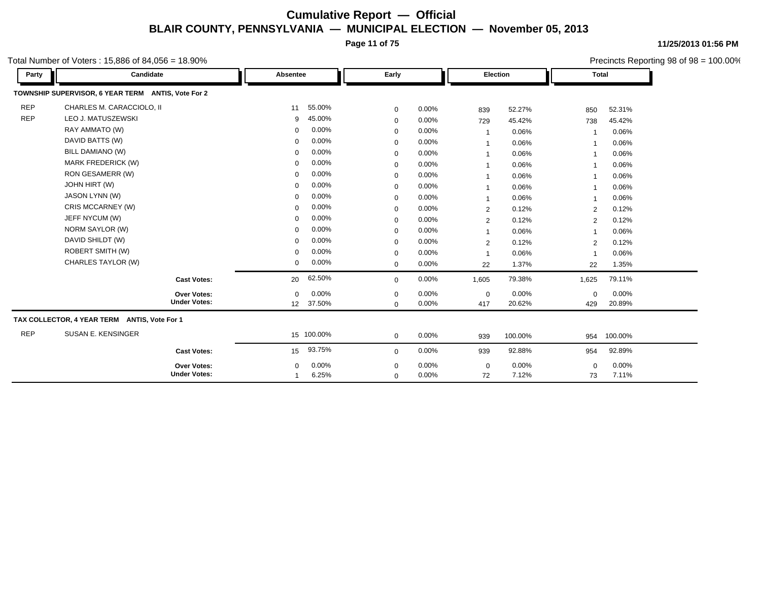# Cumulative Report — Official

## BLAIR COUNTY, PENNSYLVANIA — MUNICIPAL ELECTION — November 05, 2013

11/25/2013 01:56 PM

Total Number of Voters : 15,886 of 84,056 = 18.90%

Precincts Reporting 98 of 98 = 100.00%

| Party | Candidate | Absentee | | Early | | Election | | Total | |
|---|---|---|---|---|---|---|---|---|---|
| **TOWNSHIP SUPERVISOR, 6 YEAR TERM ANTIS, Vote For 2** | | | | | | | | | |
| REP | CHARLES M. CARACCIOLO, II | 11 | 55.00% | 0 | 0.00% | 839 | 52.27% | 850 | 52.31% |
| REP | LEO J. MATUSZEWSKI | 9 | 45.00% | 0 | 0.00% | 729 | 45.42% | 738 | 45.42% |
| | RAY AMMATO (W) | 0 | 0.00% | 0 | 0.00% | 1 | 0.06% | 1 | 0.06% |
| | DAVID BATTS (W) | 0 | 0.00% | 0 | 0.00% | 1 | 0.06% | 1 | 0.06% |
| | BILL DAMIANO (W) | 0 | 0.00% | 0 | 0.00% | 1 | 0.06% | 1 | 0.06% |
| | MARK FREDERICK (W) | 0 | 0.00% | 0 | 0.00% | 1 | 0.06% | 1 | 0.06% |
| | RON GESAMERR (W) | 0 | 0.00% | 0 | 0.00% | 1 | 0.06% | 1 | 0.06% |
| | JOHN HIRT (W) | 0 | 0.00% | 0 | 0.00% | 1 | 0.06% | 1 | 0.06% |
| | JASON LYNN (W) | 0 | 0.00% | 0 | 0.00% | 1 | 0.06% | 1 | 0.06% |
| | CRIS MCCARNEY (W) | 0 | 0.00% | 0 | 0.00% | 2 | 0.12% | 2 | 0.12% |
| | JEFF NYCUM (W) | 0 | 0.00% | 0 | 0.00% | 2 | 0.12% | 2 | 0.12% |
| | NORM SAYLOR (W) | 0 | 0.00% | 0 | 0.00% | 1 | 0.06% | 1 | 0.06% |
| | DAVID SHILDT (W) | 0 | 0.00% | 0 | 0.00% | 2 | 0.12% | 2 | 0.12% |
| | ROBERT SMITH (W) | 0 | 0.00% | 0 | 0.00% | 1 | 0.06% | 1 | 0.06% |
| | CHARLES TAYLOR (W) | 0 | 0.00% | 0 | 0.00% | 22 | 1.37% | 22 | 1.35% |
| | **Cast Votes:** | 20 | 62.50% | 0 | 0.00% | 1,605 | 79.38% | 1,625 | 79.11% |
| | **Over Votes:** | 0 | 0.00% | 0 | 0.00% | 0 | 0.00% | 0 | 0.00% |
| | **Under Votes:** | 12 | 37.50% | 0 | 0.00% | 417 | 20.62% | 429 | 20.89% |
| **TAX COLLECTOR, 4 YEAR TERM ANTIS, Vote For 1** | | | | | | | | | |
| REP | SUSAN E. KENSINGER | 15 | 100.00% | 0 | 0.00% | 939 | 100.00% | 954 | 100.00% |
| | **Cast Votes:** | 15 | 93.75% | 0 | 0.00% | 939 | 92.88% | 954 | 92.89% |
| | **Over Votes:** | 0 | 0.00% | 0 | 0.00% | 0 | 0.00% | 0 | 0.00% |
| | **Under Votes:** | 1 | 6.25% | 0 | 0.00% | 72 | 7.12% | 73 | 7.11% |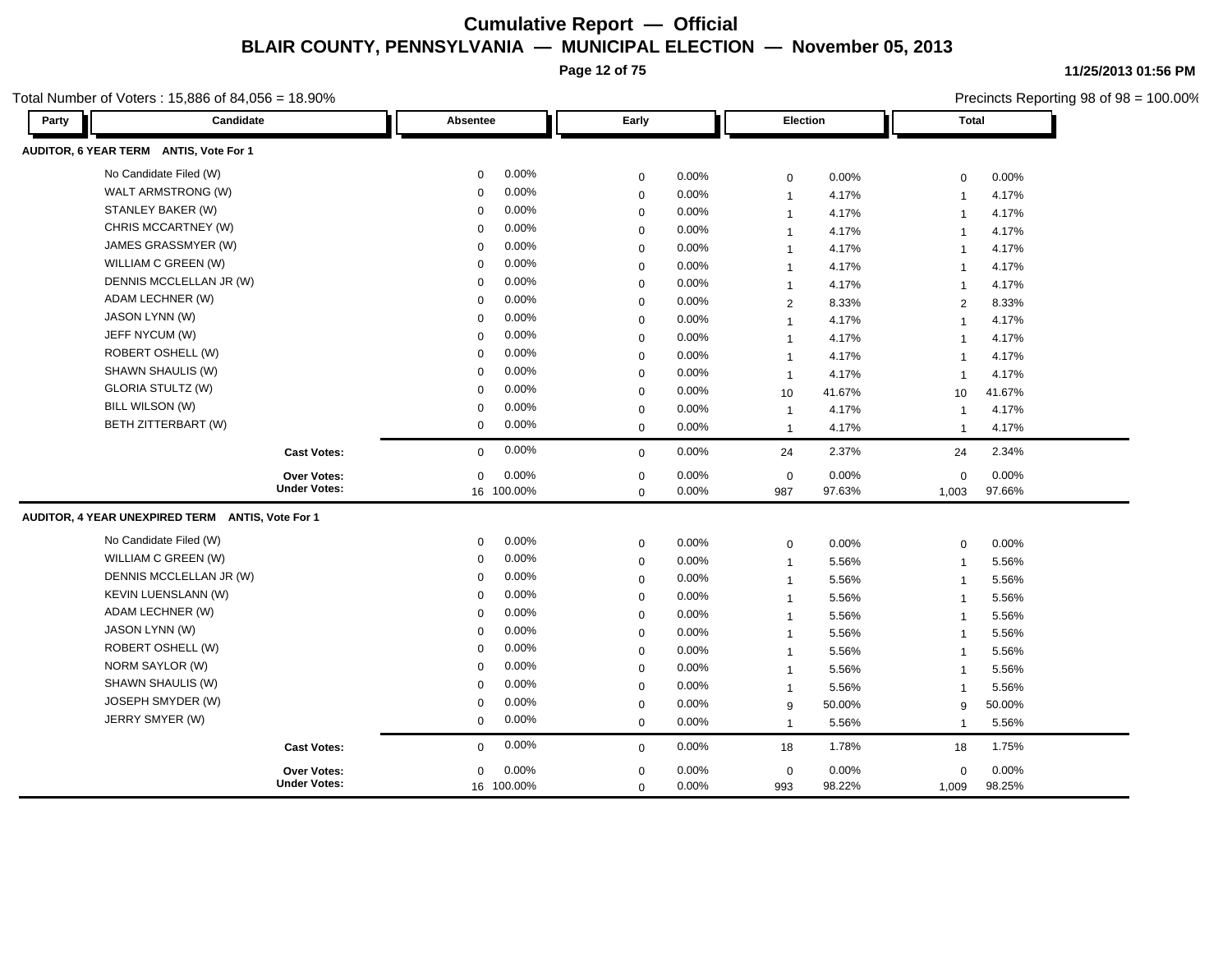# Cumulative Report — Official

## BLAIR COUNTY, PENNSYLVANIA — MUNICIPAL ELECTION — November 05, 2013

11/25/2013 01:56 PM

Total Number of Voters : 15,886 of 84,056 = 18.90%

Precincts Reporting 98 of 98 = 100.00%

### AUDITOR, 6 YEAR TERM ANTIS, Vote For 1

| Party | Candidate | Absentee | | Early | | Election | | Total | |
|---|---|---|---|---|---|---|---|---|---|
| | No Candidate Filed (W) | 0 | 0.00% | 0 | 0.00% | 0 | 0.00% | 0 | 0.00% |
| | WALT ARMSTRONG (W) | 0 | 0.00% | 0 | 0.00% | 1 | 4.17% | 1 | 4.17% |
| | STANLEY BAKER (W) | 0 | 0.00% | 0 | 0.00% | 1 | 4.17% | 1 | 4.17% |
| | CHRIS MCCARTNEY (W) | 0 | 0.00% | 0 | 0.00% | 1 | 4.17% | 1 | 4.17% |
| | JAMES GRASSMYER (W) | 0 | 0.00% | 0 | 0.00% | 1 | 4.17% | 1 | 4.17% |
| | WILLIAM C GREEN (W) | 0 | 0.00% | 0 | 0.00% | 1 | 4.17% | 1 | 4.17% |
| | DENNIS MCCLELLAN JR (W) | 0 | 0.00% | 0 | 0.00% | 1 | 4.17% | 1 | 4.17% |
| | ADAM LECHNER (W) | 0 | 0.00% | 0 | 0.00% | 2 | 8.33% | 2 | 8.33% |
| | JASON LYNN (W) | 0 | 0.00% | 0 | 0.00% | 1 | 4.17% | 1 | 4.17% |
| | JEFF NYCUM (W) | 0 | 0.00% | 0 | 0.00% | 1 | 4.17% | 1 | 4.17% |
| | ROBERT OSHELL (W) | 0 | 0.00% | 0 | 0.00% | 1 | 4.17% | 1 | 4.17% |
| | SHAWN SHAULIS (W) | 0 | 0.00% | 0 | 0.00% | 1 | 4.17% | 1 | 4.17% |
| | GLORIA STULTZ (W) | 0 | 0.00% | 0 | 0.00% | 10 | 41.67% | 10 | 41.67% |
| | BILL WILSON (W) | 0 | 0.00% | 0 | 0.00% | 1 | 4.17% | 1 | 4.17% |
| | BETH ZITTERBART (W) | 0 | 0.00% | 0 | 0.00% | 1 | 4.17% | 1 | 4.17% |
| | **Cast Votes:** | 0 | 0.00% | 0 | 0.00% | 24 | 2.37% | 24 | 2.34% |
| | **Over Votes:** | 0 | 0.00% | 0 | 0.00% | 0 | 0.00% | 0 | 0.00% |
| | **Under Votes:** | 16 | 100.00% | 0 | 0.00% | 987 | 97.63% | 1,003 | 97.66% |

### AUDITOR, 4 YEAR UNEXPIRED TERM ANTIS, Vote For 1

| Party | Candidate | Absentee | | Early | | Election | | Total | |
|---|---|---|---|---|---|---|---|---|---|
| | No Candidate Filed (W) | 0 | 0.00% | 0 | 0.00% | 0 | 0.00% | 0 | 0.00% |
| | WILLIAM C GREEN (W) | 0 | 0.00% | 0 | 0.00% | 1 | 5.56% | 1 | 5.56% |
| | DENNIS MCCLELLAN JR (W) | 0 | 0.00% | 0 | 0.00% | 1 | 5.56% | 1 | 5.56% |
| | KEVIN LUENSLANN (W) | 0 | 0.00% | 0 | 0.00% | 1 | 5.56% | 1 | 5.56% |
| | ADAM LECHNER (W) | 0 | 0.00% | 0 | 0.00% | 1 | 5.56% | 1 | 5.56% |
| | JASON LYNN (W) | 0 | 0.00% | 0 | 0.00% | 1 | 5.56% | 1 | 5.56% |
| | ROBERT OSHELL (W) | 0 | 0.00% | 0 | 0.00% | 1 | 5.56% | 1 | 5.56% |
| | NORM SAYLOR (W) | 0 | 0.00% | 0 | 0.00% | 1 | 5.56% | 1 | 5.56% |
| | SHAWN SHAULIS (W) | 0 | 0.00% | 0 | 0.00% | 1 | 5.56% | 1 | 5.56% |
| | JOSEPH SMYDER (W) | 0 | 0.00% | 0 | 0.00% | 9 | 50.00% | 9 | 50.00% |
| | JERRY SMYER (W) | 0 | 0.00% | 0 | 0.00% | 1 | 5.56% | 1 | 5.56% |
| | **Cast Votes:** | 0 | 0.00% | 0 | 0.00% | 18 | 1.78% | 18 | 1.75% |
| | **Over Votes:** | 0 | 0.00% | 0 | 0.00% | 0 | 0.00% | 0 | 0.00% |
| | **Under Votes:** | 16 | 100.00% | 0 | 0.00% | 993 | 98.22% | 1,009 | 98.25% |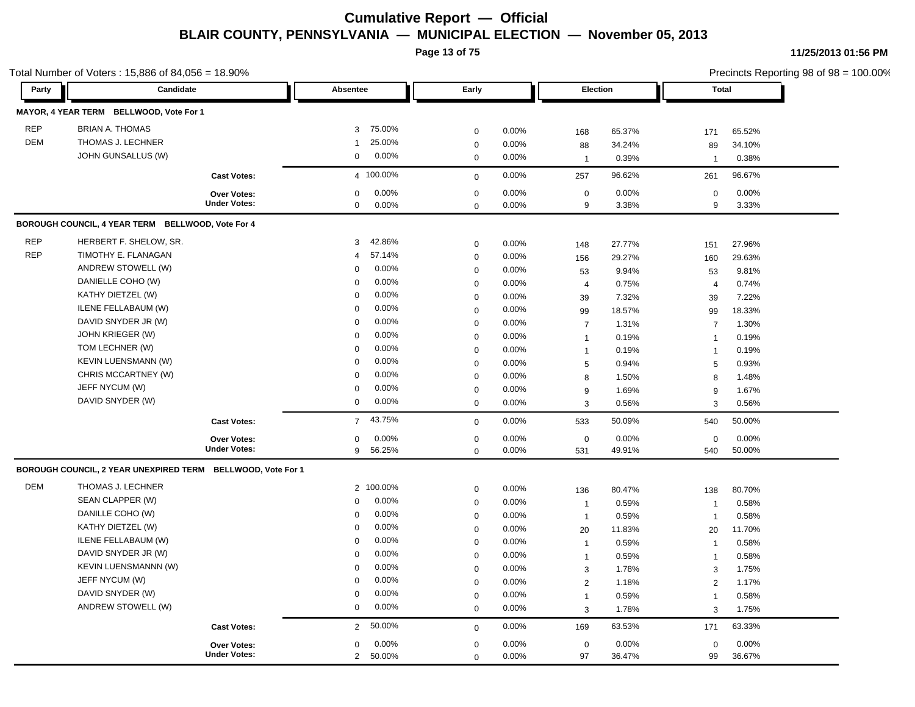# Cumulative Report — Official

## BLAIR COUNTY, PENNSYLVANIA — MUNICIPAL ELECTION — November 05, 2013

11/25/2013 01:56 PM

Total Number of Voters : 15,886 of 84,056 = 18.90%

Precincts Reporting 98 of 98 = 100.00%

| Party | Candidate | Absentee | | Early | | Election | | Total | |
|---|---|---|---|---|---|---|---|---|---|
| **MAYOR, 4 YEAR TERM BELLWOOD, Vote For 1** | | | | | | | | | |
| REP | BRIAN A. THOMAS | 3 | 75.00% | 0 | 0.00% | 168 | 65.37% | 171 | 65.52% |
| DEM | THOMAS J. LECHNER | 1 | 25.00% | 0 | 0.00% | 88 | 34.24% | 89 | 34.10% |
| | JOHN GUNSALLUS (W) | 0 | 0.00% | 0 | 0.00% | 1 | 0.39% | 1 | 0.38% |
| | **Cast Votes:** | 4 | 100.00% | 0 | 0.00% | 257 | 96.62% | 261 | 96.67% |
| | **Over Votes:** | 0 | 0.00% | 0 | 0.00% | 0 | 0.00% | 0 | 0.00% |
| | **Under Votes:** | 0 | 0.00% | 0 | 0.00% | 9 | 3.38% | 9 | 3.33% |
| **BOROUGH COUNCIL, 4 YEAR TERM BELLWOOD, Vote For 4** | | | | | | | | | |
| REP | HERBERT F. SHELOW, SR. | 3 | 42.86% | 0 | 0.00% | 148 | 27.77% | 151 | 27.96% |
| REP | TIMOTHY E. FLANAGAN | 4 | 57.14% | 0 | 0.00% | 156 | 29.27% | 160 | 29.63% |
| | ANDREW STOWELL (W) | 0 | 0.00% | 0 | 0.00% | 53 | 9.94% | 53 | 9.81% |
| | DANIELLE COHO (W) | 0 | 0.00% | 0 | 0.00% | 4 | 0.75% | 4 | 0.74% |
| | KATHY DIETZEL (W) | 0 | 0.00% | 0 | 0.00% | 39 | 7.32% | 39 | 7.22% |
| | ILENE FELLABAUM (W) | 0 | 0.00% | 0 | 0.00% | 99 | 18.57% | 99 | 18.33% |
| | DAVID SNYDER JR (W) | 0 | 0.00% | 0 | 0.00% | 7 | 1.31% | 7 | 1.30% |
| | JOHN KRIEGER (W) | 0 | 0.00% | 0 | 0.00% | 1 | 0.19% | 1 | 0.19% |
| | TOM LECHNER (W) | 0 | 0.00% | 0 | 0.00% | 1 | 0.19% | 1 | 0.19% |
| | KEVIN LUENSMANN (W) | 0 | 0.00% | 0 | 0.00% | 5 | 0.94% | 5 | 0.93% |
| | CHRIS MCCARTNEY (W) | 0 | 0.00% | 0 | 0.00% | 8 | 1.50% | 8 | 1.48% |
| | JEFF NYCUM (W) | 0 | 0.00% | 0 | 0.00% | 9 | 1.69% | 9 | 1.67% |
| | DAVID SNYDER (W) | 0 | 0.00% | 0 | 0.00% | 3 | 0.56% | 3 | 0.56% |
| | **Cast Votes:** | 7 | 43.75% | 0 | 0.00% | 533 | 50.09% | 540 | 50.00% |
| | **Over Votes:** | 0 | 0.00% | 0 | 0.00% | 0 | 0.00% | 0 | 0.00% |
| | **Under Votes:** | 9 | 56.25% | 0 | 0.00% | 531 | 49.91% | 540 | 50.00% |
| **BOROUGH COUNCIL, 2 YEAR UNEXPIRED TERM BELLWOOD, Vote For 1** | | | | | | | | | |
| DEM | THOMAS J. LECHNER | 2 | 100.00% | 0 | 0.00% | 136 | 80.47% | 138 | 80.70% |
| | SEAN CLAPPER (W) | 0 | 0.00% | 0 | 0.00% | 1 | 0.59% | 1 | 0.58% |
| | DANILLE COHO (W) | 0 | 0.00% | 0 | 0.00% | 1 | 0.59% | 1 | 0.58% |
| | KATHY DIETZEL (W) | 0 | 0.00% | 0 | 0.00% | 20 | 11.83% | 20 | 11.70% |
| | ILENE FELLABAUM (W) | 0 | 0.00% | 0 | 0.00% | 1 | 0.59% | 1 | 0.58% |
| | DAVID SNYDER JR (W) | 0 | 0.00% | 0 | 0.00% | 1 | 0.59% | 1 | 0.58% |
| | KEVIN LUENSMANNN (W) | 0 | 0.00% | 0 | 0.00% | 3 | 1.78% | 3 | 1.75% |
| | JEFF NYCUM (W) | 0 | 0.00% | 0 | 0.00% | 2 | 1.18% | 2 | 1.17% |
| | DAVID SNYDER (W) | 0 | 0.00% | 0 | 0.00% | 1 | 0.59% | 1 | 0.58% |
| | ANDREW STOWELL (W) | 0 | 0.00% | 0 | 0.00% | 3 | 1.78% | 3 | 1.75% |
| | **Cast Votes:** | 2 | 50.00% | 0 | 0.00% | 169 | 63.53% | 171 | 63.33% |
| | **Over Votes:** | 0 | 0.00% | 0 | 0.00% | 0 | 0.00% | 0 | 0.00% |
| | **Under Votes:** | 2 | 50.00% | 0 | 0.00% | 97 | 36.47% | 99 | 36.67% |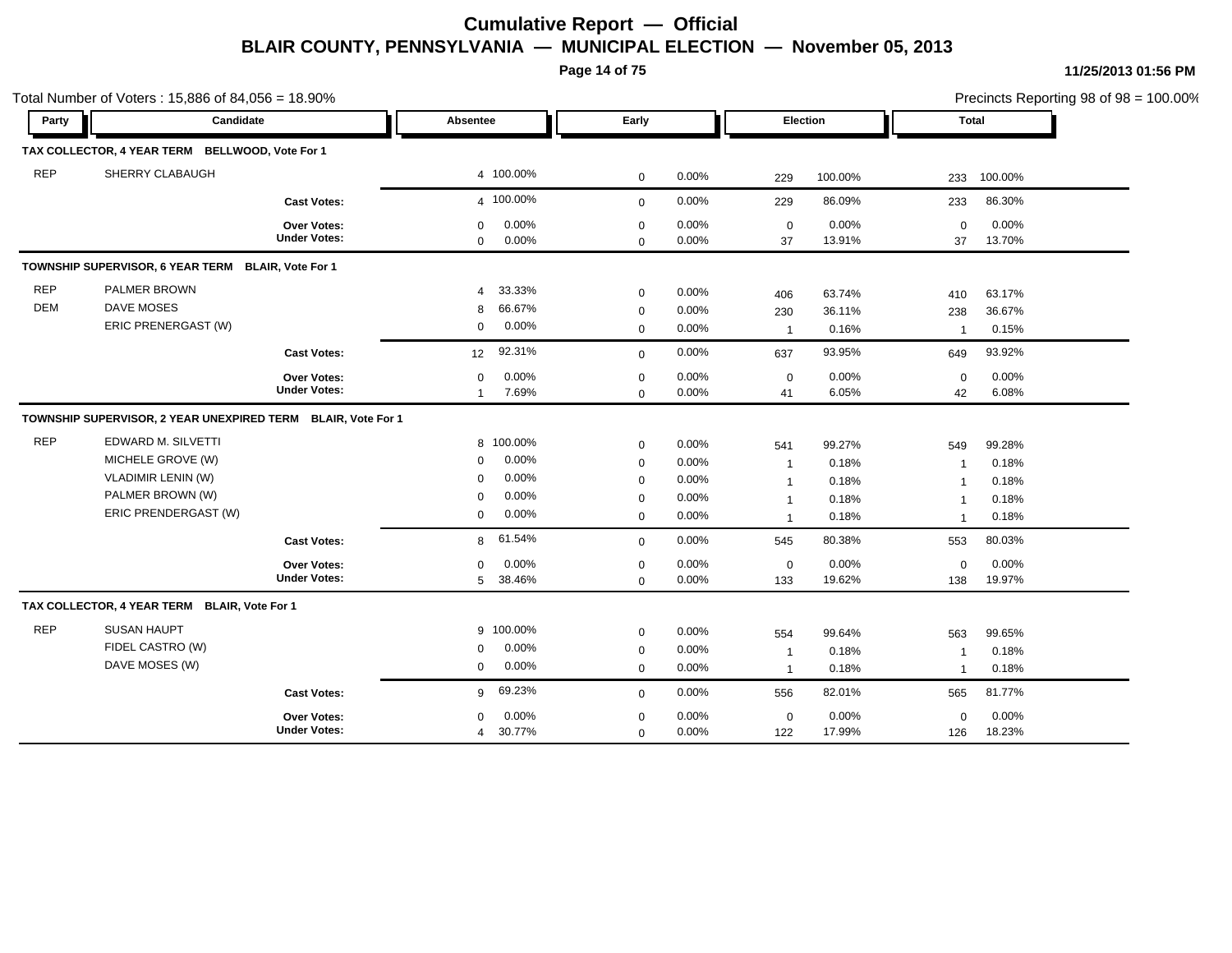# Cumulative Report — Official

## BLAIR COUNTY, PENNSYLVANIA — MUNICIPAL ELECTION — November 05, 2013

11/25/2013 01:56 PM

Total Number of Voters : 15,886 of 84,056 = 18.90%

Precincts Reporting 98 of 98 = 100.00%

| Party | Candidate | Absentee | | Early | | Election | | Total | |
|---|---|---|---|---|---|---|---|---|---|
| **TAX COLLECTOR, 4 YEAR TERM BELLWOOD, Vote For 1** | | | | | | | | | |
| REP | SHERRY CLABAUGH | 4 | 100.00% | 0 | 0.00% | 229 | 100.00% | 233 | 100.00% |
| | **Cast Votes:** | 4 | 100.00% | 0 | 0.00% | 229 | 86.09% | 233 | 86.30% |
| | **Over Votes:** | 0 | 0.00% | 0 | 0.00% | 0 | 0.00% | 0 | 0.00% |
| | **Under Votes:** | 0 | 0.00% | 0 | 0.00% | 37 | 13.91% | 37 | 13.70% |
| **TOWNSHIP SUPERVISOR, 6 YEAR TERM BLAIR, Vote For 1** | | | | | | | | | |
| REP | PALMER BROWN | 4 | 33.33% | 0 | 0.00% | 406 | 63.74% | 410 | 63.17% |
| DEM | DAVE MOSES | 8 | 66.67% | 0 | 0.00% | 230 | 36.11% | 238 | 36.67% |
| | ERIC PRENERGAST (W) | 0 | 0.00% | 0 | 0.00% | 1 | 0.16% | 1 | 0.15% |
| | **Cast Votes:** | 12 | 92.31% | 0 | 0.00% | 637 | 93.95% | 649 | 93.92% |
| | **Over Votes:** | 0 | 0.00% | 0 | 0.00% | 0 | 0.00% | 0 | 0.00% |
| | **Under Votes:** | 1 | 7.69% | 0 | 0.00% | 41 | 6.05% | 42 | 6.08% |
| **TOWNSHIP SUPERVISOR, 2 YEAR UNEXPIRED TERM BLAIR, Vote For 1** | | | | | | | | | |
| REP | EDWARD M. SILVETTI | 8 | 100.00% | 0 | 0.00% | 541 | 99.27% | 549 | 99.28% |
| | MICHELE GROVE (W) | 0 | 0.00% | 0 | 0.00% | 1 | 0.18% | 1 | 0.18% |
| | VLADIMIR LENIN (W) | 0 | 0.00% | 0 | 0.00% | 1 | 0.18% | 1 | 0.18% |
| | PALMER BROWN (W) | 0 | 0.00% | 0 | 0.00% | 1 | 0.18% | 1 | 0.18% |
| | ERIC PRENDERGAST (W) | 0 | 0.00% | 0 | 0.00% | 1 | 0.18% | 1 | 0.18% |
| | **Cast Votes:** | 8 | 61.54% | 0 | 0.00% | 545 | 80.38% | 553 | 80.03% |
| | **Over Votes:** | 0 | 0.00% | 0 | 0.00% | 0 | 0.00% | 0 | 0.00% |
| | **Under Votes:** | 5 | 38.46% | 0 | 0.00% | 133 | 19.62% | 138 | 19.97% |
| **TAX COLLECTOR, 4 YEAR TERM BLAIR, Vote For 1** | | | | | | | | | |
| REP | SUSAN HAUPT | 9 | 100.00% | 0 | 0.00% | 554 | 99.64% | 563 | 99.65% |
| | FIDEL CASTRO (W) | 0 | 0.00% | 0 | 0.00% | 1 | 0.18% | 1 | 0.18% |
| | DAVE MOSES (W) | 0 | 0.00% | 0 | 0.00% | 1 | 0.18% | 1 | 0.18% |
| | **Cast Votes:** | 9 | 69.23% | 0 | 0.00% | 556 | 82.01% | 565 | 81.77% |
| | **Over Votes:** | 0 | 0.00% | 0 | 0.00% | 0 | 0.00% | 0 | 0.00% |
| | **Under Votes:** | 4 | 30.77% | 0 | 0.00% | 122 | 17.99% | 126 | 18.23% |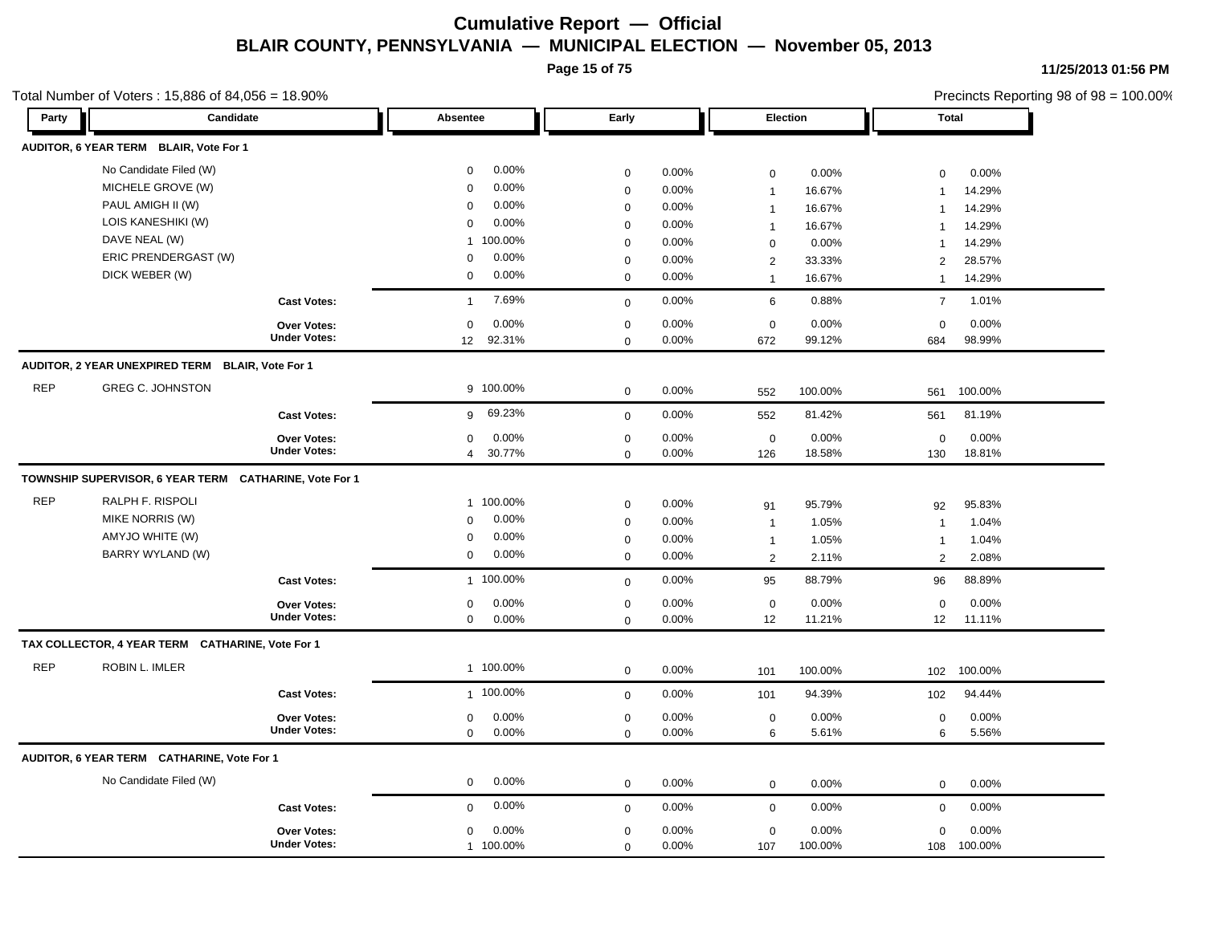# Cumulative Report — Official

## BLAIR COUNTY, PENNSYLVANIA — MUNICIPAL ELECTION — November 05, 2013

11/25/2013 01:56 PM

Total Number of Voters : 15,886 of 84,056 = 18.90%

Precincts Reporting 98 of 98 = 100.00%

| Party | Candidate | Absentee | | Early | | Election | | Total | |
|---|---|---|---|---|---|---|---|---|---|
| **AUDITOR, 6 YEAR TERM BLAIR, Vote For 1** | | | | | | | | | |
| | No Candidate Filed (W) | 0 | 0.00% | 0 | 0.00% | 0 | 0.00% | 0 | 0.00% |
| | MICHELE GROVE (W) | 0 | 0.00% | 0 | 0.00% | 1 | 16.67% | 1 | 14.29% |
| | PAUL AMIGH II (W) | 0 | 0.00% | 0 | 0.00% | 1 | 16.67% | 1 | 14.29% |
| | LOIS KANESHIKI (W) | 0 | 0.00% | 0 | 0.00% | 1 | 16.67% | 1 | 14.29% |
| | DAVE NEAL (W) | 1 | 100.00% | 0 | 0.00% | 0 | 0.00% | 1 | 14.29% |
| | ERIC PRENDERGAST (W) | 0 | 0.00% | 0 | 0.00% | 2 | 33.33% | 2 | 28.57% |
| | DICK WEBER (W) | 0 | 0.00% | 0 | 0.00% | 1 | 16.67% | 1 | 14.29% |
| | **Cast Votes:** | 1 | 7.69% | 0 | 0.00% | 6 | 0.88% | 7 | 1.01% |
| | **Over Votes:** | 0 | 0.00% | 0 | 0.00% | 0 | 0.00% | 0 | 0.00% |
| | **Under Votes:** | 12 | 92.31% | 0 | 0.00% | 672 | 99.12% | 684 | 98.99% |
| **AUDITOR, 2 YEAR UNEXPIRED TERM BLAIR, Vote For 1** | | | | | | | | | |
| REP | GREG C. JOHNSTON | 9 | 100.00% | 0 | 0.00% | 552 | 100.00% | 561 | 100.00% |
| | **Cast Votes:** | 9 | 69.23% | 0 | 0.00% | 552 | 81.42% | 561 | 81.19% |
| | **Over Votes:** | 0 | 0.00% | 0 | 0.00% | 0 | 0.00% | 0 | 0.00% |
| | **Under Votes:** | 4 | 30.77% | 0 | 0.00% | 126 | 18.58% | 130 | 18.81% |
| **TOWNSHIP SUPERVISOR, 6 YEAR TERM CATHARINE, Vote For 1** | | | | | | | | | |
| REP | RALPH F. RISPOLI | 1 | 100.00% | 0 | 0.00% | 91 | 95.79% | 92 | 95.83% |
| | MIKE NORRIS (W) | 0 | 0.00% | 0 | 0.00% | 1 | 1.05% | 1 | 1.04% |
| | AMYJO WHITE (W) | 0 | 0.00% | 0 | 0.00% | 1 | 1.05% | 1 | 1.04% |
| | BARRY WYLAND (W) | 0 | 0.00% | 0 | 0.00% | 2 | 2.11% | 2 | 2.08% |
| | **Cast Votes:** | 1 | 100.00% | 0 | 0.00% | 95 | 88.79% | 96 | 88.89% |
| | **Over Votes:** | 0 | 0.00% | 0 | 0.00% | 0 | 0.00% | 0 | 0.00% |
| | **Under Votes:** | 0 | 0.00% | 0 | 0.00% | 12 | 11.21% | 12 | 11.11% |
| **TAX COLLECTOR, 4 YEAR TERM CATHARINE, Vote For 1** | | | | | | | | | |
| REP | ROBIN L. IMLER | 1 | 100.00% | 0 | 0.00% | 101 | 100.00% | 102 | 100.00% |
| | **Cast Votes:** | 1 | 100.00% | 0 | 0.00% | 101 | 94.39% | 102 | 94.44% |
| | **Over Votes:** | 0 | 0.00% | 0 | 0.00% | 0 | 0.00% | 0 | 0.00% |
| | **Under Votes:** | 0 | 0.00% | 0 | 0.00% | 6 | 5.61% | 6 | 5.56% |
| **AUDITOR, 6 YEAR TERM CATHARINE, Vote For 1** | | | | | | | | | |
| | No Candidate Filed (W) | 0 | 0.00% | 0 | 0.00% | 0 | 0.00% | 0 | 0.00% |
| | **Cast Votes:** | 0 | 0.00% | 0 | 0.00% | 0 | 0.00% | 0 | 0.00% |
| | **Over Votes:** | 0 | 0.00% | 0 | 0.00% | 0 | 0.00% | 0 | 0.00% |
| | **Under Votes:** | 1 | 100.00% | 0 | 0.00% | 107 | 100.00% | 108 | 100.00% |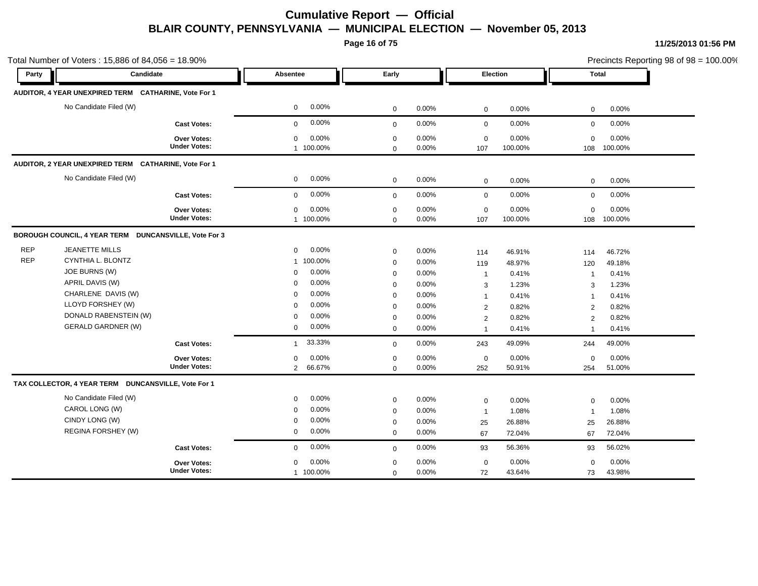# Cumulative Report — Official

## BLAIR COUNTY, PENNSYLVANIA — MUNICIPAL ELECTION — November 05, 2013

11/25/2013 01:56 PM

Total Number of Voters : 15,886 of 84,056 = 18.90%

Precincts Reporting 98 of 98 = 100.00%

| Party | Candidate | Absentee | | Early | | Election | | Total | |
|---|---|---|---|---|---|---|---|---|---|
| **AUDITOR, 4 YEAR UNEXPIRED TERM CATHARINE, Vote For 1** | | | | | | | | | |
| | No Candidate Filed (W) | 0 | 0.00% | 0 | 0.00% | 0 | 0.00% | 0 | 0.00% |
| | **Cast Votes:** | 0 | 0.00% | 0 | 0.00% | 0 | 0.00% | 0 | 0.00% |
| | **Over Votes:** | 0 | 0.00% | 0 | 0.00% | 0 | 0.00% | 0 | 0.00% |
| | **Under Votes:** | 1 | 100.00% | 0 | 0.00% | 107 | 100.00% | 108 | 100.00% |
| **AUDITOR, 2 YEAR UNEXPIRED TERM CATHARINE, Vote For 1** | | | | | | | | | |
| | No Candidate Filed (W) | 0 | 0.00% | 0 | 0.00% | 0 | 0.00% | 0 | 0.00% |
| | **Cast Votes:** | 0 | 0.00% | 0 | 0.00% | 0 | 0.00% | 0 | 0.00% |
| | **Over Votes:** | 0 | 0.00% | 0 | 0.00% | 0 | 0.00% | 0 | 0.00% |
| | **Under Votes:** | 1 | 100.00% | 0 | 0.00% | 107 | 100.00% | 108 | 100.00% |
| **BOROUGH COUNCIL, 4 YEAR TERM DUNCANSVILLE, Vote For 3** | | | | | | | | | |
| REP | JEANETTE MILLS | 0 | 0.00% | 0 | 0.00% | 114 | 46.91% | 114 | 46.72% |
| REP | CYNTHIA L. BLONTZ | 1 | 100.00% | 0 | 0.00% | 119 | 48.97% | 120 | 49.18% |
| | JOE BURNS (W) | 0 | 0.00% | 0 | 0.00% | 1 | 0.41% | 1 | 0.41% |
| | APRIL DAVIS (W) | 0 | 0.00% | 0 | 0.00% | 3 | 1.23% | 3 | 1.23% |
| | CHARLENE DAVIS (W) | 0 | 0.00% | 0 | 0.00% | 1 | 0.41% | 1 | 0.41% |
| | LLOYD FORSHEY (W) | 0 | 0.00% | 0 | 0.00% | 2 | 0.82% | 2 | 0.82% |
| | DONALD RABENSTEIN (W) | 0 | 0.00% | 0 | 0.00% | 2 | 0.82% | 2 | 0.82% |
| | GERALD GARDNER (W) | 0 | 0.00% | 0 | 0.00% | 1 | 0.41% | 1 | 0.41% |
| | **Cast Votes:** | 1 | 33.33% | 0 | 0.00% | 243 | 49.09% | 244 | 49.00% |
| | **Over Votes:** | 0 | 0.00% | 0 | 0.00% | 0 | 0.00% | 0 | 0.00% |
| | **Under Votes:** | 2 | 66.67% | 0 | 0.00% | 252 | 50.91% | 254 | 51.00% |
| **TAX COLLECTOR, 4 YEAR TERM DUNCANSVILLE, Vote For 1** | | | | | | | | | |
| | No Candidate Filed (W) | 0 | 0.00% | 0 | 0.00% | 0 | 0.00% | 0 | 0.00% |
| | CAROL LONG (W) | 0 | 0.00% | 0 | 0.00% | 1 | 1.08% | 1 | 1.08% |
| | CINDY LONG (W) | 0 | 0.00% | 0 | 0.00% | 25 | 26.88% | 25 | 26.88% |
| | REGINA FORSHEY (W) | 0 | 0.00% | 0 | 0.00% | 67 | 72.04% | 67 | 72.04% |
| | **Cast Votes:** | 0 | 0.00% | 0 | 0.00% | 93 | 56.36% | 93 | 56.02% |
| | **Over Votes:** | 0 | 0.00% | 0 | 0.00% | 0 | 0.00% | 0 | 0.00% |
| | **Under Votes:** | 1 | 100.00% | 0 | 0.00% | 72 | 43.64% | 73 | 43.98% |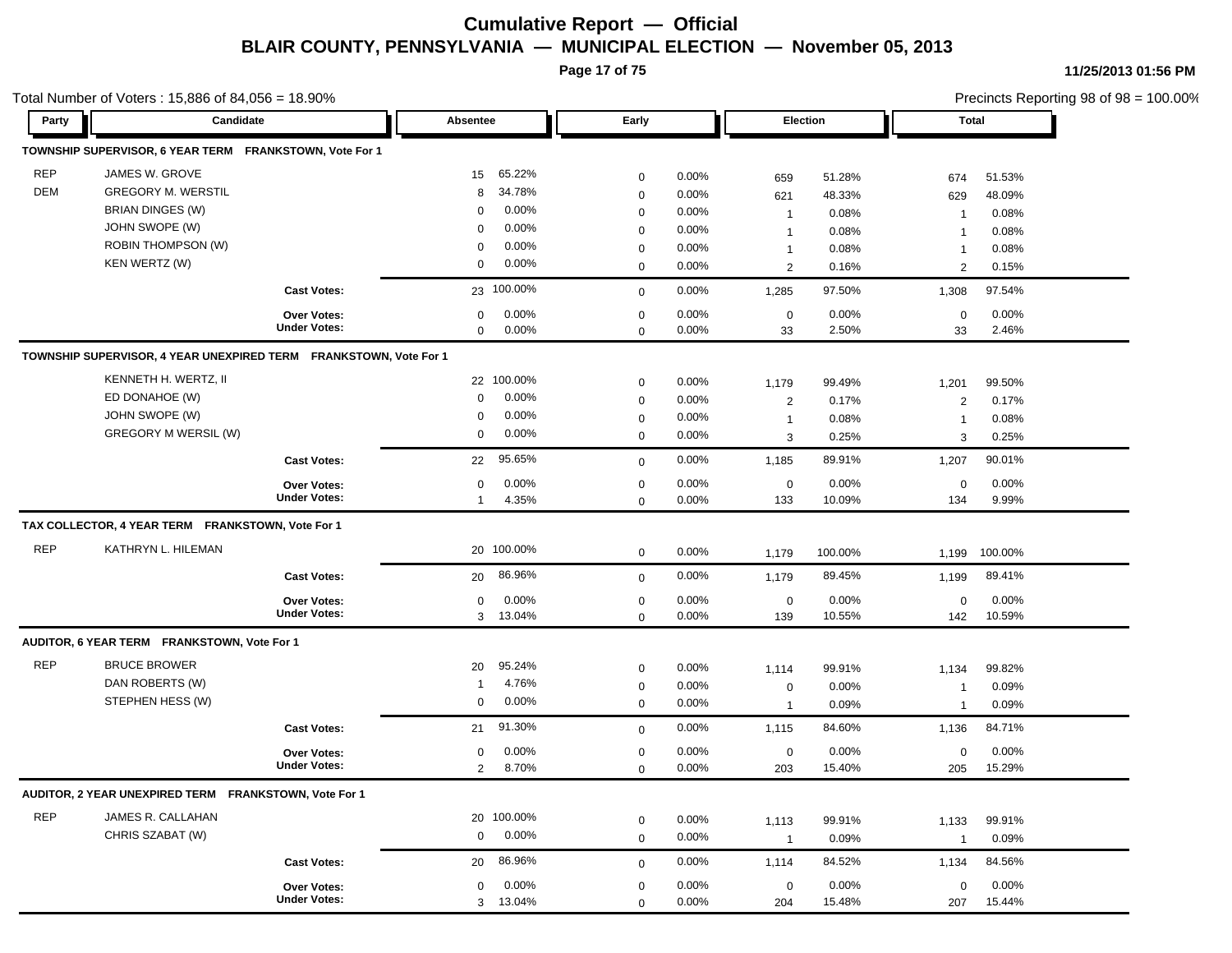# Cumulative Report — Official

## BLAIR COUNTY, PENNSYLVANIA — MUNICIPAL ELECTION — November 05, 2013

11/25/2013 01:56 PM

Total Number of Voters : 15,886 of 84,056 = 18.90%

Precincts Reporting 98 of 98 = 100.00%

| Party | Candidate | Absentee | | Early | | Election | | Total | |
|---|---|---|---|---|---|---|---|---|---|
| **TOWNSHIP SUPERVISOR, 6 YEAR TERM FRANKSTOWN, Vote For 1** | | | | | | | | | |
| REP | JAMES W. GROVE | 15 | 65.22% | 0 | 0.00% | 659 | 51.28% | 674 | 51.53% |
| DEM | GREGORY M. WERSTIL | 8 | 34.78% | 0 | 0.00% | 621 | 48.33% | 629 | 48.09% |
| | BRIAN DINGES (W) | 0 | 0.00% | 0 | 0.00% | 1 | 0.08% | 1 | 0.08% |
| | JOHN SWOPE (W) | 0 | 0.00% | 0 | 0.00% | 1 | 0.08% | 1 | 0.08% |
| | ROBIN THOMPSON (W) | 0 | 0.00% | 0 | 0.00% | 1 | 0.08% | 1 | 0.08% |
| | KEN WERTZ (W) | 0 | 0.00% | 0 | 0.00% | 2 | 0.16% | 2 | 0.15% |
| | **Cast Votes:** | 23 | 100.00% | 0 | 0.00% | 1,285 | 97.50% | 1,308 | 97.54% |
| | **Over Votes:** | 0 | 0.00% | 0 | 0.00% | 0 | 0.00% | 0 | 0.00% |
| | **Under Votes:** | 0 | 0.00% | 0 | 0.00% | 33 | 2.50% | 33 | 2.46% |
| **TOWNSHIP SUPERVISOR, 4 YEAR UNEXPIRED TERM FRANKSTOWN, Vote For 1** | | | | | | | | | |
| | KENNETH H. WERTZ, II | 22 | 100.00% | 0 | 0.00% | 1,179 | 99.49% | 1,201 | 99.50% |
| | ED DONAHOE (W) | 0 | 0.00% | 0 | 0.00% | 2 | 0.17% | 2 | 0.17% |
| | JOHN SWOPE (W) | 0 | 0.00% | 0 | 0.00% | 1 | 0.08% | 1 | 0.08% |
| | GREGORY M WERSIL (W) | 0 | 0.00% | 0 | 0.00% | 3 | 0.25% | 3 | 0.25% |
| | **Cast Votes:** | 22 | 95.65% | 0 | 0.00% | 1,185 | 89.91% | 1,207 | 90.01% |
| | **Over Votes:** | 0 | 0.00% | 0 | 0.00% | 0 | 0.00% | 0 | 0.00% |
| | **Under Votes:** | 1 | 4.35% | 0 | 0.00% | 133 | 10.09% | 134 | 9.99% |
| **TAX COLLECTOR, 4 YEAR TERM FRANKSTOWN, Vote For 1** | | | | | | | | | |
| REP | KATHRYN L. HILEMAN | 20 | 100.00% | 0 | 0.00% | 1,179 | 100.00% | 1,199 | 100.00% |
| | **Cast Votes:** | 20 | 86.96% | 0 | 0.00% | 1,179 | 89.45% | 1,199 | 89.41% |
| | **Over Votes:** | 0 | 0.00% | 0 | 0.00% | 0 | 0.00% | 0 | 0.00% |
| | **Under Votes:** | 3 | 13.04% | 0 | 0.00% | 139 | 10.55% | 142 | 10.59% |
| **AUDITOR, 6 YEAR TERM FRANKSTOWN, Vote For 1** | | | | | | | | | |
| REP | BRUCE BROWER | 20 | 95.24% | 0 | 0.00% | 1,114 | 99.91% | 1,134 | 99.82% |
| | DAN ROBERTS (W) | 1 | 4.76% | 0 | 0.00% | 0 | 0.00% | 1 | 0.09% |
| | STEPHEN HESS (W) | 0 | 0.00% | 0 | 0.00% | 1 | 0.09% | 1 | 0.09% |
| | **Cast Votes:** | 21 | 91.30% | 0 | 0.00% | 1,115 | 84.60% | 1,136 | 84.71% |
| | **Over Votes:** | 0 | 0.00% | 0 | 0.00% | 0 | 0.00% | 0 | 0.00% |
| | **Under Votes:** | 2 | 8.70% | 0 | 0.00% | 203 | 15.40% | 205 | 15.29% |
| **AUDITOR, 2 YEAR UNEXPIRED TERM FRANKSTOWN, Vote For 1** | | | | | | | | | |
| REP | JAMES R. CALLAHAN | 20 | 100.00% | 0 | 0.00% | 1,113 | 99.91% | 1,133 | 99.91% |
| | CHRIS SZABAT (W) | 0 | 0.00% | 0 | 0.00% | 1 | 0.09% | 1 | 0.09% |
| | **Cast Votes:** | 20 | 86.96% | 0 | 0.00% | 1,114 | 84.52% | 1,134 | 84.56% |
| | **Over Votes:** | 0 | 0.00% | 0 | 0.00% | 0 | 0.00% | 0 | 0.00% |
| | **Under Votes:** | 3 | 13.04% | 0 | 0.00% | 204 | 15.48% | 207 | 15.44% |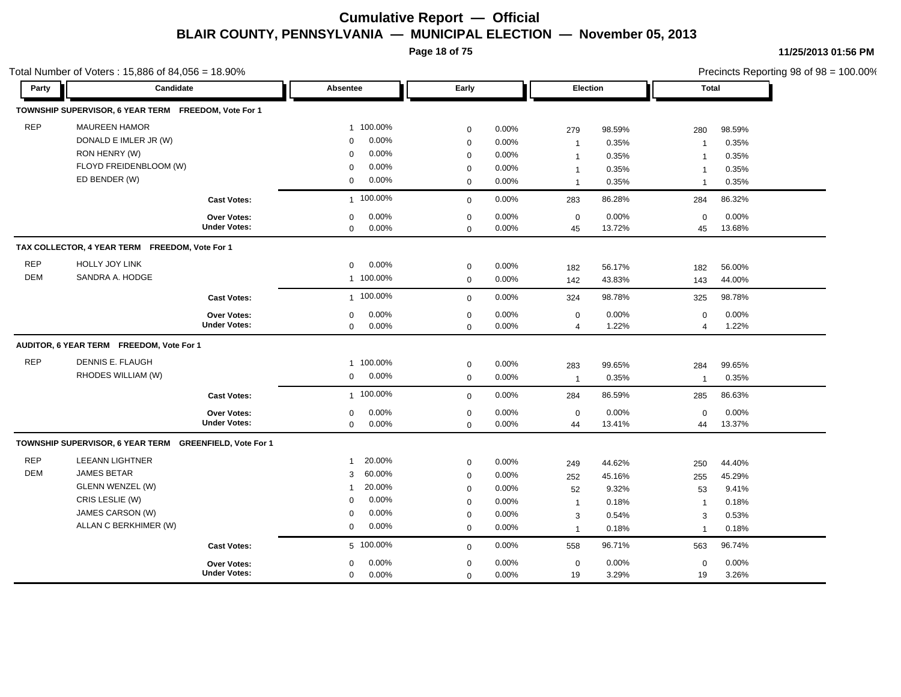# Cumulative Report — Official

## BLAIR COUNTY, PENNSYLVANIA — MUNICIPAL ELECTION — November 05, 2013

11/25/2013 01:56 PM

Total Number of Voters : 15,886 of 84,056 = 18.90%

Precincts Reporting 98 of 98 = 100.00%

### TOWNSHIP SUPERVISOR, 6 YEAR TERM FREEDOM, Vote For 1

| Party | Candidate | Absentee | | Early | | Election | | Total | |
|---|---|---|---|---|---|---|---|---|---|
| REP | MAUREEN HAMOR | 1 | 100.00% | 0 | 0.00% | 279 | 98.59% | 280 | 98.59% |
| | DONALD E IMLER JR (W) | 0 | 0.00% | 0 | 0.00% | 1 | 0.35% | 1 | 0.35% |
| | RON HENRY (W) | 0 | 0.00% | 0 | 0.00% | 1 | 0.35% | 1 | 0.35% |
| | FLOYD FREIDENBLOOM (W) | 0 | 0.00% | 0 | 0.00% | 1 | 0.35% | 1 | 0.35% |
| | ED BENDER (W) | 0 | 0.00% | 0 | 0.00% | 1 | 0.35% | 1 | 0.35% |
| | **Cast Votes:** | 1 | 100.00% | 0 | 0.00% | 283 | 86.28% | 284 | 86.32% |
| | **Over Votes:** | 0 | 0.00% | 0 | 0.00% | 0 | 0.00% | 0 | 0.00% |
| | **Under Votes:** | 0 | 0.00% | 0 | 0.00% | 45 | 13.72% | 45 | 13.68% |

### TAX COLLECTOR, 4 YEAR TERM FREEDOM, Vote For 1

| Party | Candidate | Absentee | | Early | | Election | | Total | |
|---|---|---|---|---|---|---|---|---|---|
| REP | HOLLY JOY LINK | 0 | 0.00% | 0 | 0.00% | 182 | 56.17% | 182 | 56.00% |
| DEM | SANDRA A. HODGE | 1 | 100.00% | 0 | 0.00% | 142 | 43.83% | 143 | 44.00% |
| | **Cast Votes:** | 1 | 100.00% | 0 | 0.00% | 324 | 98.78% | 325 | 98.78% |
| | **Over Votes:** | 0 | 0.00% | 0 | 0.00% | 0 | 0.00% | 0 | 0.00% |
| | **Under Votes:** | 0 | 0.00% | 0 | 0.00% | 4 | 1.22% | 4 | 1.22% |

### AUDITOR, 6 YEAR TERM FREEDOM, Vote For 1

| Party | Candidate | Absentee | | Early | | Election | | Total | |
|---|---|---|---|---|---|---|---|---|---|
| REP | DENNIS E. FLAUGH | 1 | 100.00% | 0 | 0.00% | 283 | 99.65% | 284 | 99.65% |
| | RHODES WILLIAM (W) | 0 | 0.00% | 0 | 0.00% | 1 | 0.35% | 1 | 0.35% |
| | **Cast Votes:** | 1 | 100.00% | 0 | 0.00% | 284 | 86.59% | 285 | 86.63% |
| | **Over Votes:** | 0 | 0.00% | 0 | 0.00% | 0 | 0.00% | 0 | 0.00% |
| | **Under Votes:** | 0 | 0.00% | 0 | 0.00% | 44 | 13.41% | 44 | 13.37% |

### TOWNSHIP SUPERVISOR, 6 YEAR TERM GREENFIELD, Vote For 1

| Party | Candidate | Absentee | | Early | | Election | | Total | |
|---|---|---|---|---|---|---|---|---|---|
| REP | LEEANN LIGHTNER | 1 | 20.00% | 0 | 0.00% | 249 | 44.62% | 250 | 44.40% |
| DEM | JAMES BETAR | 3 | 60.00% | 0 | 0.00% | 252 | 45.16% | 255 | 45.29% |
| | GLENN WENZEL (W) | 1 | 20.00% | 0 | 0.00% | 52 | 9.32% | 53 | 9.41% |
| | CRIS LESLIE (W) | 0 | 0.00% | 0 | 0.00% | 1 | 0.18% | 1 | 0.18% |
| | JAMES CARSON (W) | 0 | 0.00% | 0 | 0.00% | 3 | 0.54% | 3 | 0.53% |
| | ALLAN C BERKHIMER (W) | 0 | 0.00% | 0 | 0.00% | 1 | 0.18% | 1 | 0.18% |
| | **Cast Votes:** | 5 | 100.00% | 0 | 0.00% | 558 | 96.71% | 563 | 96.74% |
| | **Over Votes:** | 0 | 0.00% | 0 | 0.00% | 0 | 0.00% | 0 | 0.00% |
| | **Under Votes:** | 0 | 0.00% | 0 | 0.00% | 19 | 3.29% | 19 | 3.26% |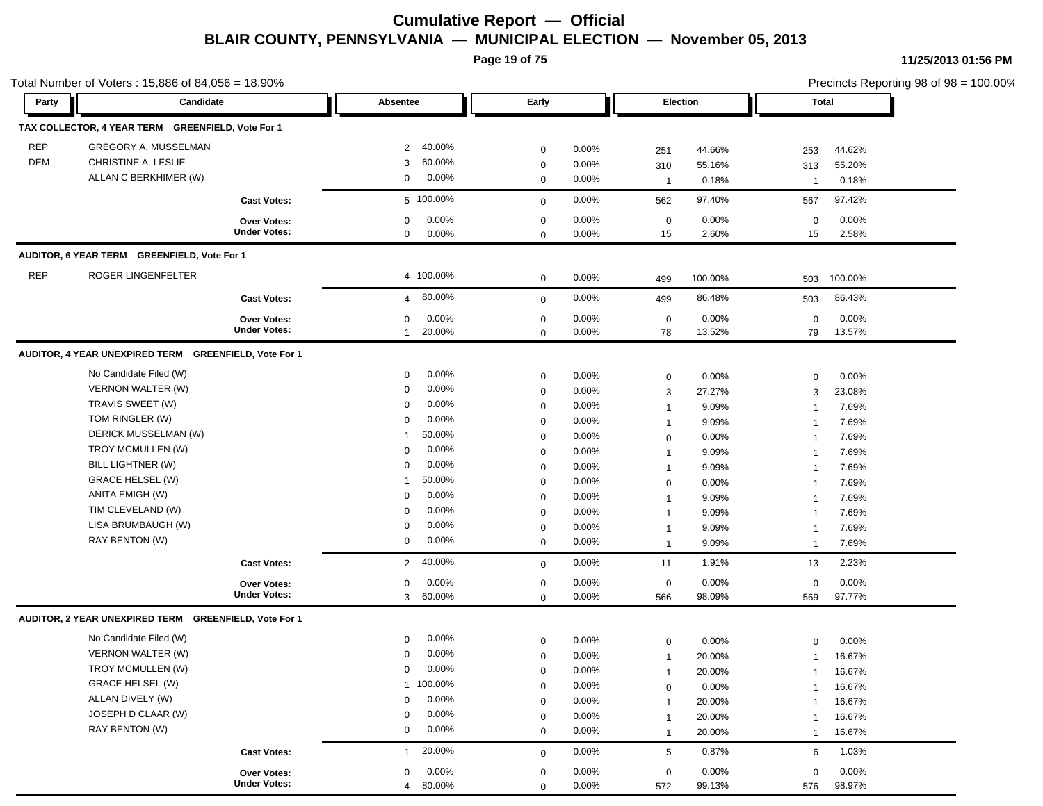# Cumulative Report — Official
## BLAIR COUNTY, PENNSYLVANIA — MUNICIPAL ELECTION — November 05, 2013

11/25/2013 01:56 PM

Total Number of Voters : 15,886 of 84,056 = 18.90%

Precincts Reporting 98 of 98 = 100.00%

### TAX COLLECTOR, 4 YEAR TERM GREENFIELD, Vote For 1

| Party | Candidate | Absentee | | Early | | Election | | Total | |
|---|---|---|---|---|---|---|---|---|---|
| REP | GREGORY A. MUSSELMAN | 2 | 40.00% | 0 | 0.00% | 251 | 44.66% | 253 | 44.62% |
| DEM | CHRISTINE A. LESLIE | 3 | 60.00% | 0 | 0.00% | 310 | 55.16% | 313 | 55.20% |
| | ALLAN C BERKHIMER (W) | 0 | 0.00% | 0 | 0.00% | 1 | 0.18% | 1 | 0.18% |
| | Cast Votes: | 5 | 100.00% | 0 | 0.00% | 562 | 97.40% | 567 | 97.42% |
| | Over Votes: | 0 | 0.00% | 0 | 0.00% | 0 | 0.00% | 0 | 0.00% |
| | Under Votes: | 0 | 0.00% | 0 | 0.00% | 15 | 2.60% | 15 | 2.58% |

### AUDITOR, 6 YEAR TERM GREENFIELD, Vote For 1

| Party | Candidate | Absentee | | Early | | Election | | Total | |
|---|---|---|---|---|---|---|---|---|---|
| REP | ROGER LINGENFELTER | 4 | 100.00% | 0 | 0.00% | 499 | 100.00% | 503 | 100.00% |
| | Cast Votes: | 4 | 80.00% | 0 | 0.00% | 499 | 86.48% | 503 | 86.43% |
| | Over Votes: | 0 | 0.00% | 0 | 0.00% | 0 | 0.00% | 0 | 0.00% |
| | Under Votes: | 1 | 20.00% | 0 | 0.00% | 78 | 13.52% | 79 | 13.57% |

### AUDITOR, 4 YEAR UNEXPIRED TERM GREENFIELD, Vote For 1

| Party | Candidate | Absentee | | Early | | Election | | Total | |
|---|---|---|---|---|---|---|---|---|---|
| | No Candidate Filed (W) | 0 | 0.00% | 0 | 0.00% | 0 | 0.00% | 0 | 0.00% |
| | VERNON WALTER (W) | 0 | 0.00% | 0 | 0.00% | 3 | 27.27% | 3 | 23.08% |
| | TRAVIS SWEET (W) | 0 | 0.00% | 0 | 0.00% | 1 | 9.09% | 1 | 7.69% |
| | TOM RINGLER (W) | 0 | 0.00% | 0 | 0.00% | 1 | 9.09% | 1 | 7.69% |
| | DERICK MUSSELMAN (W) | 1 | 50.00% | 0 | 0.00% | 0 | 0.00% | 1 | 7.69% |
| | TROY MCMULLEN (W) | 0 | 0.00% | 0 | 0.00% | 1 | 9.09% | 1 | 7.69% |
| | BILL LIGHTNER (W) | 0 | 0.00% | 0 | 0.00% | 1 | 9.09% | 1 | 7.69% |
| | GRACE HELSEL (W) | 1 | 50.00% | 0 | 0.00% | 0 | 0.00% | 1 | 7.69% |
| | ANITA EMIGH (W) | 0 | 0.00% | 0 | 0.00% | 1 | 9.09% | 1 | 7.69% |
| | TIM CLEVELAND (W) | 0 | 0.00% | 0 | 0.00% | 1 | 9.09% | 1 | 7.69% |
| | LISA BRUMBAUGH (W) | 0 | 0.00% | 0 | 0.00% | 1 | 9.09% | 1 | 7.69% |
| | RAY BENTON (W) | 0 | 0.00% | 0 | 0.00% | 1 | 9.09% | 1 | 7.69% |
| | Cast Votes: | 2 | 40.00% | 0 | 0.00% | 11 | 1.91% | 13 | 2.23% |
| | Over Votes: | 0 | 0.00% | 0 | 0.00% | 0 | 0.00% | 0 | 0.00% |
| | Under Votes: | 3 | 60.00% | 0 | 0.00% | 566 | 98.09% | 569 | 97.77% |

### AUDITOR, 2 YEAR UNEXPIRED TERM GREENFIELD, Vote For 1

| Party | Candidate | Absentee | | Early | | Election | | Total | |
|---|---|---|---|---|---|---|---|---|---|
| | No Candidate Filed (W) | 0 | 0.00% | 0 | 0.00% | 0 | 0.00% | 0 | 0.00% |
| | VERNON WALTER (W) | 0 | 0.00% | 0 | 0.00% | 1 | 20.00% | 1 | 16.67% |
| | TROY MCMULLEN (W) | 0 | 0.00% | 0 | 0.00% | 1 | 20.00% | 1 | 16.67% |
| | GRACE HELSEL (W) | 1 | 100.00% | 0 | 0.00% | 0 | 0.00% | 1 | 16.67% |
| | ALLAN DIVELY (W) | 0 | 0.00% | 0 | 0.00% | 1 | 20.00% | 1 | 16.67% |
| | JOSEPH D CLAAR (W) | 0 | 0.00% | 0 | 0.00% | 1 | 20.00% | 1 | 16.67% |
| | RAY BENTON (W) | 0 | 0.00% | 0 | 0.00% | 1 | 20.00% | 1 | 16.67% |
| | Cast Votes: | 1 | 20.00% | 0 | 0.00% | 5 | 0.87% | 6 | 1.03% |
| | Over Votes: | 0 | 0.00% | 0 | 0.00% | 0 | 0.00% | 0 | 0.00% |
| | Under Votes: | 4 | 80.00% | 0 | 0.00% | 572 | 99.13% | 576 | 98.97% |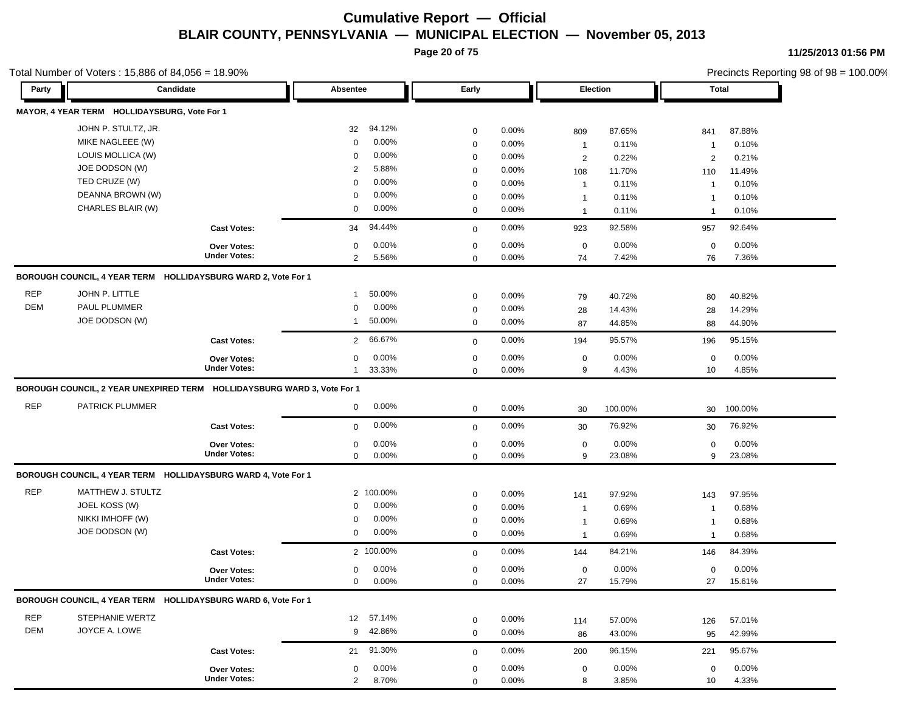# Cumulative Report — Official

## BLAIR COUNTY, PENNSYLVANIA — MUNICIPAL ELECTION — November 05, 2013

11/25/2013 01:56 PM

Total Number of Voters : 15,886 of 84,056 = 18.90%

Precincts Reporting 98 of 98 = 100.00%

| Party | Candidate | Absentee | | Early | | Election | | Total | |
|---|---|---|---|---|---|---|---|---|---|
| **MAYOR, 4 YEAR TERM HOLLIDAYSBURG, Vote For 1** | | | | | | | | | |
| | JOHN P. STULTZ, JR. | 32 | 94.12% | 0 | 0.00% | 809 | 87.65% | 841 | 87.88% |
| | MIKE NAGLEEE (W) | 0 | 0.00% | 0 | 0.00% | 1 | 0.11% | 1 | 0.10% |
| | LOUIS MOLLICA (W) | 0 | 0.00% | 0 | 0.00% | 2 | 0.22% | 2 | 0.21% |
| | JOE DODSON (W) | 2 | 5.88% | 0 | 0.00% | 108 | 11.70% | 110 | 11.49% |
| | TED CRUZE (W) | 0 | 0.00% | 0 | 0.00% | 1 | 0.11% | 1 | 0.10% |
| | DEANNA BROWN (W) | 0 | 0.00% | 0 | 0.00% | 1 | 0.11% | 1 | 0.10% |
| | CHARLES BLAIR (W) | 0 | 0.00% | 0 | 0.00% | 1 | 0.11% | 1 | 0.10% |
| | **Cast Votes:** | 34 | 94.44% | 0 | 0.00% | 923 | 92.58% | 957 | 92.64% |
| | **Over Votes:** | 0 | 0.00% | 0 | 0.00% | 0 | 0.00% | 0 | 0.00% |
| | **Under Votes:** | 2 | 5.56% | 0 | 0.00% | 74 | 7.42% | 76 | 7.36% |
| **BOROUGH COUNCIL, 4 YEAR TERM HOLLIDAYSBURG WARD 2, Vote For 1** | | | | | | | | | |
| REP | JOHN P. LITTLE | 1 | 50.00% | 0 | 0.00% | 79 | 40.72% | 80 | 40.82% |
| DEM | PAUL PLUMMER | 0 | 0.00% | 0 | 0.00% | 28 | 14.43% | 28 | 14.29% |
| | JOE DODSON (W) | 1 | 50.00% | 0 | 0.00% | 87 | 44.85% | 88 | 44.90% |
| | **Cast Votes:** | 2 | 66.67% | 0 | 0.00% | 194 | 95.57% | 196 | 95.15% |
| | **Over Votes:** | 0 | 0.00% | 0 | 0.00% | 0 | 0.00% | 0 | 0.00% |
| | **Under Votes:** | 1 | 33.33% | 0 | 0.00% | 9 | 4.43% | 10 | 4.85% |
| **BOROUGH COUNCIL, 2 YEAR UNEXPIRED TERM HOLLIDAYSBURG WARD 3, Vote For 1** | | | | | | | | | |
| REP | PATRICK PLUMMER | 0 | 0.00% | 0 | 0.00% | 30 | 100.00% | 30 | 100.00% |
| | **Cast Votes:** | 0 | 0.00% | 0 | 0.00% | 30 | 76.92% | 30 | 76.92% |
| | **Over Votes:** | 0 | 0.00% | 0 | 0.00% | 0 | 0.00% | 0 | 0.00% |
| | **Under Votes:** | 0 | 0.00% | 0 | 0.00% | 9 | 23.08% | 9 | 23.08% |
| **BOROUGH COUNCIL, 4 YEAR TERM HOLLIDAYSBURG WARD 4, Vote For 1** | | | | | | | | | |
| REP | MATTHEW J. STULTZ | 2 | 100.00% | 0 | 0.00% | 141 | 97.92% | 143 | 97.95% |
| | JOEL KOSS (W) | 0 | 0.00% | 0 | 0.00% | 1 | 0.69% | 1 | 0.68% |
| | NIKKI IMHOFF (W) | 0 | 0.00% | 0 | 0.00% | 1 | 0.69% | 1 | 0.68% |
| | JOE DODSON (W) | 0 | 0.00% | 0 | 0.00% | 1 | 0.69% | 1 | 0.68% |
| | **Cast Votes:** | 2 | 100.00% | 0 | 0.00% | 144 | 84.21% | 146 | 84.39% |
| | **Over Votes:** | 0 | 0.00% | 0 | 0.00% | 0 | 0.00% | 0 | 0.00% |
| | **Under Votes:** | 0 | 0.00% | 0 | 0.00% | 27 | 15.79% | 27 | 15.61% |
| **BOROUGH COUNCIL, 4 YEAR TERM HOLLIDAYSBURG WARD 6, Vote For 1** | | | | | | | | | |
| REP | STEPHANIE WERTZ | 12 | 57.14% | 0 | 0.00% | 114 | 57.00% | 126 | 57.01% |
| DEM | JOYCE A. LOWE | 9 | 42.86% | 0 | 0.00% | 86 | 43.00% | 95 | 42.99% |
| | **Cast Votes:** | 21 | 91.30% | 0 | 0.00% | 200 | 96.15% | 221 | 95.67% |
| | **Over Votes:** | 0 | 0.00% | 0 | 0.00% | 0 | 0.00% | 0 | 0.00% |
| | **Under Votes:** | 2 | 8.70% | 0 | 0.00% | 8 | 3.85% | 10 | 4.33% |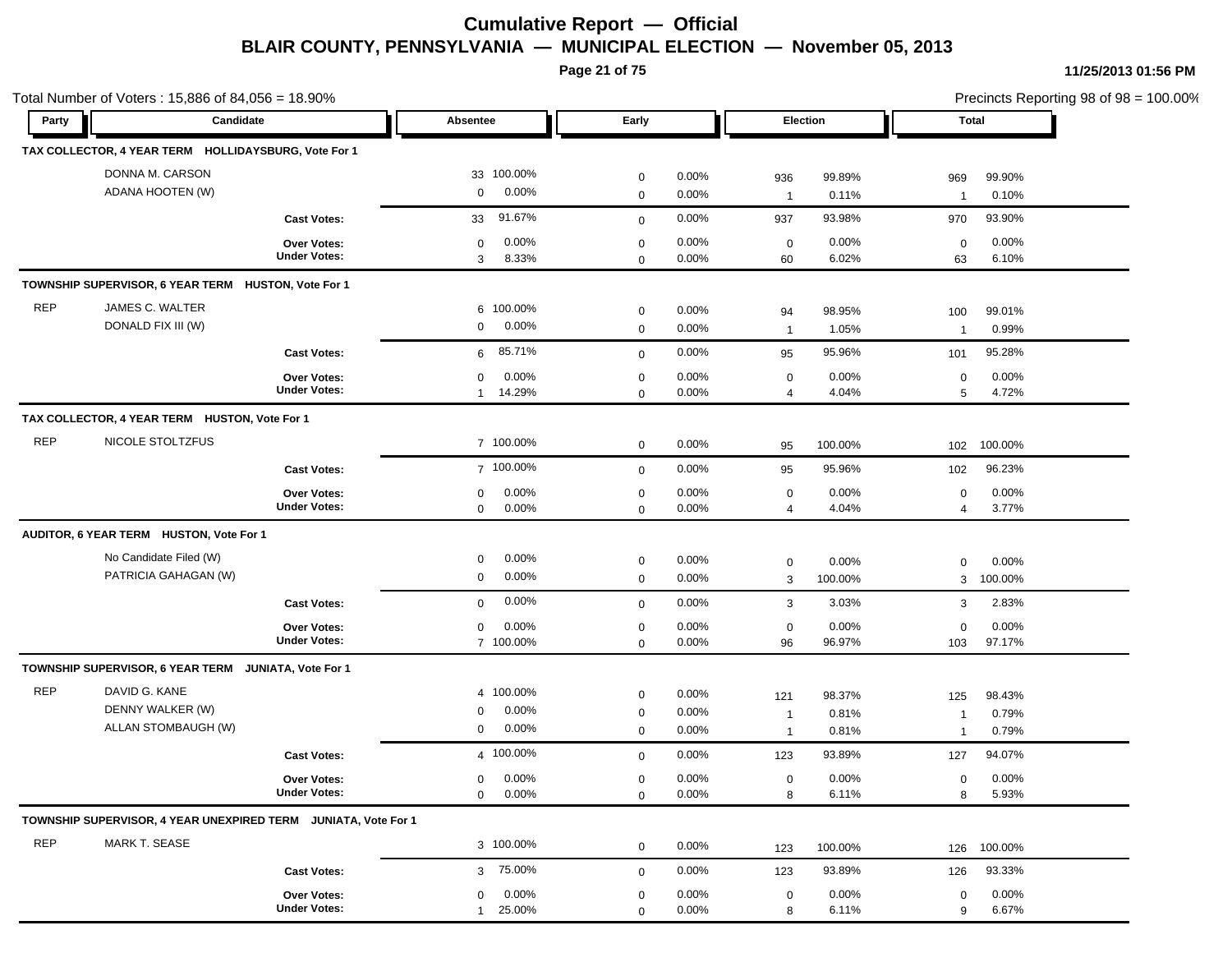# Cumulative Report — Official

## BLAIR COUNTY, PENNSYLVANIA — MUNICIPAL ELECTION — November 05, 2013

11/25/2013 01:56 PM

Total Number of Voters : 15,886 of 84,056 = 18.90%

Precincts Reporting 98 of 98 = 100.00%

| Party | Candidate | Absentee | | Early | | Election | | Total | |
|---|---|---|---|---|---|---|---|---|---|
| **TAX COLLECTOR, 4 YEAR TERM HOLLIDAYSBURG, Vote For 1** | | | | | | | | | |
| | DONNA M. CARSON | 33 | 100.00% | 0 | 0.00% | 936 | 99.89% | 969 | 99.90% |
| | ADANA HOOTEN (W) | 0 | 0.00% | 0 | 0.00% | 1 | 0.11% | 1 | 0.10% |
| | **Cast Votes:** | 33 | 91.67% | 0 | 0.00% | 937 | 93.98% | 970 | 93.90% |
| | **Over Votes:** | 0 | 0.00% | 0 | 0.00% | 0 | 0.00% | 0 | 0.00% |
| | **Under Votes:** | 3 | 8.33% | 0 | 0.00% | 60 | 6.02% | 63 | 6.10% |
| **TOWNSHIP SUPERVISOR, 6 YEAR TERM HUSTON, Vote For 1** | | | | | | | | | |
| REP | JAMES C. WALTER | 6 | 100.00% | 0 | 0.00% | 94 | 98.95% | 100 | 99.01% |
| | DONALD FIX III (W) | 0 | 0.00% | 0 | 0.00% | 1 | 1.05% | 1 | 0.99% |
| | **Cast Votes:** | 6 | 85.71% | 0 | 0.00% | 95 | 95.96% | 101 | 95.28% |
| | **Over Votes:** | 0 | 0.00% | 0 | 0.00% | 0 | 0.00% | 0 | 0.00% |
| | **Under Votes:** | 1 | 14.29% | 0 | 0.00% | 4 | 4.04% | 5 | 4.72% |
| **TAX COLLECTOR, 4 YEAR TERM HUSTON, Vote For 1** | | | | | | | | | |
| REP | NICOLE STOLTZFUS | 7 | 100.00% | 0 | 0.00% | 95 | 100.00% | 102 | 100.00% |
| | **Cast Votes:** | 7 | 100.00% | 0 | 0.00% | 95 | 95.96% | 102 | 96.23% |
| | **Over Votes:** | 0 | 0.00% | 0 | 0.00% | 0 | 0.00% | 0 | 0.00% |
| | **Under Votes:** | 0 | 0.00% | 0 | 0.00% | 4 | 4.04% | 4 | 3.77% |
| **AUDITOR, 6 YEAR TERM HUSTON, Vote For 1** | | | | | | | | | |
| | No Candidate Filed (W) | 0 | 0.00% | 0 | 0.00% | 0 | 0.00% | 0 | 0.00% |
| | PATRICIA GAHAGAN (W) | 0 | 0.00% | 0 | 0.00% | 3 | 100.00% | 3 | 100.00% |
| | **Cast Votes:** | 0 | 0.00% | 0 | 0.00% | 3 | 3.03% | 3 | 2.83% |
| | **Over Votes:** | 0 | 0.00% | 0 | 0.00% | 0 | 0.00% | 0 | 0.00% |
| | **Under Votes:** | 7 | 100.00% | 0 | 0.00% | 96 | 96.97% | 103 | 97.17% |
| **TOWNSHIP SUPERVISOR, 6 YEAR TERM JUNIATA, Vote For 1** | | | | | | | | | |
| REP | DAVID G. KANE | 4 | 100.00% | 0 | 0.00% | 121 | 98.37% | 125 | 98.43% |
| | DENNY WALKER (W) | 0 | 0.00% | 0 | 0.00% | 1 | 0.81% | 1 | 0.79% |
| | ALLAN STOMBAUGH (W) | 0 | 0.00% | 0 | 0.00% | 1 | 0.81% | 1 | 0.79% |
| | **Cast Votes:** | 4 | 100.00% | 0 | 0.00% | 123 | 93.89% | 127 | 94.07% |
| | **Over Votes:** | 0 | 0.00% | 0 | 0.00% | 0 | 0.00% | 0 | 0.00% |
| | **Under Votes:** | 0 | 0.00% | 0 | 0.00% | 8 | 6.11% | 8 | 5.93% |
| **TOWNSHIP SUPERVISOR, 4 YEAR UNEXPIRED TERM JUNIATA, Vote For 1** | | | | | | | | | |
| REP | MARK T. SEASE | 3 | 100.00% | 0 | 0.00% | 123 | 100.00% | 126 | 100.00% |
| | **Cast Votes:** | 3 | 75.00% | 0 | 0.00% | 123 | 93.89% | 126 | 93.33% |
| | **Over Votes:** | 0 | 0.00% | 0 | 0.00% | 0 | 0.00% | 0 | 0.00% |
| | **Under Votes:** | 1 | 25.00% | 0 | 0.00% | 8 | 6.11% | 9 | 6.67% |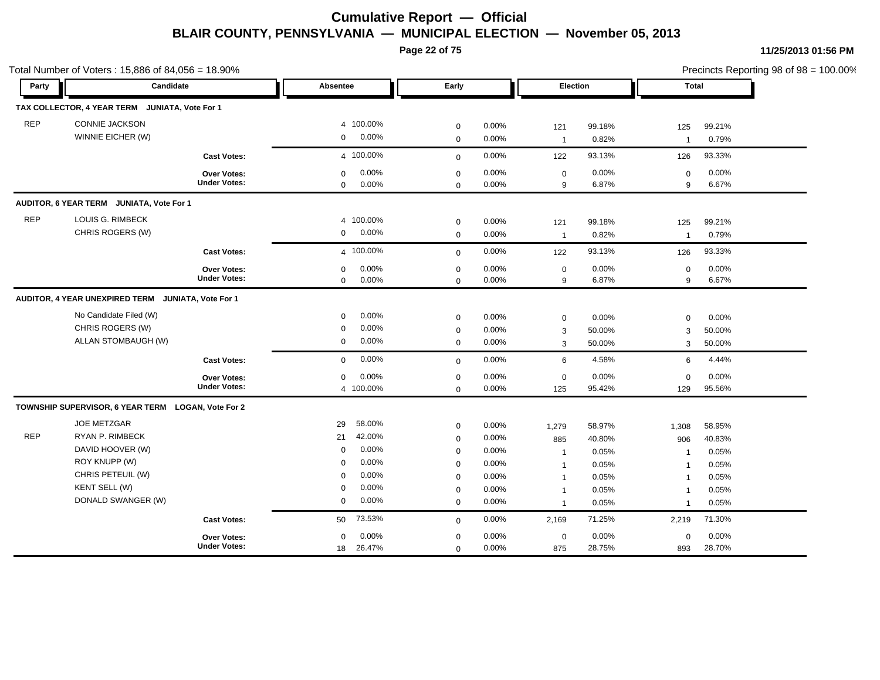# Cumulative Report — Official

## BLAIR COUNTY, PENNSYLVANIA — MUNICIPAL ELECTION — November 05, 2013

11/25/2013 01:56 PM

Total Number of Voters : 15,886 of 84,056 = 18.90%

Precincts Reporting 98 of 98 = 100.00%

| Party | Candidate | Absentee | | Early | | Election | | Total | |
|---|---|---|---|---|---|---|---|---|---|
| **TAX COLLECTOR, 4 YEAR TERM JUNIATA, Vote For 1** | | | | | | | | | |
| REP | CONNIE JACKSON | 4 | 100.00% | 0 | 0.00% | 121 | 99.18% | 125 | 99.21% |
| | WINNIE EICHER (W) | 0 | 0.00% | 0 | 0.00% | 1 | 0.82% | 1 | 0.79% |
| | **Cast Votes:** | 4 | 100.00% | 0 | 0.00% | 122 | 93.13% | 126 | 93.33% |
| | **Over Votes:** | 0 | 0.00% | 0 | 0.00% | 0 | 0.00% | 0 | 0.00% |
| | **Under Votes:** | 0 | 0.00% | 0 | 0.00% | 9 | 6.87% | 9 | 6.67% |
| **AUDITOR, 6 YEAR TERM JUNIATA, Vote For 1** | | | | | | | | | |
| REP | LOUIS G. RIMBECK | 4 | 100.00% | 0 | 0.00% | 121 | 99.18% | 125 | 99.21% |
| | CHRIS ROGERS (W) | 0 | 0.00% | 0 | 0.00% | 1 | 0.82% | 1 | 0.79% |
| | **Cast Votes:** | 4 | 100.00% | 0 | 0.00% | 122 | 93.13% | 126 | 93.33% |
| | **Over Votes:** | 0 | 0.00% | 0 | 0.00% | 0 | 0.00% | 0 | 0.00% |
| | **Under Votes:** | 0 | 0.00% | 0 | 0.00% | 9 | 6.87% | 9 | 6.67% |
| **AUDITOR, 4 YEAR UNEXPIRED TERM JUNIATA, Vote For 1** | | | | | | | | | |
| | No Candidate Filed (W) | 0 | 0.00% | 0 | 0.00% | 0 | 0.00% | 0 | 0.00% |
| | CHRIS ROGERS (W) | 0 | 0.00% | 0 | 0.00% | 3 | 50.00% | 3 | 50.00% |
| | ALLAN STOMBAUGH (W) | 0 | 0.00% | 0 | 0.00% | 3 | 50.00% | 3 | 50.00% |
| | **Cast Votes:** | 0 | 0.00% | 0 | 0.00% | 6 | 4.58% | 6 | 4.44% |
| | **Over Votes:** | 0 | 0.00% | 0 | 0.00% | 0 | 0.00% | 0 | 0.00% |
| | **Under Votes:** | 4 | 100.00% | 0 | 0.00% | 125 | 95.42% | 129 | 95.56% |
| **TOWNSHIP SUPERVISOR, 6 YEAR TERM LOGAN, Vote For 2** | | | | | | | | | |
| | JOE METZGAR | 29 | 58.00% | 0 | 0.00% | 1,279 | 58.97% | 1,308 | 58.95% |
| REP | RYAN P. RIMBECK | 21 | 42.00% | 0 | 0.00% | 885 | 40.80% | 906 | 40.83% |
| | DAVID HOOVER (W) | 0 | 0.00% | 0 | 0.00% | 1 | 0.05% | 1 | 0.05% |
| | ROY KNUPP (W) | 0 | 0.00% | 0 | 0.00% | 1 | 0.05% | 1 | 0.05% |
| | CHRIS PETEUIL (W) | 0 | 0.00% | 0 | 0.00% | 1 | 0.05% | 1 | 0.05% |
| | KENT SELL (W) | 0 | 0.00% | 0 | 0.00% | 1 | 0.05% | 1 | 0.05% |
| | DONALD SWANGER (W) | 0 | 0.00% | 0 | 0.00% | 1 | 0.05% | 1 | 0.05% |
| | **Cast Votes:** | 50 | 73.53% | 0 | 0.00% | 2,169 | 71.25% | 2,219 | 71.30% |
| | **Over Votes:** | 0 | 0.00% | 0 | 0.00% | 0 | 0.00% | 0 | 0.00% |
| | **Under Votes:** | 18 | 26.47% | 0 | 0.00% | 875 | 28.75% | 893 | 28.70% |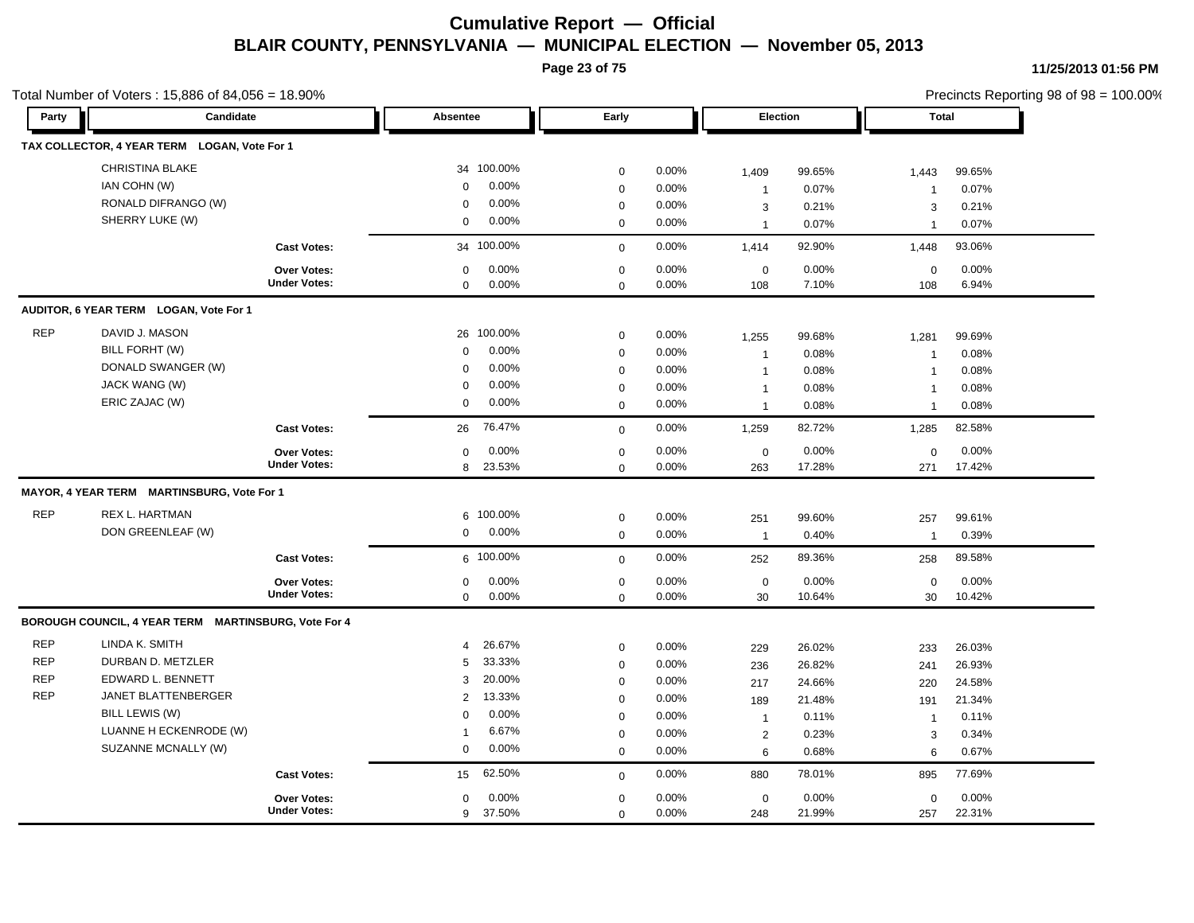# Cumulative Report — Official

## BLAIR COUNTY, PENNSYLVANIA — MUNICIPAL ELECTION — November 05, 2013

11/25/2013 01:56 PM

Total Number of Voters : 15,886 of 84,056 = 18.90%

Precincts Reporting 98 of 98 = 100.00%

| Party | Candidate | Absentee | | Early | | Election | | Total | |
|---|---|---|---|---|---|---|---|---|---|
| **TAX COLLECTOR, 4 YEAR TERM LOGAN, Vote For 1** | | | | | | | | | |
| | CHRISTINA BLAKE | 34 | 100.00% | 0 | 0.00% | 1,409 | 99.65% | 1,443 | 99.65% |
| | IAN COHN (W) | 0 | 0.00% | 0 | 0.00% | 1 | 0.07% | 1 | 0.07% |
| | RONALD DIFRANGO (W) | 0 | 0.00% | 0 | 0.00% | 3 | 0.21% | 3 | 0.21% |
| | SHERRY LUKE (W) | 0 | 0.00% | 0 | 0.00% | 1 | 0.07% | 1 | 0.07% |
| | **Cast Votes:** | 34 | 100.00% | 0 | 0.00% | 1,414 | 92.90% | 1,448 | 93.06% |
| | **Over Votes:** | 0 | 0.00% | 0 | 0.00% | 0 | 0.00% | 0 | 0.00% |
| | **Under Votes:** | 0 | 0.00% | 0 | 0.00% | 108 | 7.10% | 108 | 6.94% |
| **AUDITOR, 6 YEAR TERM LOGAN, Vote For 1** | | | | | | | | | |
| REP | DAVID J. MASON | 26 | 100.00% | 0 | 0.00% | 1,255 | 99.68% | 1,281 | 99.69% |
| | BILL FORHT (W) | 0 | 0.00% | 0 | 0.00% | 1 | 0.08% | 1 | 0.08% |
| | DONALD SWANGER (W) | 0 | 0.00% | 0 | 0.00% | 1 | 0.08% | 1 | 0.08% |
| | JACK WANG (W) | 0 | 0.00% | 0 | 0.00% | 1 | 0.08% | 1 | 0.08% |
| | ERIC ZAJAC (W) | 0 | 0.00% | 0 | 0.00% | 1 | 0.08% | 1 | 0.08% |
| | **Cast Votes:** | 26 | 76.47% | 0 | 0.00% | 1,259 | 82.72% | 1,285 | 82.58% |
| | **Over Votes:** | 0 | 0.00% | 0 | 0.00% | 0 | 0.00% | 0 | 0.00% |
| | **Under Votes:** | 8 | 23.53% | 0 | 0.00% | 263 | 17.28% | 271 | 17.42% |
| **MAYOR, 4 YEAR TERM MARTINSBURG, Vote For 1** | | | | | | | | | |
| REP | REX L. HARTMAN | 6 | 100.00% | 0 | 0.00% | 251 | 99.60% | 257 | 99.61% |
| | DON GREENLEAF (W) | 0 | 0.00% | 0 | 0.00% | 1 | 0.40% | 1 | 0.39% |
| | **Cast Votes:** | 6 | 100.00% | 0 | 0.00% | 252 | 89.36% | 258 | 89.58% |
| | **Over Votes:** | 0 | 0.00% | 0 | 0.00% | 0 | 0.00% | 0 | 0.00% |
| | **Under Votes:** | 0 | 0.00% | 0 | 0.00% | 30 | 10.64% | 30 | 10.42% |
| **BOROUGH COUNCIL, 4 YEAR TERM MARTINSBURG, Vote For 4** | | | | | | | | | |
| REP | LINDA K. SMITH | 4 | 26.67% | 0 | 0.00% | 229 | 26.02% | 233 | 26.03% |
| REP | DURBAN D. METZLER | 5 | 33.33% | 0 | 0.00% | 236 | 26.82% | 241 | 26.93% |
| REP | EDWARD L. BENNETT | 3 | 20.00% | 0 | 0.00% | 217 | 24.66% | 220 | 24.58% |
| REP | JANET BLATTENBERGER | 2 | 13.33% | 0 | 0.00% | 189 | 21.48% | 191 | 21.34% |
| | BILL LEWIS (W) | 0 | 0.00% | 0 | 0.00% | 1 | 0.11% | 1 | 0.11% |
| | LUANNE H ECKENRODE (W) | 1 | 6.67% | 0 | 0.00% | 2 | 0.23% | 3 | 0.34% |
| | SUZANNE MCNALLY (W) | 0 | 0.00% | 0 | 0.00% | 6 | 0.68% | 6 | 0.67% |
| | **Cast Votes:** | 15 | 62.50% | 0 | 0.00% | 880 | 78.01% | 895 | 77.69% |
| | **Over Votes:** | 0 | 0.00% | 0 | 0.00% | 0 | 0.00% | 0 | 0.00% |
| | **Under Votes:** | 9 | 37.50% | 0 | 0.00% | 248 | 21.99% | 257 | 22.31% |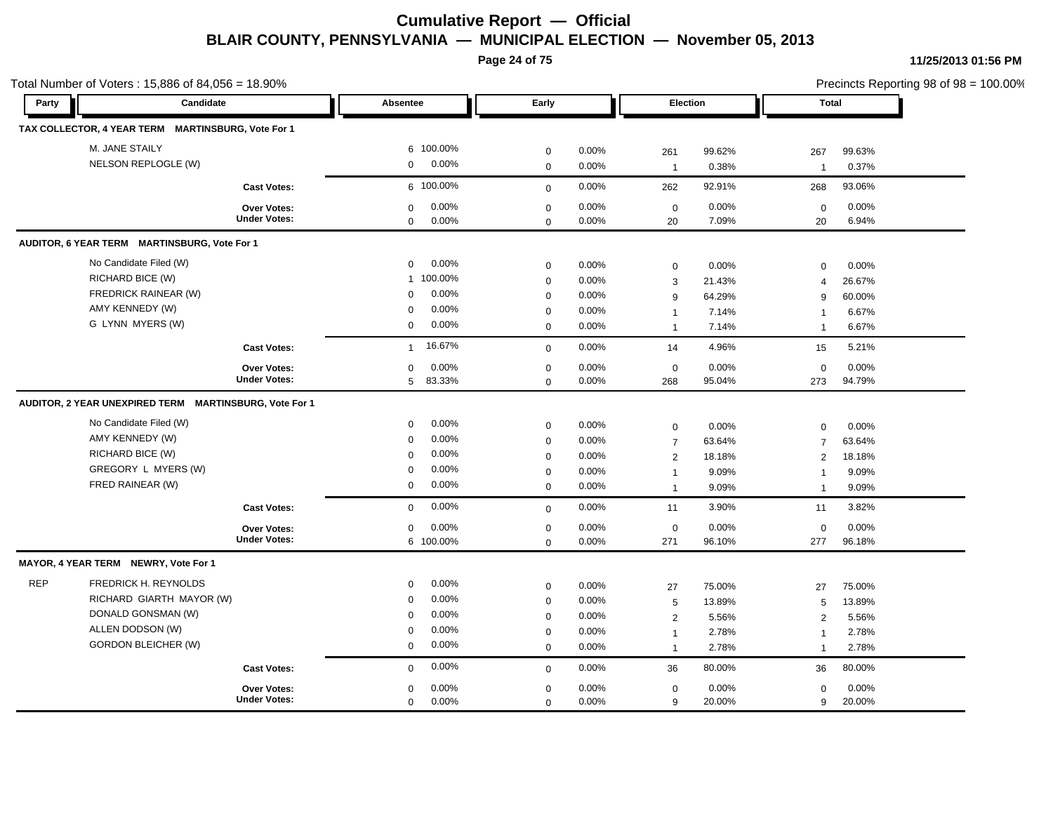# Cumulative Report — Official

## BLAIR COUNTY, PENNSYLVANIA — MUNICIPAL ELECTION — November 05, 2013

11/25/2013 01:56 PM

Total Number of Voters : 15,886 of 84,056 = 18.90%

Precincts Reporting 98 of 98 = 100.00%

| Party | Candidate | Absentee | | Early | | Election | | Total | |
|---|---|---|---|---|---|---|---|---|---|
| **TAX COLLECTOR, 4 YEAR TERM MARTINSBURG, Vote For 1** | | | | | | | | | |
| | M. JANE STAILY | 6 | 100.00% | 0 | 0.00% | 261 | 99.62% | 267 | 99.63% |
| | NELSON REPLOGLE (W) | 0 | 0.00% | 0 | 0.00% | 1 | 0.38% | 1 | 0.37% |
| | **Cast Votes:** | 6 | 100.00% | 0 | 0.00% | 262 | 92.91% | 268 | 93.06% |
| | **Over Votes:** | 0 | 0.00% | 0 | 0.00% | 0 | 0.00% | 0 | 0.00% |
| | **Under Votes:** | 0 | 0.00% | 0 | 0.00% | 20 | 7.09% | 20 | 6.94% |
| **AUDITOR, 6 YEAR TERM MARTINSBURG, Vote For 1** | | | | | | | | | |
| | No Candidate Filed (W) | 0 | 0.00% | 0 | 0.00% | 0 | 0.00% | 0 | 0.00% |
| | RICHARD BICE (W) | 1 | 100.00% | 0 | 0.00% | 3 | 21.43% | 4 | 26.67% |
| | FREDRICK RAINEAR (W) | 0 | 0.00% | 0 | 0.00% | 9 | 64.29% | 9 | 60.00% |
| | AMY KENNEDY (W) | 0 | 0.00% | 0 | 0.00% | 1 | 7.14% | 1 | 6.67% |
| | G LYNN MYERS (W) | 0 | 0.00% | 0 | 0.00% | 1 | 7.14% | 1 | 6.67% |
| | **Cast Votes:** | 1 | 16.67% | 0 | 0.00% | 14 | 4.96% | 15 | 5.21% |
| | **Over Votes:** | 0 | 0.00% | 0 | 0.00% | 0 | 0.00% | 0 | 0.00% |
| | **Under Votes:** | 5 | 83.33% | 0 | 0.00% | 268 | 95.04% | 273 | 94.79% |
| **AUDITOR, 2 YEAR UNEXPIRED TERM MARTINSBURG, Vote For 1** | | | | | | | | | |
| | No Candidate Filed (W) | 0 | 0.00% | 0 | 0.00% | 0 | 0.00% | 0 | 0.00% |
| | AMY KENNEDY (W) | 0 | 0.00% | 0 | 0.00% | 7 | 63.64% | 7 | 63.64% |
| | RICHARD BICE (W) | 0 | 0.00% | 0 | 0.00% | 2 | 18.18% | 2 | 18.18% |
| | GREGORY L MYERS (W) | 0 | 0.00% | 0 | 0.00% | 1 | 9.09% | 1 | 9.09% |
| | FRED RAINEAR (W) | 0 | 0.00% | 0 | 0.00% | 1 | 9.09% | 1 | 9.09% |
| | **Cast Votes:** | 0 | 0.00% | 0 | 0.00% | 11 | 3.90% | 11 | 3.82% |
| | **Over Votes:** | 0 | 0.00% | 0 | 0.00% | 0 | 0.00% | 0 | 0.00% |
| | **Under Votes:** | 6 | 100.00% | 0 | 0.00% | 271 | 96.10% | 277 | 96.18% |
| **MAYOR, 4 YEAR TERM NEWRY, Vote For 1** | | | | | | | | | |
| REP | FREDRICK H. REYNOLDS | 0 | 0.00% | 0 | 0.00% | 27 | 75.00% | 27 | 75.00% |
| | RICHARD GIARTH MAYOR (W) | 0 | 0.00% | 0 | 0.00% | 5 | 13.89% | 5 | 13.89% |
| | DONALD GONSMAN (W) | 0 | 0.00% | 0 | 0.00% | 2 | 5.56% | 2 | 5.56% |
| | ALLEN DODSON (W) | 0 | 0.00% | 0 | 0.00% | 1 | 2.78% | 1 | 2.78% |
| | GORDON BLEICHER (W) | 0 | 0.00% | 0 | 0.00% | 1 | 2.78% | 1 | 2.78% |
| | **Cast Votes:** | 0 | 0.00% | 0 | 0.00% | 36 | 80.00% | 36 | 80.00% |
| | **Over Votes:** | 0 | 0.00% | 0 | 0.00% | 0 | 0.00% | 0 | 0.00% |
| | **Under Votes:** | 0 | 0.00% | 0 | 0.00% | 9 | 20.00% | 9 | 20.00% |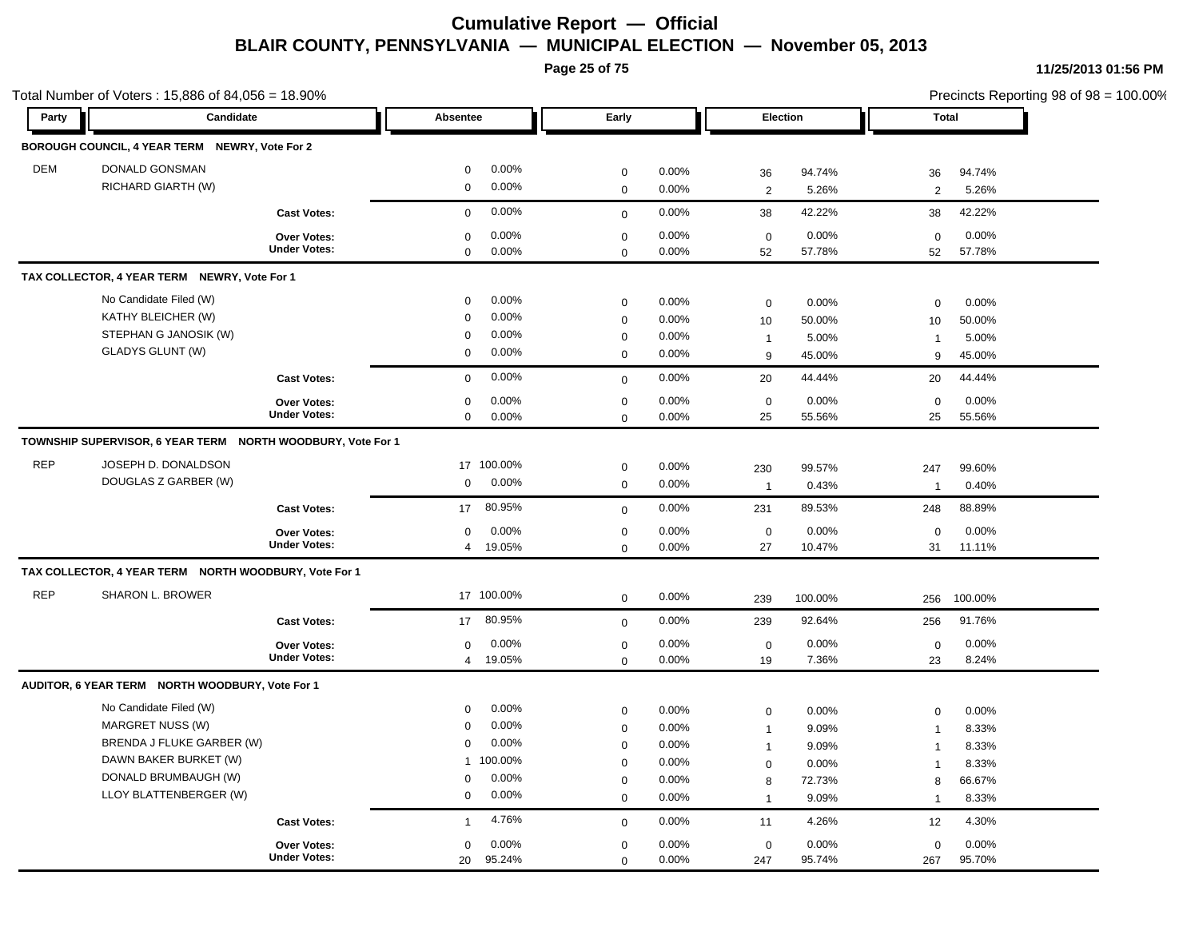# Cumulative Report — Official

## BLAIR COUNTY, PENNSYLVANIA — MUNICIPAL ELECTION — November 05, 2013

11/25/2013 01:56 PM

Total Number of Voters : 15,886 of 84,056 = 18.90%

Precincts Reporting 98 of 98 = 100.00%

| Party | Candidate | Absentee | | Early | | Election | | Total | |
|---|---|---|---|---|---|---|---|---|---|
| **BOROUGH COUNCIL, 4 YEAR TERM NEWRY, Vote For 2** | | | | | | | | | |
| DEM | DONALD GONSMAN | 0 | 0.00% | 0 | 0.00% | 36 | 94.74% | 36 | 94.74% |
| | RICHARD GIARTH (W) | 0 | 0.00% | 0 | 0.00% | 2 | 5.26% | 2 | 5.26% |
| | **Cast Votes:** | 0 | 0.00% | 0 | 0.00% | 38 | 42.22% | 38 | 42.22% |
| | **Over Votes:** | 0 | 0.00% | 0 | 0.00% | 0 | 0.00% | 0 | 0.00% |
| | **Under Votes:** | 0 | 0.00% | 0 | 0.00% | 52 | 57.78% | 52 | 57.78% |
| **TAX COLLECTOR, 4 YEAR TERM NEWRY, Vote For 1** | | | | | | | | | |
| | No Candidate Filed (W) | 0 | 0.00% | 0 | 0.00% | 0 | 0.00% | 0 | 0.00% |
| | KATHY BLEICHER (W) | 0 | 0.00% | 0 | 0.00% | 10 | 50.00% | 10 | 50.00% |
| | STEPHAN G JANOSIK (W) | 0 | 0.00% | 0 | 0.00% | 1 | 5.00% | 1 | 5.00% |
| | GLADYS GLUNT (W) | 0 | 0.00% | 0 | 0.00% | 9 | 45.00% | 9 | 45.00% |
| | **Cast Votes:** | 0 | 0.00% | 0 | 0.00% | 20 | 44.44% | 20 | 44.44% |
| | **Over Votes:** | 0 | 0.00% | 0 | 0.00% | 0 | 0.00% | 0 | 0.00% |
| | **Under Votes:** | 0 | 0.00% | 0 | 0.00% | 25 | 55.56% | 25 | 55.56% |
| **TOWNSHIP SUPERVISOR, 6 YEAR TERM NORTH WOODBURY, Vote For 1** | | | | | | | | | |
| REP | JOSEPH D. DONALDSON | 17 | 100.00% | 0 | 0.00% | 230 | 99.57% | 247 | 99.60% |
| | DOUGLAS Z GARBER (W) | 0 | 0.00% | 0 | 0.00% | 1 | 0.43% | 1 | 0.40% |
| | **Cast Votes:** | 17 | 80.95% | 0 | 0.00% | 231 | 89.53% | 248 | 88.89% |
| | **Over Votes:** | 0 | 0.00% | 0 | 0.00% | 0 | 0.00% | 0 | 0.00% |
| | **Under Votes:** | 4 | 19.05% | 0 | 0.00% | 27 | 10.47% | 31 | 11.11% |
| **TAX COLLECTOR, 4 YEAR TERM NORTH WOODBURY, Vote For 1** | | | | | | | | | |
| REP | SHARON L. BROWER | 17 | 100.00% | 0 | 0.00% | 239 | 100.00% | 256 | 100.00% |
| | **Cast Votes:** | 17 | 80.95% | 0 | 0.00% | 239 | 92.64% | 256 | 91.76% |
| | **Over Votes:** | 0 | 0.00% | 0 | 0.00% | 0 | 0.00% | 0 | 0.00% |
| | **Under Votes:** | 4 | 19.05% | 0 | 0.00% | 19 | 7.36% | 23 | 8.24% |
| **AUDITOR, 6 YEAR TERM NORTH WOODBURY, Vote For 1** | | | | | | | | | |
| | No Candidate Filed (W) | 0 | 0.00% | 0 | 0.00% | 0 | 0.00% | 0 | 0.00% |
| | MARGRET NUSS (W) | 0 | 0.00% | 0 | 0.00% | 1 | 9.09% | 1 | 8.33% |
| | BRENDA J FLUKE GARBER (W) | 0 | 0.00% | 0 | 0.00% | 1 | 9.09% | 1 | 8.33% |
| | DAWN BAKER BURKET (W) | 1 | 100.00% | 0 | 0.00% | 0 | 0.00% | 1 | 8.33% |
| | DONALD BRUMBAUGH (W) | 0 | 0.00% | 0 | 0.00% | 8 | 72.73% | 8 | 66.67% |
| | LLOY BLATTENBERGER (W) | 0 | 0.00% | 0 | 0.00% | 1 | 9.09% | 1 | 8.33% |
| | **Cast Votes:** | 1 | 4.76% | 0 | 0.00% | 11 | 4.26% | 12 | 4.30% |
| | **Over Votes:** | 0 | 0.00% | 0 | 0.00% | 0 | 0.00% | 0 | 0.00% |
| | **Under Votes:** | 20 | 95.24% | 0 | 0.00% | 247 | 95.74% | 267 | 95.70% |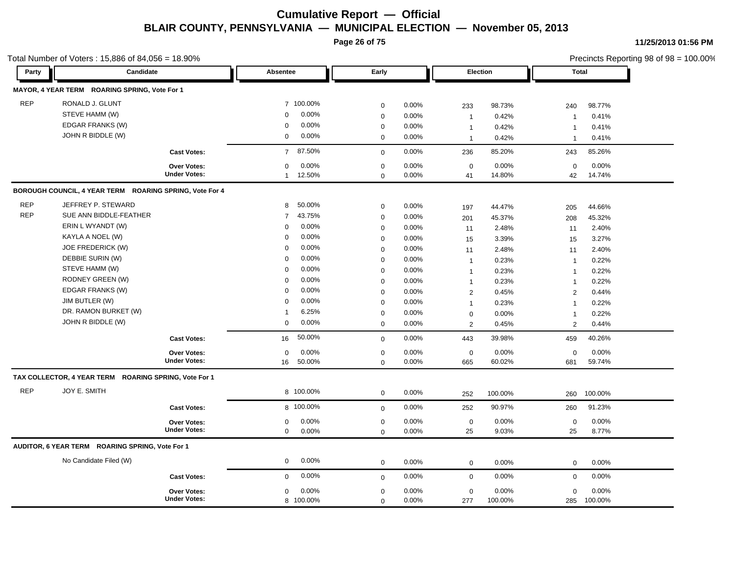# Cumulative Report — Official

## BLAIR COUNTY, PENNSYLVANIA — MUNICIPAL ELECTION — November 05, 2013

11/25/2013 01:56 PM

Total Number of Voters : 15,886 of 84,056 = 18.90%

Precincts Reporting 98 of 98 = 100.00%

| Party | Candidate | Absentee | | Early | | Election | | Total | |
|---|---|---|---|---|---|---|---|---|---|
| **MAYOR, 4 YEAR TERM ROARING SPRING, Vote For 1** | | | | | | | | | |
| REP | RONALD J. GLUNT | 7 | 100.00% | 0 | 0.00% | 233 | 98.73% | 240 | 98.77% |
| | STEVE HAMM (W) | 0 | 0.00% | 0 | 0.00% | 1 | 0.42% | 1 | 0.41% |
| | EDGAR FRANKS (W) | 0 | 0.00% | 0 | 0.00% | 1 | 0.42% | 1 | 0.41% |
| | JOHN R BIDDLE (W) | 0 | 0.00% | 0 | 0.00% | 1 | 0.42% | 1 | 0.41% |
| | **Cast Votes:** | 7 | 87.50% | 0 | 0.00% | 236 | 85.20% | 243 | 85.26% |
| | **Over Votes:** | 0 | 0.00% | 0 | 0.00% | 0 | 0.00% | 0 | 0.00% |
| | **Under Votes:** | 1 | 12.50% | 0 | 0.00% | 41 | 14.80% | 42 | 14.74% |
| **BOROUGH COUNCIL, 4 YEAR TERM ROARING SPRING, Vote For 4** | | | | | | | | | |
| REP | JEFFREY P. STEWARD | 8 | 50.00% | 0 | 0.00% | 197 | 44.47% | 205 | 44.66% |
| REP | SUE ANN BIDDLE-FEATHER | 7 | 43.75% | 0 | 0.00% | 201 | 45.37% | 208 | 45.32% |
| | ERIN L WYANDT (W) | 0 | 0.00% | 0 | 0.00% | 11 | 2.48% | 11 | 2.40% |
| | KAYLA A NOEL (W) | 0 | 0.00% | 0 | 0.00% | 15 | 3.39% | 15 | 3.27% |
| | JOE FREDERICK (W) | 0 | 0.00% | 0 | 0.00% | 11 | 2.48% | 11 | 2.40% |
| | DEBBIE SURIN (W) | 0 | 0.00% | 0 | 0.00% | 1 | 0.23% | 1 | 0.22% |
| | STEVE HAMM (W) | 0 | 0.00% | 0 | 0.00% | 1 | 0.23% | 1 | 0.22% |
| | RODNEY GREEN (W) | 0 | 0.00% | 0 | 0.00% | 1 | 0.23% | 1 | 0.22% |
| | EDGAR FRANKS (W) | 0 | 0.00% | 0 | 0.00% | 2 | 0.45% | 2 | 0.44% |
| | JIM BUTLER (W) | 0 | 0.00% | 0 | 0.00% | 1 | 0.23% | 1 | 0.22% |
| | DR. RAMON BURKET (W) | 1 | 6.25% | 0 | 0.00% | 0 | 0.00% | 1 | 0.22% |
| | JOHN R BIDDLE (W) | 0 | 0.00% | 0 | 0.00% | 2 | 0.45% | 2 | 0.44% |
| | **Cast Votes:** | 16 | 50.00% | 0 | 0.00% | 443 | 39.98% | 459 | 40.26% |
| | **Over Votes:** | 0 | 0.00% | 0 | 0.00% | 0 | 0.00% | 0 | 0.00% |
| | **Under Votes:** | 16 | 50.00% | 0 | 0.00% | 665 | 60.02% | 681 | 59.74% |
| **TAX COLLECTOR, 4 YEAR TERM ROARING SPRING, Vote For 1** | | | | | | | | | |
| REP | JOY E. SMITH | 8 | 100.00% | 0 | 0.00% | 252 | 100.00% | 260 | 100.00% |
| | **Cast Votes:** | 8 | 100.00% | 0 | 0.00% | 252 | 90.97% | 260 | 91.23% |
| | **Over Votes:** | 0 | 0.00% | 0 | 0.00% | 0 | 0.00% | 0 | 0.00% |
| | **Under Votes:** | 0 | 0.00% | 0 | 0.00% | 25 | 9.03% | 25 | 8.77% |
| **AUDITOR, 6 YEAR TERM ROARING SPRING, Vote For 1** | | | | | | | | | |
| | No Candidate Filed (W) | 0 | 0.00% | 0 | 0.00% | 0 | 0.00% | 0 | 0.00% |
| | **Cast Votes:** | 0 | 0.00% | 0 | 0.00% | 0 | 0.00% | 0 | 0.00% |
| | **Over Votes:** | 0 | 0.00% | 0 | 0.00% | 0 | 0.00% | 0 | 0.00% |
| | **Under Votes:** | 8 | 100.00% | 0 | 0.00% | 277 | 100.00% | 285 | 100.00% |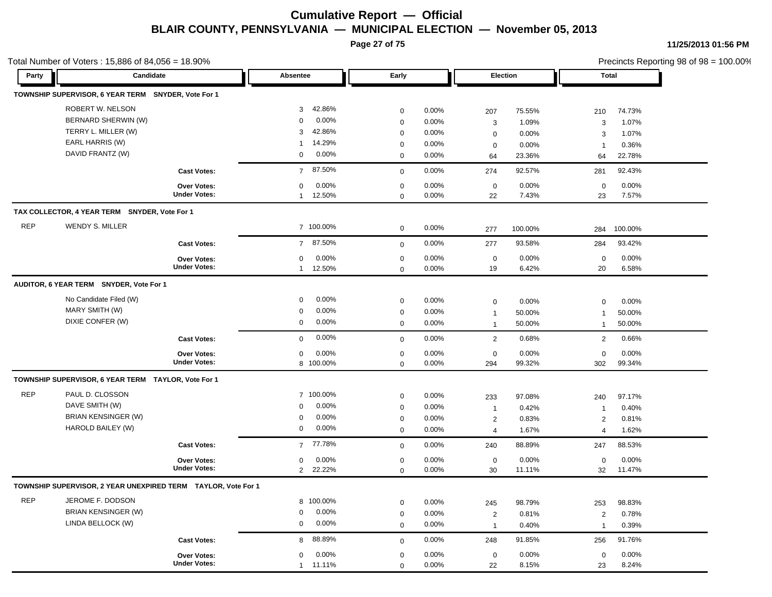# Cumulative Report — Official

## BLAIR COUNTY, PENNSYLVANIA — MUNICIPAL ELECTION — November 05, 2013

11/25/2013 01:56 PM

Total Number of Voters : 15,886 of 84,056 = 18.90%

Precincts Reporting 98 of 98 = 100.00%

| Party | Candidate | Absentee | | Early | | Election | | Total | |
|---|---|---|---|---|---|---|---|---|---|
| **TOWNSHIP SUPERVISOR, 6 YEAR TERM SNYDER, Vote For 1** | | | | | | | | | |
| | ROBERT W. NELSON | 3 | 42.86% | 0 | 0.00% | 207 | 75.55% | 210 | 74.73% |
| | BERNARD SHERWIN (W) | 0 | 0.00% | 0 | 0.00% | 3 | 1.09% | 3 | 1.07% |
| | TERRY L. MILLER (W) | 3 | 42.86% | 0 | 0.00% | 0 | 0.00% | 3 | 1.07% |
| | EARL HARRIS (W) | 1 | 14.29% | 0 | 0.00% | 0 | 0.00% | 1 | 0.36% |
| | DAVID FRANTZ (W) | 0 | 0.00% | 0 | 0.00% | 64 | 23.36% | 64 | 22.78% |
| | **Cast Votes:** | 7 | 87.50% | 0 | 0.00% | 274 | 92.57% | 281 | 92.43% |
| | **Over Votes:** | 0 | 0.00% | 0 | 0.00% | 0 | 0.00% | 0 | 0.00% |
| | **Under Votes:** | 1 | 12.50% | 0 | 0.00% | 22 | 7.43% | 23 | 7.57% |
| **TAX COLLECTOR, 4 YEAR TERM SNYDER, Vote For 1** | | | | | | | | | |
| REP | WENDY S. MILLER | 7 | 100.00% | 0 | 0.00% | 277 | 100.00% | 284 | 100.00% |
| | **Cast Votes:** | 7 | 87.50% | 0 | 0.00% | 277 | 93.58% | 284 | 93.42% |
| | **Over Votes:** | 0 | 0.00% | 0 | 0.00% | 0 | 0.00% | 0 | 0.00% |
| | **Under Votes:** | 1 | 12.50% | 0 | 0.00% | 19 | 6.42% | 20 | 6.58% |
| **AUDITOR, 6 YEAR TERM SNYDER, Vote For 1** | | | | | | | | | |
| | No Candidate Filed (W) | 0 | 0.00% | 0 | 0.00% | 0 | 0.00% | 0 | 0.00% |
| | MARY SMITH (W) | 0 | 0.00% | 0 | 0.00% | 1 | 50.00% | 1 | 50.00% |
| | DIXIE CONFER (W) | 0 | 0.00% | 0 | 0.00% | 1 | 50.00% | 1 | 50.00% |
| | **Cast Votes:** | 0 | 0.00% | 0 | 0.00% | 2 | 0.68% | 2 | 0.66% |
| | **Over Votes:** | 0 | 0.00% | 0 | 0.00% | 0 | 0.00% | 0 | 0.00% |
| | **Under Votes:** | 8 | 100.00% | 0 | 0.00% | 294 | 99.32% | 302 | 99.34% |
| **TOWNSHIP SUPERVISOR, 6 YEAR TERM TAYLOR, Vote For 1** | | | | | | | | | |
| REP | PAUL D. CLOSSON | 7 | 100.00% | 0 | 0.00% | 233 | 97.08% | 240 | 97.17% |
| | DAVE SMITH (W) | 0 | 0.00% | 0 | 0.00% | 1 | 0.42% | 1 | 0.40% |
| | BRIAN KENSINGER (W) | 0 | 0.00% | 0 | 0.00% | 2 | 0.83% | 2 | 0.81% |
| | HAROLD BAILEY (W) | 0 | 0.00% | 0 | 0.00% | 4 | 1.67% | 4 | 1.62% |
| | **Cast Votes:** | 7 | 77.78% | 0 | 0.00% | 240 | 88.89% | 247 | 88.53% |
| | **Over Votes:** | 0 | 0.00% | 0 | 0.00% | 0 | 0.00% | 0 | 0.00% |
| | **Under Votes:** | 2 | 22.22% | 0 | 0.00% | 30 | 11.11% | 32 | 11.47% |
| **TOWNSHIP SUPERVISOR, 2 YEAR UNEXPIRED TERM TAYLOR, Vote For 1** | | | | | | | | | |
| REP | JEROME F. DODSON | 8 | 100.00% | 0 | 0.00% | 245 | 98.79% | 253 | 98.83% |
| | BRIAN KENSINGER (W) | 0 | 0.00% | 0 | 0.00% | 2 | 0.81% | 2 | 0.78% |
| | LINDA BELLOCK (W) | 0 | 0.00% | 0 | 0.00% | 1 | 0.40% | 1 | 0.39% |
| | **Cast Votes:** | 8 | 88.89% | 0 | 0.00% | 248 | 91.85% | 256 | 91.76% |
| | **Over Votes:** | 0 | 0.00% | 0 | 0.00% | 0 | 0.00% | 0 | 0.00% |
| | **Under Votes:** | 1 | 11.11% | 0 | 0.00% | 22 | 8.15% | 23 | 8.24% |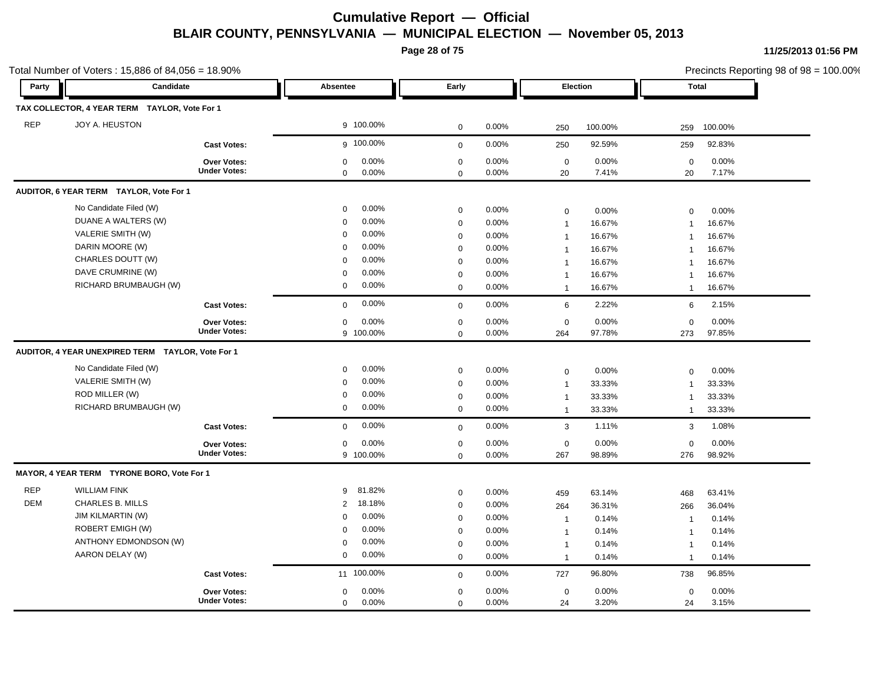# Cumulative Report — Official

## BLAIR COUNTY, PENNSYLVANIA — MUNICIPAL ELECTION — November 05, 2013

11/25/2013 01:56 PM

Total Number of Voters : 15,886 of 84,056 = 18.90%

Precincts Reporting 98 of 98 = 100.00%

| Party | Candidate | Absentee | | Early | | Election | | Total | |
|---|---|---|---|---|---|---|---|---|---|
| **TAX COLLECTOR, 4 YEAR TERM TAYLOR, Vote For 1** | | | | | | | | | |
| REP | JOY A. HEUSTON | 9 | 100.00% | 0 | 0.00% | 250 | 100.00% | 259 | 100.00% |
| | **Cast Votes:** | 9 | 100.00% | 0 | 0.00% | 250 | 92.59% | 259 | 92.83% |
| | **Over Votes:** | 0 | 0.00% | 0 | 0.00% | 0 | 0.00% | 0 | 0.00% |
| | **Under Votes:** | 0 | 0.00% | 0 | 0.00% | 20 | 7.41% | 20 | 7.17% |
| **AUDITOR, 6 YEAR TERM TAYLOR, Vote For 1** | | | | | | | | | |
| | No Candidate Filed (W) | 0 | 0.00% | 0 | 0.00% | 0 | 0.00% | 0 | 0.00% |
| | DUANE A WALTERS (W) | 0 | 0.00% | 0 | 0.00% | 1 | 16.67% | 1 | 16.67% |
| | VALERIE SMITH (W) | 0 | 0.00% | 0 | 0.00% | 1 | 16.67% | 1 | 16.67% |
| | DARIN MOORE (W) | 0 | 0.00% | 0 | 0.00% | 1 | 16.67% | 1 | 16.67% |
| | CHARLES DOUTT (W) | 0 | 0.00% | 0 | 0.00% | 1 | 16.67% | 1 | 16.67% |
| | DAVE CRUMRINE (W) | 0 | 0.00% | 0 | 0.00% | 1 | 16.67% | 1 | 16.67% |
| | RICHARD BRUMBAUGH (W) | 0 | 0.00% | 0 | 0.00% | 1 | 16.67% | 1 | 16.67% |
| | **Cast Votes:** | 0 | 0.00% | 0 | 0.00% | 6 | 2.22% | 6 | 2.15% |
| | **Over Votes:** | 0 | 0.00% | 0 | 0.00% | 0 | 0.00% | 0 | 0.00% |
| | **Under Votes:** | 9 | 100.00% | 0 | 0.00% | 264 | 97.78% | 273 | 97.85% |
| **AUDITOR, 4 YEAR UNEXPIRED TERM TAYLOR, Vote For 1** | | | | | | | | | |
| | No Candidate Filed (W) | 0 | 0.00% | 0 | 0.00% | 0 | 0.00% | 0 | 0.00% |
| | VALERIE SMITH (W) | 0 | 0.00% | 0 | 0.00% | 1 | 33.33% | 1 | 33.33% |
| | ROD MILLER (W) | 0 | 0.00% | 0 | 0.00% | 1 | 33.33% | 1 | 33.33% |
| | RICHARD BRUMBAUGH (W) | 0 | 0.00% | 0 | 0.00% | 1 | 33.33% | 1 | 33.33% |
| | **Cast Votes:** | 0 | 0.00% | 0 | 0.00% | 3 | 1.11% | 3 | 1.08% |
| | **Over Votes:** | 0 | 0.00% | 0 | 0.00% | 0 | 0.00% | 0 | 0.00% |
| | **Under Votes:** | 9 | 100.00% | 0 | 0.00% | 267 | 98.89% | 276 | 98.92% |
| **MAYOR, 4 YEAR TERM TYRONE BORO, Vote For 1** | | | | | | | | | |
| REP | WILLIAM FINK | 9 | 81.82% | 0 | 0.00% | 459 | 63.14% | 468 | 63.41% |
| DEM | CHARLES B. MILLS | 2 | 18.18% | 0 | 0.00% | 264 | 36.31% | 266 | 36.04% |
| | JIM KILMARTIN (W) | 0 | 0.00% | 0 | 0.00% | 1 | 0.14% | 1 | 0.14% |
| | ROBERT EMIGH (W) | 0 | 0.00% | 0 | 0.00% | 1 | 0.14% | 1 | 0.14% |
| | ANTHONY EDMONDSON (W) | 0 | 0.00% | 0 | 0.00% | 1 | 0.14% | 1 | 0.14% |
| | AARON DELAY (W) | 0 | 0.00% | 0 | 0.00% | 1 | 0.14% | 1 | 0.14% |
| | **Cast Votes:** | 11 | 100.00% | 0 | 0.00% | 727 | 96.80% | 738 | 96.85% |
| | **Over Votes:** | 0 | 0.00% | 0 | 0.00% | 0 | 0.00% | 0 | 0.00% |
| | **Under Votes:** | 0 | 0.00% | 0 | 0.00% | 24 | 3.20% | 24 | 3.15% |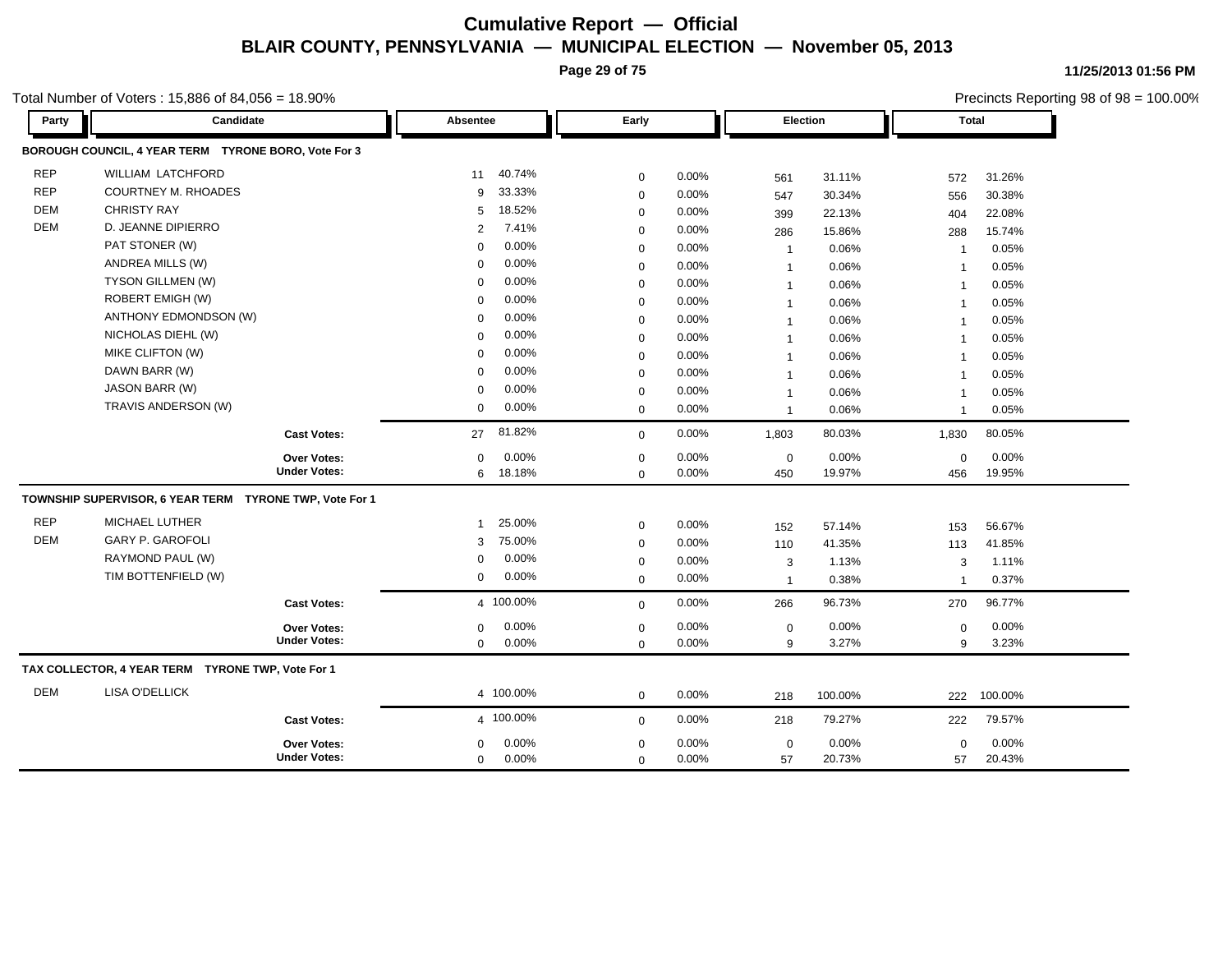# Cumulative Report — Official

## BLAIR COUNTY, PENNSYLVANIA — MUNICIPAL ELECTION — November 05, 2013

11/25/2013 01:56 PM

Total Number of Voters : 15,886 of 84,056 = 18.90%

Precincts Reporting 98 of 98 = 100.00%

### BOROUGH COUNCIL, 4 YEAR TERM TYRONE BORO, Vote For 3

| Party | Candidate | Absentee | | Early | | Election | | Total | |
|---|---|---|---|---|---|---|---|---|---|
| REP | WILLIAM LATCHFORD | 11 | 40.74% | 0 | 0.00% | 561 | 31.11% | 572 | 31.26% |
| REP | COURTNEY M. RHOADES | 9 | 33.33% | 0 | 0.00% | 547 | 30.34% | 556 | 30.38% |
| DEM | CHRISTY RAY | 5 | 18.52% | 0 | 0.00% | 399 | 22.13% | 404 | 22.08% |
| DEM | D. JEANNE DIPIERRO | 2 | 7.41% | 0 | 0.00% | 286 | 15.86% | 288 | 15.74% |
| | PAT STONER (W) | 0 | 0.00% | 0 | 0.00% | 1 | 0.06% | 1 | 0.05% |
| | ANDREA MILLS (W) | 0 | 0.00% | 0 | 0.00% | 1 | 0.06% | 1 | 0.05% |
| | TYSON GILLMEN (W) | 0 | 0.00% | 0 | 0.00% | 1 | 0.06% | 1 | 0.05% |
| | ROBERT EMIGH (W) | 0 | 0.00% | 0 | 0.00% | 1 | 0.06% | 1 | 0.05% |
| | ANTHONY EDMONDSON (W) | 0 | 0.00% | 0 | 0.00% | 1 | 0.06% | 1 | 0.05% |
| | NICHOLAS DIEHL (W) | 0 | 0.00% | 0 | 0.00% | 1 | 0.06% | 1 | 0.05% |
| | MIKE CLIFTON (W) | 0 | 0.00% | 0 | 0.00% | 1 | 0.06% | 1 | 0.05% |
| | DAWN BARR (W) | 0 | 0.00% | 0 | 0.00% | 1 | 0.06% | 1 | 0.05% |
| | JASON BARR (W) | 0 | 0.00% | 0 | 0.00% | 1 | 0.06% | 1 | 0.05% |
| | TRAVIS ANDERSON (W) | 0 | 0.00% | 0 | 0.00% | 1 | 0.06% | 1 | 0.05% |
| | **Cast Votes:** | 27 | 81.82% | 0 | 0.00% | 1,803 | 80.03% | 1,830 | 80.05% |
| | **Over Votes:** | 0 | 0.00% | 0 | 0.00% | 0 | 0.00% | 0 | 0.00% |
| | **Under Votes:** | 6 | 18.18% | 0 | 0.00% | 450 | 19.97% | 456 | 19.95% |

### TOWNSHIP SUPERVISOR, 6 YEAR TERM TYRONE TWP, Vote For 1

| Party | Candidate | Absentee | | Early | | Election | | Total | |
|---|---|---|---|---|---|---|---|---|---|
| REP | MICHAEL LUTHER | 1 | 25.00% | 0 | 0.00% | 152 | 57.14% | 153 | 56.67% |
| DEM | GARY P. GAROFOLI | 3 | 75.00% | 0 | 0.00% | 110 | 41.35% | 113 | 41.85% |
| | RAYMOND PAUL (W) | 0 | 0.00% | 0 | 0.00% | 3 | 1.13% | 3 | 1.11% |
| | TIM BOTTENFIELD (W) | 0 | 0.00% | 0 | 0.00% | 1 | 0.38% | 1 | 0.37% |
| | **Cast Votes:** | 4 | 100.00% | 0 | 0.00% | 266 | 96.73% | 270 | 96.77% |
| | **Over Votes:** | 0 | 0.00% | 0 | 0.00% | 0 | 0.00% | 0 | 0.00% |
| | **Under Votes:** | 0 | 0.00% | 0 | 0.00% | 9 | 3.27% | 9 | 3.23% |

### TAX COLLECTOR, 4 YEAR TERM TYRONE TWP, Vote For 1

| Party | Candidate | Absentee | | Early | | Election | | Total | |
|---|---|---|---|---|---|---|---|---|---|
| DEM | LISA O'DELLICK | 4 | 100.00% | 0 | 0.00% | 218 | 100.00% | 222 | 100.00% |
| | **Cast Votes:** | 4 | 100.00% | 0 | 0.00% | 218 | 79.27% | 222 | 79.57% |
| | **Over Votes:** | 0 | 0.00% | 0 | 0.00% | 0 | 0.00% | 0 | 0.00% |
| | **Under Votes:** | 0 | 0.00% | 0 | 0.00% | 57 | 20.73% | 57 | 20.43% |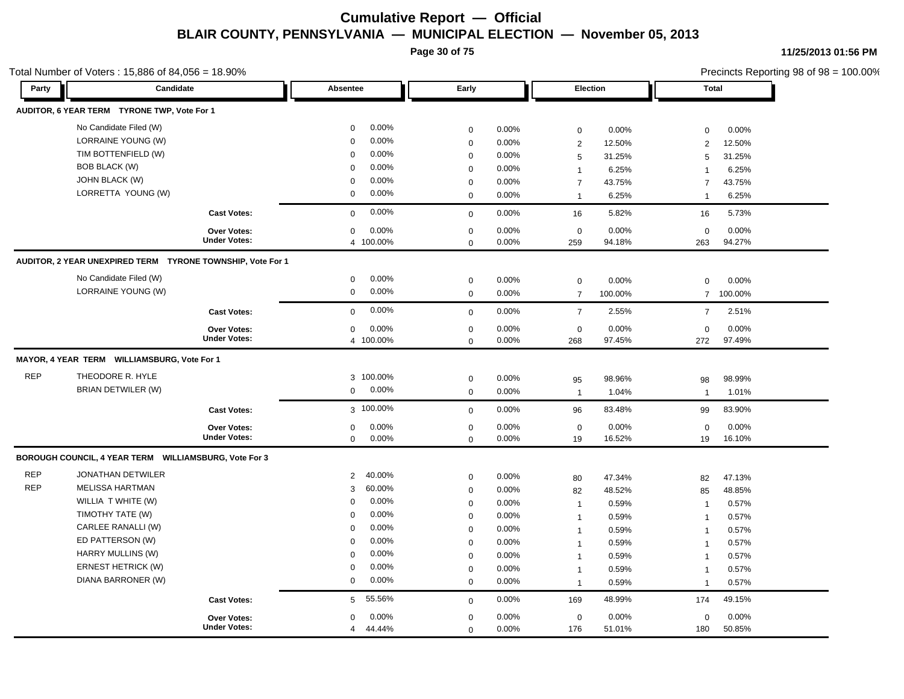# Cumulative Report — Official
## BLAIR COUNTY, PENNSYLVANIA — MUNICIPAL ELECTION — November 05, 2013

11/25/2013 01:56 PM

Total Number of Voters : 15,886 of 84,056 = 18.90%

Precincts Reporting 98 of 98 = 100.00%

| Party | Candidate | Absentee | | Early | | Election | | Total | |
|---|---|---|---|---|---|---|---|---|---|
| **AUDITOR, 6 YEAR TERM TYRONE TWP, Vote For 1** | | | | | | | | | |
| | No Candidate Filed (W) | 0 | 0.00% | 0 | 0.00% | 0 | 0.00% | 0 | 0.00% |
| | LORRAINE YOUNG (W) | 0 | 0.00% | 0 | 0.00% | 2 | 12.50% | 2 | 12.50% |
| | TIM BOTTENFIELD (W) | 0 | 0.00% | 0 | 0.00% | 5 | 31.25% | 5 | 31.25% |
| | BOB BLACK (W) | 0 | 0.00% | 0 | 0.00% | 1 | 6.25% | 1 | 6.25% |
| | JOHN BLACK (W) | 0 | 0.00% | 0 | 0.00% | 7 | 43.75% | 7 | 43.75% |
| | LORRETTA YOUNG (W) | 0 | 0.00% | 0 | 0.00% | 1 | 6.25% | 1 | 6.25% |
| | **Cast Votes:** | 0 | 0.00% | 0 | 0.00% | 16 | 5.82% | 16 | 5.73% |
| | **Over Votes:** | 0 | 0.00% | 0 | 0.00% | 0 | 0.00% | 0 | 0.00% |
| | **Under Votes:** | 4 | 100.00% | 0 | 0.00% | 259 | 94.18% | 263 | 94.27% |
| **AUDITOR, 2 YEAR UNEXPIRED TERM TYRONE TOWNSHIP, Vote For 1** | | | | | | | | | |
| | No Candidate Filed (W) | 0 | 0.00% | 0 | 0.00% | 0 | 0.00% | 0 | 0.00% |
| | LORRAINE YOUNG (W) | 0 | 0.00% | 0 | 0.00% | 7 | 100.00% | 7 | 100.00% |
| | **Cast Votes:** | 0 | 0.00% | 0 | 0.00% | 7 | 2.55% | 7 | 2.51% |
| | **Over Votes:** | 0 | 0.00% | 0 | 0.00% | 0 | 0.00% | 0 | 0.00% |
| | **Under Votes:** | 4 | 100.00% | 0 | 0.00% | 268 | 97.45% | 272 | 97.49% |
| **MAYOR, 4 YEAR TERM WILLIAMSBURG, Vote For 1** | | | | | | | | | |
| REP | THEODORE R. HYLE | 3 | 100.00% | 0 | 0.00% | 95 | 98.96% | 98 | 98.99% |
| | BRIAN DETWILER (W) | 0 | 0.00% | 0 | 0.00% | 1 | 1.04% | 1 | 1.01% |
| | **Cast Votes:** | 3 | 100.00% | 0 | 0.00% | 96 | 83.48% | 99 | 83.90% |
| | **Over Votes:** | 0 | 0.00% | 0 | 0.00% | 0 | 0.00% | 0 | 0.00% |
| | **Under Votes:** | 0 | 0.00% | 0 | 0.00% | 19 | 16.52% | 19 | 16.10% |
| **BOROUGH COUNCIL, 4 YEAR TERM WILLIAMSBURG, Vote For 3** | | | | | | | | | |
| REP | JONATHAN DETWILER | 2 | 40.00% | 0 | 0.00% | 80 | 47.34% | 82 | 47.13% |
| REP | MELISSA HARTMAN | 3 | 60.00% | 0 | 0.00% | 82 | 48.52% | 85 | 48.85% |
| | WILLIA T WHITE (W) | 0 | 0.00% | 0 | 0.00% | 1 | 0.59% | 1 | 0.57% |
| | TIMOTHY TATE (W) | 0 | 0.00% | 0 | 0.00% | 1 | 0.59% | 1 | 0.57% |
| | CARLEE RANALLI (W) | 0 | 0.00% | 0 | 0.00% | 1 | 0.59% | 1 | 0.57% |
| | ED PATTERSON (W) | 0 | 0.00% | 0 | 0.00% | 1 | 0.59% | 1 | 0.57% |
| | HARRY MULLINS (W) | 0 | 0.00% | 0 | 0.00% | 1 | 0.59% | 1 | 0.57% |
| | ERNEST HETRICK (W) | 0 | 0.00% | 0 | 0.00% | 1 | 0.59% | 1 | 0.57% |
| | DIANA BARRONER (W) | 0 | 0.00% | 0 | 0.00% | 1 | 0.59% | 1 | 0.57% |
| | **Cast Votes:** | 5 | 55.56% | 0 | 0.00% | 169 | 48.99% | 174 | 49.15% |
| | **Over Votes:** | 0 | 0.00% | 0 | 0.00% | 0 | 0.00% | 0 | 0.00% |
| | **Under Votes:** | 4 | 44.44% | 0 | 0.00% | 176 | 51.01% | 180 | 50.85% |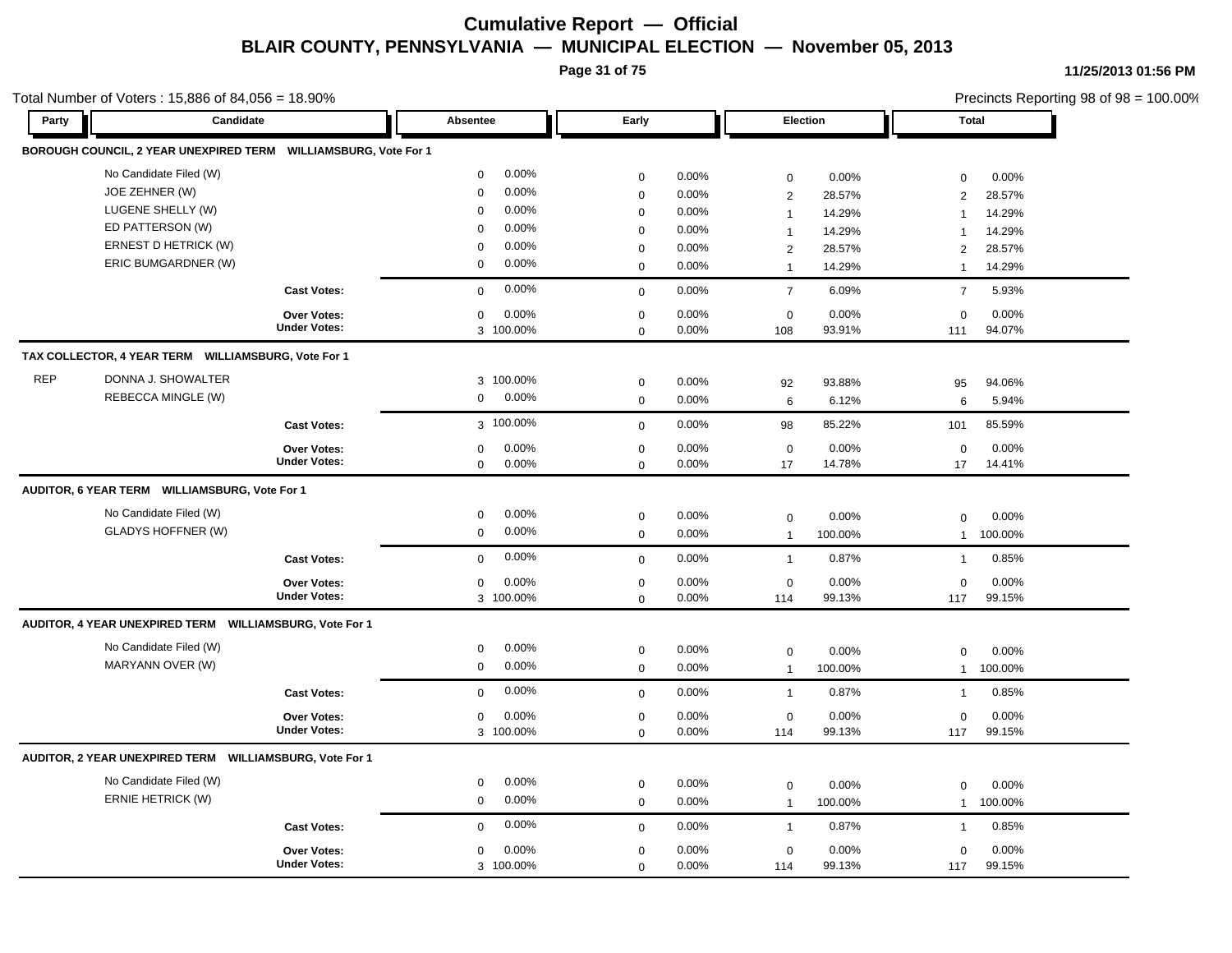# Cumulative Report — Official

## BLAIR COUNTY, PENNSYLVANIA — MUNICIPAL ELECTION — November 05, 2013

11/25/2013 01:56 PM

Total Number of Voters : 15,886 of 84,056 = 18.90%

Precincts Reporting 98 of 98 = 100.00%

| Party | Candidate | Absentee | | Early | | Election | | Total | |
|---|---|---|---|---|---|---|---|---|---|
| **BOROUGH COUNCIL, 2 YEAR UNEXPIRED TERM WILLIAMSBURG, Vote For 1** | | | | | | | | | |
| | No Candidate Filed (W) | 0 | 0.00% | 0 | 0.00% | 0 | 0.00% | 0 | 0.00% |
| | JOE ZEHNER (W) | 0 | 0.00% | 0 | 0.00% | 2 | 28.57% | 2 | 28.57% |
| | LUGENE SHELLY (W) | 0 | 0.00% | 0 | 0.00% | 1 | 14.29% | 1 | 14.29% |
| | ED PATTERSON (W) | 0 | 0.00% | 0 | 0.00% | 1 | 14.29% | 1 | 14.29% |
| | ERNEST D HETRICK (W) | 0 | 0.00% | 0 | 0.00% | 2 | 28.57% | 2 | 28.57% |
| | ERIC BUMGARDNER (W) | 0 | 0.00% | 0 | 0.00% | 1 | 14.29% | 1 | 14.29% |
| | **Cast Votes:** | 0 | 0.00% | 0 | 0.00% | 7 | 6.09% | 7 | 5.93% |
| | **Over Votes:** | 0 | 0.00% | 0 | 0.00% | 0 | 0.00% | 0 | 0.00% |
| | **Under Votes:** | 3 | 100.00% | 0 | 0.00% | 108 | 93.91% | 111 | 94.07% |
| **TAX COLLECTOR, 4 YEAR TERM WILLIAMSBURG, Vote For 1** | | | | | | | | | |
| REP | DONNA J. SHOWALTER | 3 | 100.00% | 0 | 0.00% | 92 | 93.88% | 95 | 94.06% |
| | REBECCA MINGLE (W) | 0 | 0.00% | 0 | 0.00% | 6 | 6.12% | 6 | 5.94% |
| | **Cast Votes:** | 3 | 100.00% | 0 | 0.00% | 98 | 85.22% | 101 | 85.59% |
| | **Over Votes:** | 0 | 0.00% | 0 | 0.00% | 0 | 0.00% | 0 | 0.00% |
| | **Under Votes:** | 0 | 0.00% | 0 | 0.00% | 17 | 14.78% | 17 | 14.41% |
| **AUDITOR, 6 YEAR TERM WILLIAMSBURG, Vote For 1** | | | | | | | | | |
| | No Candidate Filed (W) | 0 | 0.00% | 0 | 0.00% | 0 | 0.00% | 0 | 0.00% |
| | GLADYS HOFFNER (W) | 0 | 0.00% | 0 | 0.00% | 1 | 100.00% | 1 | 100.00% |
| | **Cast Votes:** | 0 | 0.00% | 0 | 0.00% | 1 | 0.87% | 1 | 0.85% |
| | **Over Votes:** | 0 | 0.00% | 0 | 0.00% | 0 | 0.00% | 0 | 0.00% |
| | **Under Votes:** | 3 | 100.00% | 0 | 0.00% | 114 | 99.13% | 117 | 99.15% |
| **AUDITOR, 4 YEAR UNEXPIRED TERM WILLIAMSBURG, Vote For 1** | | | | | | | | | |
| | No Candidate Filed (W) | 0 | 0.00% | 0 | 0.00% | 0 | 0.00% | 0 | 0.00% |
| | MARYANN OVER (W) | 0 | 0.00% | 0 | 0.00% | 1 | 100.00% | 1 | 100.00% |
| | **Cast Votes:** | 0 | 0.00% | 0 | 0.00% | 1 | 0.87% | 1 | 0.85% |
| | **Over Votes:** | 0 | 0.00% | 0 | 0.00% | 0 | 0.00% | 0 | 0.00% |
| | **Under Votes:** | 3 | 100.00% | 0 | 0.00% | 114 | 99.13% | 117 | 99.15% |
| **AUDITOR, 2 YEAR UNEXPIRED TERM WILLIAMSBURG, Vote For 1** | | | | | | | | | |
| | No Candidate Filed (W) | 0 | 0.00% | 0 | 0.00% | 0 | 0.00% | 0 | 0.00% |
| | ERNIE HETRICK (W) | 0 | 0.00% | 0 | 0.00% | 1 | 100.00% | 1 | 100.00% |
| | **Cast Votes:** | 0 | 0.00% | 0 | 0.00% | 1 | 0.87% | 1 | 0.85% |
| | **Over Votes:** | 0 | 0.00% | 0 | 0.00% | 0 | 0.00% | 0 | 0.00% |
| | **Under Votes:** | 3 | 100.00% | 0 | 0.00% | 114 | 99.13% | 117 | 99.15% |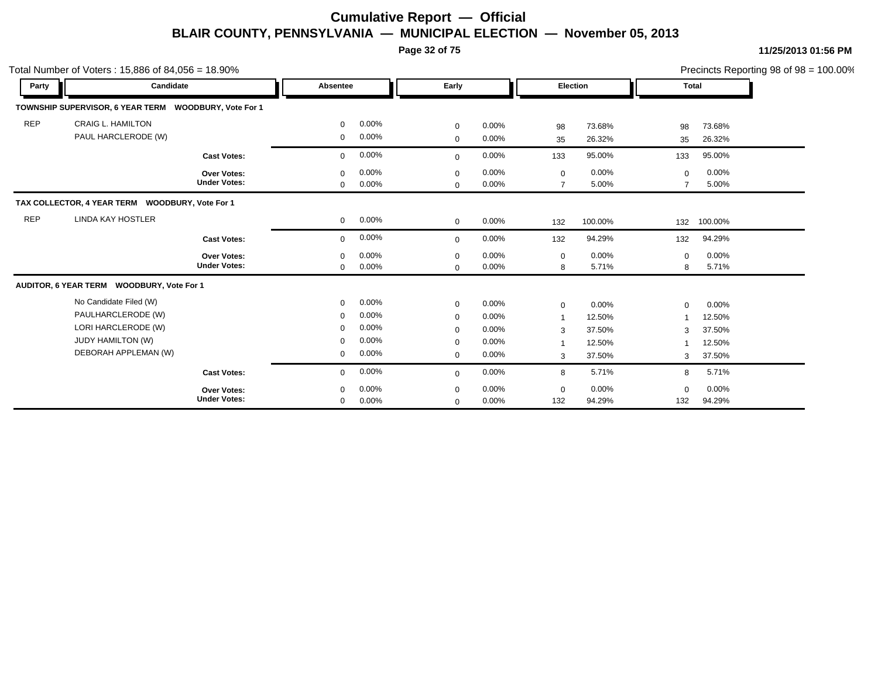# Cumulative Report — Official

## BLAIR COUNTY, PENNSYLVANIA — MUNICIPAL ELECTION — November 05, 2013

11/25/2013 01:56 PM

Total Number of Voters : 15,886 of 84,056 = 18.90%

Precincts Reporting 98 of 98 = 100.00%

| Party | Candidate | Absentee | | Early | | Election | | Total | |
|---|---|---|---|---|---|---|---|---|---|
| **TOWNSHIP SUPERVISOR, 6 YEAR TERM WOODBURY, Vote For 1** | | | | | | | | | |
| REP | CRAIG L. HAMILTON | 0 | 0.00% | 0 | 0.00% | 98 | 73.68% | 98 | 73.68% |
| | PAUL HARCLERODE (W) | 0 | 0.00% | 0 | 0.00% | 35 | 26.32% | 35 | 26.32% |
| | **Cast Votes:** | 0 | 0.00% | 0 | 0.00% | 133 | 95.00% | 133 | 95.00% |
| | **Over Votes:** | 0 | 0.00% | 0 | 0.00% | 0 | 0.00% | 0 | 0.00% |
| | **Under Votes:** | 0 | 0.00% | 0 | 0.00% | 7 | 5.00% | 7 | 5.00% |
| **TAX COLLECTOR, 4 YEAR TERM WOODBURY, Vote For 1** | | | | | | | | | |
| REP | LINDA KAY HOSTLER | 0 | 0.00% | 0 | 0.00% | 132 | 100.00% | 132 | 100.00% |
| | **Cast Votes:** | 0 | 0.00% | 0 | 0.00% | 132 | 94.29% | 132 | 94.29% |
| | **Over Votes:** | 0 | 0.00% | 0 | 0.00% | 0 | 0.00% | 0 | 0.00% |
| | **Under Votes:** | 0 | 0.00% | 0 | 0.00% | 8 | 5.71% | 8 | 5.71% |
| **AUDITOR, 6 YEAR TERM WOODBURY, Vote For 1** | | | | | | | | | |
| | No Candidate Filed (W) | 0 | 0.00% | 0 | 0.00% | 0 | 0.00% | 0 | 0.00% |
| | PAULHARCLERODE (W) | 0 | 0.00% | 0 | 0.00% | 1 | 12.50% | 1 | 12.50% |
| | LORI HARCLERODE (W) | 0 | 0.00% | 0 | 0.00% | 3 | 37.50% | 3 | 37.50% |
| | JUDY HAMILTON (W) | 0 | 0.00% | 0 | 0.00% | 1 | 12.50% | 1 | 12.50% |
| | DEBORAH APPLEMAN (W) | 0 | 0.00% | 0 | 0.00% | 3 | 37.50% | 3 | 37.50% |
| | **Cast Votes:** | 0 | 0.00% | 0 | 0.00% | 8 | 5.71% | 8 | 5.71% |
| | **Over Votes:** | 0 | 0.00% | 0 | 0.00% | 0 | 0.00% | 0 | 0.00% |
| | **Under Votes:** | 0 | 0.00% | 0 | 0.00% | 132 | 94.29% | 132 | 94.29% |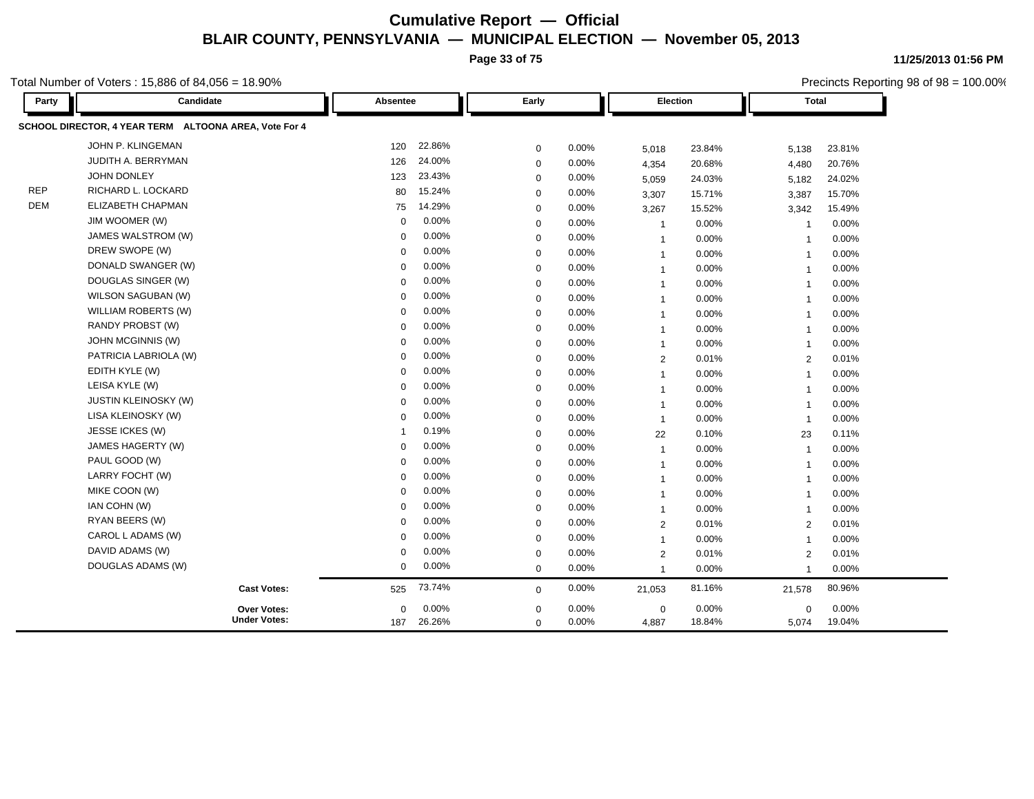# Cumulative Report — Official

## BLAIR COUNTY, PENNSYLVANIA — MUNICIPAL ELECTION — November 05, 2013

11/25/2013 01:56 PM

Total Number of Voters : 15,886 of 84,056 = 18.90%

Precincts Reporting 98 of 98 = 100.00%

**SCHOOL DIRECTOR, 4 YEAR TERM ALTOONA AREA, Vote For 4**

| Party | Candidate | Absentee | | Early | | Election | | Total | |
|---|---|---|---|---|---|---|---|---|---|
| | JOHN P. KLINGEMAN | 120 | 22.86% | 0 | 0.00% | 5,018 | 23.84% | 5,138 | 23.81% |
| | JUDITH A. BERRYMAN | 126 | 24.00% | 0 | 0.00% | 4,354 | 20.68% | 4,480 | 20.76% |
| | JOHN DONLEY | 123 | 23.43% | 0 | 0.00% | 5,059 | 24.03% | 5,182 | 24.02% |
| REP | RICHARD L. LOCKARD | 80 | 15.24% | 0 | 0.00% | 3,307 | 15.71% | 3,387 | 15.70% |
| DEM | ELIZABETH CHAPMAN | 75 | 14.29% | 0 | 0.00% | 3,267 | 15.52% | 3,342 | 15.49% |
| | JIM WOOMER (W) | 0 | 0.00% | 0 | 0.00% | 1 | 0.00% | 1 | 0.00% |
| | JAMES WALSTROM (W) | 0 | 0.00% | 0 | 0.00% | 1 | 0.00% | 1 | 0.00% |
| | DREW SWOPE (W) | 0 | 0.00% | 0 | 0.00% | 1 | 0.00% | 1 | 0.00% |
| | DONALD SWANGER (W) | 0 | 0.00% | 0 | 0.00% | 1 | 0.00% | 1 | 0.00% |
| | DOUGLAS SINGER (W) | 0 | 0.00% | 0 | 0.00% | 1 | 0.00% | 1 | 0.00% |
| | WILSON SAGUBAN (W) | 0 | 0.00% | 0 | 0.00% | 1 | 0.00% | 1 | 0.00% |
| | WILLIAM ROBERTS (W) | 0 | 0.00% | 0 | 0.00% | 1 | 0.00% | 1 | 0.00% |
| | RANDY PROBST (W) | 0 | 0.00% | 0 | 0.00% | 1 | 0.00% | 1 | 0.00% |
| | JOHN MCGINNIS (W) | 0 | 0.00% | 0 | 0.00% | 1 | 0.00% | 1 | 0.00% |
| | PATRICIA LABRIOLA (W) | 0 | 0.00% | 0 | 0.00% | 2 | 0.01% | 2 | 0.01% |
| | EDITH KYLE (W) | 0 | 0.00% | 0 | 0.00% | 1 | 0.00% | 1 | 0.00% |
| | LEISA KYLE (W) | 0 | 0.00% | 0 | 0.00% | 1 | 0.00% | 1 | 0.00% |
| | JUSTIN KLEINOSKY (W) | 0 | 0.00% | 0 | 0.00% | 1 | 0.00% | 1 | 0.00% |
| | LISA KLEINOSKY (W) | 0 | 0.00% | 0 | 0.00% | 1 | 0.00% | 1 | 0.00% |
| | JESSE ICKES (W) | 1 | 0.19% | 0 | 0.00% | 22 | 0.10% | 23 | 0.11% |
| | JAMES HAGERTY (W) | 0 | 0.00% | 0 | 0.00% | 1 | 0.00% | 1 | 0.00% |
| | PAUL GOOD (W) | 0 | 0.00% | 0 | 0.00% | 1 | 0.00% | 1 | 0.00% |
| | LARRY FOCHT (W) | 0 | 0.00% | 0 | 0.00% | 1 | 0.00% | 1 | 0.00% |
| | MIKE COON (W) | 0 | 0.00% | 0 | 0.00% | 1 | 0.00% | 1 | 0.00% |
| | IAN COHN (W) | 0 | 0.00% | 0 | 0.00% | 1 | 0.00% | 1 | 0.00% |
| | RYAN BEERS (W) | 0 | 0.00% | 0 | 0.00% | 2 | 0.01% | 2 | 0.01% |
| | CAROL L ADAMS (W) | 0 | 0.00% | 0 | 0.00% | 1 | 0.00% | 1 | 0.00% |
| | DAVID ADAMS (W) | 0 | 0.00% | 0 | 0.00% | 2 | 0.01% | 2 | 0.01% |
| | DOUGLAS ADAMS (W) | 0 | 0.00% | 0 | 0.00% | 1 | 0.00% | 1 | 0.00% |
| | **Cast Votes:** | 525 | 73.74% | 0 | 0.00% | 21,053 | 81.16% | 21,578 | 80.96% |
| | **Over Votes:** | 0 | 0.00% | 0 | 0.00% | 0 | 0.00% | 0 | 0.00% |
| | **Under Votes:** | 187 | 26.26% | 0 | 0.00% | 4,887 | 18.84% | 5,074 | 19.04% |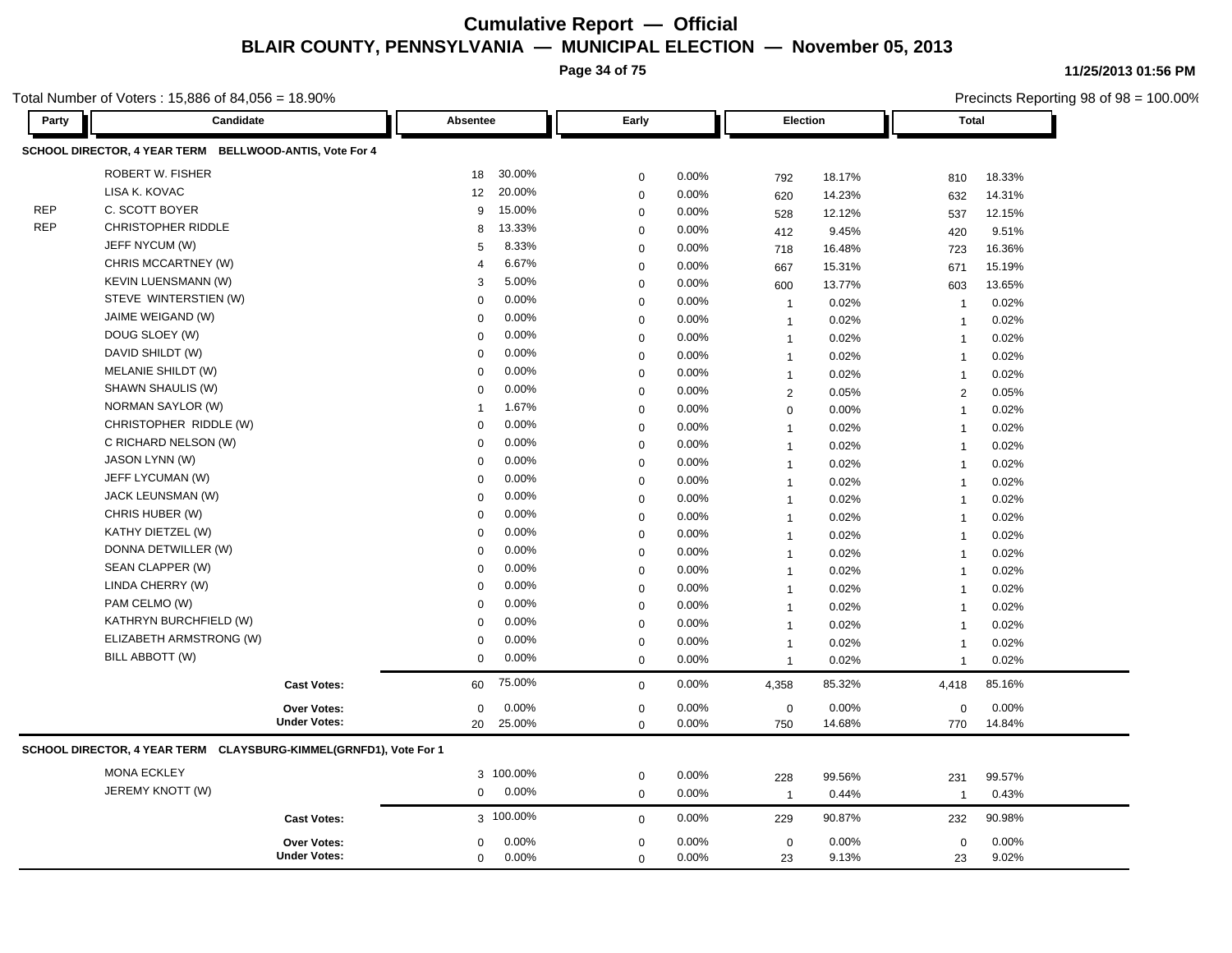# Cumulative Report — Official
## BLAIR COUNTY, PENNSYLVANIA — MUNICIPAL ELECTION — November 05, 2013

11/25/2013 01:56 PM

Total Number of Voters : 15,886 of 84,056 = 18.90%

Precincts Reporting 98 of 98 = 100.00%

### SCHOOL DIRECTOR, 4 YEAR TERM BELLWOOD-ANTIS, Vote For 4

| Party | Candidate | Absentee | | Early | | Election | | Total | |
|---|---|---|---|---|---|---|---|---|---|
| | ROBERT W. FISHER | 18 | 30.00% | 0 | 0.00% | 792 | 18.17% | 810 | 18.33% |
| | LISA K. KOVAC | 12 | 20.00% | 0 | 0.00% | 620 | 14.23% | 632 | 14.31% |
| REP | C. SCOTT BOYER | 9 | 15.00% | 0 | 0.00% | 528 | 12.12% | 537 | 12.15% |
| REP | CHRISTOPHER RIDDLE | 8 | 13.33% | 0 | 0.00% | 412 | 9.45% | 420 | 9.51% |
| | JEFF NYCUM (W) | 5 | 8.33% | 0 | 0.00% | 718 | 16.48% | 723 | 16.36% |
| | CHRIS MCCARTNEY (W) | 4 | 6.67% | 0 | 0.00% | 667 | 15.31% | 671 | 15.19% |
| | KEVIN LUENSMANN (W) | 3 | 5.00% | 0 | 0.00% | 600 | 13.77% | 603 | 13.65% |
| | STEVE WINTERSTIEN (W) | 0 | 0.00% | 0 | 0.00% | 1 | 0.02% | 1 | 0.02% |
| | JAIME WEIGAND (W) | 0 | 0.00% | 0 | 0.00% | 1 | 0.02% | 1 | 0.02% |
| | DOUG SLOEY (W) | 0 | 0.00% | 0 | 0.00% | 1 | 0.02% | 1 | 0.02% |
| | DAVID SHILDT (W) | 0 | 0.00% | 0 | 0.00% | 1 | 0.02% | 1 | 0.02% |
| | MELANIE SHILDT (W) | 0 | 0.00% | 0 | 0.00% | 1 | 0.02% | 1 | 0.02% |
| | SHAWN SHAULIS (W) | 0 | 0.00% | 0 | 0.00% | 2 | 0.05% | 2 | 0.05% |
| | NORMAN SAYLOR (W) | 1 | 1.67% | 0 | 0.00% | 0 | 0.00% | 1 | 0.02% |
| | CHRISTOPHER RIDDLE (W) | 0 | 0.00% | 0 | 0.00% | 1 | 0.02% | 1 | 0.02% |
| | C RICHARD NELSON (W) | 0 | 0.00% | 0 | 0.00% | 1 | 0.02% | 1 | 0.02% |
| | JASON LYNN (W) | 0 | 0.00% | 0 | 0.00% | 1 | 0.02% | 1 | 0.02% |
| | JEFF LYCUMAN (W) | 0 | 0.00% | 0 | 0.00% | 1 | 0.02% | 1 | 0.02% |
| | JACK LEUNSMAN (W) | 0 | 0.00% | 0 | 0.00% | 1 | 0.02% | 1 | 0.02% |
| | CHRIS HUBER (W) | 0 | 0.00% | 0 | 0.00% | 1 | 0.02% | 1 | 0.02% |
| | KATHY DIETZEL (W) | 0 | 0.00% | 0 | 0.00% | 1 | 0.02% | 1 | 0.02% |
| | DONNA DETWILLER (W) | 0 | 0.00% | 0 | 0.00% | 1 | 0.02% | 1 | 0.02% |
| | SEAN CLAPPER (W) | 0 | 0.00% | 0 | 0.00% | 1 | 0.02% | 1 | 0.02% |
| | LINDA CHERRY (W) | 0 | 0.00% | 0 | 0.00% | 1 | 0.02% | 1 | 0.02% |
| | PAM CELMO (W) | 0 | 0.00% | 0 | 0.00% | 1 | 0.02% | 1 | 0.02% |
| | KATHRYN BURCHFIELD (W) | 0 | 0.00% | 0 | 0.00% | 1 | 0.02% | 1 | 0.02% |
| | ELIZABETH ARMSTRONG (W) | 0 | 0.00% | 0 | 0.00% | 1 | 0.02% | 1 | 0.02% |
| | BILL ABBOTT (W) | 0 | 0.00% | 0 | 0.00% | 1 | 0.02% | 1 | 0.02% |
| | **Cast Votes:** | 60 | 75.00% | 0 | 0.00% | 4,358 | 85.32% | 4,418 | 85.16% |
| | **Over Votes:** | 0 | 0.00% | 0 | 0.00% | 0 | 0.00% | 0 | 0.00% |
| | **Under Votes:** | 20 | 25.00% | 0 | 0.00% | 750 | 14.68% | 770 | 14.84% |

### SCHOOL DIRECTOR, 4 YEAR TERM CLAYSBURG-KIMMEL(GRNFD1), Vote For 1

| Party | Candidate | Absentee | | Early | | Election | | Total | |
|---|---|---|---|---|---|---|---|---|---|
| | MONA ECKLEY | 3 | 100.00% | 0 | 0.00% | 228 | 99.56% | 231 | 99.57% |
| | JEREMY KNOTT (W) | 0 | 0.00% | 0 | 0.00% | 1 | 0.44% | 1 | 0.43% |
| | **Cast Votes:** | 3 | 100.00% | 0 | 0.00% | 229 | 90.87% | 232 | 90.98% |
| | **Over Votes:** | 0 | 0.00% | 0 | 0.00% | 0 | 0.00% | 0 | 0.00% |
| | **Under Votes:** | 0 | 0.00% | 0 | 0.00% | 23 | 9.13% | 23 | 9.02% |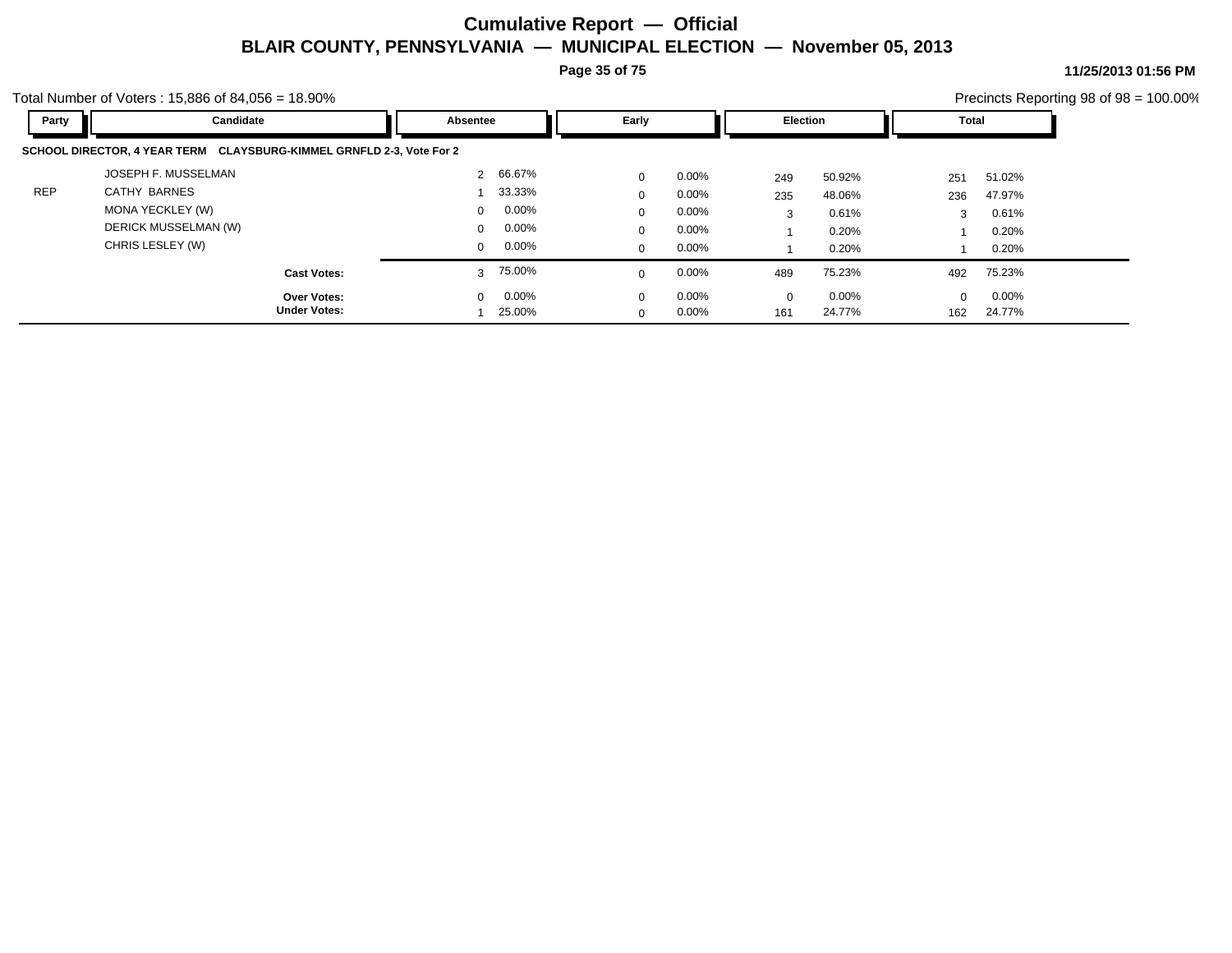# Cumulative Report — Official

## BLAIR COUNTY, PENNSYLVANIA — MUNICIPAL ELECTION — November 05, 2013

11/25/2013 01:56 PM

Total Number of Voters : 15,886 of 84,056 = 18.90%

Precincts Reporting 98 of 98 = 100.00%

**SCHOOL DIRECTOR, 4 YEAR TERM CLAYSBURG-KIMMEL GRNFLD 2-3, Vote For 2**

| Party | Candidate | Absentee | | Early | | Election | | Total | |
|---|---|---|---|---|---|---|---|---|---|
| | JOSEPH F. MUSSELMAN | 2 | 66.67% | 0 | 0.00% | 249 | 50.92% | 251 | 51.02% |
| REP | CATHY BARNES | 1 | 33.33% | 0 | 0.00% | 235 | 48.06% | 236 | 47.97% |
| | MONA YECKLEY (W) | 0 | 0.00% | 0 | 0.00% | 3 | 0.61% | 3 | 0.61% |
| | DERICK MUSSELMAN (W) | 0 | 0.00% | 0 | 0.00% | 1 | 0.20% | 1 | 0.20% |
| | CHRIS LESLEY (W) | 0 | 0.00% | 0 | 0.00% | 1 | 0.20% | 1 | 0.20% |
| | **Cast Votes:** | 3 | 75.00% | 0 | 0.00% | 489 | 75.23% | 492 | 75.23% |
| | **Over Votes:** | 0 | 0.00% | 0 | 0.00% | 0 | 0.00% | 0 | 0.00% |
| | **Under Votes:** | 1 | 25.00% | 0 | 0.00% | 161 | 24.77% | 162 | 24.77% |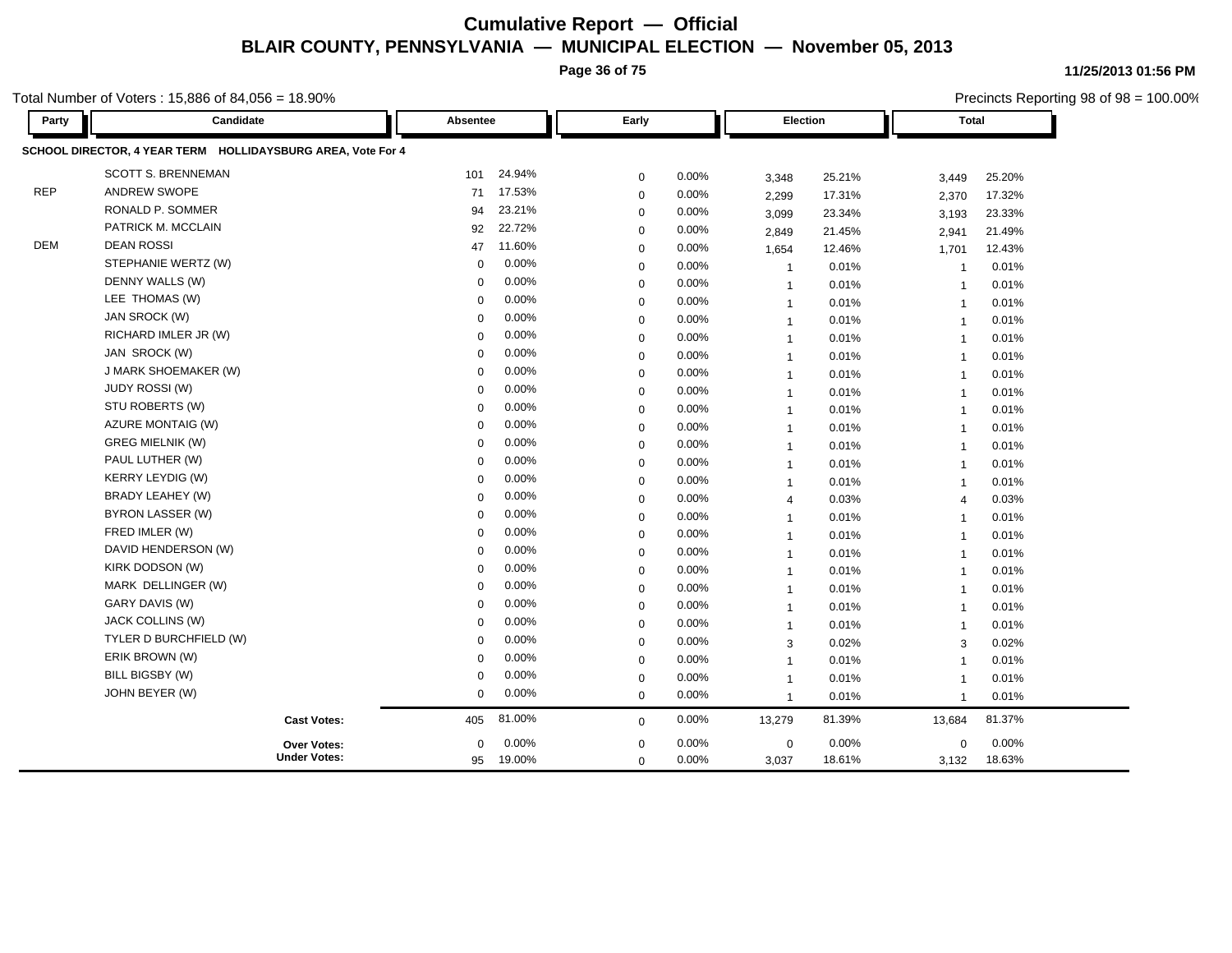# Cumulative Report — Official

## BLAIR COUNTY, PENNSYLVANIA — MUNICIPAL ELECTION — November 05, 2013

11/25/2013 01:56 PM

Total Number of Voters : 15,886 of 84,056 = 18.90%

Precincts Reporting 98 of 98 = 100.00%

### SCHOOL DIRECTOR, 4 YEAR TERM HOLLIDAYSBURG AREA, Vote For 4

| Party | Candidate | Absentee | | Early | | Election | | Total | |
|---|---|---|---|---|---|---|---|---|---|
| | SCOTT S. BRENNEMAN | 101 | 24.94% | 0 | 0.00% | 3,348 | 25.21% | 3,449 | 25.20% |
| REP | ANDREW SWOPE | 71 | 17.53% | 0 | 0.00% | 2,299 | 17.31% | 2,370 | 17.32% |
| | RONALD P. SOMMER | 94 | 23.21% | 0 | 0.00% | 3,099 | 23.34% | 3,193 | 23.33% |
| | PATRICK M. MCCLAIN | 92 | 22.72% | 0 | 0.00% | 2,849 | 21.45% | 2,941 | 21.49% |
| DEM | DEAN ROSSI | 47 | 11.60% | 0 | 0.00% | 1,654 | 12.46% | 1,701 | 12.43% |
| | STEPHANIE WERTZ (W) | 0 | 0.00% | 0 | 0.00% | 1 | 0.01% | 1 | 0.01% |
| | DENNY WALLS (W) | 0 | 0.00% | 0 | 0.00% | 1 | 0.01% | 1 | 0.01% |
| | LEE THOMAS (W) | 0 | 0.00% | 0 | 0.00% | 1 | 0.01% | 1 | 0.01% |
| | JAN SROCK (W) | 0 | 0.00% | 0 | 0.00% | 1 | 0.01% | 1 | 0.01% |
| | RICHARD IMLER JR (W) | 0 | 0.00% | 0 | 0.00% | 1 | 0.01% | 1 | 0.01% |
| | JAN SROCK (W) | 0 | 0.00% | 0 | 0.00% | 1 | 0.01% | 1 | 0.01% |
| | J MARK SHOEMAKER (W) | 0 | 0.00% | 0 | 0.00% | 1 | 0.01% | 1 | 0.01% |
| | JUDY ROSSI (W) | 0 | 0.00% | 0 | 0.00% | 1 | 0.01% | 1 | 0.01% |
| | STU ROBERTS (W) | 0 | 0.00% | 0 | 0.00% | 1 | 0.01% | 1 | 0.01% |
| | AZURE MONTAIG (W) | 0 | 0.00% | 0 | 0.00% | 1 | 0.01% | 1 | 0.01% |
| | GREG MIELNIK (W) | 0 | 0.00% | 0 | 0.00% | 1 | 0.01% | 1 | 0.01% |
| | PAUL LUTHER (W) | 0 | 0.00% | 0 | 0.00% | 1 | 0.01% | 1 | 0.01% |
| | KERRY LEYDIG (W) | 0 | 0.00% | 0 | 0.00% | 1 | 0.01% | 1 | 0.01% |
| | BRADY LEAHEY (W) | 0 | 0.00% | 0 | 0.00% | 4 | 0.03% | 4 | 0.03% |
| | BYRON LASSER (W) | 0 | 0.00% | 0 | 0.00% | 1 | 0.01% | 1 | 0.01% |
| | FRED IMLER (W) | 0 | 0.00% | 0 | 0.00% | 1 | 0.01% | 1 | 0.01% |
| | DAVID HENDERSON (W) | 0 | 0.00% | 0 | 0.00% | 1 | 0.01% | 1 | 0.01% |
| | KIRK DODSON (W) | 0 | 0.00% | 0 | 0.00% | 1 | 0.01% | 1 | 0.01% |
| | MARK DELLINGER (W) | 0 | 0.00% | 0 | 0.00% | 1 | 0.01% | 1 | 0.01% |
| | GARY DAVIS (W) | 0 | 0.00% | 0 | 0.00% | 1 | 0.01% | 1 | 0.01% |
| | JACK COLLINS (W) | 0 | 0.00% | 0 | 0.00% | 1 | 0.01% | 1 | 0.01% |
| | TYLER D BURCHFIELD (W) | 0 | 0.00% | 0 | 0.00% | 3 | 0.02% | 3 | 0.02% |
| | ERIK BROWN (W) | 0 | 0.00% | 0 | 0.00% | 1 | 0.01% | 1 | 0.01% |
| | BILL BIGSBY (W) | 0 | 0.00% | 0 | 0.00% | 1 | 0.01% | 1 | 0.01% |
| | JOHN BEYER (W) | 0 | 0.00% | 0 | 0.00% | 1 | 0.01% | 1 | 0.01% |
| | **Cast Votes:** | 405 | 81.00% | 0 | 0.00% | 13,279 | 81.39% | 13,684 | 81.37% |
| | **Over Votes:** | 0 | 0.00% | 0 | 0.00% | 0 | 0.00% | 0 | 0.00% |
| | **Under Votes:** | 95 | 19.00% | 0 | 0.00% | 3,037 | 18.61% | 3,132 | 18.63% |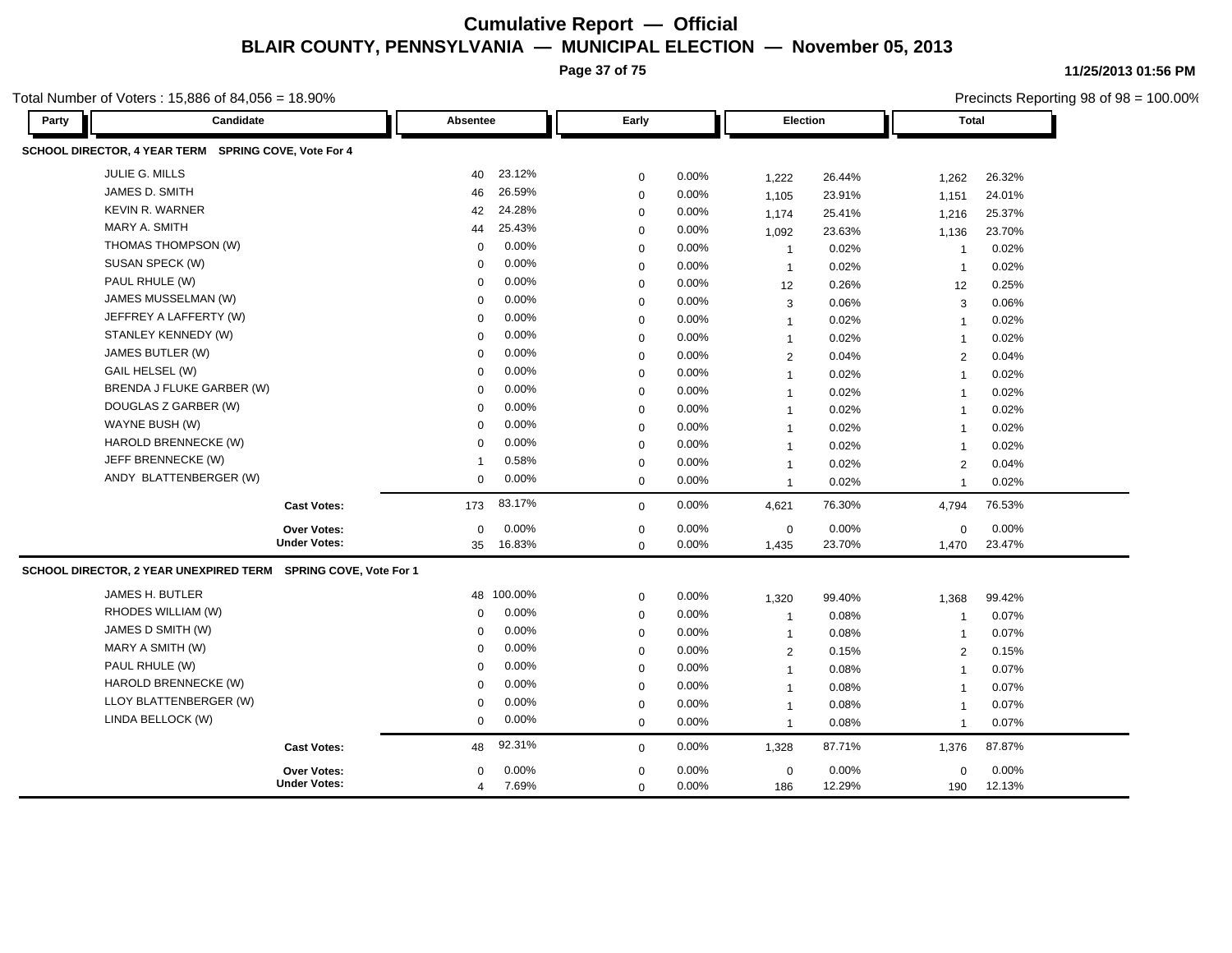# Cumulative Report — Official

## BLAIR COUNTY, PENNSYLVANIA — MUNICIPAL ELECTION — November 05, 2013

11/25/2013 01:56 PM

Total Number of Voters : 15,886 of 84,056 = 18.90%

Precincts Reporting 98 of 98 = 100.00%

### SCHOOL DIRECTOR, 4 YEAR TERM SPRING COVE, Vote For 4

| Party | Candidate | Absentee | | Early | | Election | | Total | |
|---|---|---|---|---|---|---|---|---|---|
| | JULIE G. MILLS | 40 | 23.12% | 0 | 0.00% | 1,222 | 26.44% | 1,262 | 26.32% |
| | JAMES D. SMITH | 46 | 26.59% | 0 | 0.00% | 1,105 | 23.91% | 1,151 | 24.01% |
| | KEVIN R. WARNER | 42 | 24.28% | 0 | 0.00% | 1,174 | 25.41% | 1,216 | 25.37% |
| | MARY A. SMITH | 44 | 25.43% | 0 | 0.00% | 1,092 | 23.63% | 1,136 | 23.70% |
| | THOMAS THOMPSON (W) | 0 | 0.00% | 0 | 0.00% | 1 | 0.02% | 1 | 0.02% |
| | SUSAN SPECK (W) | 0 | 0.00% | 0 | 0.00% | 1 | 0.02% | 1 | 0.02% |
| | PAUL RHULE (W) | 0 | 0.00% | 0 | 0.00% | 12 | 0.26% | 12 | 0.25% |
| | JAMES MUSSELMAN (W) | 0 | 0.00% | 0 | 0.00% | 3 | 0.06% | 3 | 0.06% |
| | JEFFREY A LAFFERTY (W) | 0 | 0.00% | 0 | 0.00% | 1 | 0.02% | 1 | 0.02% |
| | STANLEY KENNEDY (W) | 0 | 0.00% | 0 | 0.00% | 1 | 0.02% | 1 | 0.02% |
| | JAMES BUTLER (W) | 0 | 0.00% | 0 | 0.00% | 2 | 0.04% | 2 | 0.04% |
| | GAIL HELSEL (W) | 0 | 0.00% | 0 | 0.00% | 1 | 0.02% | 1 | 0.02% |
| | BRENDA J FLUKE GARBER (W) | 0 | 0.00% | 0 | 0.00% | 1 | 0.02% | 1 | 0.02% |
| | DOUGLAS Z GARBER (W) | 0 | 0.00% | 0 | 0.00% | 1 | 0.02% | 1 | 0.02% |
| | WAYNE BUSH (W) | 0 | 0.00% | 0 | 0.00% | 1 | 0.02% | 1 | 0.02% |
| | HAROLD BRENNECKE (W) | 0 | 0.00% | 0 | 0.00% | 1 | 0.02% | 1 | 0.02% |
| | JEFF BRENNECKE (W) | 1 | 0.58% | 0 | 0.00% | 1 | 0.02% | 2 | 0.04% |
| | ANDY BLATTENBERGER (W) | 0 | 0.00% | 0 | 0.00% | 1 | 0.02% | 1 | 0.02% |
| | **Cast Votes:** | 173 | 83.17% | 0 | 0.00% | 4,621 | 76.30% | 4,794 | 76.53% |
| | **Over Votes:** | 0 | 0.00% | 0 | 0.00% | 0 | 0.00% | 0 | 0.00% |
| | **Under Votes:** | 35 | 16.83% | 0 | 0.00% | 1,435 | 23.70% | 1,470 | 23.47% |

### SCHOOL DIRECTOR, 2 YEAR UNEXPIRED TERM SPRING COVE, Vote For 1

| Party | Candidate | Absentee | | Early | | Election | | Total | |
|---|---|---|---|---|---|---|---|---|---|
| | JAMES H. BUTLER | 48 | 100.00% | 0 | 0.00% | 1,320 | 99.40% | 1,368 | 99.42% |
| | RHODES WILLIAM (W) | 0 | 0.00% | 0 | 0.00% | 1 | 0.08% | 1 | 0.07% |
| | JAMES D SMITH (W) | 0 | 0.00% | 0 | 0.00% | 1 | 0.08% | 1 | 0.07% |
| | MARY A SMITH (W) | 0 | 0.00% | 0 | 0.00% | 2 | 0.15% | 2 | 0.15% |
| | PAUL RHULE (W) | 0 | 0.00% | 0 | 0.00% | 1 | 0.08% | 1 | 0.07% |
| | HAROLD BRENNECKE (W) | 0 | 0.00% | 0 | 0.00% | 1 | 0.08% | 1 | 0.07% |
| | LLOY BLATTENBERGER (W) | 0 | 0.00% | 0 | 0.00% | 1 | 0.08% | 1 | 0.07% |
| | LINDA BELLOCK (W) | 0 | 0.00% | 0 | 0.00% | 1 | 0.08% | 1 | 0.07% |
| | **Cast Votes:** | 48 | 92.31% | 0 | 0.00% | 1,328 | 87.71% | 1,376 | 87.87% |
| | **Over Votes:** | 0 | 0.00% | 0 | 0.00% | 0 | 0.00% | 0 | 0.00% |
| | **Under Votes:** | 4 | 7.69% | 0 | 0.00% | 186 | 12.29% | 190 | 12.13% |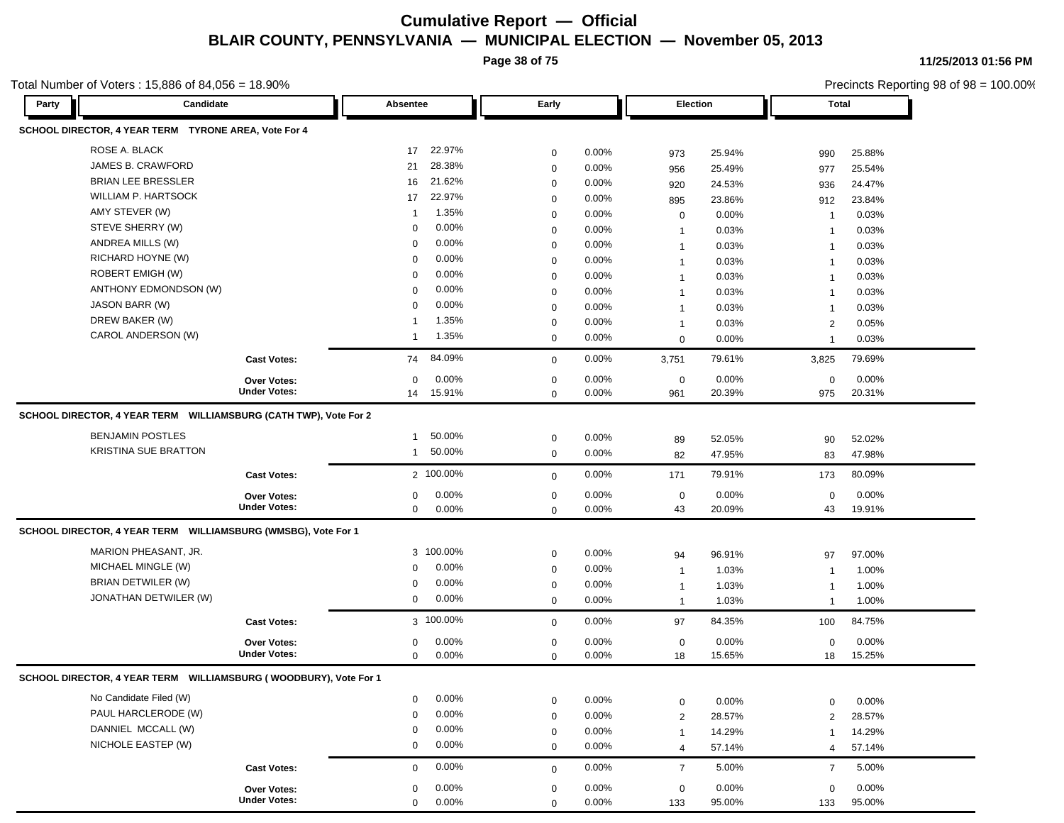# Cumulative Report — Official

## BLAIR COUNTY, PENNSYLVANIA — MUNICIPAL ELECTION — November 05, 2013

11/25/2013 01:56 PM

Total Number of Voters : 15,886 of 84,056 = 18.90%

Precincts Reporting 98 of 98 = 100.00%

### SCHOOL DIRECTOR, 4 YEAR TERM TYRONE AREA, Vote For 4

| Party | Candidate | Absentee | | Early | | Election | | Total | |
|---|---|---|---|---|---|---|---|---|---|
| | ROSE A. BLACK | 17 | 22.97% | 0 | 0.00% | 973 | 25.94% | 990 | 25.88% |
| | JAMES B. CRAWFORD | 21 | 28.38% | 0 | 0.00% | 956 | 25.49% | 977 | 25.54% |
| | BRIAN LEE BRESSLER | 16 | 21.62% | 0 | 0.00% | 920 | 24.53% | 936 | 24.47% |
| | WILLIAM P. HARTSOCK | 17 | 22.97% | 0 | 0.00% | 895 | 23.86% | 912 | 23.84% |
| | AMY STEVER (W) | 1 | 1.35% | 0 | 0.00% | 0 | 0.00% | 1 | 0.03% |
| | STEVE SHERRY (W) | 0 | 0.00% | 0 | 0.00% | 1 | 0.03% | 1 | 0.03% |
| | ANDREA MILLS (W) | 0 | 0.00% | 0 | 0.00% | 1 | 0.03% | 1 | 0.03% |
| | RICHARD HOYNE (W) | 0 | 0.00% | 0 | 0.00% | 1 | 0.03% | 1 | 0.03% |
| | ROBERT EMIGH (W) | 0 | 0.00% | 0 | 0.00% | 1 | 0.03% | 1 | 0.03% |
| | ANTHONY EDMONDSON (W) | 0 | 0.00% | 0 | 0.00% | 1 | 0.03% | 1 | 0.03% |
| | JASON BARR (W) | 0 | 0.00% | 0 | 0.00% | 1 | 0.03% | 1 | 0.03% |
| | DREW BAKER (W) | 1 | 1.35% | 0 | 0.00% | 1 | 0.03% | 2 | 0.05% |
| | CAROL ANDERSON (W) | 1 | 1.35% | 0 | 0.00% | 0 | 0.00% | 1 | 0.03% |
| | **Cast Votes:** | 74 | 84.09% | 0 | 0.00% | 3,751 | 79.61% | 3,825 | 79.69% |
| | **Over Votes:** | 0 | 0.00% | 0 | 0.00% | 0 | 0.00% | 0 | 0.00% |
| | **Under Votes:** | 14 | 15.91% | 0 | 0.00% | 961 | 20.39% | 975 | 20.31% |

### SCHOOL DIRECTOR, 4 YEAR TERM WILLIAMSBURG (CATH TWP), Vote For 2

| Party | Candidate | Absentee | | Early | | Election | | Total | |
|---|---|---|---|---|---|---|---|---|---|
| | BENJAMIN POSTLES | 1 | 50.00% | 0 | 0.00% | 89 | 52.05% | 90 | 52.02% |
| | KRISTINA SUE BRATTON | 1 | 50.00% | 0 | 0.00% | 82 | 47.95% | 83 | 47.98% |
| | **Cast Votes:** | 2 | 100.00% | 0 | 0.00% | 171 | 79.91% | 173 | 80.09% |
| | **Over Votes:** | 0 | 0.00% | 0 | 0.00% | 0 | 0.00% | 0 | 0.00% |
| | **Under Votes:** | 0 | 0.00% | 0 | 0.00% | 43 | 20.09% | 43 | 19.91% |

### SCHOOL DIRECTOR, 4 YEAR TERM WILLIAMSBURG (WMSBG), Vote For 1

| Party | Candidate | Absentee | | Early | | Election | | Total | |
|---|---|---|---|---|---|---|---|---|---|
| | MARION PHEASANT, JR. | 3 | 100.00% | 0 | 0.00% | 94 | 96.91% | 97 | 97.00% |
| | MICHAEL MINGLE (W) | 0 | 0.00% | 0 | 0.00% | 1 | 1.03% | 1 | 1.00% |
| | BRIAN DETWILER (W) | 0 | 0.00% | 0 | 0.00% | 1 | 1.03% | 1 | 1.00% |
| | JONATHAN DETWILER (W) | 0 | 0.00% | 0 | 0.00% | 1 | 1.03% | 1 | 1.00% |
| | **Cast Votes:** | 3 | 100.00% | 0 | 0.00% | 97 | 84.35% | 100 | 84.75% |
| | **Over Votes:** | 0 | 0.00% | 0 | 0.00% | 0 | 0.00% | 0 | 0.00% |
| | **Under Votes:** | 0 | 0.00% | 0 | 0.00% | 18 | 15.65% | 18 | 15.25% |

### SCHOOL DIRECTOR, 4 YEAR TERM WILLIAMSBURG ( WOODBURY), Vote For 1

| Party | Candidate | Absentee | | Early | | Election | | Total | |
|---|---|---|---|---|---|---|---|---|---|
| | No Candidate Filed (W) | 0 | 0.00% | 0 | 0.00% | 0 | 0.00% | 0 | 0.00% |
| | PAUL HARCLERODE (W) | 0 | 0.00% | 0 | 0.00% | 2 | 28.57% | 2 | 28.57% |
| | DANNIEL MCCALL (W) | 0 | 0.00% | 0 | 0.00% | 1 | 14.29% | 1 | 14.29% |
| | NICHOLE EASTEP (W) | 0 | 0.00% | 0 | 0.00% | 4 | 57.14% | 4 | 57.14% |
| | **Cast Votes:** | 0 | 0.00% | 0 | 0.00% | 7 | 5.00% | 7 | 5.00% |
| | **Over Votes:** | 0 | 0.00% | 0 | 0.00% | 0 | 0.00% | 0 | 0.00% |
| | **Under Votes:** | 0 | 0.00% | 0 | 0.00% | 133 | 95.00% | 133 | 95.00% |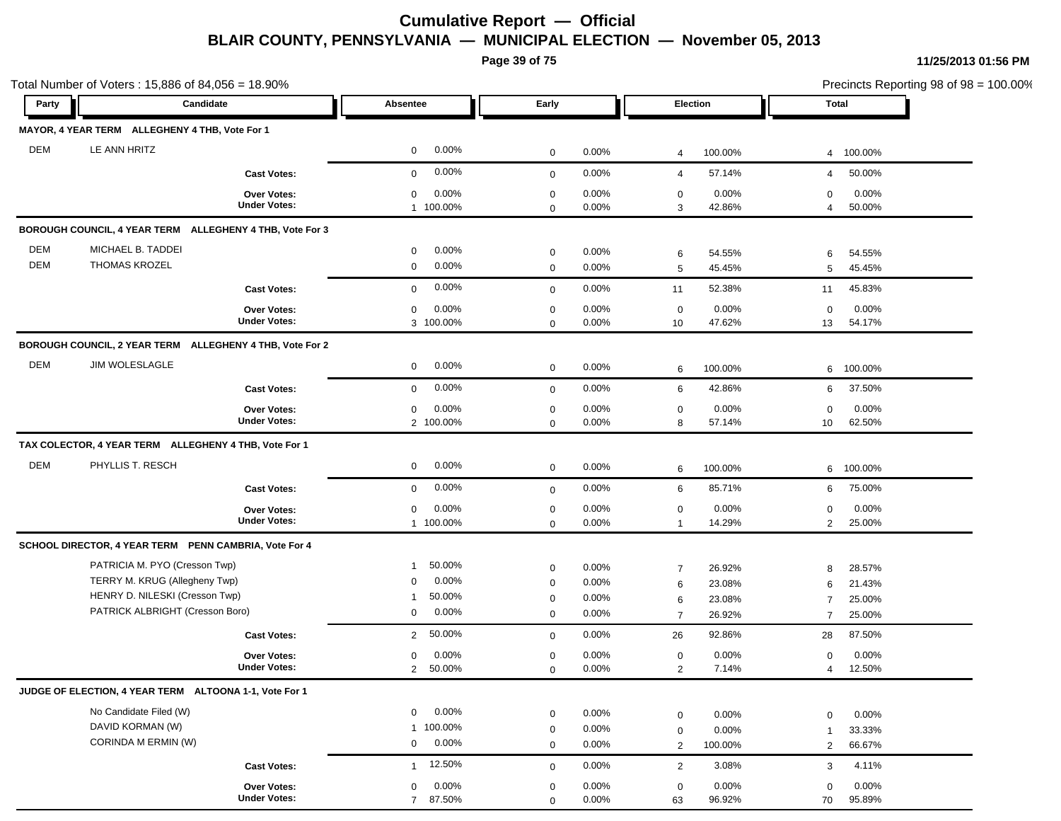# Cumulative Report — Official

## BLAIR COUNTY, PENNSYLVANIA — MUNICIPAL ELECTION — November 05, 2013

11/25/2013 01:56 PM

Total Number of Voters : 15,886 of 84,056 = 18.90%

Precincts Reporting 98 of 98 = 100.00%

| Party | Candidate | Absentee | | Early | | Election | | Total | |
|---|---|---|---|---|---|---|---|---|---|
| **MAYOR, 4 YEAR TERM ALLEGHENY 4 THB, Vote For 1** | | | | | | | | | |
| DEM | LE ANN HRITZ | 0 | 0.00% | 0 | 0.00% | 4 | 100.00% | 4 | 100.00% |
| | **Cast Votes:** | 0 | 0.00% | 0 | 0.00% | 4 | 57.14% | 4 | 50.00% |
| | **Over Votes:** | 0 | 0.00% | 0 | 0.00% | 0 | 0.00% | 0 | 0.00% |
| | **Under Votes:** | 1 | 100.00% | 0 | 0.00% | 3 | 42.86% | 4 | 50.00% |
| **BOROUGH COUNCIL, 4 YEAR TERM ALLEGHENY 4 THB, Vote For 3** | | | | | | | | | |
| DEM | MICHAEL B. TADDEI | 0 | 0.00% | 0 | 0.00% | 6 | 54.55% | 6 | 54.55% |
| DEM | THOMAS KROZEL | 0 | 0.00% | 0 | 0.00% | 5 | 45.45% | 5 | 45.45% |
| | **Cast Votes:** | 0 | 0.00% | 0 | 0.00% | 11 | 52.38% | 11 | 45.83% |
| | **Over Votes:** | 0 | 0.00% | 0 | 0.00% | 0 | 0.00% | 0 | 0.00% |
| | **Under Votes:** | 3 | 100.00% | 0 | 0.00% | 10 | 47.62% | 13 | 54.17% |
| **BOROUGH COUNCIL, 2 YEAR TERM ALLEGHENY 4 THB, Vote For 2** | | | | | | | | | |
| DEM | JIM WOLESLAGLE | 0 | 0.00% | 0 | 0.00% | 6 | 100.00% | 6 | 100.00% |
| | **Cast Votes:** | 0 | 0.00% | 0 | 0.00% | 6 | 42.86% | 6 | 37.50% |
| | **Over Votes:** | 0 | 0.00% | 0 | 0.00% | 0 | 0.00% | 0 | 0.00% |
| | **Under Votes:** | 2 | 100.00% | 0 | 0.00% | 8 | 57.14% | 10 | 62.50% |
| **TAX COLECTOR, 4 YEAR TERM ALLEGHENY 4 THB, Vote For 1** | | | | | | | | | |
| DEM | PHYLLIS T. RESCH | 0 | 0.00% | 0 | 0.00% | 6 | 100.00% | 6 | 100.00% |
| | **Cast Votes:** | 0 | 0.00% | 0 | 0.00% | 6 | 85.71% | 6 | 75.00% |
| | **Over Votes:** | 0 | 0.00% | 0 | 0.00% | 0 | 0.00% | 0 | 0.00% |
| | **Under Votes:** | 1 | 100.00% | 0 | 0.00% | 1 | 14.29% | 2 | 25.00% |
| **SCHOOL DIRECTOR, 4 YEAR TERM PENN CAMBRIA, Vote For 4** | | | | | | | | | |
| | PATRICIA M. PYO (Cresson Twp) | 1 | 50.00% | 0 | 0.00% | 7 | 26.92% | 8 | 28.57% |
| | TERRY M. KRUG (Allegheny Twp) | 0 | 0.00% | 0 | 0.00% | 6 | 23.08% | 6 | 21.43% |
| | HENRY D. NILESKI (Cresson Twp) | 1 | 50.00% | 0 | 0.00% | 6 | 23.08% | 7 | 25.00% |
| | PATRICK ALBRIGHT (Cresson Boro) | 0 | 0.00% | 0 | 0.00% | 7 | 26.92% | 7 | 25.00% |
| | **Cast Votes:** | 2 | 50.00% | 0 | 0.00% | 26 | 92.86% | 28 | 87.50% |
| | **Over Votes:** | 0 | 0.00% | 0 | 0.00% | 0 | 0.00% | 0 | 0.00% |
| | **Under Votes:** | 2 | 50.00% | 0 | 0.00% | 2 | 7.14% | 4 | 12.50% |
| **JUDGE OF ELECTION, 4 YEAR TERM ALTOONA 1-1, Vote For 1** | | | | | | | | | |
| | No Candidate Filed (W) | 0 | 0.00% | 0 | 0.00% | 0 | 0.00% | 0 | 0.00% |
| | DAVID KORMAN (W) | 1 | 100.00% | 0 | 0.00% | 0 | 0.00% | 1 | 33.33% |
| | CORINDA M ERMIN (W) | 0 | 0.00% | 0 | 0.00% | 2 | 100.00% | 2 | 66.67% |
| | **Cast Votes:** | 1 | 12.50% | 0 | 0.00% | 2 | 3.08% | 3 | 4.11% |
| | **Over Votes:** | 0 | 0.00% | 0 | 0.00% | 0 | 0.00% | 0 | 0.00% |
| | **Under Votes:** | 7 | 87.50% | 0 | 0.00% | 63 | 96.92% | 70 | 95.89% |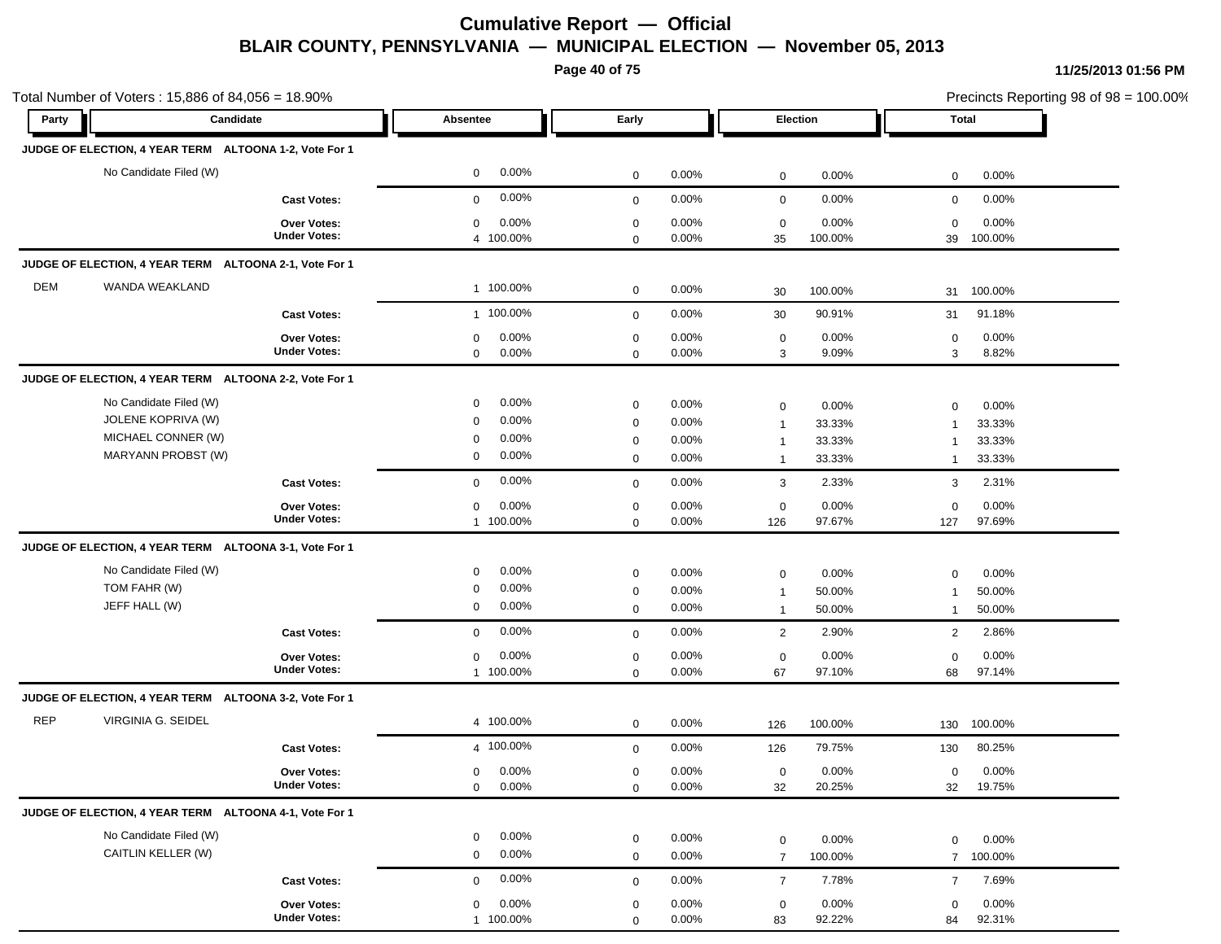# Cumulative Report — Official

## BLAIR COUNTY, PENNSYLVANIA — MUNICIPAL ELECTION — November 05, 2013

Total Number of Voters : 15,886 of 84,056 = 18.90%

Precincts Reporting 98 of 98 = 100.00%

| Party | Candidate | Absentee | | Early | | Election | | Total | |
|---|---|---|---|---|---|---|---|---|---|
| **JUDGE OF ELECTION, 4 YEAR TERM ALTOONA 1-2, Vote For 1** | | | | | | | | | |
| | No Candidate Filed (W) | 0 | 0.00% | 0 | 0.00% | 0 | 0.00% | 0 | 0.00% |
| | **Cast Votes:** | 0 | 0.00% | 0 | 0.00% | 0 | 0.00% | 0 | 0.00% |
| | **Over Votes:** | 0 | 0.00% | 0 | 0.00% | 0 | 0.00% | 0 | 0.00% |
| | **Under Votes:** | 4 | 100.00% | 0 | 0.00% | 35 | 100.00% | 39 | 100.00% |
| **JUDGE OF ELECTION, 4 YEAR TERM ALTOONA 2-1, Vote For 1** | | | | | | | | | |
| DEM | WANDA WEAKLAND | 1 | 100.00% | 0 | 0.00% | 30 | 100.00% | 31 | 100.00% |
| | **Cast Votes:** | 1 | 100.00% | 0 | 0.00% | 30 | 90.91% | 31 | 91.18% |
| | **Over Votes:** | 0 | 0.00% | 0 | 0.00% | 0 | 0.00% | 0 | 0.00% |
| | **Under Votes:** | 0 | 0.00% | 0 | 0.00% | 3 | 9.09% | 3 | 8.82% |
| **JUDGE OF ELECTION, 4 YEAR TERM ALTOONA 2-2, Vote For 1** | | | | | | | | | |
| | No Candidate Filed (W) | 0 | 0.00% | 0 | 0.00% | 0 | 0.00% | 0 | 0.00% |
| | JOLENE KOPRIVA (W) | 0 | 0.00% | 0 | 0.00% | 1 | 33.33% | 1 | 33.33% |
| | MICHAEL CONNER (W) | 0 | 0.00% | 0 | 0.00% | 1 | 33.33% | 1 | 33.33% |
| | MARYANN PROBST (W) | 0 | 0.00% | 0 | 0.00% | 1 | 33.33% | 1 | 33.33% |
| | **Cast Votes:** | 0 | 0.00% | 0 | 0.00% | 3 | 2.33% | 3 | 2.31% |
| | **Over Votes:** | 0 | 0.00% | 0 | 0.00% | 0 | 0.00% | 0 | 0.00% |
| | **Under Votes:** | 1 | 100.00% | 0 | 0.00% | 126 | 97.67% | 127 | 97.69% |
| **JUDGE OF ELECTION, 4 YEAR TERM ALTOONA 3-1, Vote For 1** | | | | | | | | | |
| | No Candidate Filed (W) | 0 | 0.00% | 0 | 0.00% | 0 | 0.00% | 0 | 0.00% |
| | TOM FAHR (W) | 0 | 0.00% | 0 | 0.00% | 1 | 50.00% | 1 | 50.00% |
| | JEFF HALL (W) | 0 | 0.00% | 0 | 0.00% | 1 | 50.00% | 1 | 50.00% |
| | **Cast Votes:** | 0 | 0.00% | 0 | 0.00% | 2 | 2.90% | 2 | 2.86% |
| | **Over Votes:** | 0 | 0.00% | 0 | 0.00% | 0 | 0.00% | 0 | 0.00% |
| | **Under Votes:** | 1 | 100.00% | 0 | 0.00% | 67 | 97.10% | 68 | 97.14% |
| **JUDGE OF ELECTION, 4 YEAR TERM ALTOONA 3-2, Vote For 1** | | | | | | | | | |
| REP | VIRGINIA G. SEIDEL | 4 | 100.00% | 0 | 0.00% | 126 | 100.00% | 130 | 100.00% |
| | **Cast Votes:** | 4 | 100.00% | 0 | 0.00% | 126 | 79.75% | 130 | 80.25% |
| | **Over Votes:** | 0 | 0.00% | 0 | 0.00% | 0 | 0.00% | 0 | 0.00% |
| | **Under Votes:** | 0 | 0.00% | 0 | 0.00% | 32 | 20.25% | 32 | 19.75% |
| **JUDGE OF ELECTION, 4 YEAR TERM ALTOONA 4-1, Vote For 1** | | | | | | | | | |
| | No Candidate Filed (W) | 0 | 0.00% | 0 | 0.00% | 0 | 0.00% | 0 | 0.00% |
| | CAITLIN KELLER (W) | 0 | 0.00% | 0 | 0.00% | 7 | 100.00% | 7 | 100.00% |
| | **Cast Votes:** | 0 | 0.00% | 0 | 0.00% | 7 | 7.78% | 7 | 7.69% |
| | **Over Votes:** | 0 | 0.00% | 0 | 0.00% | 0 | 0.00% | 0 | 0.00% |
| | **Under Votes:** | 1 | 100.00% | 0 | 0.00% | 83 | 92.22% | 84 | 92.31% |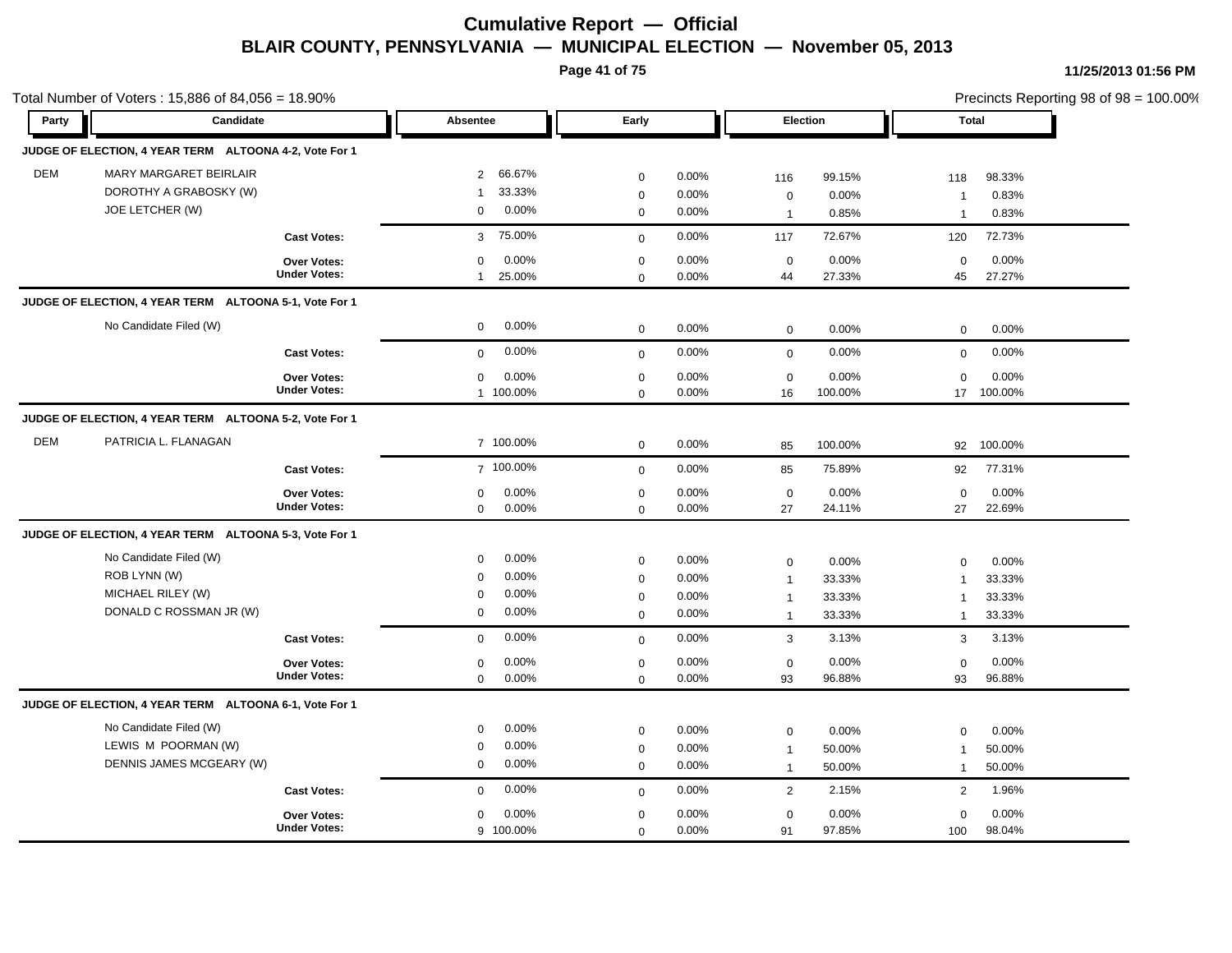# Cumulative Report — Official

## BLAIR COUNTY, PENNSYLVANIA — MUNICIPAL ELECTION — November 05, 2013

11/25/2013 01:56 PM

Total Number of Voters : 15,886 of 84,056 = 18.90%

Precincts Reporting 98 of 98 = 100.00%

| Party | Candidate | Absentee | | Early | | Election | | Total | |
|---|---|---|---|---|---|---|---|---|---|
| **JUDGE OF ELECTION, 4 YEAR TERM ALTOONA 4-2, Vote For 1** | | | | | | | | | |
| DEM | MARY MARGARET BEIRLAIR | 2 | 66.67% | 0 | 0.00% | 116 | 99.15% | 118 | 98.33% |
| | DOROTHY A GRABOSKY (W) | 1 | 33.33% | 0 | 0.00% | 0 | 0.00% | 1 | 0.83% |
| | JOE LETCHER (W) | 0 | 0.00% | 0 | 0.00% | 1 | 0.85% | 1 | 0.83% |
| | **Cast Votes:** | 3 | 75.00% | 0 | 0.00% | 117 | 72.67% | 120 | 72.73% |
| | **Over Votes:** | 0 | 0.00% | 0 | 0.00% | 0 | 0.00% | 0 | 0.00% |
| | **Under Votes:** | 1 | 25.00% | 0 | 0.00% | 44 | 27.33% | 45 | 27.27% |
| **JUDGE OF ELECTION, 4 YEAR TERM ALTOONA 5-1, Vote For 1** | | | | | | | | | |
| | No Candidate Filed (W) | 0 | 0.00% | 0 | 0.00% | 0 | 0.00% | 0 | 0.00% |
| | **Cast Votes:** | 0 | 0.00% | 0 | 0.00% | 0 | 0.00% | 0 | 0.00% |
| | **Over Votes:** | 0 | 0.00% | 0 | 0.00% | 0 | 0.00% | 0 | 0.00% |
| | **Under Votes:** | 1 | 100.00% | 0 | 0.00% | 16 | 100.00% | 17 | 100.00% |
| **JUDGE OF ELECTION, 4 YEAR TERM ALTOONA 5-2, Vote For 1** | | | | | | | | | |
| DEM | PATRICIA L. FLANAGAN | 7 | 100.00% | 0 | 0.00% | 85 | 100.00% | 92 | 100.00% |
| | **Cast Votes:** | 7 | 100.00% | 0 | 0.00% | 85 | 75.89% | 92 | 77.31% |
| | **Over Votes:** | 0 | 0.00% | 0 | 0.00% | 0 | 0.00% | 0 | 0.00% |
| | **Under Votes:** | 0 | 0.00% | 0 | 0.00% | 27 | 24.11% | 27 | 22.69% |
| **JUDGE OF ELECTION, 4 YEAR TERM ALTOONA 5-3, Vote For 1** | | | | | | | | | |
| | No Candidate Filed (W) | 0 | 0.00% | 0 | 0.00% | 0 | 0.00% | 0 | 0.00% |
| | ROB LYNN (W) | 0 | 0.00% | 0 | 0.00% | 1 | 33.33% | 1 | 33.33% |
| | MICHAEL RILEY (W) | 0 | 0.00% | 0 | 0.00% | 1 | 33.33% | 1 | 33.33% |
| | DONALD C ROSSMAN JR (W) | 0 | 0.00% | 0 | 0.00% | 1 | 33.33% | 1 | 33.33% |
| | **Cast Votes:** | 0 | 0.00% | 0 | 0.00% | 3 | 3.13% | 3 | 3.13% |
| | **Over Votes:** | 0 | 0.00% | 0 | 0.00% | 0 | 0.00% | 0 | 0.00% |
| | **Under Votes:** | 0 | 0.00% | 0 | 0.00% | 93 | 96.88% | 93 | 96.88% |
| **JUDGE OF ELECTION, 4 YEAR TERM ALTOONA 6-1, Vote For 1** | | | | | | | | | |
| | No Candidate Filed (W) | 0 | 0.00% | 0 | 0.00% | 0 | 0.00% | 0 | 0.00% |
| | LEWIS M POORMAN (W) | 0 | 0.00% | 0 | 0.00% | 1 | 50.00% | 1 | 50.00% |
| | DENNIS JAMES MCGEARY (W) | 0 | 0.00% | 0 | 0.00% | 1 | 50.00% | 1 | 50.00% |
| | **Cast Votes:** | 0 | 0.00% | 0 | 0.00% | 2 | 2.15% | 2 | 1.96% |
| | **Over Votes:** | 0 | 0.00% | 0 | 0.00% | 0 | 0.00% | 0 | 0.00% |
| | **Under Votes:** | 9 | 100.00% | 0 | 0.00% | 91 | 97.85% | 100 | 98.04% |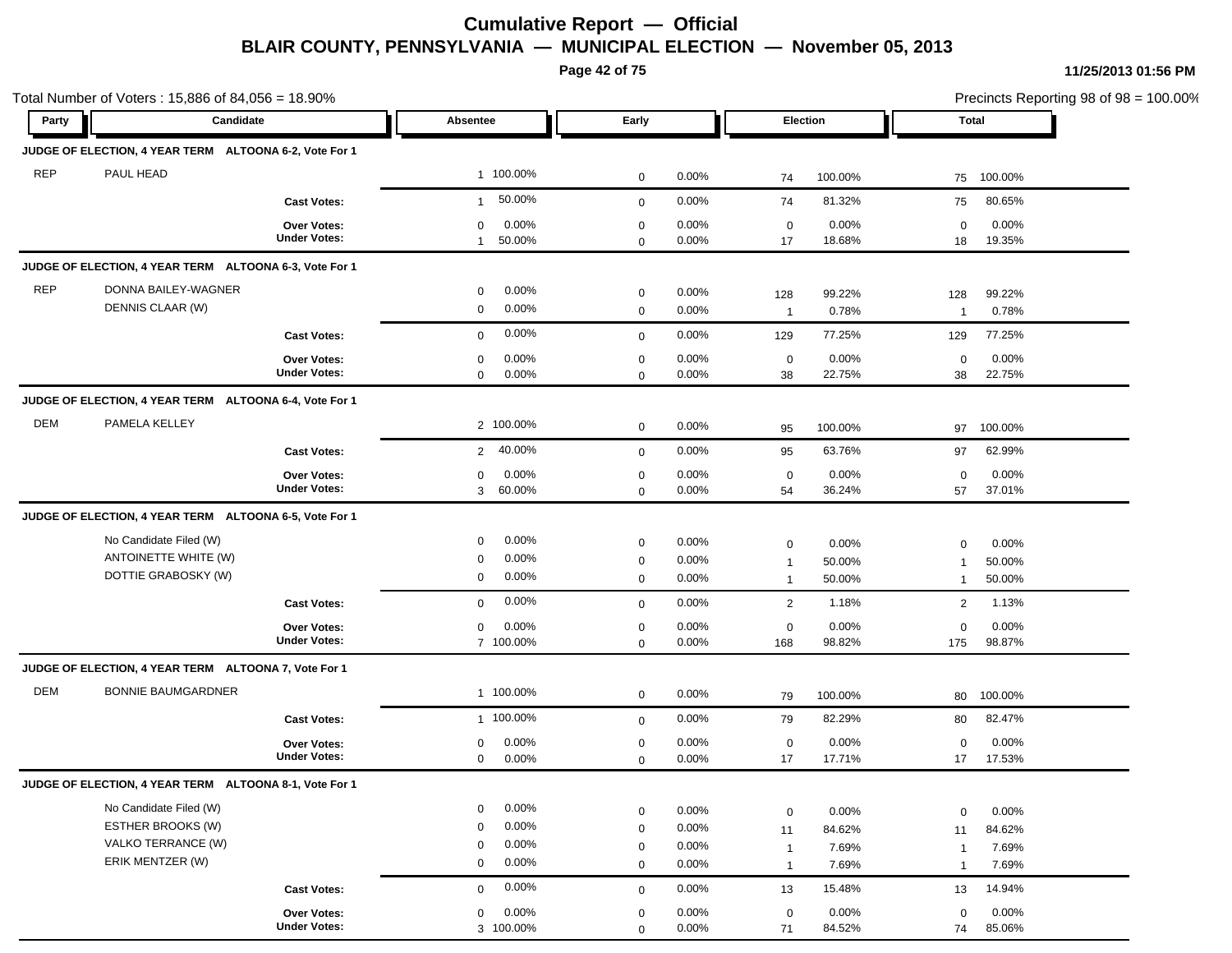# Cumulative Report — Official

## BLAIR COUNTY, PENNSYLVANIA — MUNICIPAL ELECTION — November 05, 2013

11/25/2013 01:56 PM

Total Number of Voters : 15,886 of 84,056 = 18.90%

Precincts Reporting 98 of 98 = 100.00%

| Party | Candidate | Absentee | | Early | | Election | | Total | |
|---|---|---|---|---|---|---|---|---|---|
| **JUDGE OF ELECTION, 4 YEAR TERM ALTOONA 6-2, Vote For 1** | | | | | | | | | |
| REP | PAUL HEAD | 1 | 100.00% | 0 | 0.00% | 74 | 100.00% | 75 | 100.00% |
| | **Cast Votes:** | 1 | 50.00% | 0 | 0.00% | 74 | 81.32% | 75 | 80.65% |
| | **Over Votes:** | 0 | 0.00% | 0 | 0.00% | 0 | 0.00% | 0 | 0.00% |
| | **Under Votes:** | 1 | 50.00% | 0 | 0.00% | 17 | 18.68% | 18 | 19.35% |
| **JUDGE OF ELECTION, 4 YEAR TERM ALTOONA 6-3, Vote For 1** | | | | | | | | | |
| REP | DONNA BAILEY-WAGNER | 0 | 0.00% | 0 | 0.00% | 128 | 99.22% | 128 | 99.22% |
| | DENNIS CLAAR (W) | 0 | 0.00% | 0 | 0.00% | 1 | 0.78% | 1 | 0.78% |
| | **Cast Votes:** | 0 | 0.00% | 0 | 0.00% | 129 | 77.25% | 129 | 77.25% |
| | **Over Votes:** | 0 | 0.00% | 0 | 0.00% | 0 | 0.00% | 0 | 0.00% |
| | **Under Votes:** | 0 | 0.00% | 0 | 0.00% | 38 | 22.75% | 38 | 22.75% |
| **JUDGE OF ELECTION, 4 YEAR TERM ALTOONA 6-4, Vote For 1** | | | | | | | | | |
| DEM | PAMELA KELLEY | 2 | 100.00% | 0 | 0.00% | 95 | 100.00% | 97 | 100.00% |
| | **Cast Votes:** | 2 | 40.00% | 0 | 0.00% | 95 | 63.76% | 97 | 62.99% |
| | **Over Votes:** | 0 | 0.00% | 0 | 0.00% | 0 | 0.00% | 0 | 0.00% |
| | **Under Votes:** | 3 | 60.00% | 0 | 0.00% | 54 | 36.24% | 57 | 37.01% |
| **JUDGE OF ELECTION, 4 YEAR TERM ALTOONA 6-5, Vote For 1** | | | | | | | | | |
| | No Candidate Filed (W) | 0 | 0.00% | 0 | 0.00% | 0 | 0.00% | 0 | 0.00% |
| | ANTOINETTE WHITE (W) | 0 | 0.00% | 0 | 0.00% | 1 | 50.00% | 1 | 50.00% |
| | DOTTIE GRABOSKY (W) | 0 | 0.00% | 0 | 0.00% | 1 | 50.00% | 1 | 50.00% |
| | **Cast Votes:** | 0 | 0.00% | 0 | 0.00% | 2 | 1.18% | 2 | 1.13% |
| | **Over Votes:** | 0 | 0.00% | 0 | 0.00% | 0 | 0.00% | 0 | 0.00% |
| | **Under Votes:** | 7 | 100.00% | 0 | 0.00% | 168 | 98.82% | 175 | 98.87% |
| **JUDGE OF ELECTION, 4 YEAR TERM ALTOONA 7, Vote For 1** | | | | | | | | | |
| DEM | BONNIE BAUMGARDNER | 1 | 100.00% | 0 | 0.00% | 79 | 100.00% | 80 | 100.00% |
| | **Cast Votes:** | 1 | 100.00% | 0 | 0.00% | 79 | 82.29% | 80 | 82.47% |
| | **Over Votes:** | 0 | 0.00% | 0 | 0.00% | 0 | 0.00% | 0 | 0.00% |
| | **Under Votes:** | 0 | 0.00% | 0 | 0.00% | 17 | 17.71% | 17 | 17.53% |
| **JUDGE OF ELECTION, 4 YEAR TERM ALTOONA 8-1, Vote For 1** | | | | | | | | | |
| | No Candidate Filed (W) | 0 | 0.00% | 0 | 0.00% | 0 | 0.00% | 0 | 0.00% |
| | ESTHER BROOKS (W) | 0 | 0.00% | 0 | 0.00% | 11 | 84.62% | 11 | 84.62% |
| | VALKO TERRANCE (W) | 0 | 0.00% | 0 | 0.00% | 1 | 7.69% | 1 | 7.69% |
| | ERIK MENTZER (W) | 0 | 0.00% | 0 | 0.00% | 1 | 7.69% | 1 | 7.69% |
| | **Cast Votes:** | 0 | 0.00% | 0 | 0.00% | 13 | 15.48% | 13 | 14.94% |
| | **Over Votes:** | 0 | 0.00% | 0 | 0.00% | 0 | 0.00% | 0 | 0.00% |
| | **Under Votes:** | 3 | 100.00% | 0 | 0.00% | 71 | 84.52% | 74 | 85.06% |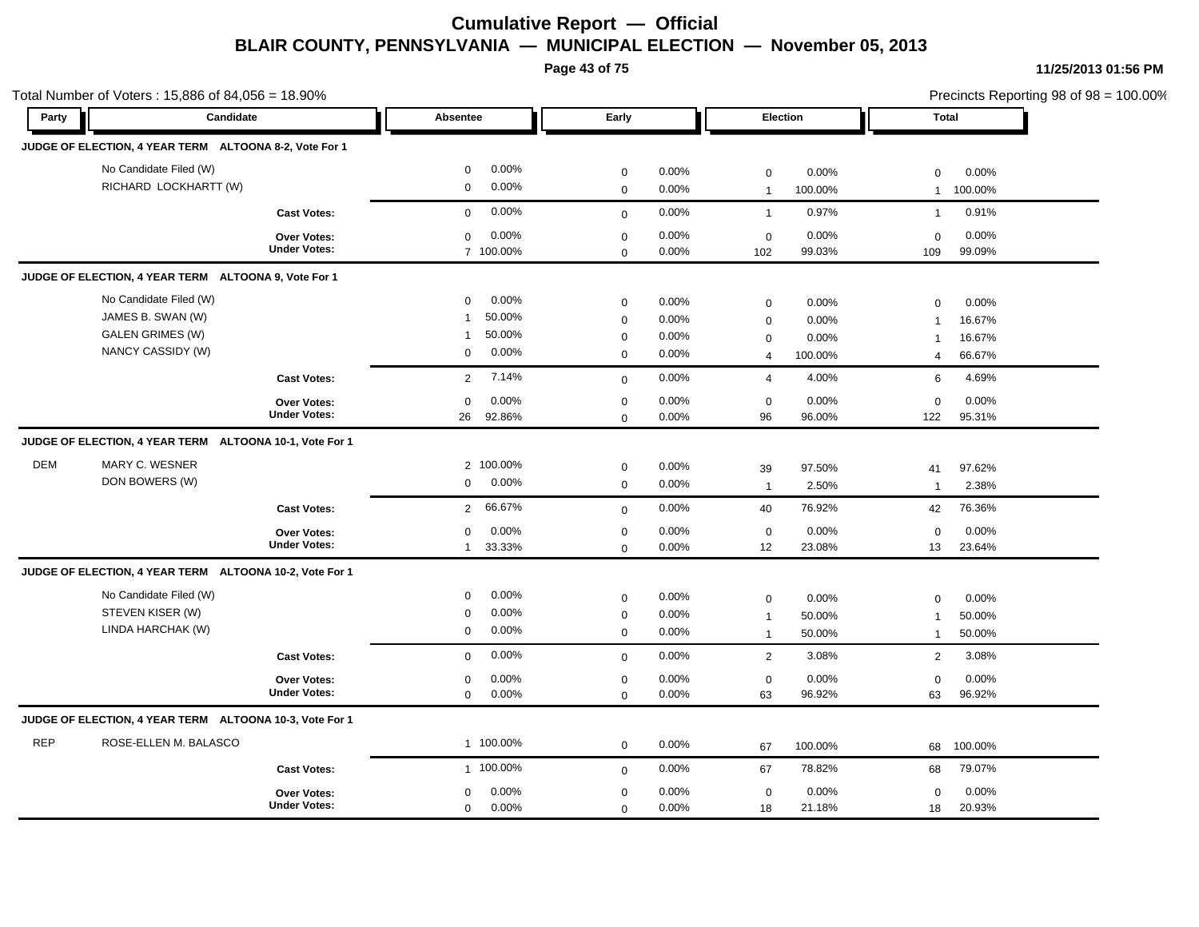# Cumulative Report — Official

## BLAIR COUNTY, PENNSYLVANIA — MUNICIPAL ELECTION — November 05, 2013

11/25/2013 01:56 PM

Total Number of Voters : 15,886 of 84,056 = 18.90%

Precincts Reporting 98 of 98 = 100.00%

| Party | Candidate | Absentee | | Early | | Election | | Total | |
|---|---|---|---|---|---|---|---|---|---|
| **JUDGE OF ELECTION, 4 YEAR TERM ALTOONA 8-2, Vote For 1** | | | | | | | | | |
| | No Candidate Filed (W) | 0 | 0.00% | 0 | 0.00% | 0 | 0.00% | 0 | 0.00% |
| | RICHARD LOCKHARTT (W) | 0 | 0.00% | 0 | 0.00% | 1 | 100.00% | 1 | 100.00% |
| | **Cast Votes:** | 0 | 0.00% | 0 | 0.00% | 1 | 0.97% | 1 | 0.91% |
| | **Over Votes:** | 0 | 0.00% | 0 | 0.00% | 0 | 0.00% | 0 | 0.00% |
| | **Under Votes:** | 7 | 100.00% | 0 | 0.00% | 102 | 99.03% | 109 | 99.09% |
| **JUDGE OF ELECTION, 4 YEAR TERM ALTOONA 9, Vote For 1** | | | | | | | | | |
| | No Candidate Filed (W) | 0 | 0.00% | 0 | 0.00% | 0 | 0.00% | 0 | 0.00% |
| | JAMES B. SWAN (W) | 1 | 50.00% | 0 | 0.00% | 0 | 0.00% | 1 | 16.67% |
| | GALEN GRIMES (W) | 1 | 50.00% | 0 | 0.00% | 0 | 0.00% | 1 | 16.67% |
| | NANCY CASSIDY (W) | 0 | 0.00% | 0 | 0.00% | 4 | 100.00% | 4 | 66.67% |
| | **Cast Votes:** | 2 | 7.14% | 0 | 0.00% | 4 | 4.00% | 6 | 4.69% |
| | **Over Votes:** | 0 | 0.00% | 0 | 0.00% | 0 | 0.00% | 0 | 0.00% |
| | **Under Votes:** | 26 | 92.86% | 0 | 0.00% | 96 | 96.00% | 122 | 95.31% |
| **JUDGE OF ELECTION, 4 YEAR TERM ALTOONA 10-1, Vote For 1** | | | | | | | | | |
| DEM | MARY C. WESNER | 2 | 100.00% | 0 | 0.00% | 39 | 97.50% | 41 | 97.62% |
| | DON BOWERS (W) | 0 | 0.00% | 0 | 0.00% | 1 | 2.50% | 1 | 2.38% |
| | **Cast Votes:** | 2 | 66.67% | 0 | 0.00% | 40 | 76.92% | 42 | 76.36% |
| | **Over Votes:** | 0 | 0.00% | 0 | 0.00% | 0 | 0.00% | 0 | 0.00% |
| | **Under Votes:** | 1 | 33.33% | 0 | 0.00% | 12 | 23.08% | 13 | 23.64% |
| **JUDGE OF ELECTION, 4 YEAR TERM ALTOONA 10-2, Vote For 1** | | | | | | | | | |
| | No Candidate Filed (W) | 0 | 0.00% | 0 | 0.00% | 0 | 0.00% | 0 | 0.00% |
| | STEVEN KISER (W) | 0 | 0.00% | 0 | 0.00% | 1 | 50.00% | 1 | 50.00% |
| | LINDA HARCHAK (W) | 0 | 0.00% | 0 | 0.00% | 1 | 50.00% | 1 | 50.00% |
| | **Cast Votes:** | 0 | 0.00% | 0 | 0.00% | 2 | 3.08% | 2 | 3.08% |
| | **Over Votes:** | 0 | 0.00% | 0 | 0.00% | 0 | 0.00% | 0 | 0.00% |
| | **Under Votes:** | 0 | 0.00% | 0 | 0.00% | 63 | 96.92% | 63 | 96.92% |
| **JUDGE OF ELECTION, 4 YEAR TERM ALTOONA 10-3, Vote For 1** | | | | | | | | | |
| REP | ROSE-ELLEN M. BALASCO | 1 | 100.00% | 0 | 0.00% | 67 | 100.00% | 68 | 100.00% |
| | **Cast Votes:** | 1 | 100.00% | 0 | 0.00% | 67 | 78.82% | 68 | 79.07% |
| | **Over Votes:** | 0 | 0.00% | 0 | 0.00% | 0 | 0.00% | 0 | 0.00% |
| | **Under Votes:** | 0 | 0.00% | 0 | 0.00% | 18 | 21.18% | 18 | 20.93% |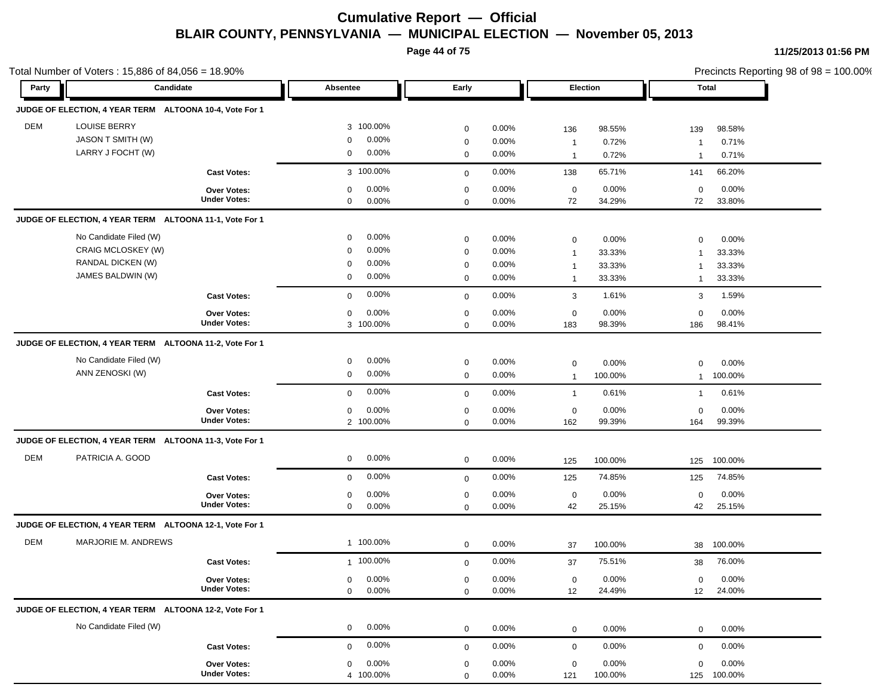# Cumulative Report — Official

## BLAIR COUNTY, PENNSYLVANIA — MUNICIPAL ELECTION — November 05, 2013

11/25/2013 01:56 PM

Total Number of Voters : 15,886 of 84,056 = 18.90%

Precincts Reporting 98 of 98 = 100.00%

| Party | Candidate | Absentee | | Early | | Election | | Total | |
|---|---|---|---|---|---|---|---|---|---|
| **JUDGE OF ELECTION, 4 YEAR TERM ALTOONA 10-4, Vote For 1** | | | | | | | | | |
| DEM | LOUISE BERRY | 3 | 100.00% | 0 | 0.00% | 136 | 98.55% | 139 | 98.58% |
| | JASON T SMITH (W) | 0 | 0.00% | 0 | 0.00% | 1 | 0.72% | 1 | 0.71% |
| | LARRY J FOCHT (W) | 0 | 0.00% | 0 | 0.00% | 1 | 0.72% | 1 | 0.71% |
| | **Cast Votes:** | 3 | 100.00% | 0 | 0.00% | 138 | 65.71% | 141 | 66.20% |
| | **Over Votes:** | 0 | 0.00% | 0 | 0.00% | 0 | 0.00% | 0 | 0.00% |
| | **Under Votes:** | 0 | 0.00% | 0 | 0.00% | 72 | 34.29% | 72 | 33.80% |
| **JUDGE OF ELECTION, 4 YEAR TERM ALTOONA 11-1, Vote For 1** | | | | | | | | | |
| | No Candidate Filed (W) | 0 | 0.00% | 0 | 0.00% | 0 | 0.00% | 0 | 0.00% |
| | CRAIG MCLOSKEY (W) | 0 | 0.00% | 0 | 0.00% | 1 | 33.33% | 1 | 33.33% |
| | RANDAL DICKEN (W) | 0 | 0.00% | 0 | 0.00% | 1 | 33.33% | 1 | 33.33% |
| | JAMES BALDWIN (W) | 0 | 0.00% | 0 | 0.00% | 1 | 33.33% | 1 | 33.33% |
| | **Cast Votes:** | 0 | 0.00% | 0 | 0.00% | 3 | 1.61% | 3 | 1.59% |
| | **Over Votes:** | 0 | 0.00% | 0 | 0.00% | 0 | 0.00% | 0 | 0.00% |
| | **Under Votes:** | 3 | 100.00% | 0 | 0.00% | 183 | 98.39% | 186 | 98.41% |
| **JUDGE OF ELECTION, 4 YEAR TERM ALTOONA 11-2, Vote For 1** | | | | | | | | | |
| | No Candidate Filed (W) | 0 | 0.00% | 0 | 0.00% | 0 | 0.00% | 0 | 0.00% |
| | ANN ZENOSKI (W) | 0 | 0.00% | 0 | 0.00% | 1 | 100.00% | 1 | 100.00% |
| | **Cast Votes:** | 0 | 0.00% | 0 | 0.00% | 1 | 0.61% | 1 | 0.61% |
| | **Over Votes:** | 0 | 0.00% | 0 | 0.00% | 0 | 0.00% | 0 | 0.00% |
| | **Under Votes:** | 2 | 100.00% | 0 | 0.00% | 162 | 99.39% | 164 | 99.39% |
| **JUDGE OF ELECTION, 4 YEAR TERM ALTOONA 11-3, Vote For 1** | | | | | | | | | |
| DEM | PATRICIA A. GOOD | 0 | 0.00% | 0 | 0.00% | 125 | 100.00% | 125 | 100.00% |
| | **Cast Votes:** | 0 | 0.00% | 0 | 0.00% | 125 | 74.85% | 125 | 74.85% |
| | **Over Votes:** | 0 | 0.00% | 0 | 0.00% | 0 | 0.00% | 0 | 0.00% |
| | **Under Votes:** | 0 | 0.00% | 0 | 0.00% | 42 | 25.15% | 42 | 25.15% |
| **JUDGE OF ELECTION, 4 YEAR TERM ALTOONA 12-1, Vote For 1** | | | | | | | | | |
| DEM | MARJORIE M. ANDREWS | 1 | 100.00% | 0 | 0.00% | 37 | 100.00% | 38 | 100.00% |
| | **Cast Votes:** | 1 | 100.00% | 0 | 0.00% | 37 | 75.51% | 38 | 76.00% |
| | **Over Votes:** | 0 | 0.00% | 0 | 0.00% | 0 | 0.00% | 0 | 0.00% |
| | **Under Votes:** | 0 | 0.00% | 0 | 0.00% | 12 | 24.49% | 12 | 24.00% |
| **JUDGE OF ELECTION, 4 YEAR TERM ALTOONA 12-2, Vote For 1** | | | | | | | | | |
| | No Candidate Filed (W) | 0 | 0.00% | 0 | 0.00% | 0 | 0.00% | 0 | 0.00% |
| | **Cast Votes:** | 0 | 0.00% | 0 | 0.00% | 0 | 0.00% | 0 | 0.00% |
| | **Over Votes:** | 0 | 0.00% | 0 | 0.00% | 0 | 0.00% | 0 | 0.00% |
| | **Under Votes:** | 4 | 100.00% | 0 | 0.00% | 121 | 100.00% | 125 | 100.00% |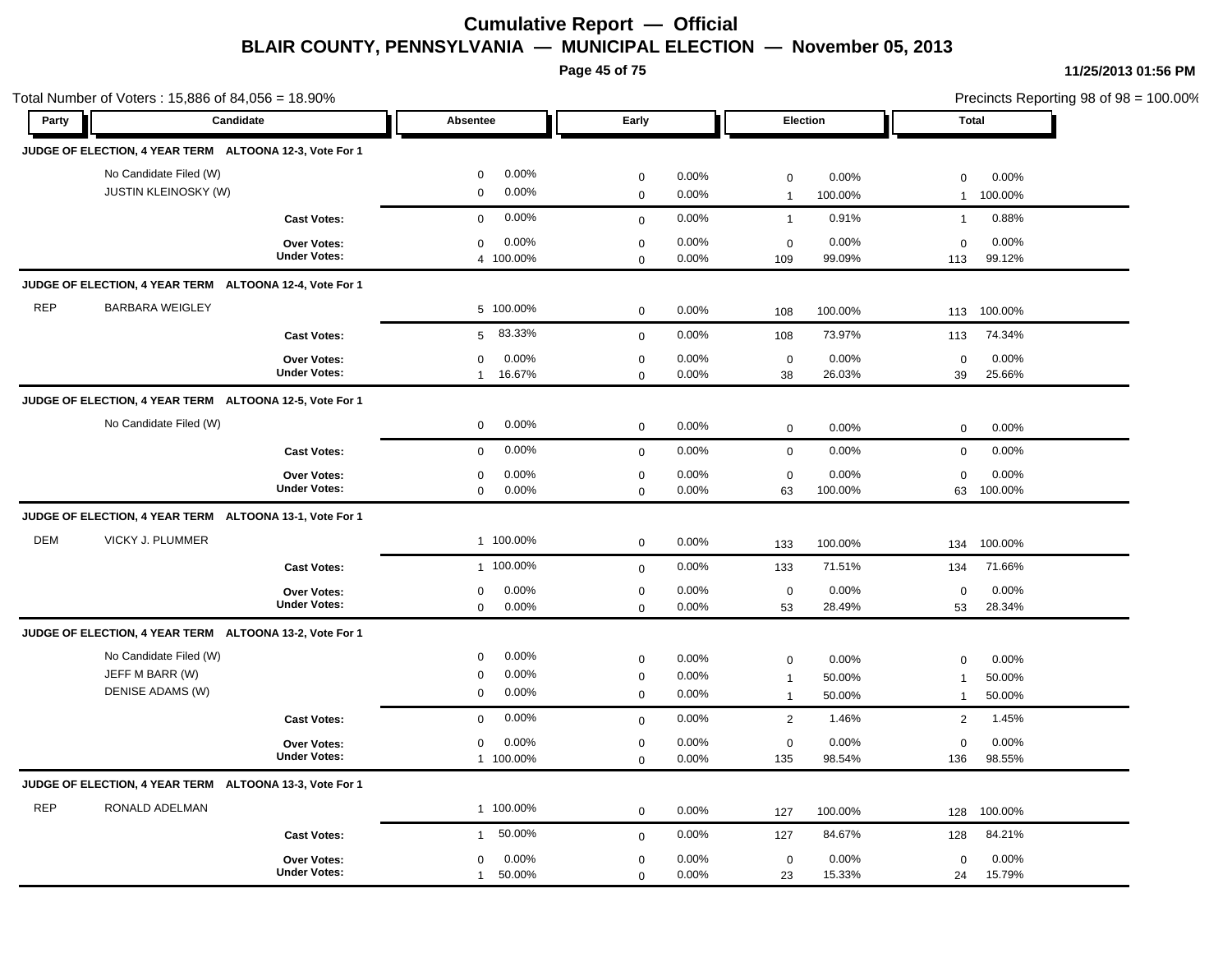# Cumulative Report — Official

## BLAIR COUNTY, PENNSYLVANIA — MUNICIPAL ELECTION — November 05, 2013

11/25/2013 01:56 PM

Total Number of Voters : 15,886 of 84,056 = 18.90%

Precincts Reporting 98 of 98 = 100.00%

| Party | Candidate | Absentee | | Early | | Election | | Total | |
|---|---|---|---|---|---|---|---|---|---|
| **JUDGE OF ELECTION, 4 YEAR TERM ALTOONA 12-3, Vote For 1** | | | | | | | | | |
| | No Candidate Filed (W) | 0 | 0.00% | 0 | 0.00% | 0 | 0.00% | 0 | 0.00% |
| | JUSTIN KLEINOSKY (W) | 0 | 0.00% | 0 | 0.00% | 1 | 100.00% | 1 | 100.00% |
| | **Cast Votes:** | 0 | 0.00% | 0 | 0.00% | 1 | 0.91% | 1 | 0.88% |
| | **Over Votes:** | 0 | 0.00% | 0 | 0.00% | 0 | 0.00% | 0 | 0.00% |
| | **Under Votes:** | 4 | 100.00% | 0 | 0.00% | 109 | 99.09% | 113 | 99.12% |
| **JUDGE OF ELECTION, 4 YEAR TERM ALTOONA 12-4, Vote For 1** | | | | | | | | | |
| REP | BARBARA WEIGLEY | 5 | 100.00% | 0 | 0.00% | 108 | 100.00% | 113 | 100.00% |
| | **Cast Votes:** | 5 | 83.33% | 0 | 0.00% | 108 | 73.97% | 113 | 74.34% |
| | **Over Votes:** | 0 | 0.00% | 0 | 0.00% | 0 | 0.00% | 0 | 0.00% |
| | **Under Votes:** | 1 | 16.67% | 0 | 0.00% | 38 | 26.03% | 39 | 25.66% |
| **JUDGE OF ELECTION, 4 YEAR TERM ALTOONA 12-5, Vote For 1** | | | | | | | | | |
| | No Candidate Filed (W) | 0 | 0.00% | 0 | 0.00% | 0 | 0.00% | 0 | 0.00% |
| | **Cast Votes:** | 0 | 0.00% | 0 | 0.00% | 0 | 0.00% | 0 | 0.00% |
| | **Over Votes:** | 0 | 0.00% | 0 | 0.00% | 0 | 0.00% | 0 | 0.00% |
| | **Under Votes:** | 0 | 0.00% | 0 | 0.00% | 63 | 100.00% | 63 | 100.00% |
| **JUDGE OF ELECTION, 4 YEAR TERM ALTOONA 13-1, Vote For 1** | | | | | | | | | |
| DEM | VICKY J. PLUMMER | 1 | 100.00% | 0 | 0.00% | 133 | 100.00% | 134 | 100.00% |
| | **Cast Votes:** | 1 | 100.00% | 0 | 0.00% | 133 | 71.51% | 134 | 71.66% |
| | **Over Votes:** | 0 | 0.00% | 0 | 0.00% | 0 | 0.00% | 0 | 0.00% |
| | **Under Votes:** | 0 | 0.00% | 0 | 0.00% | 53 | 28.49% | 53 | 28.34% |
| **JUDGE OF ELECTION, 4 YEAR TERM ALTOONA 13-2, Vote For 1** | | | | | | | | | |
| | No Candidate Filed (W) | 0 | 0.00% | 0 | 0.00% | 0 | 0.00% | 0 | 0.00% |
| | JEFF M BARR (W) | 0 | 0.00% | 0 | 0.00% | 1 | 50.00% | 1 | 50.00% |
| | DENISE ADAMS (W) | 0 | 0.00% | 0 | 0.00% | 1 | 50.00% | 1 | 50.00% |
| | **Cast Votes:** | 0 | 0.00% | 0 | 0.00% | 2 | 1.46% | 2 | 1.45% |
| | **Over Votes:** | 0 | 0.00% | 0 | 0.00% | 0 | 0.00% | 0 | 0.00% |
| | **Under Votes:** | 1 | 100.00% | 0 | 0.00% | 135 | 98.54% | 136 | 98.55% |
| **JUDGE OF ELECTION, 4 YEAR TERM ALTOONA 13-3, Vote For 1** | | | | | | | | | |
| REP | RONALD ADELMAN | 1 | 100.00% | 0 | 0.00% | 127 | 100.00% | 128 | 100.00% |
| | **Cast Votes:** | 1 | 50.00% | 0 | 0.00% | 127 | 84.67% | 128 | 84.21% |
| | **Over Votes:** | 0 | 0.00% | 0 | 0.00% | 0 | 0.00% | 0 | 0.00% |
| | **Under Votes:** | 1 | 50.00% | 0 | 0.00% | 23 | 15.33% | 24 | 15.79% |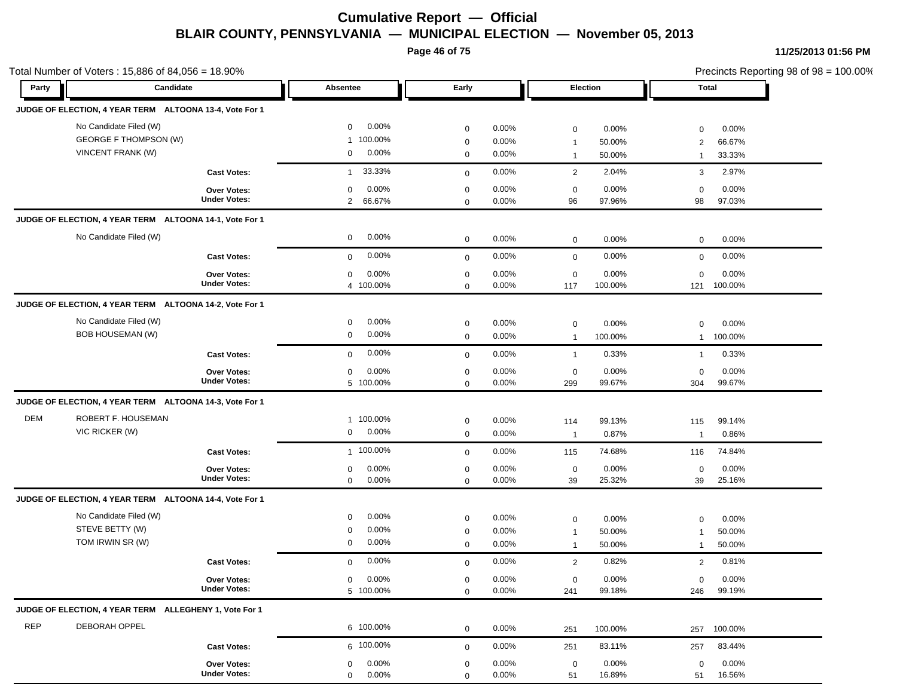# Cumulative Report — Official

## BLAIR COUNTY, PENNSYLVANIA — MUNICIPAL ELECTION — November 05, 2013

11/25/2013 01:56 PM

Total Number of Voters : 15,886 of 84,056 = 18.90%

Precincts Reporting 98 of 98 = 100.00%

| Party | Candidate | Absentee | | Early | | Election | | Total | |
|---|---|---|---|---|---|---|---|---|---|
| **JUDGE OF ELECTION, 4 YEAR TERM ALTOONA 13-4, Vote For 1** | | | | | | | | | |
| | No Candidate Filed (W) | 0 | 0.00% | 0 | 0.00% | 0 | 0.00% | 0 | 0.00% |
| | GEORGE F THOMPSON (W) | 1 | 100.00% | 0 | 0.00% | 1 | 50.00% | 2 | 66.67% |
| | VINCENT FRANK (W) | 0 | 0.00% | 0 | 0.00% | 1 | 50.00% | 1 | 33.33% |
| | **Cast Votes:** | 1 | 33.33% | 0 | 0.00% | 2 | 2.04% | 3 | 2.97% |
| | **Over Votes:** | 0 | 0.00% | 0 | 0.00% | 0 | 0.00% | 0 | 0.00% |
| | **Under Votes:** | 2 | 66.67% | 0 | 0.00% | 96 | 97.96% | 98 | 97.03% |
| **JUDGE OF ELECTION, 4 YEAR TERM ALTOONA 14-1, Vote For 1** | | | | | | | | | |
| | No Candidate Filed (W) | 0 | 0.00% | 0 | 0.00% | 0 | 0.00% | 0 | 0.00% |
| | **Cast Votes:** | 0 | 0.00% | 0 | 0.00% | 0 | 0.00% | 0 | 0.00% |
| | **Over Votes:** | 0 | 0.00% | 0 | 0.00% | 0 | 0.00% | 0 | 0.00% |
| | **Under Votes:** | 4 | 100.00% | 0 | 0.00% | 117 | 100.00% | 121 | 100.00% |
| **JUDGE OF ELECTION, 4 YEAR TERM ALTOONA 14-2, Vote For 1** | | | | | | | | | |
| | No Candidate Filed (W) | 0 | 0.00% | 0 | 0.00% | 0 | 0.00% | 0 | 0.00% |
| | BOB HOUSEMAN (W) | 0 | 0.00% | 0 | 0.00% | 1 | 100.00% | 1 | 100.00% |
| | **Cast Votes:** | 0 | 0.00% | 0 | 0.00% | 1 | 0.33% | 1 | 0.33% |
| | **Over Votes:** | 0 | 0.00% | 0 | 0.00% | 0 | 0.00% | 0 | 0.00% |
| | **Under Votes:** | 5 | 100.00% | 0 | 0.00% | 299 | 99.67% | 304 | 99.67% |
| **JUDGE OF ELECTION, 4 YEAR TERM ALTOONA 14-3, Vote For 1** | | | | | | | | | |
| DEM | ROBERT F. HOUSEMAN | 1 | 100.00% | 0 | 0.00% | 114 | 99.13% | 115 | 99.14% |
| | VIC RICKER (W) | 0 | 0.00% | 0 | 0.00% | 1 | 0.87% | 1 | 0.86% |
| | **Cast Votes:** | 1 | 100.00% | 0 | 0.00% | 115 | 74.68% | 116 | 74.84% |
| | **Over Votes:** | 0 | 0.00% | 0 | 0.00% | 0 | 0.00% | 0 | 0.00% |
| | **Under Votes:** | 0 | 0.00% | 0 | 0.00% | 39 | 25.32% | 39 | 25.16% |
| **JUDGE OF ELECTION, 4 YEAR TERM ALTOONA 14-4, Vote For 1** | | | | | | | | | |
| | No Candidate Filed (W) | 0 | 0.00% | 0 | 0.00% | 0 | 0.00% | 0 | 0.00% |
| | STEVE BETTY (W) | 0 | 0.00% | 0 | 0.00% | 1 | 50.00% | 1 | 50.00% |
| | TOM IRWIN SR (W) | 0 | 0.00% | 0 | 0.00% | 1 | 50.00% | 1 | 50.00% |
| | **Cast Votes:** | 0 | 0.00% | 0 | 0.00% | 2 | 0.82% | 2 | 0.81% |
| | **Over Votes:** | 0 | 0.00% | 0 | 0.00% | 0 | 0.00% | 0 | 0.00% |
| | **Under Votes:** | 5 | 100.00% | 0 | 0.00% | 241 | 99.18% | 246 | 99.19% |
| **JUDGE OF ELECTION, 4 YEAR TERM ALLEGHENY 1, Vote For 1** | | | | | | | | | |
| REP | DEBORAH OPPEL | 6 | 100.00% | 0 | 0.00% | 251 | 100.00% | 257 | 100.00% |
| | **Cast Votes:** | 6 | 100.00% | 0 | 0.00% | 251 | 83.11% | 257 | 83.44% |
| | **Over Votes:** | 0 | 0.00% | 0 | 0.00% | 0 | 0.00% | 0 | 0.00% |
| | **Under Votes:** | 0 | 0.00% | 0 | 0.00% | 51 | 16.89% | 51 | 16.56% |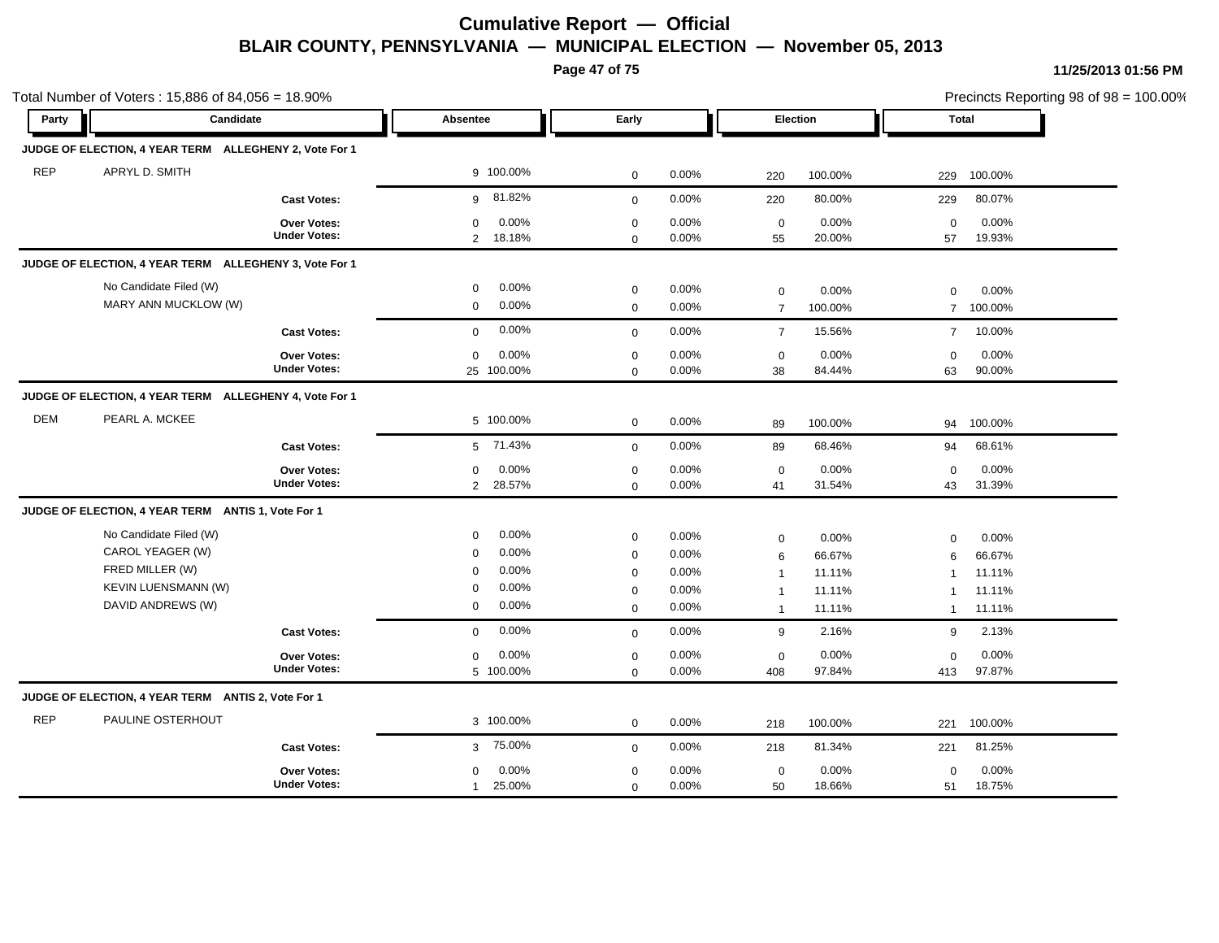# Cumulative Report — Official

## BLAIR COUNTY, PENNSYLVANIA — MUNICIPAL ELECTION — November 05, 2013

11/25/2013 01:56 PM

Total Number of Voters : 15,886 of 84,056 = 18.90%

Precincts Reporting 98 of 98 = 100.00%

| Party | Candidate | Absentee | | Early | | Election | | Total | |
|---|---|---|---|---|---|---|---|---|---|
| **JUDGE OF ELECTION, 4 YEAR TERM ALLEGHENY 2, Vote For 1** | | | | | | | | | |
| REP | APRYL D. SMITH | 9 | 100.00% | 0 | 0.00% | 220 | 100.00% | 229 | 100.00% |
| | **Cast Votes:** | 9 | 81.82% | 0 | 0.00% | 220 | 80.00% | 229 | 80.07% |
| | **Over Votes:** | 0 | 0.00% | 0 | 0.00% | 0 | 0.00% | 0 | 0.00% |
| | **Under Votes:** | 2 | 18.18% | 0 | 0.00% | 55 | 20.00% | 57 | 19.93% |
| **JUDGE OF ELECTION, 4 YEAR TERM ALLEGHENY 3, Vote For 1** | | | | | | | | | |
| | No Candidate Filed (W) | 0 | 0.00% | 0 | 0.00% | 0 | 0.00% | 0 | 0.00% |
| | MARY ANN MUCKLOW (W) | 0 | 0.00% | 0 | 0.00% | 7 | 100.00% | 7 | 100.00% |
| | **Cast Votes:** | 0 | 0.00% | 0 | 0.00% | 7 | 15.56% | 7 | 10.00% |
| | **Over Votes:** | 0 | 0.00% | 0 | 0.00% | 0 | 0.00% | 0 | 0.00% |
| | **Under Votes:** | 25 | 100.00% | 0 | 0.00% | 38 | 84.44% | 63 | 90.00% |
| **JUDGE OF ELECTION, 4 YEAR TERM ALLEGHENY 4, Vote For 1** | | | | | | | | | |
| DEM | PEARL A. MCKEE | 5 | 100.00% | 0 | 0.00% | 89 | 100.00% | 94 | 100.00% |
| | **Cast Votes:** | 5 | 71.43% | 0 | 0.00% | 89 | 68.46% | 94 | 68.61% |
| | **Over Votes:** | 0 | 0.00% | 0 | 0.00% | 0 | 0.00% | 0 | 0.00% |
| | **Under Votes:** | 2 | 28.57% | 0 | 0.00% | 41 | 31.54% | 43 | 31.39% |
| **JUDGE OF ELECTION, 4 YEAR TERM ANTIS 1, Vote For 1** | | | | | | | | | |
| | No Candidate Filed (W) | 0 | 0.00% | 0 | 0.00% | 0 | 0.00% | 0 | 0.00% |
| | CAROL YEAGER (W) | 0 | 0.00% | 0 | 0.00% | 6 | 66.67% | 6 | 66.67% |
| | FRED MILLER (W) | 0 | 0.00% | 0 | 0.00% | 1 | 11.11% | 1 | 11.11% |
| | KEVIN LUENSMANN (W) | 0 | 0.00% | 0 | 0.00% | 1 | 11.11% | 1 | 11.11% |
| | DAVID ANDREWS (W) | 0 | 0.00% | 0 | 0.00% | 1 | 11.11% | 1 | 11.11% |
| | **Cast Votes:** | 0 | 0.00% | 0 | 0.00% | 9 | 2.16% | 9 | 2.13% |
| | **Over Votes:** | 0 | 0.00% | 0 | 0.00% | 0 | 0.00% | 0 | 0.00% |
| | **Under Votes:** | 5 | 100.00% | 0 | 0.00% | 408 | 97.84% | 413 | 97.87% |
| **JUDGE OF ELECTION, 4 YEAR TERM ANTIS 2, Vote For 1** | | | | | | | | | |
| REP | PAULINE OSTERHOUT | 3 | 100.00% | 0 | 0.00% | 218 | 100.00% | 221 | 100.00% |
| | **Cast Votes:** | 3 | 75.00% | 0 | 0.00% | 218 | 81.34% | 221 | 81.25% |
| | **Over Votes:** | 0 | 0.00% | 0 | 0.00% | 0 | 0.00% | 0 | 0.00% |
| | **Under Votes:** | 1 | 25.00% | 0 | 0.00% | 50 | 18.66% | 51 | 18.75% |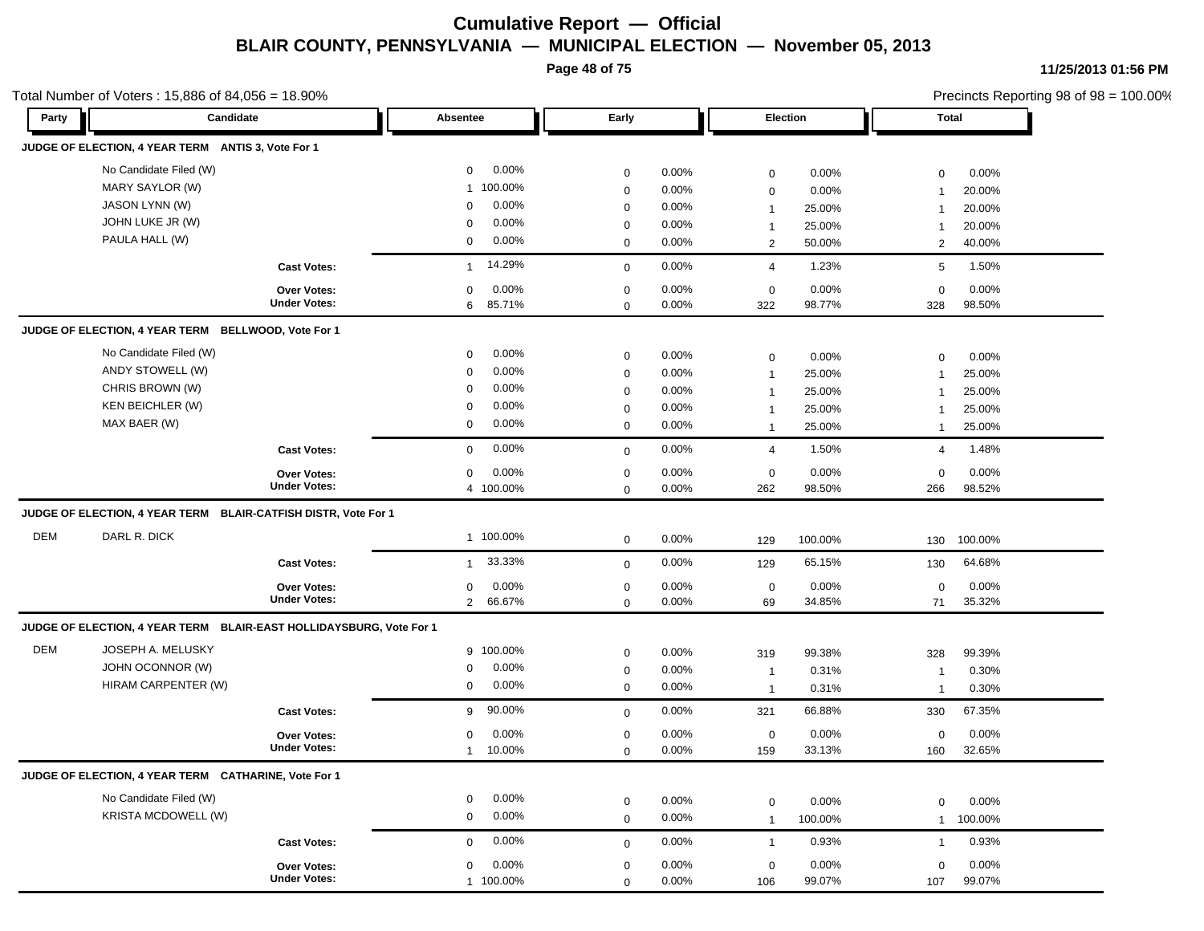# Cumulative Report — Official

## BLAIR COUNTY, PENNSYLVANIA — MUNICIPAL ELECTION — November 05, 2013

11/25/2013 01:56 PM

Total Number of Voters : 15,886 of 84,056 = 18.90%

Precincts Reporting 98 of 98 = 100.00%

| Party | Candidate | Absentee | | Early | | Election | | Total | |
|---|---|---|---|---|---|---|---|---|---|
| **JUDGE OF ELECTION, 4 YEAR TERM ANTIS 3, Vote For 1** | | | | | | | | | |
| | No Candidate Filed (W) | 0 | 0.00% | 0 | 0.00% | 0 | 0.00% | 0 | 0.00% |
| | MARY SAYLOR (W) | 1 | 100.00% | 0 | 0.00% | 0 | 0.00% | 1 | 20.00% |
| | JASON LYNN (W) | 0 | 0.00% | 0 | 0.00% | 1 | 25.00% | 1 | 20.00% |
| | JOHN LUKE JR (W) | 0 | 0.00% | 0 | 0.00% | 1 | 25.00% | 1 | 20.00% |
| | PAULA HALL (W) | 0 | 0.00% | 0 | 0.00% | 2 | 50.00% | 2 | 40.00% |
| | **Cast Votes:** | 1 | 14.29% | 0 | 0.00% | 4 | 1.23% | 5 | 1.50% |
| | **Over Votes:** | 0 | 0.00% | 0 | 0.00% | 0 | 0.00% | 0 | 0.00% |
| | **Under Votes:** | 6 | 85.71% | 0 | 0.00% | 322 | 98.77% | 328 | 98.50% |
| **JUDGE OF ELECTION, 4 YEAR TERM BELLWOOD, Vote For 1** | | | | | | | | | |
| | No Candidate Filed (W) | 0 | 0.00% | 0 | 0.00% | 0 | 0.00% | 0 | 0.00% |
| | ANDY STOWELL (W) | 0 | 0.00% | 0 | 0.00% | 1 | 25.00% | 1 | 25.00% |
| | CHRIS BROWN (W) | 0 | 0.00% | 0 | 0.00% | 1 | 25.00% | 1 | 25.00% |
| | KEN BEICHLER (W) | 0 | 0.00% | 0 | 0.00% | 1 | 25.00% | 1 | 25.00% |
| | MAX BAER (W) | 0 | 0.00% | 0 | 0.00% | 1 | 25.00% | 1 | 25.00% |
| | **Cast Votes:** | 0 | 0.00% | 0 | 0.00% | 4 | 1.50% | 4 | 1.48% |
| | **Over Votes:** | 0 | 0.00% | 0 | 0.00% | 0 | 0.00% | 0 | 0.00% |
| | **Under Votes:** | 4 | 100.00% | 0 | 0.00% | 262 | 98.50% | 266 | 98.52% |
| **JUDGE OF ELECTION, 4 YEAR TERM BLAIR-CATFISH DISTR, Vote For 1** | | | | | | | | | |
| DEM | DARL R. DICK | 1 | 100.00% | 0 | 0.00% | 129 | 100.00% | 130 | 100.00% |
| | **Cast Votes:** | 1 | 33.33% | 0 | 0.00% | 129 | 65.15% | 130 | 64.68% |
| | **Over Votes:** | 0 | 0.00% | 0 | 0.00% | 0 | 0.00% | 0 | 0.00% |
| | **Under Votes:** | 2 | 66.67% | 0 | 0.00% | 69 | 34.85% | 71 | 35.32% |
| **JUDGE OF ELECTION, 4 YEAR TERM BLAIR-EAST HOLLIDAYSBURG, Vote For 1** | | | | | | | | | |
| DEM | JOSEPH A. MELUSKY | 9 | 100.00% | 0 | 0.00% | 319 | 99.38% | 328 | 99.39% |
| | JOHN OCONNOR (W) | 0 | 0.00% | 0 | 0.00% | 1 | 0.31% | 1 | 0.30% |
| | HIRAM CARPENTER (W) | 0 | 0.00% | 0 | 0.00% | 1 | 0.31% | 1 | 0.30% |
| | **Cast Votes:** | 9 | 90.00% | 0 | 0.00% | 321 | 66.88% | 330 | 67.35% |
| | **Over Votes:** | 0 | 0.00% | 0 | 0.00% | 0 | 0.00% | 0 | 0.00% |
| | **Under Votes:** | 1 | 10.00% | 0 | 0.00% | 159 | 33.13% | 160 | 32.65% |
| **JUDGE OF ELECTION, 4 YEAR TERM CATHARINE, Vote For 1** | | | | | | | | | |
| | No Candidate Filed (W) | 0 | 0.00% | 0 | 0.00% | 0 | 0.00% | 0 | 0.00% |
| | KRISTA MCDOWELL (W) | 0 | 0.00% | 0 | 0.00% | 1 | 100.00% | 1 | 100.00% |
| | **Cast Votes:** | 0 | 0.00% | 0 | 0.00% | 1 | 0.93% | 1 | 0.93% |
| | **Over Votes:** | 0 | 0.00% | 0 | 0.00% | 0 | 0.00% | 0 | 0.00% |
| | **Under Votes:** | 1 | 100.00% | 0 | 0.00% | 106 | 99.07% | 107 | 99.07% |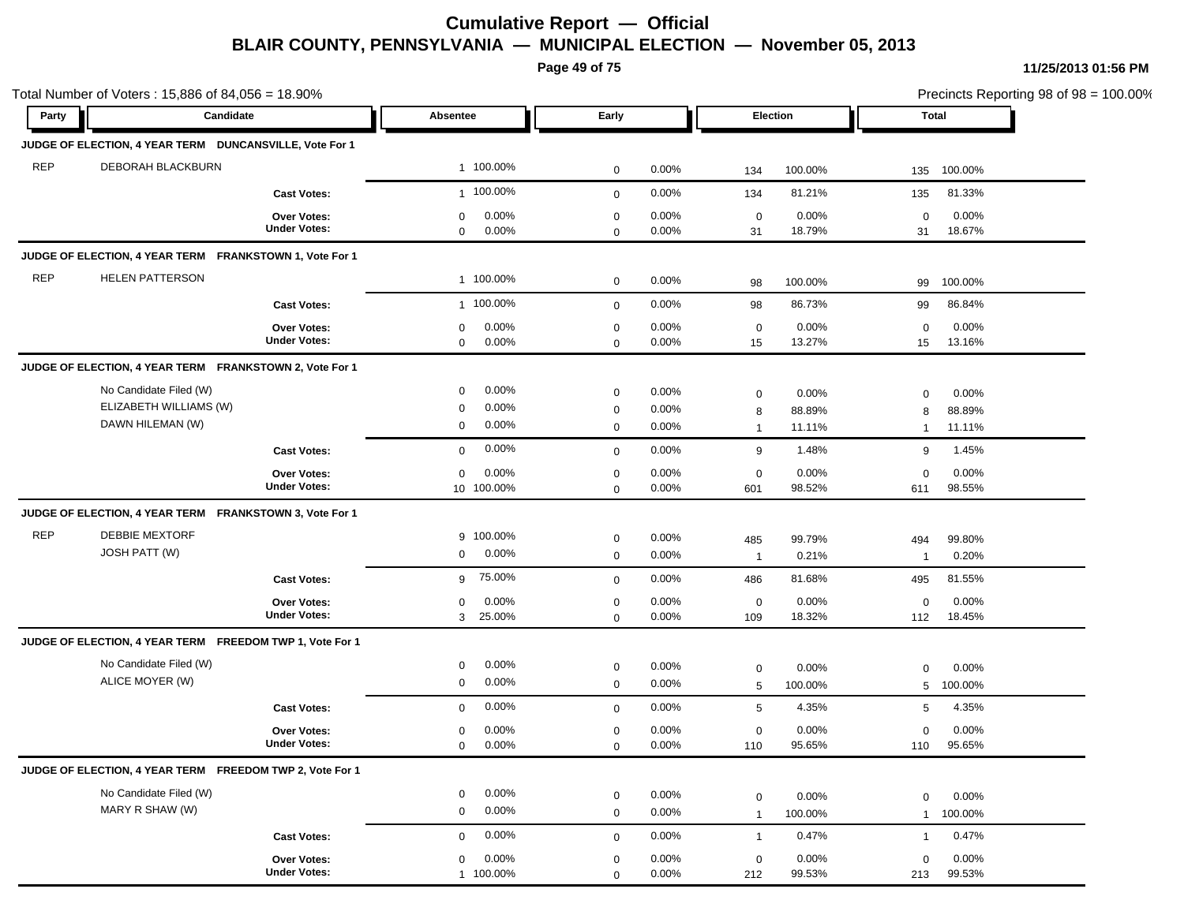# Cumulative Report — Official
## BLAIR COUNTY, PENNSYLVANIA — MUNICIPAL ELECTION — November 05, 2013

11/25/2013 01:56 PM

Total Number of Voters : 15,886 of 84,056 = 18.90%

Precincts Reporting 98 of 98 = 100.00%

| Party | Candidate | Absentee | | Early | | Election | | Total | |
|---|---|---|---|---|---|---|---|---|---|
| **JUDGE OF ELECTION, 4 YEAR TERM DUNCANSVILLE, Vote For 1** | | | | | | | | | |
| REP | DEBORAH BLACKBURN | 1 | 100.00% | 0 | 0.00% | 134 | 100.00% | 135 | 100.00% |
| | **Cast Votes:** | 1 | 100.00% | 0 | 0.00% | 134 | 81.21% | 135 | 81.33% |
| | **Over Votes:** | 0 | 0.00% | 0 | 0.00% | 0 | 0.00% | 0 | 0.00% |
| | **Under Votes:** | 0 | 0.00% | 0 | 0.00% | 31 | 18.79% | 31 | 18.67% |
| **JUDGE OF ELECTION, 4 YEAR TERM FRANKSTOWN 1, Vote For 1** | | | | | | | | | |
| REP | HELEN PATTERSON | 1 | 100.00% | 0 | 0.00% | 98 | 100.00% | 99 | 100.00% |
| | **Cast Votes:** | 1 | 100.00% | 0 | 0.00% | 98 | 86.73% | 99 | 86.84% |
| | **Over Votes:** | 0 | 0.00% | 0 | 0.00% | 0 | 0.00% | 0 | 0.00% |
| | **Under Votes:** | 0 | 0.00% | 0 | 0.00% | 15 | 13.27% | 15 | 13.16% |
| **JUDGE OF ELECTION, 4 YEAR TERM FRANKSTOWN 2, Vote For 1** | | | | | | | | | |
| | No Candidate Filed (W) | 0 | 0.00% | 0 | 0.00% | 0 | 0.00% | 0 | 0.00% |
| | ELIZABETH WILLIAMS (W) | 0 | 0.00% | 0 | 0.00% | 8 | 88.89% | 8 | 88.89% |
| | DAWN HILEMAN (W) | 0 | 0.00% | 0 | 0.00% | 1 | 11.11% | 1 | 11.11% |
| | **Cast Votes:** | 0 | 0.00% | 0 | 0.00% | 9 | 1.48% | 9 | 1.45% |
| | **Over Votes:** | 0 | 0.00% | 0 | 0.00% | 0 | 0.00% | 0 | 0.00% |
| | **Under Votes:** | 10 | 100.00% | 0 | 0.00% | 601 | 98.52% | 611 | 98.55% |
| **JUDGE OF ELECTION, 4 YEAR TERM FRANKSTOWN 3, Vote For 1** | | | | | | | | | |
| REP | DEBBIE MEXTORF | 9 | 100.00% | 0 | 0.00% | 485 | 99.79% | 494 | 99.80% |
| | JOSH PATT (W) | 0 | 0.00% | 0 | 0.00% | 1 | 0.21% | 1 | 0.20% |
| | **Cast Votes:** | 9 | 75.00% | 0 | 0.00% | 486 | 81.68% | 495 | 81.55% |
| | **Over Votes:** | 0 | 0.00% | 0 | 0.00% | 0 | 0.00% | 0 | 0.00% |
| | **Under Votes:** | 3 | 25.00% | 0 | 0.00% | 109 | 18.32% | 112 | 18.45% |
| **JUDGE OF ELECTION, 4 YEAR TERM FREEDOM TWP 1, Vote For 1** | | | | | | | | | |
| | No Candidate Filed (W) | 0 | 0.00% | 0 | 0.00% | 0 | 0.00% | 0 | 0.00% |
| | ALICE MOYER (W) | 0 | 0.00% | 0 | 0.00% | 5 | 100.00% | 5 | 100.00% |
| | **Cast Votes:** | 0 | 0.00% | 0 | 0.00% | 5 | 4.35% | 5 | 4.35% |
| | **Over Votes:** | 0 | 0.00% | 0 | 0.00% | 0 | 0.00% | 0 | 0.00% |
| | **Under Votes:** | 0 | 0.00% | 0 | 0.00% | 110 | 95.65% | 110 | 95.65% |
| **JUDGE OF ELECTION, 4 YEAR TERM FREEDOM TWP 2, Vote For 1** | | | | | | | | | |
| | No Candidate Filed (W) | 0 | 0.00% | 0 | 0.00% | 0 | 0.00% | 0 | 0.00% |
| | MARY R SHAW (W) | 0 | 0.00% | 0 | 0.00% | 1 | 100.00% | 1 | 100.00% |
| | **Cast Votes:** | 0 | 0.00% | 0 | 0.00% | 1 | 0.47% | 1 | 0.47% |
| | **Over Votes:** | 0 | 0.00% | 0 | 0.00% | 0 | 0.00% | 0 | 0.00% |
| | **Under Votes:** | 1 | 100.00% | 0 | 0.00% | 212 | 99.53% | 213 | 99.53% |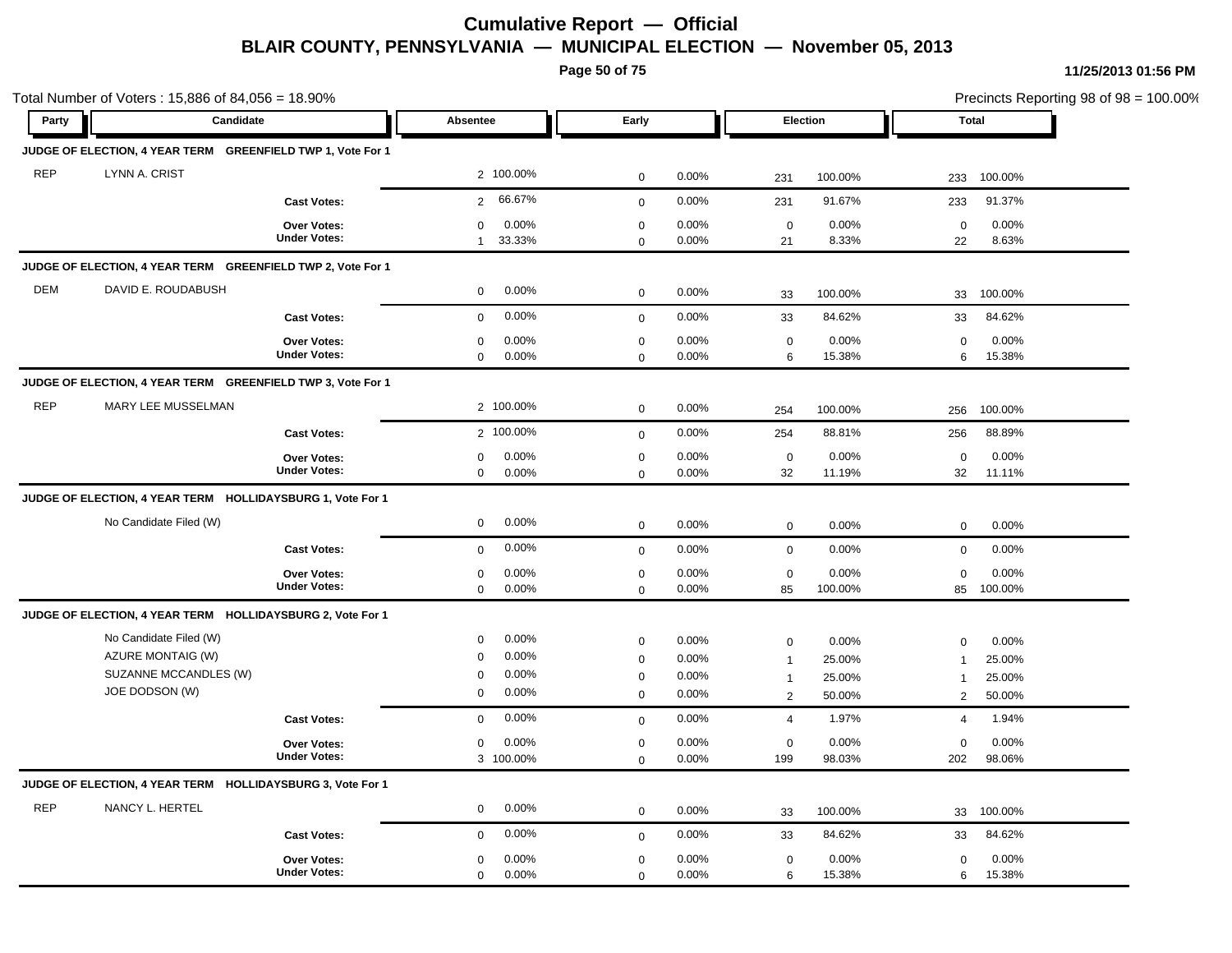# Cumulative Report — Official

## BLAIR COUNTY, PENNSYLVANIA — MUNICIPAL ELECTION — November 05, 2013

11/25/2013 01:56 PM

Total Number of Voters : 15,886 of 84,056 = 18.90%

Precincts Reporting 98 of 98 = 100.00%

| Party | Candidate | Absentee | | Early | | Election | | Total | |
|---|---|---|---|---|---|---|---|---|---|
| **JUDGE OF ELECTION, 4 YEAR TERM GREENFIELD TWP 1, Vote For 1** | | | | | | | | | |
| REP | LYNN A. CRIST | 2 | 100.00% | 0 | 0.00% | 231 | 100.00% | 233 | 100.00% |
| | **Cast Votes:** | 2 | 66.67% | 0 | 0.00% | 231 | 91.67% | 233 | 91.37% |
| | **Over Votes:** | 0 | 0.00% | 0 | 0.00% | 0 | 0.00% | 0 | 0.00% |
| | **Under Votes:** | 1 | 33.33% | 0 | 0.00% | 21 | 8.33% | 22 | 8.63% |
| **JUDGE OF ELECTION, 4 YEAR TERM GREENFIELD TWP 2, Vote For 1** | | | | | | | | | |
| DEM | DAVID E. ROUDABUSH | 0 | 0.00% | 0 | 0.00% | 33 | 100.00% | 33 | 100.00% |
| | **Cast Votes:** | 0 | 0.00% | 0 | 0.00% | 33 | 84.62% | 33 | 84.62% |
| | **Over Votes:** | 0 | 0.00% | 0 | 0.00% | 0 | 0.00% | 0 | 0.00% |
| | **Under Votes:** | 0 | 0.00% | 0 | 0.00% | 6 | 15.38% | 6 | 15.38% |
| **JUDGE OF ELECTION, 4 YEAR TERM GREENFIELD TWP 3, Vote For 1** | | | | | | | | | |
| REP | MARY LEE MUSSELMAN | 2 | 100.00% | 0 | 0.00% | 254 | 100.00% | 256 | 100.00% |
| | **Cast Votes:** | 2 | 100.00% | 0 | 0.00% | 254 | 88.81% | 256 | 88.89% |
| | **Over Votes:** | 0 | 0.00% | 0 | 0.00% | 0 | 0.00% | 0 | 0.00% |
| | **Under Votes:** | 0 | 0.00% | 0 | 0.00% | 32 | 11.19% | 32 | 11.11% |
| **JUDGE OF ELECTION, 4 YEAR TERM HOLLIDAYSBURG 1, Vote For 1** | | | | | | | | | |
| | No Candidate Filed (W) | 0 | 0.00% | 0 | 0.00% | 0 | 0.00% | 0 | 0.00% |
| | **Cast Votes:** | 0 | 0.00% | 0 | 0.00% | 0 | 0.00% | 0 | 0.00% |
| | **Over Votes:** | 0 | 0.00% | 0 | 0.00% | 0 | 0.00% | 0 | 0.00% |
| | **Under Votes:** | 0 | 0.00% | 0 | 0.00% | 85 | 100.00% | 85 | 100.00% |
| **JUDGE OF ELECTION, 4 YEAR TERM HOLLIDAYSBURG 2, Vote For 1** | | | | | | | | | |
| | No Candidate Filed (W) | 0 | 0.00% | 0 | 0.00% | 0 | 0.00% | 0 | 0.00% |
| | AZURE MONTAIG (W) | 0 | 0.00% | 0 | 0.00% | 1 | 25.00% | 1 | 25.00% |
| | SUZANNE MCCANDLES (W) | 0 | 0.00% | 0 | 0.00% | 1 | 25.00% | 1 | 25.00% |
| | JOE DODSON (W) | 0 | 0.00% | 0 | 0.00% | 2 | 50.00% | 2 | 50.00% |
| | **Cast Votes:** | 0 | 0.00% | 0 | 0.00% | 4 | 1.97% | 4 | 1.94% |
| | **Over Votes:** | 0 | 0.00% | 0 | 0.00% | 0 | 0.00% | 0 | 0.00% |
| | **Under Votes:** | 3 | 100.00% | 0 | 0.00% | 199 | 98.03% | 202 | 98.06% |
| **JUDGE OF ELECTION, 4 YEAR TERM HOLLIDAYSBURG 3, Vote For 1** | | | | | | | | | |
| REP | NANCY L. HERTEL | 0 | 0.00% | 0 | 0.00% | 33 | 100.00% | 33 | 100.00% |
| | **Cast Votes:** | 0 | 0.00% | 0 | 0.00% | 33 | 84.62% | 33 | 84.62% |
| | **Over Votes:** | 0 | 0.00% | 0 | 0.00% | 0 | 0.00% | 0 | 0.00% |
| | **Under Votes:** | 0 | 0.00% | 0 | 0.00% | 6 | 15.38% | 6 | 15.38% |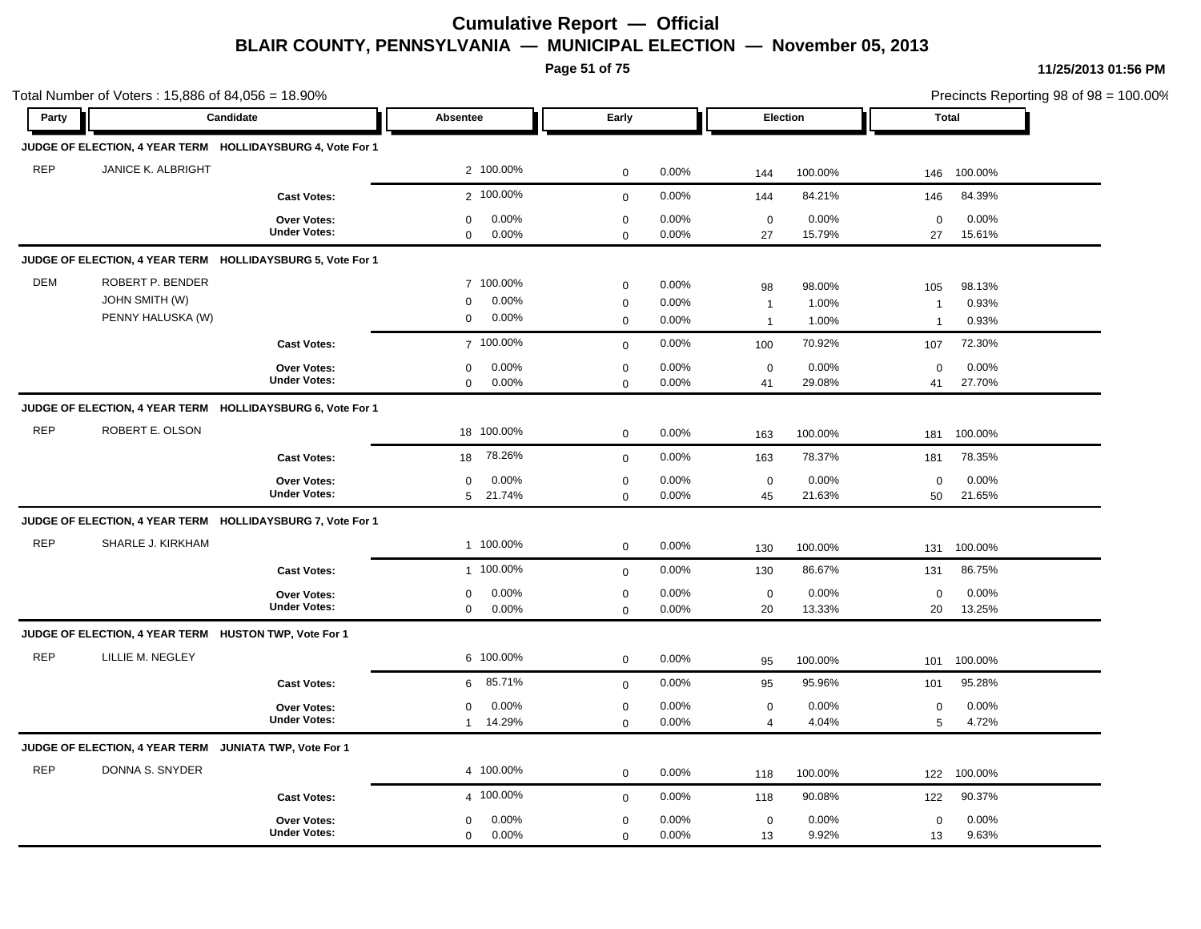# Cumulative Report — Official

## BLAIR COUNTY, PENNSYLVANIA — MUNICIPAL ELECTION — November 05, 2013

11/25/2013 01:56 PM

Total Number of Voters : 15,886 of 84,056 = 18.90%

Precincts Reporting 98 of 98 = 100.00%

| Party | Candidate | | Absentee | | Early | | Election | | Total | |
|---|---|---|---|---|---|---|---|---|---|---|
| **JUDGE OF ELECTION, 4 YEAR TERM HOLLIDAYSBURG 4, Vote For 1** | | | | | | | | | | |
| REP | JANICE K. ALBRIGHT | | 2 | 100.00% | 0 | 0.00% | 144 | 100.00% | 146 | 100.00% |
| | | **Cast Votes:** | 2 | 100.00% | 0 | 0.00% | 144 | 84.21% | 146 | 84.39% |
| | | **Over Votes:** | 0 | 0.00% | 0 | 0.00% | 0 | 0.00% | 0 | 0.00% |
| | | **Under Votes:** | 0 | 0.00% | 0 | 0.00% | 27 | 15.79% | 27 | 15.61% |
| **JUDGE OF ELECTION, 4 YEAR TERM HOLLIDAYSBURG 5, Vote For 1** | | | | | | | | | | |
| DEM | ROBERT P. BENDER | | 7 | 100.00% | 0 | 0.00% | 98 | 98.00% | 105 | 98.13% |
| | JOHN SMITH (W) | | 0 | 0.00% | 0 | 0.00% | 1 | 1.00% | 1 | 0.93% |
| | PENNY HALUSKA (W) | | 0 | 0.00% | 0 | 0.00% | 1 | 1.00% | 1 | 0.93% |
| | | **Cast Votes:** | 7 | 100.00% | 0 | 0.00% | 100 | 70.92% | 107 | 72.30% |
| | | **Over Votes:** | 0 | 0.00% | 0 | 0.00% | 0 | 0.00% | 0 | 0.00% |
| | | **Under Votes:** | 0 | 0.00% | 0 | 0.00% | 41 | 29.08% | 41 | 27.70% |
| **JUDGE OF ELECTION, 4 YEAR TERM HOLLIDAYSBURG 6, Vote For 1** | | | | | | | | | | |
| REP | ROBERT E. OLSON | | 18 | 100.00% | 0 | 0.00% | 163 | 100.00% | 181 | 100.00% |
| | | **Cast Votes:** | 18 | 78.26% | 0 | 0.00% | 163 | 78.37% | 181 | 78.35% |
| | | **Over Votes:** | 0 | 0.00% | 0 | 0.00% | 0 | 0.00% | 0 | 0.00% |
| | | **Under Votes:** | 5 | 21.74% | 0 | 0.00% | 45 | 21.63% | 50 | 21.65% |
| **JUDGE OF ELECTION, 4 YEAR TERM HOLLIDAYSBURG 7, Vote For 1** | | | | | | | | | | |
| REP | SHARLE J. KIRKHAM | | 1 | 100.00% | 0 | 0.00% | 130 | 100.00% | 131 | 100.00% |
| | | **Cast Votes:** | 1 | 100.00% | 0 | 0.00% | 130 | 86.67% | 131 | 86.75% |
| | | **Over Votes:** | 0 | 0.00% | 0 | 0.00% | 0 | 0.00% | 0 | 0.00% |
| | | **Under Votes:** | 0 | 0.00% | 0 | 0.00% | 20 | 13.33% | 20 | 13.25% |
| **JUDGE OF ELECTION, 4 YEAR TERM HUSTON TWP, Vote For 1** | | | | | | | | | | |
| REP | LILLIE M. NEGLEY | | 6 | 100.00% | 0 | 0.00% | 95 | 100.00% | 101 | 100.00% |
| | | **Cast Votes:** | 6 | 85.71% | 0 | 0.00% | 95 | 95.96% | 101 | 95.28% |
| | | **Over Votes:** | 0 | 0.00% | 0 | 0.00% | 0 | 0.00% | 0 | 0.00% |
| | | **Under Votes:** | 1 | 14.29% | 0 | 0.00% | 4 | 4.04% | 5 | 4.72% |
| **JUDGE OF ELECTION, 4 YEAR TERM JUNIATA TWP, Vote For 1** | | | | | | | | | | |
| REP | DONNA S. SNYDER | | 4 | 100.00% | 0 | 0.00% | 118 | 100.00% | 122 | 100.00% |
| | | **Cast Votes:** | 4 | 100.00% | 0 | 0.00% | 118 | 90.08% | 122 | 90.37% |
| | | **Over Votes:** | 0 | 0.00% | 0 | 0.00% | 0 | 0.00% | 0 | 0.00% |
| | | **Under Votes:** | 0 | 0.00% | 0 | 0.00% | 13 | 9.92% | 13 | 9.63% |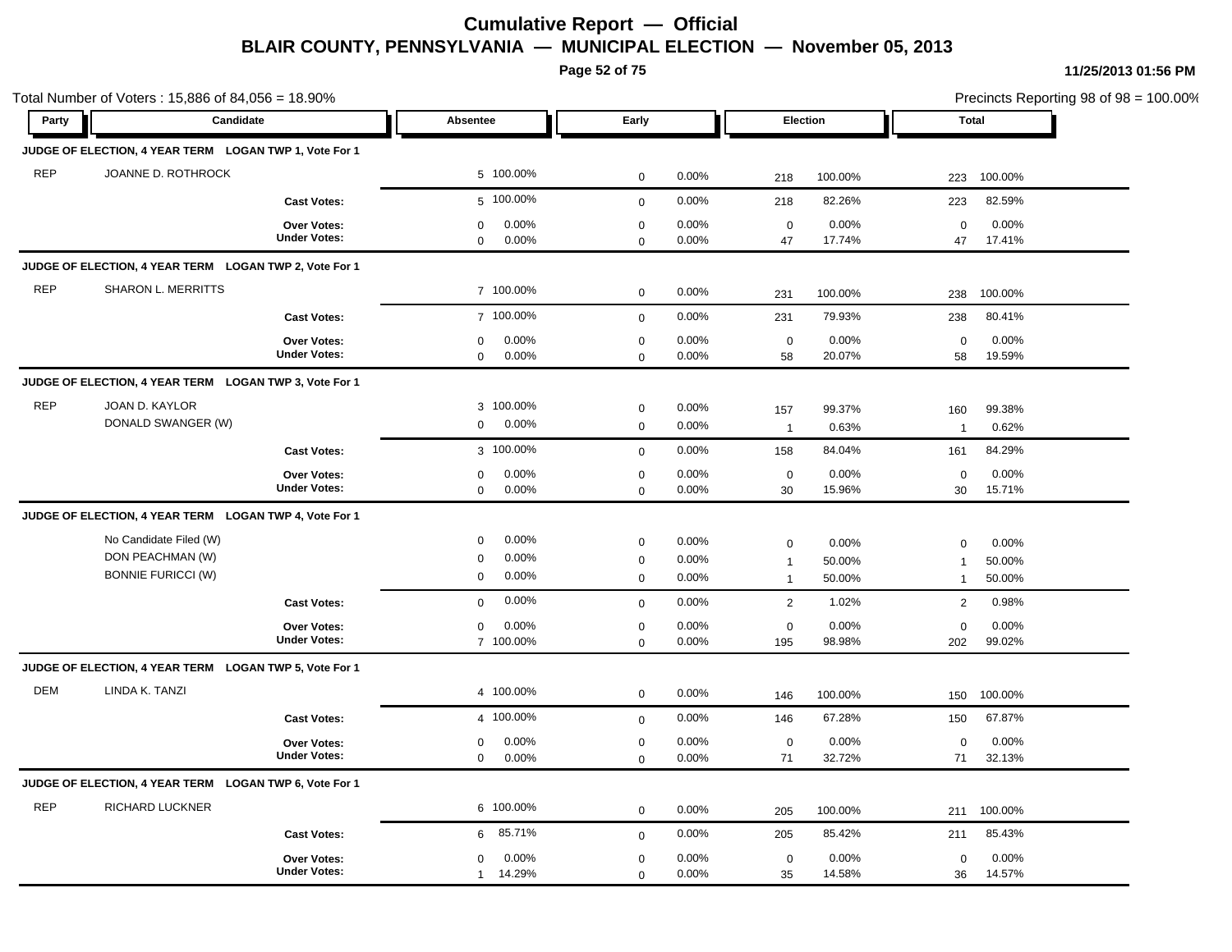# Cumulative Report — Official

## BLAIR COUNTY, PENNSYLVANIA — MUNICIPAL ELECTION — November 05, 2013

11/25/2013 01:56 PM

Total Number of Voters : 15,886 of 84,056 = 18.90%

Precincts Reporting 98 of 98 = 100.00%

| Party | Candidate | Absentee | | Early | | Election | | Total | |
|---|---|---|---|---|---|---|---|---|---|
| **JUDGE OF ELECTION, 4 YEAR TERM LOGAN TWP 1, Vote For 1** | | | | | | | | | |
| REP | JOANNE D. ROTHROCK | 5 | 100.00% | 0 | 0.00% | 218 | 100.00% | 223 | 100.00% |
| | **Cast Votes:** | 5 | 100.00% | 0 | 0.00% | 218 | 82.26% | 223 | 82.59% |
| | **Over Votes:** | 0 | 0.00% | 0 | 0.00% | 0 | 0.00% | 0 | 0.00% |
| | **Under Votes:** | 0 | 0.00% | 0 | 0.00% | 47 | 17.74% | 47 | 17.41% |
| **JUDGE OF ELECTION, 4 YEAR TERM LOGAN TWP 2, Vote For 1** | | | | | | | | | |
| REP | SHARON L. MERRITTS | 7 | 100.00% | 0 | 0.00% | 231 | 100.00% | 238 | 100.00% |
| | **Cast Votes:** | 7 | 100.00% | 0 | 0.00% | 231 | 79.93% | 238 | 80.41% |
| | **Over Votes:** | 0 | 0.00% | 0 | 0.00% | 0 | 0.00% | 0 | 0.00% |
| | **Under Votes:** | 0 | 0.00% | 0 | 0.00% | 58 | 20.07% | 58 | 19.59% |
| **JUDGE OF ELECTION, 4 YEAR TERM LOGAN TWP 3, Vote For 1** | | | | | | | | | |
| REP | JOAN D. KAYLOR | 3 | 100.00% | 0 | 0.00% | 157 | 99.37% | 160 | 99.38% |
| | DONALD SWANGER (W) | 0 | 0.00% | 0 | 0.00% | 1 | 0.63% | 1 | 0.62% |
| | **Cast Votes:** | 3 | 100.00% | 0 | 0.00% | 158 | 84.04% | 161 | 84.29% |
| | **Over Votes:** | 0 | 0.00% | 0 | 0.00% | 0 | 0.00% | 0 | 0.00% |
| | **Under Votes:** | 0 | 0.00% | 0 | 0.00% | 30 | 15.96% | 30 | 15.71% |
| **JUDGE OF ELECTION, 4 YEAR TERM LOGAN TWP 4, Vote For 1** | | | | | | | | | |
| | No Candidate Filed (W) | 0 | 0.00% | 0 | 0.00% | 0 | 0.00% | 0 | 0.00% |
| | DON PEACHMAN (W) | 0 | 0.00% | 0 | 0.00% | 1 | 50.00% | 1 | 50.00% |
| | BONNIE FURICCI (W) | 0 | 0.00% | 0 | 0.00% | 1 | 50.00% | 1 | 50.00% |
| | **Cast Votes:** | 0 | 0.00% | 0 | 0.00% | 2 | 1.02% | 2 | 0.98% |
| | **Over Votes:** | 0 | 0.00% | 0 | 0.00% | 0 | 0.00% | 0 | 0.00% |
| | **Under Votes:** | 7 | 100.00% | 0 | 0.00% | 195 | 98.98% | 202 | 99.02% |
| **JUDGE OF ELECTION, 4 YEAR TERM LOGAN TWP 5, Vote For 1** | | | | | | | | | |
| DEM | LINDA K. TANZI | 4 | 100.00% | 0 | 0.00% | 146 | 100.00% | 150 | 100.00% |
| | **Cast Votes:** | 4 | 100.00% | 0 | 0.00% | 146 | 67.28% | 150 | 67.87% |
| | **Over Votes:** | 0 | 0.00% | 0 | 0.00% | 0 | 0.00% | 0 | 0.00% |
| | **Under Votes:** | 0 | 0.00% | 0 | 0.00% | 71 | 32.72% | 71 | 32.13% |
| **JUDGE OF ELECTION, 4 YEAR TERM LOGAN TWP 6, Vote For 1** | | | | | | | | | |
| REP | RICHARD LUCKNER | 6 | 100.00% | 0 | 0.00% | 205 | 100.00% | 211 | 100.00% |
| | **Cast Votes:** | 6 | 85.71% | 0 | 0.00% | 205 | 85.42% | 211 | 85.43% |
| | **Over Votes:** | 0 | 0.00% | 0 | 0.00% | 0 | 0.00% | 0 | 0.00% |
| | **Under Votes:** | 1 | 14.29% | 0 | 0.00% | 35 | 14.58% | 36 | 14.57% |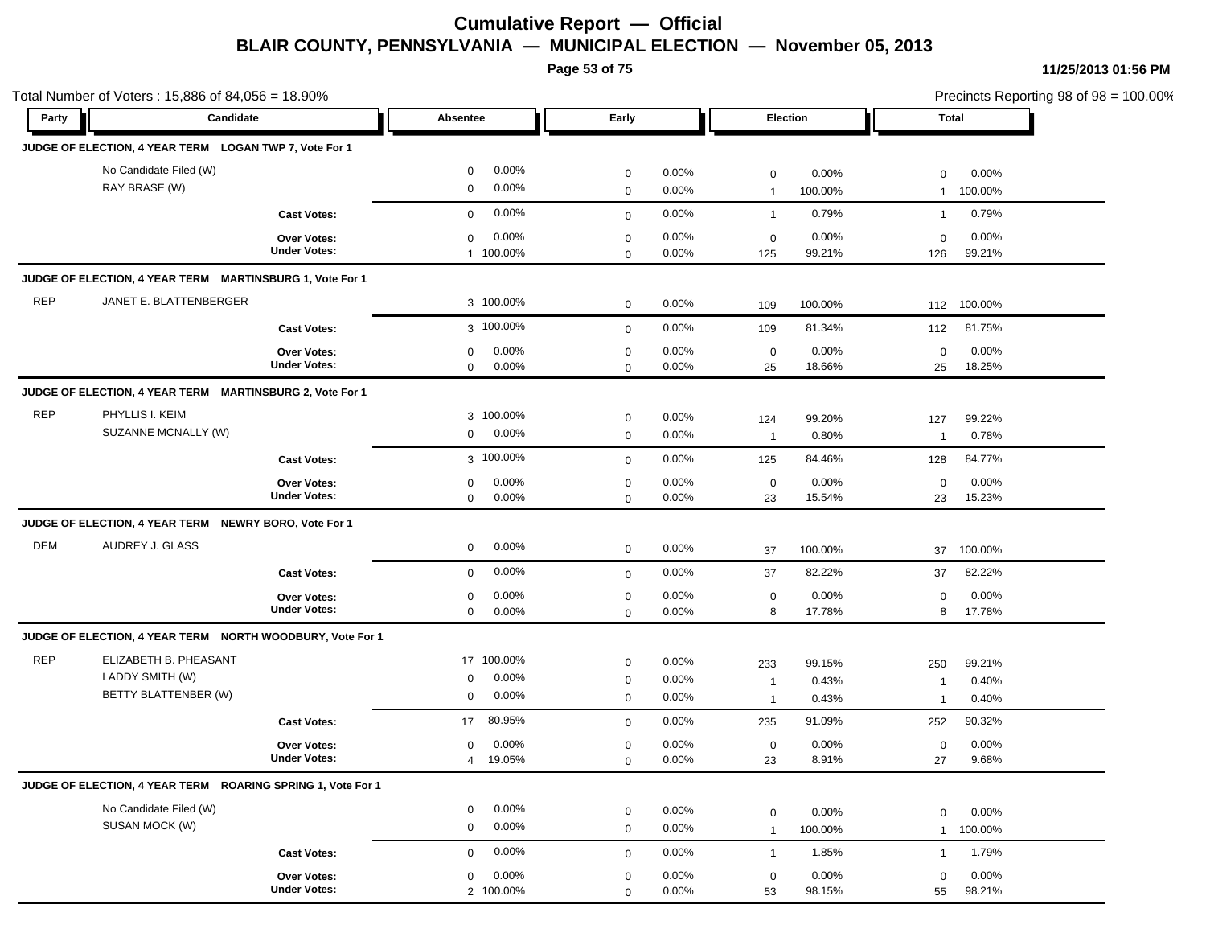# Cumulative Report — Official

## BLAIR COUNTY, PENNSYLVANIA — MUNICIPAL ELECTION — November 05, 2013

11/25/2013 01:56 PM

Total Number of Voters : 15,886 of 84,056 = 18.90%

Precincts Reporting 98 of 98 = 100.00%

| Party | Candidate | Absentee | | Early | | Election | | Total | |
|---|---|---|---|---|---|---|---|---|---|
| **JUDGE OF ELECTION, 4 YEAR TERM LOGAN TWP 7, Vote For 1** | | | | | | | | | |
| | No Candidate Filed (W) | 0 | 0.00% | 0 | 0.00% | 0 | 0.00% | 0 | 0.00% |
| | RAY BRASE (W) | 0 | 0.00% | 0 | 0.00% | 1 | 100.00% | 1 | 100.00% |
| | **Cast Votes:** | 0 | 0.00% | 0 | 0.00% | 1 | 0.79% | 1 | 0.79% |
| | **Over Votes:** | 0 | 0.00% | 0 | 0.00% | 0 | 0.00% | 0 | 0.00% |
| | **Under Votes:** | 1 | 100.00% | 0 | 0.00% | 125 | 99.21% | 126 | 99.21% |
| **JUDGE OF ELECTION, 4 YEAR TERM MARTINSBURG 1, Vote For 1** | | | | | | | | | |
| REP | JANET E. BLATTENBERGER | 3 | 100.00% | 0 | 0.00% | 109 | 100.00% | 112 | 100.00% |
| | **Cast Votes:** | 3 | 100.00% | 0 | 0.00% | 109 | 81.34% | 112 | 81.75% |
| | **Over Votes:** | 0 | 0.00% | 0 | 0.00% | 0 | 0.00% | 0 | 0.00% |
| | **Under Votes:** | 0 | 0.00% | 0 | 0.00% | 25 | 18.66% | 25 | 18.25% |
| **JUDGE OF ELECTION, 4 YEAR TERM MARTINSBURG 2, Vote For 1** | | | | | | | | | |
| REP | PHYLLIS I. KEIM | 3 | 100.00% | 0 | 0.00% | 124 | 99.20% | 127 | 99.22% |
| | SUZANNE MCNALLY (W) | 0 | 0.00% | 0 | 0.00% | 1 | 0.80% | 1 | 0.78% |
| | **Cast Votes:** | 3 | 100.00% | 0 | 0.00% | 125 | 84.46% | 128 | 84.77% |
| | **Over Votes:** | 0 | 0.00% | 0 | 0.00% | 0 | 0.00% | 0 | 0.00% |
| | **Under Votes:** | 0 | 0.00% | 0 | 0.00% | 23 | 15.54% | 23 | 15.23% |
| **JUDGE OF ELECTION, 4 YEAR TERM NEWRY BORO, Vote For 1** | | | | | | | | | |
| DEM | AUDREY J. GLASS | 0 | 0.00% | 0 | 0.00% | 37 | 100.00% | 37 | 100.00% |
| | **Cast Votes:** | 0 | 0.00% | 0 | 0.00% | 37 | 82.22% | 37 | 82.22% |
| | **Over Votes:** | 0 | 0.00% | 0 | 0.00% | 0 | 0.00% | 0 | 0.00% |
| | **Under Votes:** | 0 | 0.00% | 0 | 0.00% | 8 | 17.78% | 8 | 17.78% |
| **JUDGE OF ELECTION, 4 YEAR TERM NORTH WOODBURY, Vote For 1** | | | | | | | | | |
| REP | ELIZABETH B. PHEASANT | 17 | 100.00% | 0 | 0.00% | 233 | 99.15% | 250 | 99.21% |
| | LADDY SMITH (W) | 0 | 0.00% | 0 | 0.00% | 1 | 0.43% | 1 | 0.40% |
| | BETTY BLATTENBER (W) | 0 | 0.00% | 0 | 0.00% | 1 | 0.43% | 1 | 0.40% |
| | **Cast Votes:** | 17 | 80.95% | 0 | 0.00% | 235 | 91.09% | 252 | 90.32% |
| | **Over Votes:** | 0 | 0.00% | 0 | 0.00% | 0 | 0.00% | 0 | 0.00% |
| | **Under Votes:** | 4 | 19.05% | 0 | 0.00% | 23 | 8.91% | 27 | 9.68% |
| **JUDGE OF ELECTION, 4 YEAR TERM ROARING SPRING 1, Vote For 1** | | | | | | | | | |
| | No Candidate Filed (W) | 0 | 0.00% | 0 | 0.00% | 0 | 0.00% | 0 | 0.00% |
| | SUSAN MOCK (W) | 0 | 0.00% | 0 | 0.00% | 1 | 100.00% | 1 | 100.00% |
| | **Cast Votes:** | 0 | 0.00% | 0 | 0.00% | 1 | 1.85% | 1 | 1.79% |
| | **Over Votes:** | 0 | 0.00% | 0 | 0.00% | 0 | 0.00% | 0 | 0.00% |
| | **Under Votes:** | 2 | 100.00% | 0 | 0.00% | 53 | 98.15% | 55 | 98.21% |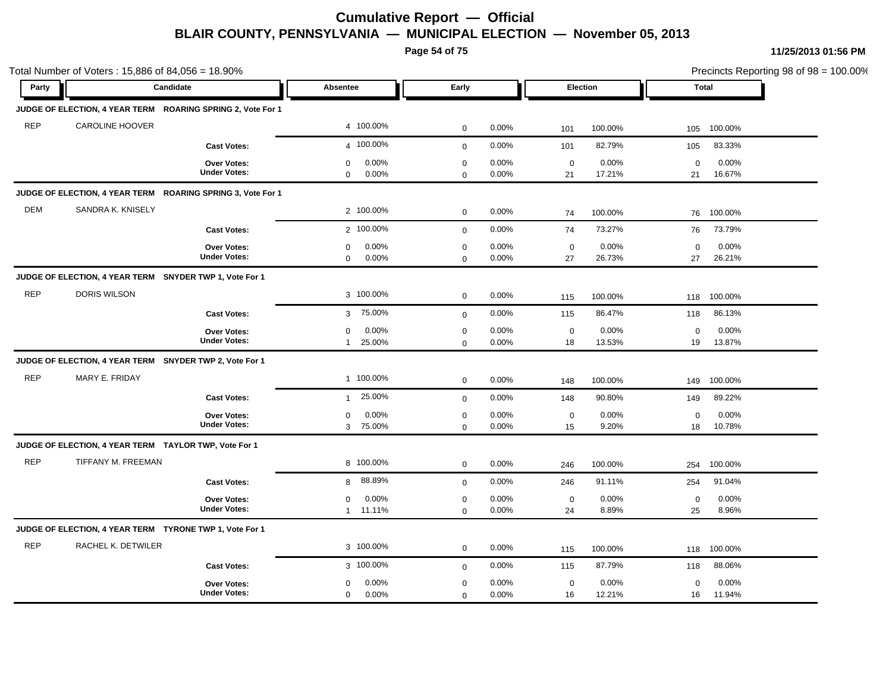# Cumulative Report — Official

## BLAIR COUNTY, PENNSYLVANIA — MUNICIPAL ELECTION — November 05, 2013

11/25/2013 01:56 PM

Total Number of Voters : 15,886 of 84,056 = 18.90%

Precincts Reporting 98 of 98 = 100.00%

| Party | Candidate | Absentee | | Early | | Election | | Total | |
|---|---|---|---|---|---|---|---|---|---|
| **JUDGE OF ELECTION, 4 YEAR TERM ROARING SPRING 2, Vote For 1** | | | | | | | | | |
| REP | CAROLINE HOOVER | 4 | 100.00% | 0 | 0.00% | 101 | 100.00% | 105 | 100.00% |
| | **Cast Votes:** | 4 | 100.00% | 0 | 0.00% | 101 | 82.79% | 105 | 83.33% |
| | **Over Votes:** | 0 | 0.00% | 0 | 0.00% | 0 | 0.00% | 0 | 0.00% |
| | **Under Votes:** | 0 | 0.00% | 0 | 0.00% | 21 | 17.21% | 21 | 16.67% |
| **JUDGE OF ELECTION, 4 YEAR TERM ROARING SPRING 3, Vote For 1** | | | | | | | | | |
| DEM | SANDRA K. KNISELY | 2 | 100.00% | 0 | 0.00% | 74 | 100.00% | 76 | 100.00% |
| | **Cast Votes:** | 2 | 100.00% | 0 | 0.00% | 74 | 73.27% | 76 | 73.79% |
| | **Over Votes:** | 0 | 0.00% | 0 | 0.00% | 0 | 0.00% | 0 | 0.00% |
| | **Under Votes:** | 0 | 0.00% | 0 | 0.00% | 27 | 26.73% | 27 | 26.21% |
| **JUDGE OF ELECTION, 4 YEAR TERM SNYDER TWP 1, Vote For 1** | | | | | | | | | |
| REP | DORIS WILSON | 3 | 100.00% | 0 | 0.00% | 115 | 100.00% | 118 | 100.00% |
| | **Cast Votes:** | 3 | 75.00% | 0 | 0.00% | 115 | 86.47% | 118 | 86.13% |
| | **Over Votes:** | 0 | 0.00% | 0 | 0.00% | 0 | 0.00% | 0 | 0.00% |
| | **Under Votes:** | 1 | 25.00% | 0 | 0.00% | 18 | 13.53% | 19 | 13.87% |
| **JUDGE OF ELECTION, 4 YEAR TERM SNYDER TWP 2, Vote For 1** | | | | | | | | | |
| REP | MARY E. FRIDAY | 1 | 100.00% | 0 | 0.00% | 148 | 100.00% | 149 | 100.00% |
| | **Cast Votes:** | 1 | 25.00% | 0 | 0.00% | 148 | 90.80% | 149 | 89.22% |
| | **Over Votes:** | 0 | 0.00% | 0 | 0.00% | 0 | 0.00% | 0 | 0.00% |
| | **Under Votes:** | 3 | 75.00% | 0 | 0.00% | 15 | 9.20% | 18 | 10.78% |
| **JUDGE OF ELECTION, 4 YEAR TERM TAYLOR TWP, Vote For 1** | | | | | | | | | |
| REP | TIFFANY M. FREEMAN | 8 | 100.00% | 0 | 0.00% | 246 | 100.00% | 254 | 100.00% |
| | **Cast Votes:** | 8 | 88.89% | 0 | 0.00% | 246 | 91.11% | 254 | 91.04% |
| | **Over Votes:** | 0 | 0.00% | 0 | 0.00% | 0 | 0.00% | 0 | 0.00% |
| | **Under Votes:** | 1 | 11.11% | 0 | 0.00% | 24 | 8.89% | 25 | 8.96% |
| **JUDGE OF ELECTION, 4 YEAR TERM TYRONE TWP 1, Vote For 1** | | | | | | | | | |
| REP | RACHEL K. DETWILER | 3 | 100.00% | 0 | 0.00% | 115 | 100.00% | 118 | 100.00% |
| | **Cast Votes:** | 3 | 100.00% | 0 | 0.00% | 115 | 87.79% | 118 | 88.06% |
| | **Over Votes:** | 0 | 0.00% | 0 | 0.00% | 0 | 0.00% | 0 | 0.00% |
| | **Under Votes:** | 0 | 0.00% | 0 | 0.00% | 16 | 12.21% | 16 | 11.94% |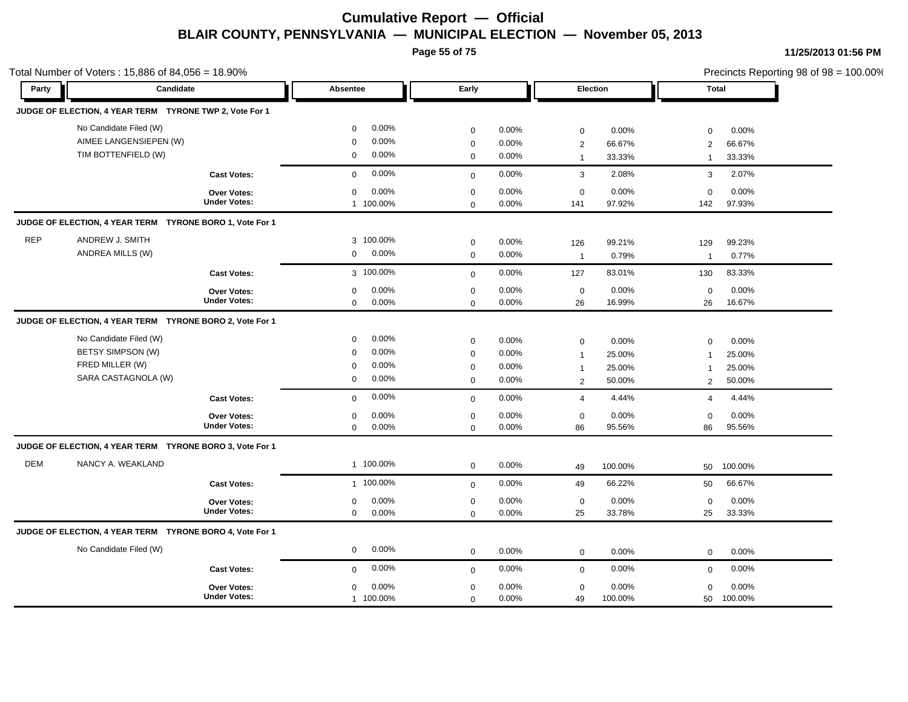# Cumulative Report — Official

## BLAIR COUNTY, PENNSYLVANIA — MUNICIPAL ELECTION — November 05, 2013

11/25/2013 01:56 PM

Total Number of Voters : 15,886 of 84,056 = 18.90%

Precincts Reporting 98 of 98 = 100.00%

| Party | Candidate | Absentee | | Early | | Election | | Total | |
|---|---|---|---|---|---|---|---|---|---|
| **JUDGE OF ELECTION, 4 YEAR TERM TYRONE TWP 2, Vote For 1** | | | | | | | | | |
| | No Candidate Filed (W) | 0 | 0.00% | 0 | 0.00% | 0 | 0.00% | 0 | 0.00% |
| | AIMEE LANGENSIEPEN (W) | 0 | 0.00% | 0 | 0.00% | 2 | 66.67% | 2 | 66.67% |
| | TIM BOTTENFIELD (W) | 0 | 0.00% | 0 | 0.00% | 1 | 33.33% | 1 | 33.33% |
| | **Cast Votes:** | 0 | 0.00% | 0 | 0.00% | 3 | 2.08% | 3 | 2.07% |
| | **Over Votes:** | 0 | 0.00% | 0 | 0.00% | 0 | 0.00% | 0 | 0.00% |
| | **Under Votes:** | 1 | 100.00% | 0 | 0.00% | 141 | 97.92% | 142 | 97.93% |
| **JUDGE OF ELECTION, 4 YEAR TERM TYRONE BORO 1, Vote For 1** | | | | | | | | | |
| REP | ANDREW J. SMITH | 3 | 100.00% | 0 | 0.00% | 126 | 99.21% | 129 | 99.23% |
| | ANDREA MILLS (W) | 0 | 0.00% | 0 | 0.00% | 1 | 0.79% | 1 | 0.77% |
| | **Cast Votes:** | 3 | 100.00% | 0 | 0.00% | 127 | 83.01% | 130 | 83.33% |
| | **Over Votes:** | 0 | 0.00% | 0 | 0.00% | 0 | 0.00% | 0 | 0.00% |
| | **Under Votes:** | 0 | 0.00% | 0 | 0.00% | 26 | 16.99% | 26 | 16.67% |
| **JUDGE OF ELECTION, 4 YEAR TERM TYRONE BORO 2, Vote For 1** | | | | | | | | | |
| | No Candidate Filed (W) | 0 | 0.00% | 0 | 0.00% | 0 | 0.00% | 0 | 0.00% |
| | BETSY SIMPSON (W) | 0 | 0.00% | 0 | 0.00% | 1 | 25.00% | 1 | 25.00% |
| | FRED MILLER (W) | 0 | 0.00% | 0 | 0.00% | 1 | 25.00% | 1 | 25.00% |
| | SARA CASTAGNOLA (W) | 0 | 0.00% | 0 | 0.00% | 2 | 50.00% | 2 | 50.00% |
| | **Cast Votes:** | 0 | 0.00% | 0 | 0.00% | 4 | 4.44% | 4 | 4.44% |
| | **Over Votes:** | 0 | 0.00% | 0 | 0.00% | 0 | 0.00% | 0 | 0.00% |
| | **Under Votes:** | 0 | 0.00% | 0 | 0.00% | 86 | 95.56% | 86 | 95.56% |
| **JUDGE OF ELECTION, 4 YEAR TERM TYRONE BORO 3, Vote For 1** | | | | | | | | | |
| DEM | NANCY A. WEAKLAND | 1 | 100.00% | 0 | 0.00% | 49 | 100.00% | 50 | 100.00% |
| | **Cast Votes:** | 1 | 100.00% | 0 | 0.00% | 49 | 66.22% | 50 | 66.67% |
| | **Over Votes:** | 0 | 0.00% | 0 | 0.00% | 0 | 0.00% | 0 | 0.00% |
| | **Under Votes:** | 0 | 0.00% | 0 | 0.00% | 25 | 33.78% | 25 | 33.33% |
| **JUDGE OF ELECTION, 4 YEAR TERM TYRONE BORO 4, Vote For 1** | | | | | | | | | |
| | No Candidate Filed (W) | 0 | 0.00% | 0 | 0.00% | 0 | 0.00% | 0 | 0.00% |
| | **Cast Votes:** | 0 | 0.00% | 0 | 0.00% | 0 | 0.00% | 0 | 0.00% |
| | **Over Votes:** | 0 | 0.00% | 0 | 0.00% | 0 | 0.00% | 0 | 0.00% |
| | **Under Votes:** | 1 | 100.00% | 0 | 0.00% | 49 | 100.00% | 50 | 100.00% |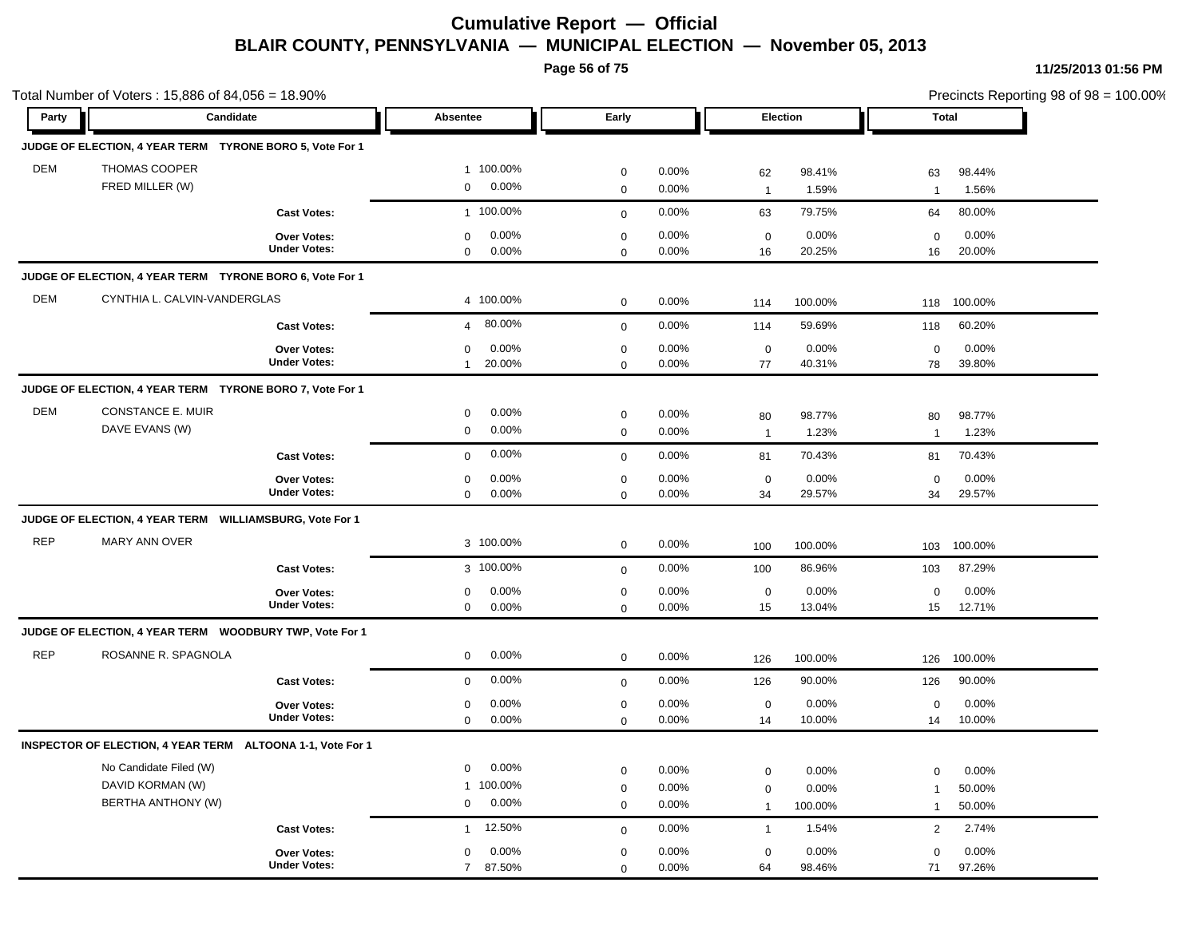# Cumulative Report — Official

## BLAIR COUNTY, PENNSYLVANIA — MUNICIPAL ELECTION — November 05, 2013

11/25/2013 01:56 PM

Total Number of Voters : 15,886 of 84,056 = 18.90%

Precincts Reporting 98 of 98 = 100.00%

| Party | Candidate | Absentee | | Early | | Election | | Total | |
|---|---|---|---|---|---|---|---|---|---|
| **JUDGE OF ELECTION, 4 YEAR TERM TYRONE BORO 5, Vote For 1** | | | | | | | | | |
| DEM | THOMAS COOPER | 1 | 100.00% | 0 | 0.00% | 62 | 98.41% | 63 | 98.44% |
| | FRED MILLER (W) | 0 | 0.00% | 0 | 0.00% | 1 | 1.59% | 1 | 1.56% |
| | **Cast Votes:** | 1 | 100.00% | 0 | 0.00% | 63 | 79.75% | 64 | 80.00% |
| | **Over Votes:** | 0 | 0.00% | 0 | 0.00% | 0 | 0.00% | 0 | 0.00% |
| | **Under Votes:** | 0 | 0.00% | 0 | 0.00% | 16 | 20.25% | 16 | 20.00% |
| **JUDGE OF ELECTION, 4 YEAR TERM TYRONE BORO 6, Vote For 1** | | | | | | | | | |
| DEM | CYNTHIA L. CALVIN-VANDERGLAS | 4 | 100.00% | 0 | 0.00% | 114 | 100.00% | 118 | 100.00% |
| | **Cast Votes:** | 4 | 80.00% | 0 | 0.00% | 114 | 59.69% | 118 | 60.20% |
| | **Over Votes:** | 0 | 0.00% | 0 | 0.00% | 0 | 0.00% | 0 | 0.00% |
| | **Under Votes:** | 1 | 20.00% | 0 | 0.00% | 77 | 40.31% | 78 | 39.80% |
| **JUDGE OF ELECTION, 4 YEAR TERM TYRONE BORO 7, Vote For 1** | | | | | | | | | |
| DEM | CONSTANCE E. MUIR | 0 | 0.00% | 0 | 0.00% | 80 | 98.77% | 80 | 98.77% |
| | DAVE EVANS (W) | 0 | 0.00% | 0 | 0.00% | 1 | 1.23% | 1 | 1.23% |
| | **Cast Votes:** | 0 | 0.00% | 0 | 0.00% | 81 | 70.43% | 81 | 70.43% |
| | **Over Votes:** | 0 | 0.00% | 0 | 0.00% | 0 | 0.00% | 0 | 0.00% |
| | **Under Votes:** | 0 | 0.00% | 0 | 0.00% | 34 | 29.57% | 34 | 29.57% |
| **JUDGE OF ELECTION, 4 YEAR TERM WILLIAMSBURG, Vote For 1** | | | | | | | | | |
| REP | MARY ANN OVER | 3 | 100.00% | 0 | 0.00% | 100 | 100.00% | 103 | 100.00% |
| | **Cast Votes:** | 3 | 100.00% | 0 | 0.00% | 100 | 86.96% | 103 | 87.29% |
| | **Over Votes:** | 0 | 0.00% | 0 | 0.00% | 0 | 0.00% | 0 | 0.00% |
| | **Under Votes:** | 0 | 0.00% | 0 | 0.00% | 15 | 13.04% | 15 | 12.71% |
| **JUDGE OF ELECTION, 4 YEAR TERM WOODBURY TWP, Vote For 1** | | | | | | | | | |
| REP | ROSANNE R. SPAGNOLA | 0 | 0.00% | 0 | 0.00% | 126 | 100.00% | 126 | 100.00% |
| | **Cast Votes:** | 0 | 0.00% | 0 | 0.00% | 126 | 90.00% | 126 | 90.00% |
| | **Over Votes:** | 0 | 0.00% | 0 | 0.00% | 0 | 0.00% | 0 | 0.00% |
| | **Under Votes:** | 0 | 0.00% | 0 | 0.00% | 14 | 10.00% | 14 | 10.00% |
| **INSPECTOR OF ELECTION, 4 YEAR TERM ALTOONA 1-1, Vote For 1** | | | | | | | | | |
| | No Candidate Filed (W) | 0 | 0.00% | 0 | 0.00% | 0 | 0.00% | 0 | 0.00% |
| | DAVID KORMAN (W) | 1 | 100.00% | 0 | 0.00% | 0 | 0.00% | 1 | 50.00% |
| | BERTHA ANTHONY (W) | 0 | 0.00% | 0 | 0.00% | 1 | 100.00% | 1 | 50.00% |
| | **Cast Votes:** | 1 | 12.50% | 0 | 0.00% | 1 | 1.54% | 2 | 2.74% |
| | **Over Votes:** | 0 | 0.00% | 0 | 0.00% | 0 | 0.00% | 0 | 0.00% |
| | **Under Votes:** | 7 | 87.50% | 0 | 0.00% | 64 | 98.46% | 71 | 97.26% |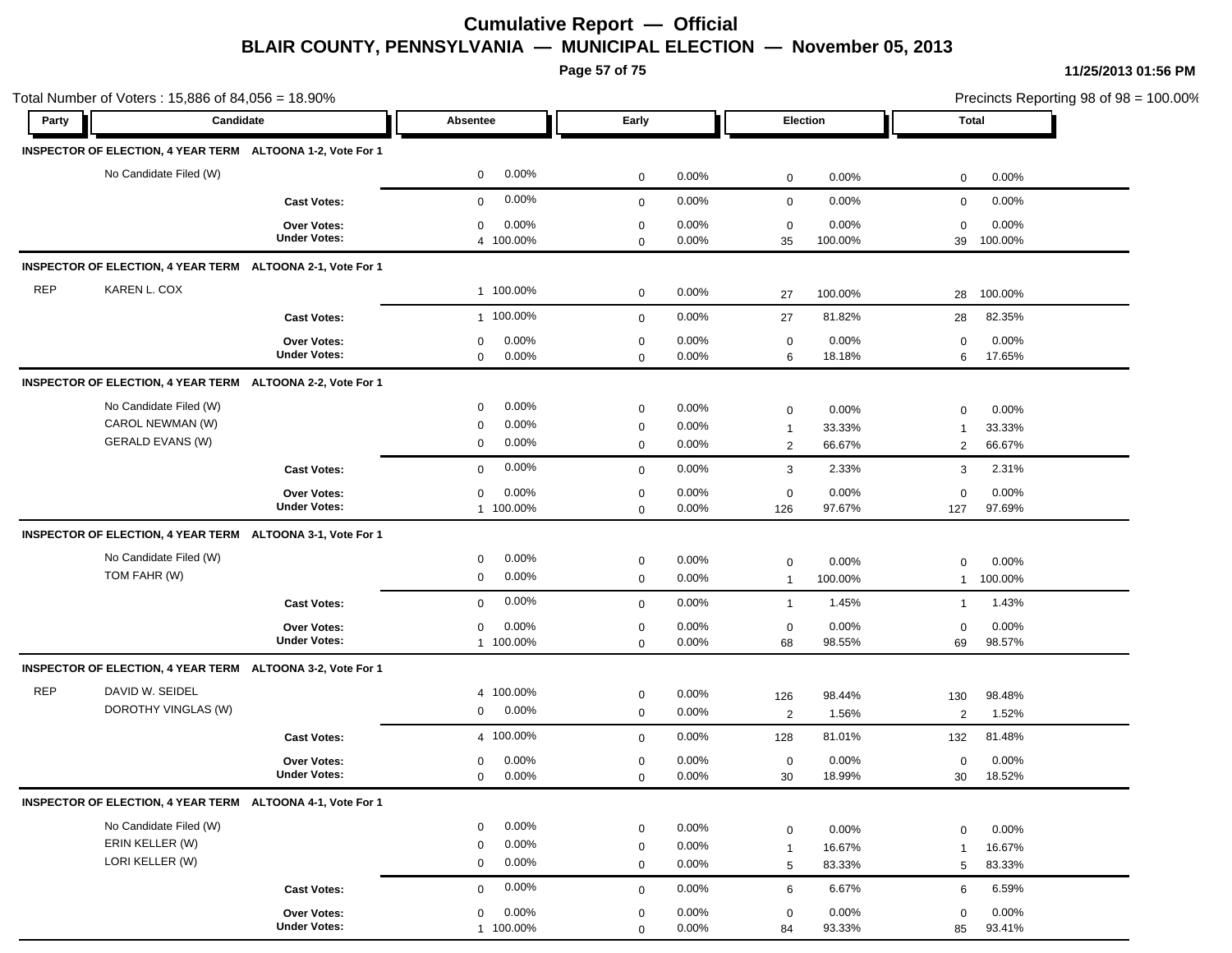# Cumulative Report — Official

## BLAIR COUNTY, PENNSYLVANIA — MUNICIPAL ELECTION — November 05, 2013

11/25/2013 01:56 PM

Total Number of Voters : 15,886 of 84,056 = 18.90%

Precincts Reporting 98 of 98 = 100.00%

| Party | Candidate | | Absentee | | Early | | Election | | Total | |
|---|---|---|---|---|---|---|---|---|---|---|
| **INSPECTOR OF ELECTION, 4 YEAR TERM** | **ALTOONA 1-2, Vote For 1** | | | | | | | | | |
| | No Candidate Filed (W) | | 0 | 0.00% | 0 | 0.00% | 0 | 0.00% | 0 | 0.00% |
| | | **Cast Votes:** | 0 | 0.00% | 0 | 0.00% | 0 | 0.00% | 0 | 0.00% |
| | | **Over Votes:** | 0 | 0.00% | 0 | 0.00% | 0 | 0.00% | 0 | 0.00% |
| | | **Under Votes:** | 4 | 100.00% | 0 | 0.00% | 35 | 100.00% | 39 | 100.00% |
| **INSPECTOR OF ELECTION, 4 YEAR TERM** | **ALTOONA 2-1, Vote For 1** | | | | | | | | | |
| REP | KAREN L. COX | | 1 | 100.00% | 0 | 0.00% | 27 | 100.00% | 28 | 100.00% |
| | | **Cast Votes:** | 1 | 100.00% | 0 | 0.00% | 27 | 81.82% | 28 | 82.35% |
| | | **Over Votes:** | 0 | 0.00% | 0 | 0.00% | 0 | 0.00% | 0 | 0.00% |
| | | **Under Votes:** | 0 | 0.00% | 0 | 0.00% | 6 | 18.18% | 6 | 17.65% |
| **INSPECTOR OF ELECTION, 4 YEAR TERM** | **ALTOONA 2-2, Vote For 1** | | | | | | | | | |
| | No Candidate Filed (W) | | 0 | 0.00% | 0 | 0.00% | 0 | 0.00% | 0 | 0.00% |
| | CAROL NEWMAN (W) | | 0 | 0.00% | 0 | 0.00% | 1 | 33.33% | 1 | 33.33% |
| | GERALD EVANS (W) | | 0 | 0.00% | 0 | 0.00% | 2 | 66.67% | 2 | 66.67% |
| | | **Cast Votes:** | 0 | 0.00% | 0 | 0.00% | 3 | 2.33% | 3 | 2.31% |
| | | **Over Votes:** | 0 | 0.00% | 0 | 0.00% | 0 | 0.00% | 0 | 0.00% |
| | | **Under Votes:** | 1 | 100.00% | 0 | 0.00% | 126 | 97.67% | 127 | 97.69% |
| **INSPECTOR OF ELECTION, 4 YEAR TERM** | **ALTOONA 3-1, Vote For 1** | | | | | | | | | |
| | No Candidate Filed (W) | | 0 | 0.00% | 0 | 0.00% | 0 | 0.00% | 0 | 0.00% |
| | TOM FAHR (W) | | 0 | 0.00% | 0 | 0.00% | 1 | 100.00% | 1 | 100.00% |
| | | **Cast Votes:** | 0 | 0.00% | 0 | 0.00% | 1 | 1.45% | 1 | 1.43% |
| | | **Over Votes:** | 0 | 0.00% | 0 | 0.00% | 0 | 0.00% | 0 | 0.00% |
| | | **Under Votes:** | 1 | 100.00% | 0 | 0.00% | 68 | 98.55% | 69 | 98.57% |
| **INSPECTOR OF ELECTION, 4 YEAR TERM** | **ALTOONA 3-2, Vote For 1** | | | | | | | | | |
| REP | DAVID W. SEIDEL | | 4 | 100.00% | 0 | 0.00% | 126 | 98.44% | 130 | 98.48% |
| | DOROTHY VINGLAS (W) | | 0 | 0.00% | 0 | 0.00% | 2 | 1.56% | 2 | 1.52% |
| | | **Cast Votes:** | 4 | 100.00% | 0 | 0.00% | 128 | 81.01% | 132 | 81.48% |
| | | **Over Votes:** | 0 | 0.00% | 0 | 0.00% | 0 | 0.00% | 0 | 0.00% |
| | | **Under Votes:** | 0 | 0.00% | 0 | 0.00% | 30 | 18.99% | 30 | 18.52% |
| **INSPECTOR OF ELECTION, 4 YEAR TERM** | **ALTOONA 4-1, Vote For 1** | | | | | | | | | |
| | No Candidate Filed (W) | | 0 | 0.00% | 0 | 0.00% | 0 | 0.00% | 0 | 0.00% |
| | ERIN KELLER (W) | | 0 | 0.00% | 0 | 0.00% | 1 | 16.67% | 1 | 16.67% |
| | LORI KELLER (W) | | 0 | 0.00% | 0 | 0.00% | 5 | 83.33% | 5 | 83.33% |
| | | **Cast Votes:** | 0 | 0.00% | 0 | 0.00% | 6 | 6.67% | 6 | 6.59% |
| | | **Over Votes:** | 0 | 0.00% | 0 | 0.00% | 0 | 0.00% | 0 | 0.00% |
| | | **Under Votes:** | 1 | 100.00% | 0 | 0.00% | 84 | 93.33% | 85 | 93.41% |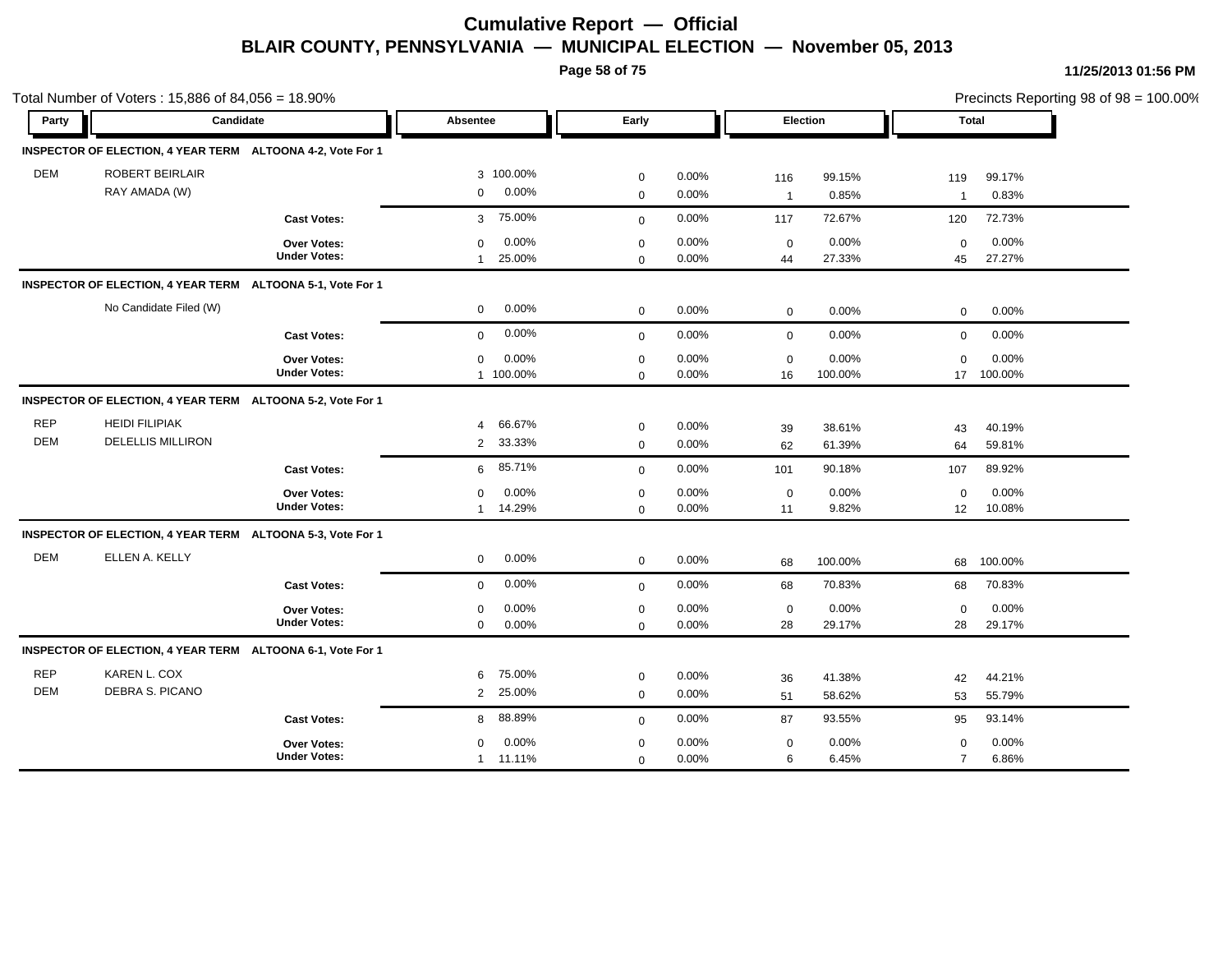# Cumulative Report — Official

## BLAIR COUNTY, PENNSYLVANIA — MUNICIPAL ELECTION — November 05, 2013

11/25/2013 01:56 PM

Total Number of Voters : 15,886 of 84,056 = 18.90%

Precincts Reporting 98 of 98 = 100.00%

| Party | Candidate | | Absentee | | Early | | Election | | Total | |
|---|---|---|---|---|---|---|---|---|---|---|
| **INSPECTOR OF ELECTION, 4 YEAR TERM ALTOONA 4-2, Vote For 1** | | | | | | | | | | |
| DEM | ROBERT BEIRLAIR | | 3 | 100.00% | 0 | 0.00% | 116 | 99.15% | 119 | 99.17% |
| | RAY AMADA (W) | | 0 | 0.00% | 0 | 0.00% | 1 | 0.85% | 1 | 0.83% |
| | | **Cast Votes:** | 3 | 75.00% | 0 | 0.00% | 117 | 72.67% | 120 | 72.73% |
| | | **Over Votes:** | 0 | 0.00% | 0 | 0.00% | 0 | 0.00% | 0 | 0.00% |
| | | **Under Votes:** | 1 | 25.00% | 0 | 0.00% | 44 | 27.33% | 45 | 27.27% |
| **INSPECTOR OF ELECTION, 4 YEAR TERM ALTOONA 5-1, Vote For 1** | | | | | | | | | | |
| | No Candidate Filed (W) | | 0 | 0.00% | 0 | 0.00% | 0 | 0.00% | 0 | 0.00% |
| | | **Cast Votes:** | 0 | 0.00% | 0 | 0.00% | 0 | 0.00% | 0 | 0.00% |
| | | **Over Votes:** | 0 | 0.00% | 0 | 0.00% | 0 | 0.00% | 0 | 0.00% |
| | | **Under Votes:** | 1 | 100.00% | 0 | 0.00% | 16 | 100.00% | 17 | 100.00% |
| **INSPECTOR OF ELECTION, 4 YEAR TERM ALTOONA 5-2, Vote For 1** | | | | | | | | | | |
| REP | HEIDI FILIPIAK | | 4 | 66.67% | 0 | 0.00% | 39 | 38.61% | 43 | 40.19% |
| DEM | DELELLIS MILLIRON | | 2 | 33.33% | 0 | 0.00% | 62 | 61.39% | 64 | 59.81% |
| | | **Cast Votes:** | 6 | 85.71% | 0 | 0.00% | 101 | 90.18% | 107 | 89.92% |
| | | **Over Votes:** | 0 | 0.00% | 0 | 0.00% | 0 | 0.00% | 0 | 0.00% |
| | | **Under Votes:** | 1 | 14.29% | 0 | 0.00% | 11 | 9.82% | 12 | 10.08% |
| **INSPECTOR OF ELECTION, 4 YEAR TERM ALTOONA 5-3, Vote For 1** | | | | | | | | | | |
| DEM | ELLEN A. KELLY | | 0 | 0.00% | 0 | 0.00% | 68 | 100.00% | 68 | 100.00% |
| | | **Cast Votes:** | 0 | 0.00% | 0 | 0.00% | 68 | 70.83% | 68 | 70.83% |
| | | **Over Votes:** | 0 | 0.00% | 0 | 0.00% | 0 | 0.00% | 0 | 0.00% |
| | | **Under Votes:** | 0 | 0.00% | 0 | 0.00% | 28 | 29.17% | 28 | 29.17% |
| **INSPECTOR OF ELECTION, 4 YEAR TERM ALTOONA 6-1, Vote For 1** | | | | | | | | | | |
| REP | KAREN L. COX | | 6 | 75.00% | 0 | 0.00% | 36 | 41.38% | 42 | 44.21% |
| DEM | DEBRA S. PICANO | | 2 | 25.00% | 0 | 0.00% | 51 | 58.62% | 53 | 55.79% |
| | | **Cast Votes:** | 8 | 88.89% | 0 | 0.00% | 87 | 93.55% | 95 | 93.14% |
| | | **Over Votes:** | 0 | 0.00% | 0 | 0.00% | 0 | 0.00% | 0 | 0.00% |
| | | **Under Votes:** | 1 | 11.11% | 0 | 0.00% | 6 | 6.45% | 7 | 6.86% |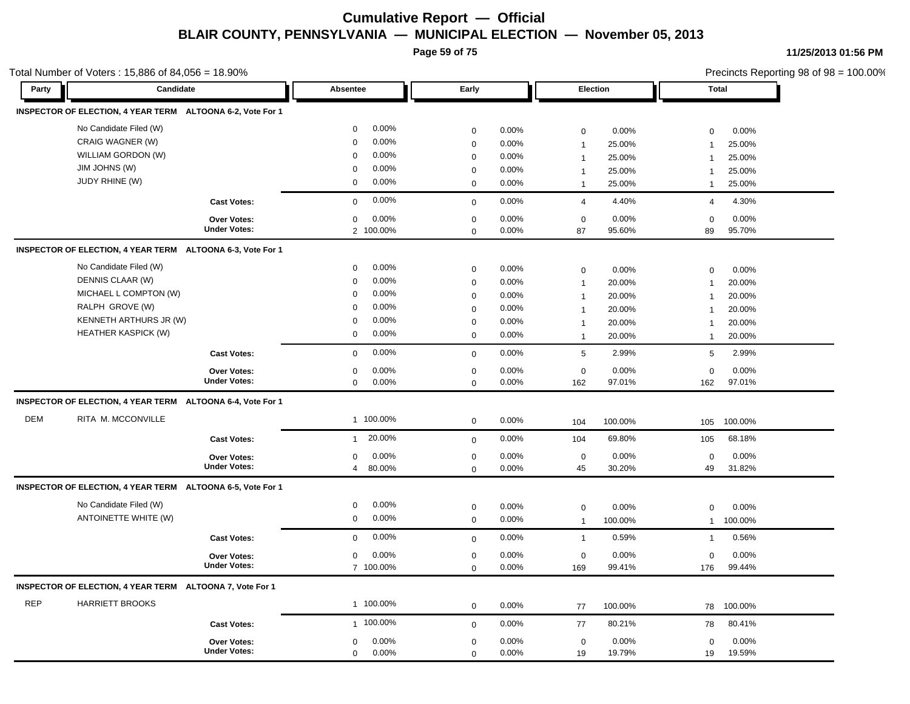# Cumulative Report — Official

## BLAIR COUNTY, PENNSYLVANIA — MUNICIPAL ELECTION — November 05, 2013

11/25/2013 01:56 PM

Total Number of Voters : 15,886 of 84,056 = 18.90%

Precincts Reporting 98 of 98 = 100.00%

| Party | Candidate | | Absentee | | Early | | Election | | Total | |
|---|---|---|---|---|---|---|---|---|---|---|
| **INSPECTOR OF ELECTION, 4 YEAR TERM ALTOONA 6-2, Vote For 1** | | | | | | | | | | |
| | No Candidate Filed (W) | | 0 | 0.00% | 0 | 0.00% | 0 | 0.00% | 0 | 0.00% |
| | CRAIG WAGNER (W) | | 0 | 0.00% | 0 | 0.00% | 1 | 25.00% | 1 | 25.00% |
| | WILLIAM GORDON (W) | | 0 | 0.00% | 0 | 0.00% | 1 | 25.00% | 1 | 25.00% |
| | JIM JOHNS (W) | | 0 | 0.00% | 0 | 0.00% | 1 | 25.00% | 1 | 25.00% |
| | JUDY RHINE (W) | | 0 | 0.00% | 0 | 0.00% | 1 | 25.00% | 1 | 25.00% |
| | | **Cast Votes:** | 0 | 0.00% | 0 | 0.00% | 4 | 4.40% | 4 | 4.30% |
| | | **Over Votes:** | 0 | 0.00% | 0 | 0.00% | 0 | 0.00% | 0 | 0.00% |
| | | **Under Votes:** | 2 | 100.00% | 0 | 0.00% | 87 | 95.60% | 89 | 95.70% |
| **INSPECTOR OF ELECTION, 4 YEAR TERM ALTOONA 6-3, Vote For 1** | | | | | | | | | | |
| | No Candidate Filed (W) | | 0 | 0.00% | 0 | 0.00% | 0 | 0.00% | 0 | 0.00% |
| | DENNIS CLAAR (W) | | 0 | 0.00% | 0 | 0.00% | 1 | 20.00% | 1 | 20.00% |
| | MICHAEL L COMPTON (W) | | 0 | 0.00% | 0 | 0.00% | 1 | 20.00% | 1 | 20.00% |
| | RALPH GROVE (W) | | 0 | 0.00% | 0 | 0.00% | 1 | 20.00% | 1 | 20.00% |
| | KENNETH ARTHURS JR (W) | | 0 | 0.00% | 0 | 0.00% | 1 | 20.00% | 1 | 20.00% |
| | HEATHER KASPICK (W) | | 0 | 0.00% | 0 | 0.00% | 1 | 20.00% | 1 | 20.00% |
| | | **Cast Votes:** | 0 | 0.00% | 0 | 0.00% | 5 | 2.99% | 5 | 2.99% |
| | | **Over Votes:** | 0 | 0.00% | 0 | 0.00% | 0 | 0.00% | 0 | 0.00% |
| | | **Under Votes:** | 0 | 0.00% | 0 | 0.00% | 162 | 97.01% | 162 | 97.01% |
| **INSPECTOR OF ELECTION, 4 YEAR TERM ALTOONA 6-4, Vote For 1** | | | | | | | | | | |
| DEM | RITA M. MCCONVILLE | | 1 | 100.00% | 0 | 0.00% | 104 | 100.00% | 105 | 100.00% |
| | | **Cast Votes:** | 1 | 20.00% | 0 | 0.00% | 104 | 69.80% | 105 | 68.18% |
| | | **Over Votes:** | 0 | 0.00% | 0 | 0.00% | 0 | 0.00% | 0 | 0.00% |
| | | **Under Votes:** | 4 | 80.00% | 0 | 0.00% | 45 | 30.20% | 49 | 31.82% |
| **INSPECTOR OF ELECTION, 4 YEAR TERM ALTOONA 6-5, Vote For 1** | | | | | | | | | | |
| | No Candidate Filed (W) | | 0 | 0.00% | 0 | 0.00% | 0 | 0.00% | 0 | 0.00% |
| | ANTOINETTE WHITE (W) | | 0 | 0.00% | 0 | 0.00% | 1 | 100.00% | 1 | 100.00% |
| | | **Cast Votes:** | 0 | 0.00% | 0 | 0.00% | 1 | 0.59% | 1 | 0.56% |
| | | **Over Votes:** | 0 | 0.00% | 0 | 0.00% | 0 | 0.00% | 0 | 0.00% |
| | | **Under Votes:** | 7 | 100.00% | 0 | 0.00% | 169 | 99.41% | 176 | 99.44% |
| **INSPECTOR OF ELECTION, 4 YEAR TERM ALTOONA 7, Vote For 1** | | | | | | | | | | |
| REP | HARRIETT BROOKS | | 1 | 100.00% | 0 | 0.00% | 77 | 100.00% | 78 | 100.00% |
| | | **Cast Votes:** | 1 | 100.00% | 0 | 0.00% | 77 | 80.21% | 78 | 80.41% |
| | | **Over Votes:** | 0 | 0.00% | 0 | 0.00% | 0 | 0.00% | 0 | 0.00% |
| | | **Under Votes:** | 0 | 0.00% | 0 | 0.00% | 19 | 19.79% | 19 | 19.59% |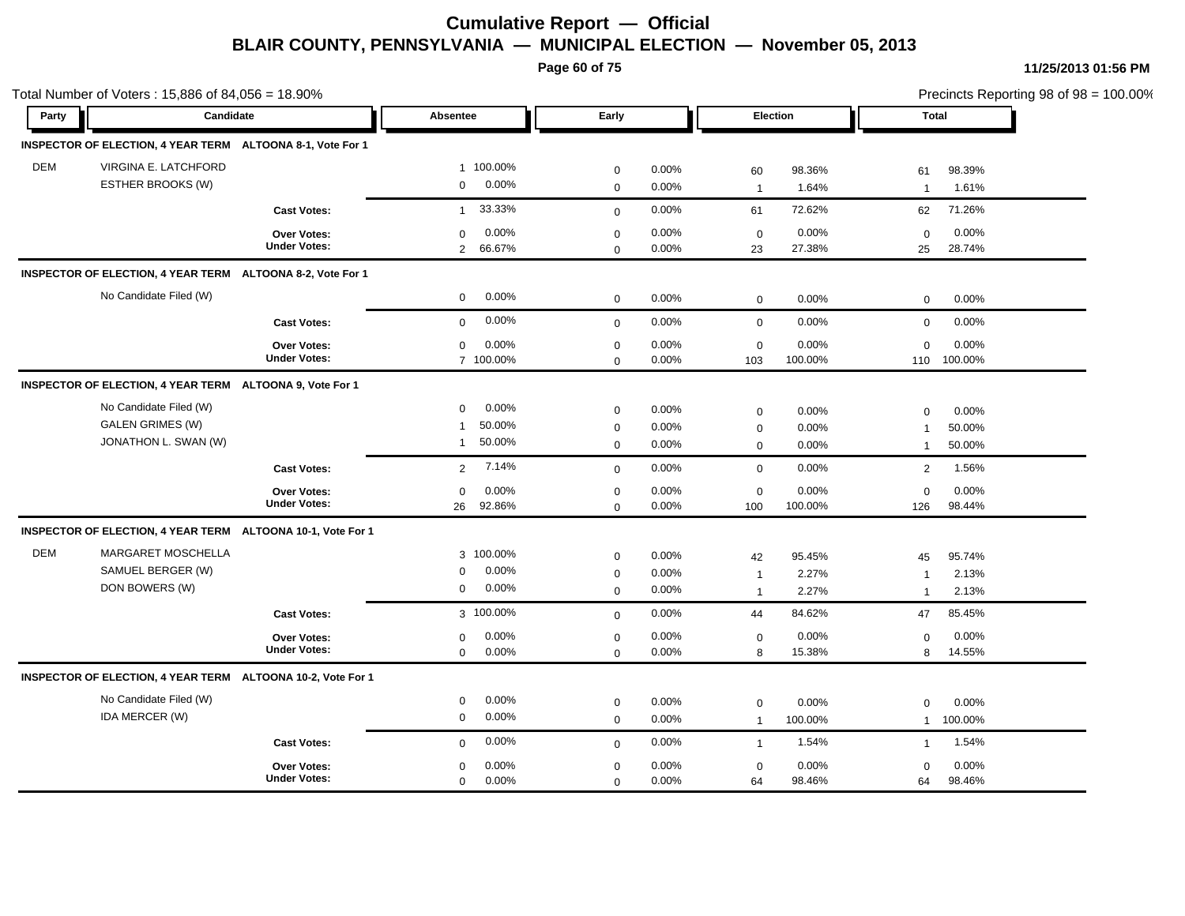# Cumulative Report — Official

## BLAIR COUNTY, PENNSYLVANIA — MUNICIPAL ELECTION — November 05, 2013

11/25/2013 01:56 PM

Total Number of Voters : 15,886 of 84,056 = 18.90%

Precincts Reporting 98 of 98 = 100.00%

| Party | Candidate | | Absentee | | Early | | Election | | Total | |
|---|---|---|---|---|---|---|---|---|---|---|
| **INSPECTOR OF ELECTION, 4 YEAR TERM** | **ALTOONA 8-1, Vote For 1** | | | | | | | | | |
| DEM | VIRGINA E. LATCHFORD | | 1 | 100.00% | 0 | 0.00% | 60 | 98.36% | 61 | 98.39% |
| | ESTHER BROOKS (W) | | 0 | 0.00% | 0 | 0.00% | 1 | 1.64% | 1 | 1.61% |
| | | **Cast Votes:** | 1 | 33.33% | 0 | 0.00% | 61 | 72.62% | 62 | 71.26% |
| | | **Over Votes:** | 0 | 0.00% | 0 | 0.00% | 0 | 0.00% | 0 | 0.00% |
| | | **Under Votes:** | 2 | 66.67% | 0 | 0.00% | 23 | 27.38% | 25 | 28.74% |
| **INSPECTOR OF ELECTION, 4 YEAR TERM** | **ALTOONA 8-2, Vote For 1** | | | | | | | | | |
| | No Candidate Filed (W) | | 0 | 0.00% | 0 | 0.00% | 0 | 0.00% | 0 | 0.00% |
| | | **Cast Votes:** | 0 | 0.00% | 0 | 0.00% | 0 | 0.00% | 0 | 0.00% |
| | | **Over Votes:** | 0 | 0.00% | 0 | 0.00% | 0 | 0.00% | 0 | 0.00% |
| | | **Under Votes:** | 7 | 100.00% | 0 | 0.00% | 103 | 100.00% | 110 | 100.00% |
| **INSPECTOR OF ELECTION, 4 YEAR TERM** | **ALTOONA 9, Vote For 1** | | | | | | | | | |
| | No Candidate Filed (W) | | 0 | 0.00% | 0 | 0.00% | 0 | 0.00% | 0 | 0.00% |
| | GALEN GRIMES (W) | | 1 | 50.00% | 0 | 0.00% | 0 | 0.00% | 1 | 50.00% |
| | JONATHON L. SWAN (W) | | 1 | 50.00% | 0 | 0.00% | 0 | 0.00% | 1 | 50.00% |
| | | **Cast Votes:** | 2 | 7.14% | 0 | 0.00% | 0 | 0.00% | 2 | 1.56% |
| | | **Over Votes:** | 0 | 0.00% | 0 | 0.00% | 0 | 0.00% | 0 | 0.00% |
| | | **Under Votes:** | 26 | 92.86% | 0 | 0.00% | 100 | 100.00% | 126 | 98.44% |
| **INSPECTOR OF ELECTION, 4 YEAR TERM** | **ALTOONA 10-1, Vote For 1** | | | | | | | | | |
| DEM | MARGARET MOSCHELLA | | 3 | 100.00% | 0 | 0.00% | 42 | 95.45% | 45 | 95.74% |
| | SAMUEL BERGER (W) | | 0 | 0.00% | 0 | 0.00% | 1 | 2.27% | 1 | 2.13% |
| | DON BOWERS (W) | | 0 | 0.00% | 0 | 0.00% | 1 | 2.27% | 1 | 2.13% |
| | | **Cast Votes:** | 3 | 100.00% | 0 | 0.00% | 44 | 84.62% | 47 | 85.45% |
| | | **Over Votes:** | 0 | 0.00% | 0 | 0.00% | 0 | 0.00% | 0 | 0.00% |
| | | **Under Votes:** | 0 | 0.00% | 0 | 0.00% | 8 | 15.38% | 8 | 14.55% |
| **INSPECTOR OF ELECTION, 4 YEAR TERM** | **ALTOONA 10-2, Vote For 1** | | | | | | | | | |
| | No Candidate Filed (W) | | 0 | 0.00% | 0 | 0.00% | 0 | 0.00% | 0 | 0.00% |
| | IDA MERCER (W) | | 0 | 0.00% | 0 | 0.00% | 1 | 100.00% | 1 | 100.00% |
| | | **Cast Votes:** | 0 | 0.00% | 0 | 0.00% | 1 | 1.54% | 1 | 1.54% |
| | | **Over Votes:** | 0 | 0.00% | 0 | 0.00% | 0 | 0.00% | 0 | 0.00% |
| | | **Under Votes:** | 0 | 0.00% | 0 | 0.00% | 64 | 98.46% | 64 | 98.46% |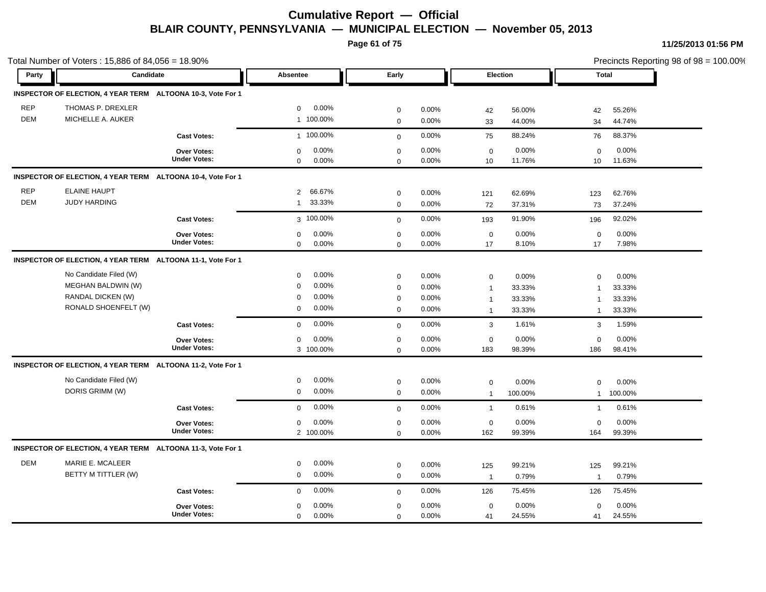# Cumulative Report — Official

## BLAIR COUNTY, PENNSYLVANIA — MUNICIPAL ELECTION — November 05, 2013

Total Number of Voters : 15,886 of 84,056 = 18.90%

Precincts Reporting 98 of 98 = 100.00%

| Party | Candidate | | Absentee | | Early | | Election | | Total | |
|---|---|---|---|---|---|---|---|---|---|---|
| **INSPECTOR OF ELECTION, 4 YEAR TERM ALTOONA 10-3, Vote For 1** | | | | | | | | | | |
| REP | THOMAS P. DREXLER | | 0 | 0.00% | 0 | 0.00% | 42 | 56.00% | 42 | 55.26% |
| DEM | MICHELLE A. AUKER | | 1 | 100.00% | 0 | 0.00% | 33 | 44.00% | 34 | 44.74% |
| | | **Cast Votes:** | 1 | 100.00% | 0 | 0.00% | 75 | 88.24% | 76 | 88.37% |
| | | **Over Votes:** | 0 | 0.00% | 0 | 0.00% | 0 | 0.00% | 0 | 0.00% |
| | | **Under Votes:** | 0 | 0.00% | 0 | 0.00% | 10 | 11.76% | 10 | 11.63% |
| **INSPECTOR OF ELECTION, 4 YEAR TERM ALTOONA 10-4, Vote For 1** | | | | | | | | | | |
| REP | ELAINE HAUPT | | 2 | 66.67% | 0 | 0.00% | 121 | 62.69% | 123 | 62.76% |
| DEM | JUDY HARDING | | 1 | 33.33% | 0 | 0.00% | 72 | 37.31% | 73 | 37.24% |
| | | **Cast Votes:** | 3 | 100.00% | 0 | 0.00% | 193 | 91.90% | 196 | 92.02% |
| | | **Over Votes:** | 0 | 0.00% | 0 | 0.00% | 0 | 0.00% | 0 | 0.00% |
| | | **Under Votes:** | 0 | 0.00% | 0 | 0.00% | 17 | 8.10% | 17 | 7.98% |
| **INSPECTOR OF ELECTION, 4 YEAR TERM ALTOONA 11-1, Vote For 1** | | | | | | | | | | |
| | No Candidate Filed (W) | | 0 | 0.00% | 0 | 0.00% | 0 | 0.00% | 0 | 0.00% |
| | MEGHAN BALDWIN (W) | | 0 | 0.00% | 0 | 0.00% | 1 | 33.33% | 1 | 33.33% |
| | RANDAL DICKEN (W) | | 0 | 0.00% | 0 | 0.00% | 1 | 33.33% | 1 | 33.33% |
| | RONALD SHOENFELT (W) | | 0 | 0.00% | 0 | 0.00% | 1 | 33.33% | 1 | 33.33% |
| | | **Cast Votes:** | 0 | 0.00% | 0 | 0.00% | 3 | 1.61% | 3 | 1.59% |
| | | **Over Votes:** | 0 | 0.00% | 0 | 0.00% | 0 | 0.00% | 0 | 0.00% |
| | | **Under Votes:** | 3 | 100.00% | 0 | 0.00% | 183 | 98.39% | 186 | 98.41% |
| **INSPECTOR OF ELECTION, 4 YEAR TERM ALTOONA 11-2, Vote For 1** | | | | | | | | | | |
| | No Candidate Filed (W) | | 0 | 0.00% | 0 | 0.00% | 0 | 0.00% | 0 | 0.00% |
| | DORIS GRIMM (W) | | 0 | 0.00% | 0 | 0.00% | 1 | 100.00% | 1 | 100.00% |
| | | **Cast Votes:** | 0 | 0.00% | 0 | 0.00% | 1 | 0.61% | 1 | 0.61% |
| | | **Over Votes:** | 0 | 0.00% | 0 | 0.00% | 0 | 0.00% | 0 | 0.00% |
| | | **Under Votes:** | 2 | 100.00% | 0 | 0.00% | 162 | 99.39% | 164 | 99.39% |
| **INSPECTOR OF ELECTION, 4 YEAR TERM ALTOONA 11-3, Vote For 1** | | | | | | | | | | |
| DEM | MARIE E. MCALEER | | 0 | 0.00% | 0 | 0.00% | 125 | 99.21% | 125 | 99.21% |
| | BETTY M TITTLER (W) | | 0 | 0.00% | 0 | 0.00% | 1 | 0.79% | 1 | 0.79% |
| | | **Cast Votes:** | 0 | 0.00% | 0 | 0.00% | 126 | 75.45% | 126 | 75.45% |
| | | **Over Votes:** | 0 | 0.00% | 0 | 0.00% | 0 | 0.00% | 0 | 0.00% |
| | | **Under Votes:** | 0 | 0.00% | 0 | 0.00% | 41 | 24.55% | 41 | 24.55% |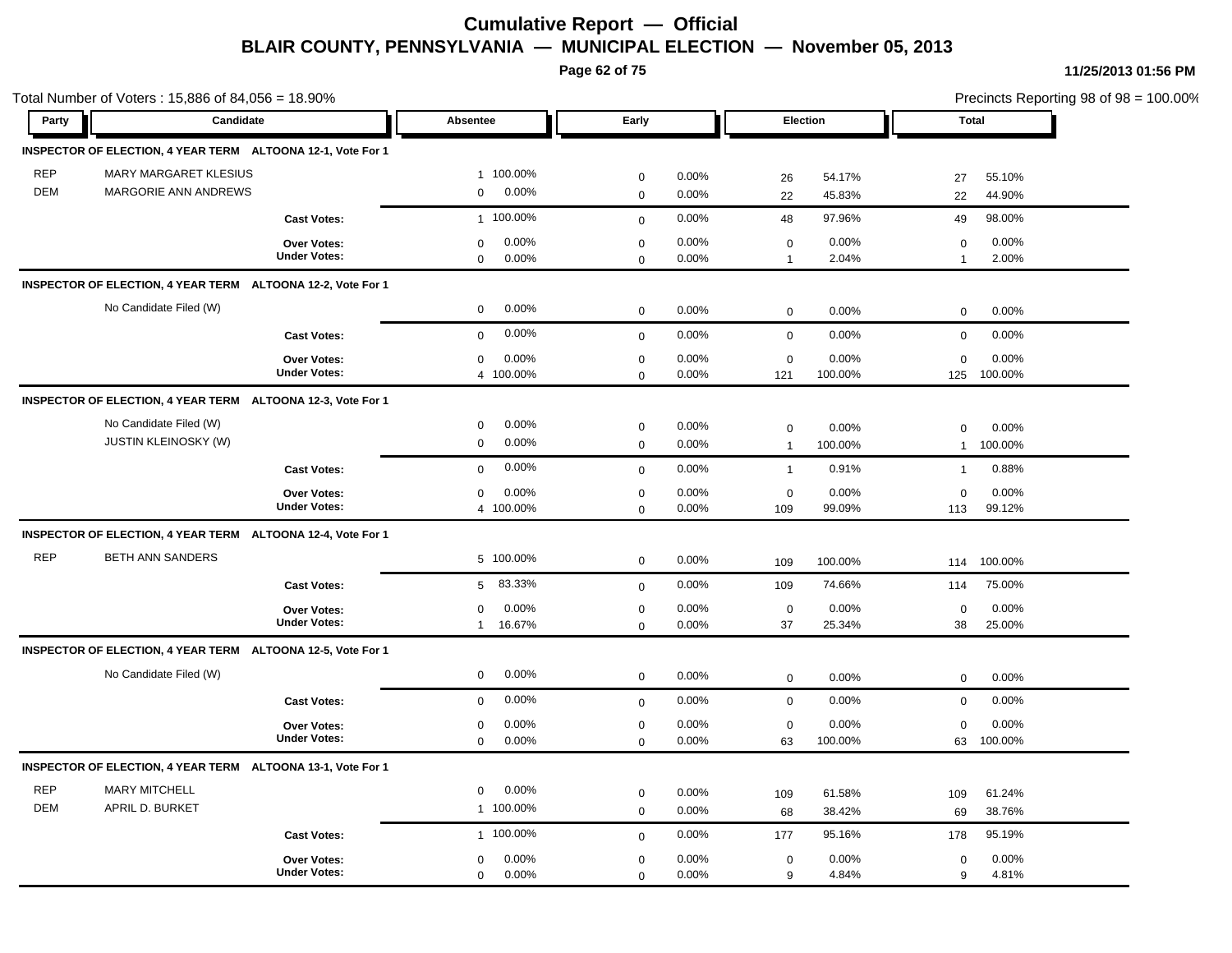# Cumulative Report — Official

## BLAIR COUNTY, PENNSYLVANIA — MUNICIPAL ELECTION — November 05, 2013

11/25/2013 01:56 PM

Total Number of Voters : 15,886 of 84,056 = 18.90%

Precincts Reporting 98 of 98 = 100.00%

| Party | Candidate | Absentee | | Early | | Election | | Total | |
|---|---|---|---|---|---|---|---|---|---|
| **INSPECTOR OF ELECTION, 4 YEAR TERM ALTOONA 12-1, Vote For 1** | | | | | | | | | |
| REP | MARY MARGARET KLESIUS | 1 | 100.00% | 0 | 0.00% | 26 | 54.17% | 27 | 55.10% |
| DEM | MARGORIE ANN ANDREWS | 0 | 0.00% | 0 | 0.00% | 22 | 45.83% | 22 | 44.90% |
| | **Cast Votes:** | 1 | 100.00% | 0 | 0.00% | 48 | 97.96% | 49 | 98.00% |
| | **Over Votes:** | 0 | 0.00% | 0 | 0.00% | 0 | 0.00% | 0 | 0.00% |
| | **Under Votes:** | 0 | 0.00% | 0 | 0.00% | 1 | 2.04% | 1 | 2.00% |
| **INSPECTOR OF ELECTION, 4 YEAR TERM ALTOONA 12-2, Vote For 1** | | | | | | | | | |
| | No Candidate Filed (W) | 0 | 0.00% | 0 | 0.00% | 0 | 0.00% | 0 | 0.00% |
| | **Cast Votes:** | 0 | 0.00% | 0 | 0.00% | 0 | 0.00% | 0 | 0.00% |
| | **Over Votes:** | 0 | 0.00% | 0 | 0.00% | 0 | 0.00% | 0 | 0.00% |
| | **Under Votes:** | 4 | 100.00% | 0 | 0.00% | 121 | 100.00% | 125 | 100.00% |
| **INSPECTOR OF ELECTION, 4 YEAR TERM ALTOONA 12-3, Vote For 1** | | | | | | | | | |
| | No Candidate Filed (W) | 0 | 0.00% | 0 | 0.00% | 0 | 0.00% | 0 | 0.00% |
| | JUSTIN KLEINOSKY (W) | 0 | 0.00% | 0 | 0.00% | 1 | 100.00% | 1 | 100.00% |
| | **Cast Votes:** | 0 | 0.00% | 0 | 0.00% | 1 | 0.91% | 1 | 0.88% |
| | **Over Votes:** | 0 | 0.00% | 0 | 0.00% | 0 | 0.00% | 0 | 0.00% |
| | **Under Votes:** | 4 | 100.00% | 0 | 0.00% | 109 | 99.09% | 113 | 99.12% |
| **INSPECTOR OF ELECTION, 4 YEAR TERM ALTOONA 12-4, Vote For 1** | | | | | | | | | |
| REP | BETH ANN SANDERS | 5 | 100.00% | 0 | 0.00% | 109 | 100.00% | 114 | 100.00% |
| | **Cast Votes:** | 5 | 83.33% | 0 | 0.00% | 109 | 74.66% | 114 | 75.00% |
| | **Over Votes:** | 0 | 0.00% | 0 | 0.00% | 0 | 0.00% | 0 | 0.00% |
| | **Under Votes:** | 1 | 16.67% | 0 | 0.00% | 37 | 25.34% | 38 | 25.00% |
| **INSPECTOR OF ELECTION, 4 YEAR TERM ALTOONA 12-5, Vote For 1** | | | | | | | | | |
| | No Candidate Filed (W) | 0 | 0.00% | 0 | 0.00% | 0 | 0.00% | 0 | 0.00% |
| | **Cast Votes:** | 0 | 0.00% | 0 | 0.00% | 0 | 0.00% | 0 | 0.00% |
| | **Over Votes:** | 0 | 0.00% | 0 | 0.00% | 0 | 0.00% | 0 | 0.00% |
| | **Under Votes:** | 0 | 0.00% | 0 | 0.00% | 63 | 100.00% | 63 | 100.00% |
| **INSPECTOR OF ELECTION, 4 YEAR TERM ALTOONA 13-1, Vote For 1** | | | | | | | | | |
| REP | MARY MITCHELL | 0 | 0.00% | 0 | 0.00% | 109 | 61.58% | 109 | 61.24% |
| DEM | APRIL D. BURKET | 1 | 100.00% | 0 | 0.00% | 68 | 38.42% | 69 | 38.76% |
| | **Cast Votes:** | 1 | 100.00% | 0 | 0.00% | 177 | 95.16% | 178 | 95.19% |
| | **Over Votes:** | 0 | 0.00% | 0 | 0.00% | 0 | 0.00% | 0 | 0.00% |
| | **Under Votes:** | 0 | 0.00% | 0 | 0.00% | 9 | 4.84% | 9 | 4.81% |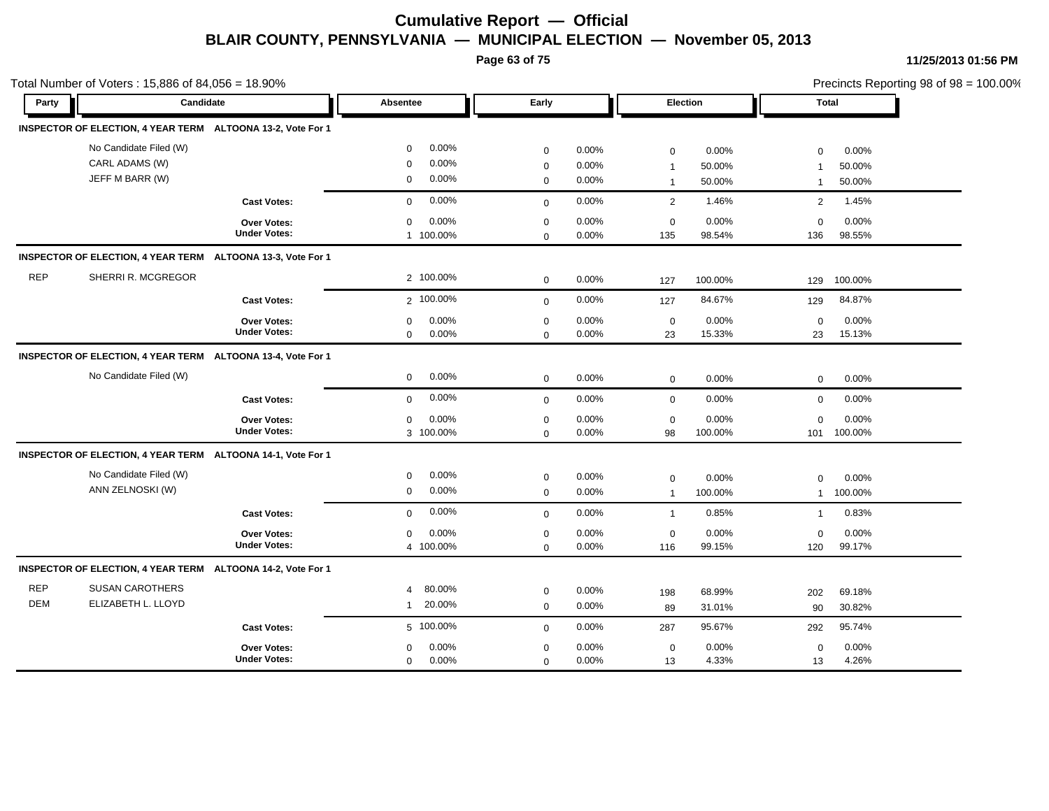# Cumulative Report — Official

## BLAIR COUNTY, PENNSYLVANIA — MUNICIPAL ELECTION — November 05, 2013

11/25/2013 01:56 PM

Total Number of Voters : 15,886 of 84,056 = 18.90%

Precincts Reporting 98 of 98 = 100.00%

| Party | Candidate | | Absentee | | Early | | Election | | Total | |
|---|---|---|---|---|---|---|---|---|---|---|
| **INSPECTOR OF ELECTION, 4 YEAR TERM** | **ALTOONA 13-2, Vote For 1** | | | | | | | | | |
| | No Candidate Filed (W) | | 0 | 0.00% | 0 | 0.00% | 0 | 0.00% | 0 | 0.00% |
| | CARL ADAMS (W) | | 0 | 0.00% | 0 | 0.00% | 1 | 50.00% | 1 | 50.00% |
| | JEFF M BARR (W) | | 0 | 0.00% | 0 | 0.00% | 1 | 50.00% | 1 | 50.00% |
| | | **Cast Votes:** | 0 | 0.00% | 0 | 0.00% | 2 | 1.46% | 2 | 1.45% |
| | | **Over Votes:** | 0 | 0.00% | 0 | 0.00% | 0 | 0.00% | 0 | 0.00% |
| | | **Under Votes:** | 1 | 100.00% | 0 | 0.00% | 135 | 98.54% | 136 | 98.55% |
| **INSPECTOR OF ELECTION, 4 YEAR TERM** | **ALTOONA 13-3, Vote For 1** | | | | | | | | | |
| REP | SHERRI R. MCGREGOR | | 2 | 100.00% | 0 | 0.00% | 127 | 100.00% | 129 | 100.00% |
| | | **Cast Votes:** | 2 | 100.00% | 0 | 0.00% | 127 | 84.67% | 129 | 84.87% |
| | | **Over Votes:** | 0 | 0.00% | 0 | 0.00% | 0 | 0.00% | 0 | 0.00% |
| | | **Under Votes:** | 0 | 0.00% | 0 | 0.00% | 23 | 15.33% | 23 | 15.13% |
| **INSPECTOR OF ELECTION, 4 YEAR TERM** | **ALTOONA 13-4, Vote For 1** | | | | | | | | | |
| | No Candidate Filed (W) | | 0 | 0.00% | 0 | 0.00% | 0 | 0.00% | 0 | 0.00% |
| | | **Cast Votes:** | 0 | 0.00% | 0 | 0.00% | 0 | 0.00% | 0 | 0.00% |
| | | **Over Votes:** | 0 | 0.00% | 0 | 0.00% | 0 | 0.00% | 0 | 0.00% |
| | | **Under Votes:** | 3 | 100.00% | 0 | 0.00% | 98 | 100.00% | 101 | 100.00% |
| **INSPECTOR OF ELECTION, 4 YEAR TERM** | **ALTOONA 14-1, Vote For 1** | | | | | | | | | |
| | No Candidate Filed (W) | | 0 | 0.00% | 0 | 0.00% | 0 | 0.00% | 0 | 0.00% |
| | ANN ZELNOSKI (W) | | 0 | 0.00% | 0 | 0.00% | 1 | 100.00% | 1 | 100.00% |
| | | **Cast Votes:** | 0 | 0.00% | 0 | 0.00% | 1 | 0.85% | 1 | 0.83% |
| | | **Over Votes:** | 0 | 0.00% | 0 | 0.00% | 0 | 0.00% | 0 | 0.00% |
| | | **Under Votes:** | 4 | 100.00% | 0 | 0.00% | 116 | 99.15% | 120 | 99.17% |
| **INSPECTOR OF ELECTION, 4 YEAR TERM** | **ALTOONA 14-2, Vote For 1** | | | | | | | | | |
| REP | SUSAN CAROTHERS | | 4 | 80.00% | 0 | 0.00% | 198 | 68.99% | 202 | 69.18% |
| DEM | ELIZABETH L. LLOYD | | 1 | 20.00% | 0 | 0.00% | 89 | 31.01% | 90 | 30.82% |
| | | **Cast Votes:** | 5 | 100.00% | 0 | 0.00% | 287 | 95.67% | 292 | 95.74% |
| | | **Over Votes:** | 0 | 0.00% | 0 | 0.00% | 0 | 0.00% | 0 | 0.00% |
| | | **Under Votes:** | 0 | 0.00% | 0 | 0.00% | 13 | 4.33% | 13 | 4.26% |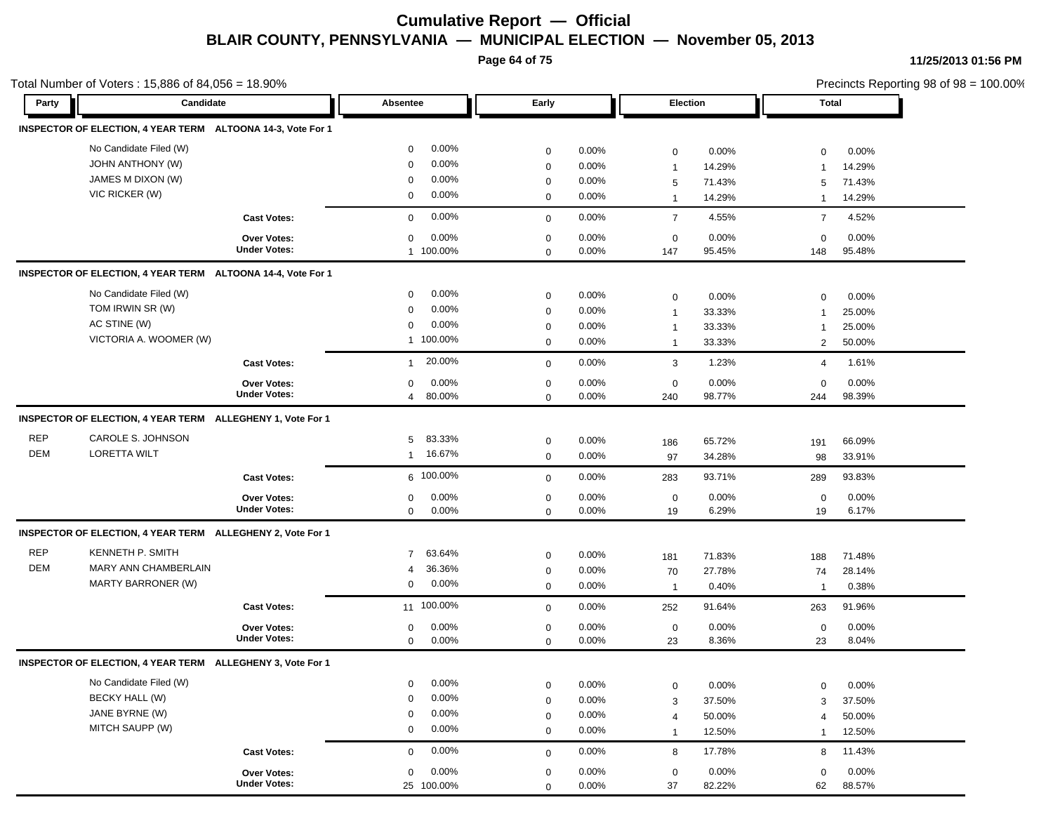# Cumulative Report — Official

## BLAIR COUNTY, PENNSYLVANIA — MUNICIPAL ELECTION — November 05, 2013

11/25/2013 01:56 PM

Total Number of Voters : 15,886 of 84,056 = 18.90%

Precincts Reporting 98 of 98 = 100.00%

### INSPECTOR OF ELECTION, 4 YEAR TERM ALTOONA 14-3, Vote For 1

| Party | Candidate | Absentee | | Early | | Election | | Total | |
|---|---|---|---|---|---|---|---|---|---|
| | No Candidate Filed (W) | 0 | 0.00% | 0 | 0.00% | 0 | 0.00% | 0 | 0.00% |
| | JOHN ANTHONY (W) | 0 | 0.00% | 0 | 0.00% | 1 | 14.29% | 1 | 14.29% |
| | JAMES M DIXON (W) | 0 | 0.00% | 0 | 0.00% | 5 | 71.43% | 5 | 71.43% |
| | VIC RICKER (W) | 0 | 0.00% | 0 | 0.00% | 1 | 14.29% | 1 | 14.29% |
| | **Cast Votes:** | 0 | 0.00% | 0 | 0.00% | 7 | 4.55% | 7 | 4.52% |
| | **Over Votes:** | 0 | 0.00% | 0 | 0.00% | 0 | 0.00% | 0 | 0.00% |
| | **Under Votes:** | 1 | 100.00% | 0 | 0.00% | 147 | 95.45% | 148 | 95.48% |

### INSPECTOR OF ELECTION, 4 YEAR TERM ALTOONA 14-4, Vote For 1

| Party | Candidate | Absentee | | Early | | Election | | Total | |
|---|---|---|---|---|---|---|---|---|---|
| | No Candidate Filed (W) | 0 | 0.00% | 0 | 0.00% | 0 | 0.00% | 0 | 0.00% |
| | TOM IRWIN SR (W) | 0 | 0.00% | 0 | 0.00% | 1 | 33.33% | 1 | 25.00% |
| | AC STINE (W) | 0 | 0.00% | 0 | 0.00% | 1 | 33.33% | 1 | 25.00% |
| | VICTORIA A. WOOMER (W) | 1 | 100.00% | 0 | 0.00% | 1 | 33.33% | 2 | 50.00% |
| | **Cast Votes:** | 1 | 20.00% | 0 | 0.00% | 3 | 1.23% | 4 | 1.61% |
| | **Over Votes:** | 0 | 0.00% | 0 | 0.00% | 0 | 0.00% | 0 | 0.00% |
| | **Under Votes:** | 4 | 80.00% | 0 | 0.00% | 240 | 98.77% | 244 | 98.39% |

### INSPECTOR OF ELECTION, 4 YEAR TERM ALLEGHENY 1, Vote For 1

| Party | Candidate | Absentee | | Early | | Election | | Total | |
|---|---|---|---|---|---|---|---|---|---|
| REP | CAROLE S. JOHNSON | 5 | 83.33% | 0 | 0.00% | 186 | 65.72% | 191 | 66.09% |
| DEM | LORETTA WILT | 1 | 16.67% | 0 | 0.00% | 97 | 34.28% | 98 | 33.91% |
| | **Cast Votes:** | 6 | 100.00% | 0 | 0.00% | 283 | 93.71% | 289 | 93.83% |
| | **Over Votes:** | 0 | 0.00% | 0 | 0.00% | 0 | 0.00% | 0 | 0.00% |
| | **Under Votes:** | 0 | 0.00% | 0 | 0.00% | 19 | 6.29% | 19 | 6.17% |

### INSPECTOR OF ELECTION, 4 YEAR TERM ALLEGHENY 2, Vote For 1

| Party | Candidate | Absentee | | Early | | Election | | Total | |
|---|---|---|---|---|---|---|---|---|---|
| REP | KENNETH P. SMITH | 7 | 63.64% | 0 | 0.00% | 181 | 71.83% | 188 | 71.48% |
| DEM | MARY ANN CHAMBERLAIN | 4 | 36.36% | 0 | 0.00% | 70 | 27.78% | 74 | 28.14% |
| | MARTY BARRONER (W) | 0 | 0.00% | 0 | 0.00% | 1 | 0.40% | 1 | 0.38% |
| | **Cast Votes:** | 11 | 100.00% | 0 | 0.00% | 252 | 91.64% | 263 | 91.96% |
| | **Over Votes:** | 0 | 0.00% | 0 | 0.00% | 0 | 0.00% | 0 | 0.00% |
| | **Under Votes:** | 0 | 0.00% | 0 | 0.00% | 23 | 8.36% | 23 | 8.04% |

### INSPECTOR OF ELECTION, 4 YEAR TERM ALLEGHENY 3, Vote For 1

| Party | Candidate | Absentee | | Early | | Election | | Total | |
|---|---|---|---|---|---|---|---|---|---|
| | No Candidate Filed (W) | 0 | 0.00% | 0 | 0.00% | 0 | 0.00% | 0 | 0.00% |
| | BECKY HALL (W) | 0 | 0.00% | 0 | 0.00% | 3 | 37.50% | 3 | 37.50% |
| | JANE BYRNE (W) | 0 | 0.00% | 0 | 0.00% | 4 | 50.00% | 4 | 50.00% |
| | MITCH SAUPP (W) | 0 | 0.00% | 0 | 0.00% | 1 | 12.50% | 1 | 12.50% |
| | **Cast Votes:** | 0 | 0.00% | 0 | 0.00% | 8 | 17.78% | 8 | 11.43% |
| | **Over Votes:** | 0 | 0.00% | 0 | 0.00% | 0 | 0.00% | 0 | 0.00% |
| | **Under Votes:** | 25 | 100.00% | 0 | 0.00% | 37 | 82.22% | 62 | 88.57% |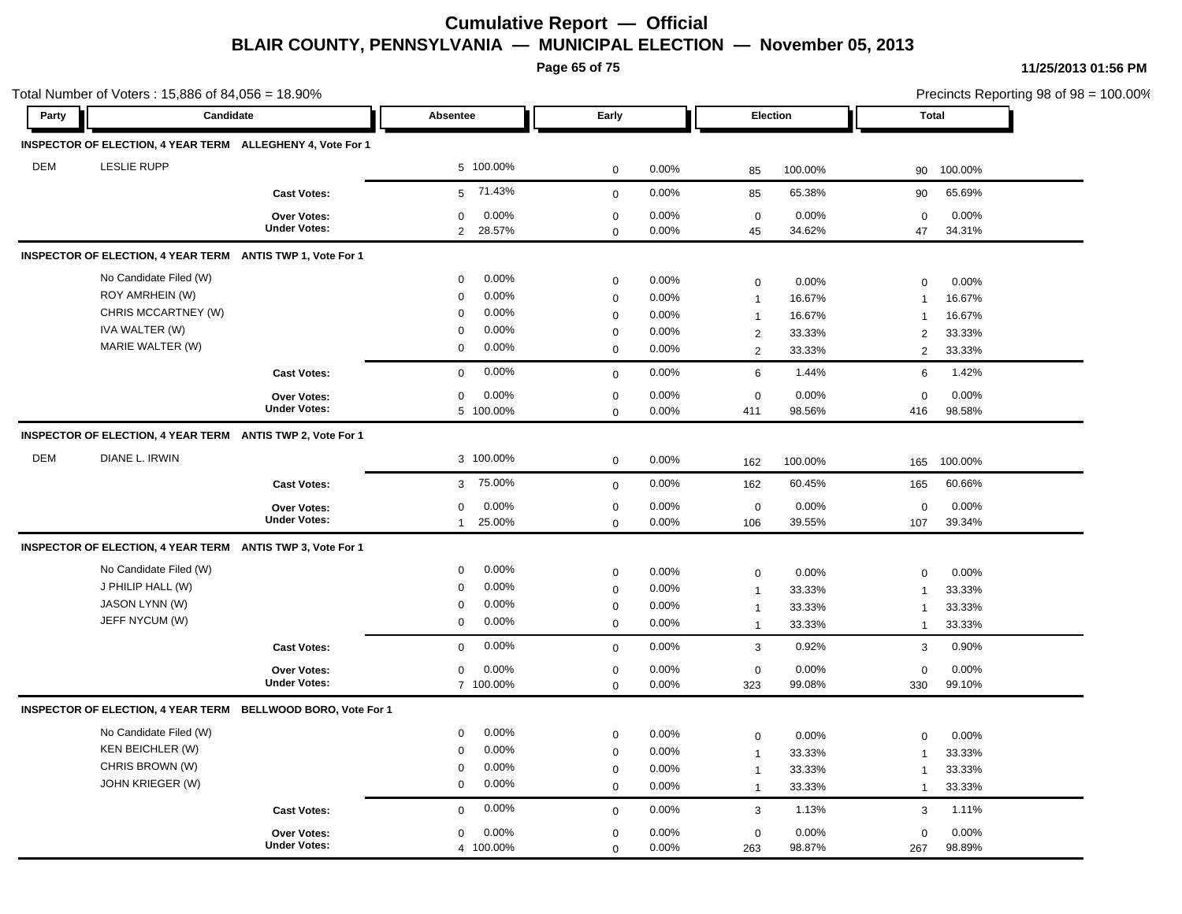# Cumulative Report — Official

## BLAIR COUNTY, PENNSYLVANIA — MUNICIPAL ELECTION — November 05, 2013

11/25/2013 01:56 PM

Total Number of Voters : 15,886 of 84,056 = 18.90%

Precincts Reporting 98 of 98 = 100.00%

| Party | Candidate | | Absentee | | Early | | Election | | Total | |
|---|---|---|---|---|---|---|---|---|---|---|
| **INSPECTOR OF ELECTION, 4 YEAR TERM ALLEGHENY 4, Vote For 1** | | | | | | | | | | |
| DEM | LESLIE RUPP | | 5 | 100.00% | 0 | 0.00% | 85 | 100.00% | 90 | 100.00% |
| | | **Cast Votes:** | 5 | 71.43% | 0 | 0.00% | 85 | 65.38% | 90 | 65.69% |
| | | **Over Votes:** | 0 | 0.00% | 0 | 0.00% | 0 | 0.00% | 0 | 0.00% |
| | | **Under Votes:** | 2 | 28.57% | 0 | 0.00% | 45 | 34.62% | 47 | 34.31% |
| **INSPECTOR OF ELECTION, 4 YEAR TERM ANTIS TWP 1, Vote For 1** | | | | | | | | | | |
| | No Candidate Filed (W) | | 0 | 0.00% | 0 | 0.00% | 0 | 0.00% | 0 | 0.00% |
| | ROY AMRHEIN (W) | | 0 | 0.00% | 0 | 0.00% | 1 | 16.67% | 1 | 16.67% |
| | CHRIS MCCARTNEY (W) | | 0 | 0.00% | 0 | 0.00% | 1 | 16.67% | 1 | 16.67% |
| | IVA WALTER (W) | | 0 | 0.00% | 0 | 0.00% | 2 | 33.33% | 2 | 33.33% |
| | MARIE WALTER (W) | | 0 | 0.00% | 0 | 0.00% | 2 | 33.33% | 2 | 33.33% |
| | | **Cast Votes:** | 0 | 0.00% | 0 | 0.00% | 6 | 1.44% | 6 | 1.42% |
| | | **Over Votes:** | 0 | 0.00% | 0 | 0.00% | 0 | 0.00% | 0 | 0.00% |
| | | **Under Votes:** | 5 | 100.00% | 0 | 0.00% | 411 | 98.56% | 416 | 98.58% |
| **INSPECTOR OF ELECTION, 4 YEAR TERM ANTIS TWP 2, Vote For 1** | | | | | | | | | | |
| DEM | DIANE L. IRWIN | | 3 | 100.00% | 0 | 0.00% | 162 | 100.00% | 165 | 100.00% |
| | | **Cast Votes:** | 3 | 75.00% | 0 | 0.00% | 162 | 60.45% | 165 | 60.66% |
| | | **Over Votes:** | 0 | 0.00% | 0 | 0.00% | 0 | 0.00% | 0 | 0.00% |
| | | **Under Votes:** | 1 | 25.00% | 0 | 0.00% | 106 | 39.55% | 107 | 39.34% |
| **INSPECTOR OF ELECTION, 4 YEAR TERM ANTIS TWP 3, Vote For 1** | | | | | | | | | | |
| | No Candidate Filed (W) | | 0 | 0.00% | 0 | 0.00% | 0 | 0.00% | 0 | 0.00% |
| | J PHILIP HALL (W) | | 0 | 0.00% | 0 | 0.00% | 1 | 33.33% | 1 | 33.33% |
| | JASON LYNN (W) | | 0 | 0.00% | 0 | 0.00% | 1 | 33.33% | 1 | 33.33% |
| | JEFF NYCUM (W) | | 0 | 0.00% | 0 | 0.00% | 1 | 33.33% | 1 | 33.33% |
| | | **Cast Votes:** | 0 | 0.00% | 0 | 0.00% | 3 | 0.92% | 3 | 0.90% |
| | | **Over Votes:** | 0 | 0.00% | 0 | 0.00% | 0 | 0.00% | 0 | 0.00% |
| | | **Under Votes:** | 7 | 100.00% | 0 | 0.00% | 323 | 99.08% | 330 | 99.10% |
| **INSPECTOR OF ELECTION, 4 YEAR TERM BELLWOOD BORO, Vote For 1** | | | | | | | | | | |
| | No Candidate Filed (W) | | 0 | 0.00% | 0 | 0.00% | 0 | 0.00% | 0 | 0.00% |
| | KEN BEICHLER (W) | | 0 | 0.00% | 0 | 0.00% | 1 | 33.33% | 1 | 33.33% |
| | CHRIS BROWN (W) | | 0 | 0.00% | 0 | 0.00% | 1 | 33.33% | 1 | 33.33% |
| | JOHN KRIEGER (W) | | 0 | 0.00% | 0 | 0.00% | 1 | 33.33% | 1 | 33.33% |
| | | **Cast Votes:** | 0 | 0.00% | 0 | 0.00% | 3 | 1.13% | 3 | 1.11% |
| | | **Over Votes:** | 0 | 0.00% | 0 | 0.00% | 0 | 0.00% | 0 | 0.00% |
| | | **Under Votes:** | 4 | 100.00% | 0 | 0.00% | 263 | 98.87% | 267 | 98.89% |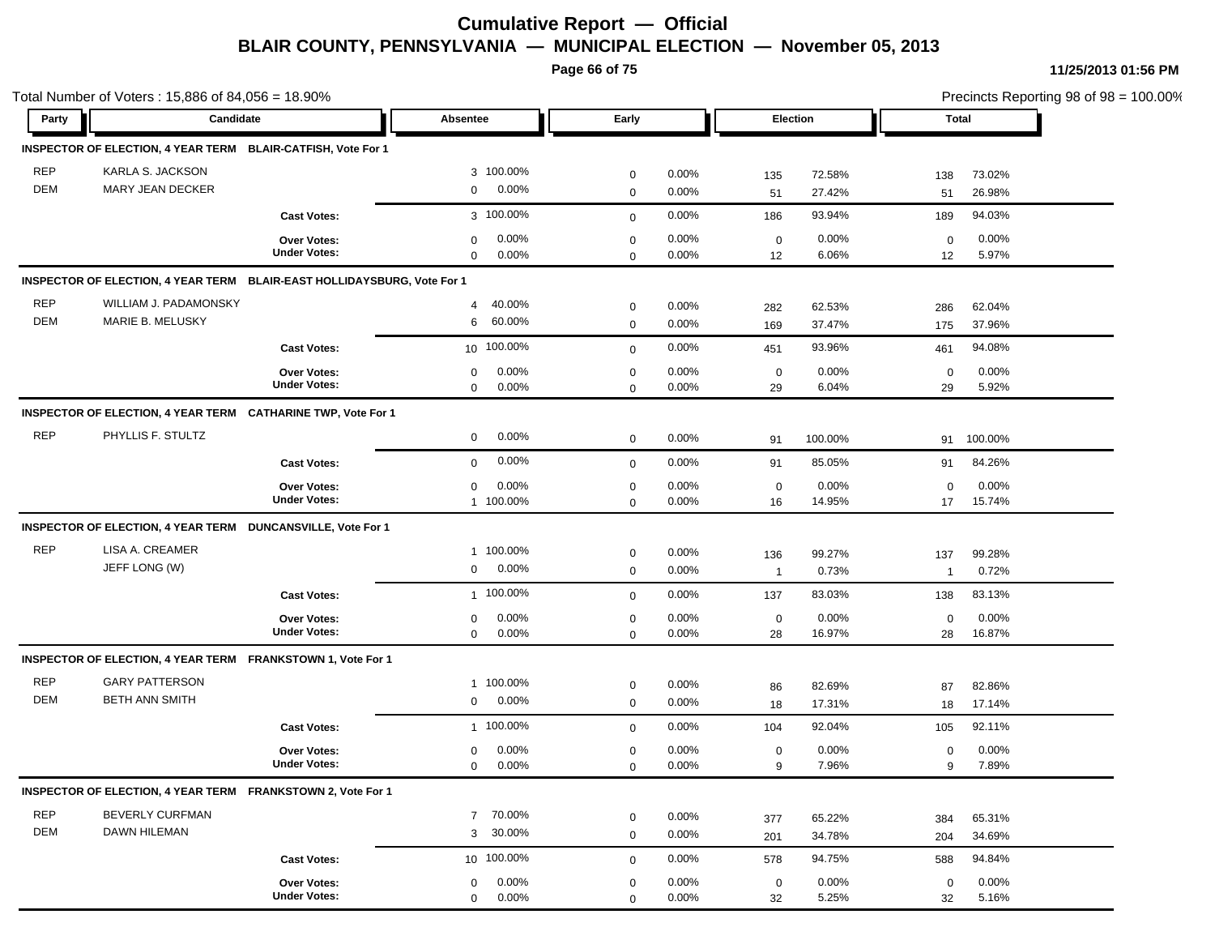# Cumulative Report — Official

## BLAIR COUNTY, PENNSYLVANIA — MUNICIPAL ELECTION — November 05, 2013

11/25/2013 01:56 PM

Total Number of Voters : 15,886 of 84,056 = 18.90%

Precincts Reporting 98 of 98 = 100.00%

| Party | Candidate | | Absentee | | Early | | Election | | Total | |
|---|---|---|---|---|---|---|---|---|---|---|
| **INSPECTOR OF ELECTION, 4 YEAR TERM BLAIR-CATFISH, Vote For 1** | | | | | | | | | | |
| REP | KARLA S. JACKSON | | 3 | 100.00% | 0 | 0.00% | 135 | 72.58% | 138 | 73.02% |
| DEM | MARY JEAN DECKER | | 0 | 0.00% | 0 | 0.00% | 51 | 27.42% | 51 | 26.98% |
| | | **Cast Votes:** | 3 | 100.00% | 0 | 0.00% | 186 | 93.94% | 189 | 94.03% |
| | | **Over Votes:** | 0 | 0.00% | 0 | 0.00% | 0 | 0.00% | 0 | 0.00% |
| | | **Under Votes:** | 0 | 0.00% | 0 | 0.00% | 12 | 6.06% | 12 | 5.97% |
| **INSPECTOR OF ELECTION, 4 YEAR TERM BLAIR-EAST HOLLIDAYSBURG, Vote For 1** | | | | | | | | | | |
| REP | WILLIAM J. PADAMONSKY | | 4 | 40.00% | 0 | 0.00% | 282 | 62.53% | 286 | 62.04% |
| DEM | MARIE B. MELUSKY | | 6 | 60.00% | 0 | 0.00% | 169 | 37.47% | 175 | 37.96% |
| | | **Cast Votes:** | 10 | 100.00% | 0 | 0.00% | 451 | 93.96% | 461 | 94.08% |
| | | **Over Votes:** | 0 | 0.00% | 0 | 0.00% | 0 | 0.00% | 0 | 0.00% |
| | | **Under Votes:** | 0 | 0.00% | 0 | 0.00% | 29 | 6.04% | 29 | 5.92% |
| **INSPECTOR OF ELECTION, 4 YEAR TERM CATHARINE TWP, Vote For 1** | | | | | | | | | | |
| REP | PHYLLIS F. STULTZ | | 0 | 0.00% | 0 | 0.00% | 91 | 100.00% | 91 | 100.00% |
| | | **Cast Votes:** | 0 | 0.00% | 0 | 0.00% | 91 | 85.05% | 91 | 84.26% |
| | | **Over Votes:** | 0 | 0.00% | 0 | 0.00% | 0 | 0.00% | 0 | 0.00% |
| | | **Under Votes:** | 1 | 100.00% | 0 | 0.00% | 16 | 14.95% | 17 | 15.74% |
| **INSPECTOR OF ELECTION, 4 YEAR TERM DUNCANSVILLE, Vote For 1** | | | | | | | | | | |
| REP | LISA A. CREAMER | | 1 | 100.00% | 0 | 0.00% | 136 | 99.27% | 137 | 99.28% |
| | JEFF LONG (W) | | 0 | 0.00% | 0 | 0.00% | 1 | 0.73% | 1 | 0.72% |
| | | **Cast Votes:** | 1 | 100.00% | 0 | 0.00% | 137 | 83.03% | 138 | 83.13% |
| | | **Over Votes:** | 0 | 0.00% | 0 | 0.00% | 0 | 0.00% | 0 | 0.00% |
| | | **Under Votes:** | 0 | 0.00% | 0 | 0.00% | 28 | 16.97% | 28 | 16.87% |
| **INSPECTOR OF ELECTION, 4 YEAR TERM FRANKSTOWN 1, Vote For 1** | | | | | | | | | | |
| REP | GARY PATTERSON | | 1 | 100.00% | 0 | 0.00% | 86 | 82.69% | 87 | 82.86% |
| DEM | BETH ANN SMITH | | 0 | 0.00% | 0 | 0.00% | 18 | 17.31% | 18 | 17.14% |
| | | **Cast Votes:** | 1 | 100.00% | 0 | 0.00% | 104 | 92.04% | 105 | 92.11% |
| | | **Over Votes:** | 0 | 0.00% | 0 | 0.00% | 0 | 0.00% | 0 | 0.00% |
| | | **Under Votes:** | 0 | 0.00% | 0 | 0.00% | 9 | 7.96% | 9 | 7.89% |
| **INSPECTOR OF ELECTION, 4 YEAR TERM FRANKSTOWN 2, Vote For 1** | | | | | | | | | | |
| REP | BEVERLY CURFMAN | | 7 | 70.00% | 0 | 0.00% | 377 | 65.22% | 384 | 65.31% |
| DEM | DAWN HILEMAN | | 3 | 30.00% | 0 | 0.00% | 201 | 34.78% | 204 | 34.69% |
| | | **Cast Votes:** | 10 | 100.00% | 0 | 0.00% | 578 | 94.75% | 588 | 94.84% |
| | | **Over Votes:** | 0 | 0.00% | 0 | 0.00% | 0 | 0.00% | 0 | 0.00% |
| | | **Under Votes:** | 0 | 0.00% | 0 | 0.00% | 32 | 5.25% | 32 | 5.16% |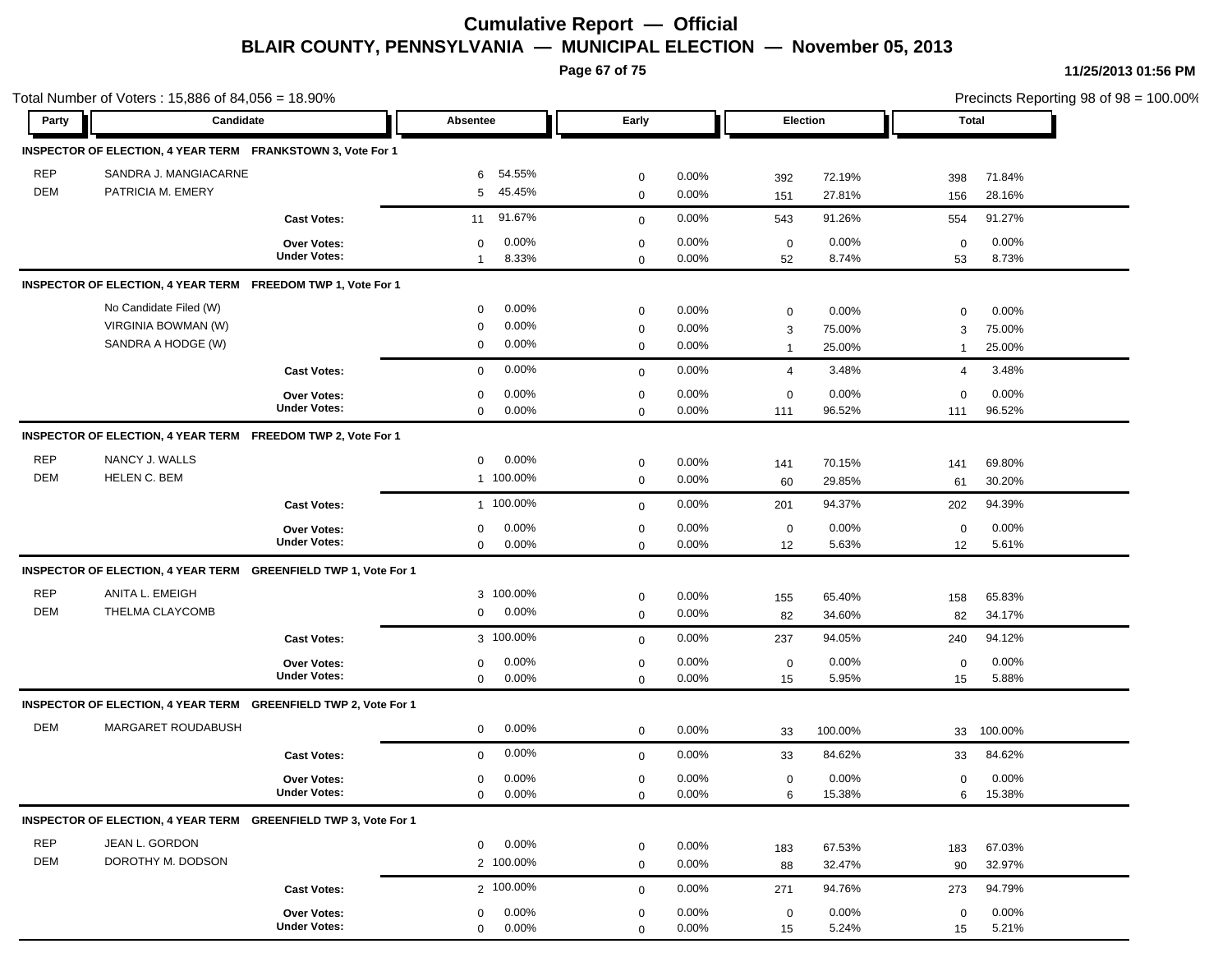# Cumulative Report — Official

## BLAIR COUNTY, PENNSYLVANIA — MUNICIPAL ELECTION — November 05, 2013

11/25/2013 01:56 PM

Total Number of Voters : 15,886 of 84,056 = 18.90%

Precincts Reporting 98 of 98 = 100.00%

| Party | Candidate | Absentee | | Early | | Election | | Total | |
|---|---|---|---|---|---|---|---|---|---|
| **INSPECTOR OF ELECTION, 4 YEAR TERM FRANKSTOWN 3, Vote For 1** | | | | | | | | | |
| REP | SANDRA J. MANGIACARNE | 6 | 54.55% | 0 | 0.00% | 392 | 72.19% | 398 | 71.84% |
| DEM | PATRICIA M. EMERY | 5 | 45.45% | 0 | 0.00% | 151 | 27.81% | 156 | 28.16% |
| | **Cast Votes:** | 11 | 91.67% | 0 | 0.00% | 543 | 91.26% | 554 | 91.27% |
| | **Over Votes:** | 0 | 0.00% | 0 | 0.00% | 0 | 0.00% | 0 | 0.00% |
| | **Under Votes:** | 1 | 8.33% | 0 | 0.00% | 52 | 8.74% | 53 | 8.73% |
| **INSPECTOR OF ELECTION, 4 YEAR TERM FREEDOM TWP 1, Vote For 1** | | | | | | | | | |
| | No Candidate Filed (W) | 0 | 0.00% | 0 | 0.00% | 0 | 0.00% | 0 | 0.00% |
| | VIRGINIA BOWMAN (W) | 0 | 0.00% | 0 | 0.00% | 3 | 75.00% | 3 | 75.00% |
| | SANDRA A HODGE (W) | 0 | 0.00% | 0 | 0.00% | 1 | 25.00% | 1 | 25.00% |
| | **Cast Votes:** | 0 | 0.00% | 0 | 0.00% | 4 | 3.48% | 4 | 3.48% |
| | **Over Votes:** | 0 | 0.00% | 0 | 0.00% | 0 | 0.00% | 0 | 0.00% |
| | **Under Votes:** | 0 | 0.00% | 0 | 0.00% | 111 | 96.52% | 111 | 96.52% |
| **INSPECTOR OF ELECTION, 4 YEAR TERM FREEDOM TWP 2, Vote For 1** | | | | | | | | | |
| REP | NANCY J. WALLS | 0 | 0.00% | 0 | 0.00% | 141 | 70.15% | 141 | 69.80% |
| DEM | HELEN C. BEM | 1 | 100.00% | 0 | 0.00% | 60 | 29.85% | 61 | 30.20% |
| | **Cast Votes:** | 1 | 100.00% | 0 | 0.00% | 201 | 94.37% | 202 | 94.39% |
| | **Over Votes:** | 0 | 0.00% | 0 | 0.00% | 0 | 0.00% | 0 | 0.00% |
| | **Under Votes:** | 0 | 0.00% | 0 | 0.00% | 12 | 5.63% | 12 | 5.61% |
| **INSPECTOR OF ELECTION, 4 YEAR TERM GREENFIELD TWP 1, Vote For 1** | | | | | | | | | |
| REP | ANITA L. EMEIGH | 3 | 100.00% | 0 | 0.00% | 155 | 65.40% | 158 | 65.83% |
| DEM | THELMA CLAYCOMB | 0 | 0.00% | 0 | 0.00% | 82 | 34.60% | 82 | 34.17% |
| | **Cast Votes:** | 3 | 100.00% | 0 | 0.00% | 237 | 94.05% | 240 | 94.12% |
| | **Over Votes:** | 0 | 0.00% | 0 | 0.00% | 0 | 0.00% | 0 | 0.00% |
| | **Under Votes:** | 0 | 0.00% | 0 | 0.00% | 15 | 5.95% | 15 | 5.88% |
| **INSPECTOR OF ELECTION, 4 YEAR TERM GREENFIELD TWP 2, Vote For 1** | | | | | | | | | |
| DEM | MARGARET ROUDABUSH | 0 | 0.00% | 0 | 0.00% | 33 | 100.00% | 33 | 100.00% |
| | **Cast Votes:** | 0 | 0.00% | 0 | 0.00% | 33 | 84.62% | 33 | 84.62% |
| | **Over Votes:** | 0 | 0.00% | 0 | 0.00% | 0 | 0.00% | 0 | 0.00% |
| | **Under Votes:** | 0 | 0.00% | 0 | 0.00% | 6 | 15.38% | 6 | 15.38% |
| **INSPECTOR OF ELECTION, 4 YEAR TERM GREENFIELD TWP 3, Vote For 1** | | | | | | | | | |
| REP | JEAN L. GORDON | 0 | 0.00% | 0 | 0.00% | 183 | 67.53% | 183 | 67.03% |
| DEM | DOROTHY M. DODSON | 2 | 100.00% | 0 | 0.00% | 88 | 32.47% | 90 | 32.97% |
| | **Cast Votes:** | 2 | 100.00% | 0 | 0.00% | 271 | 94.76% | 273 | 94.79% |
| | **Over Votes:** | 0 | 0.00% | 0 | 0.00% | 0 | 0.00% | 0 | 0.00% |
| | **Under Votes:** | 0 | 0.00% | 0 | 0.00% | 15 | 5.24% | 15 | 5.21% |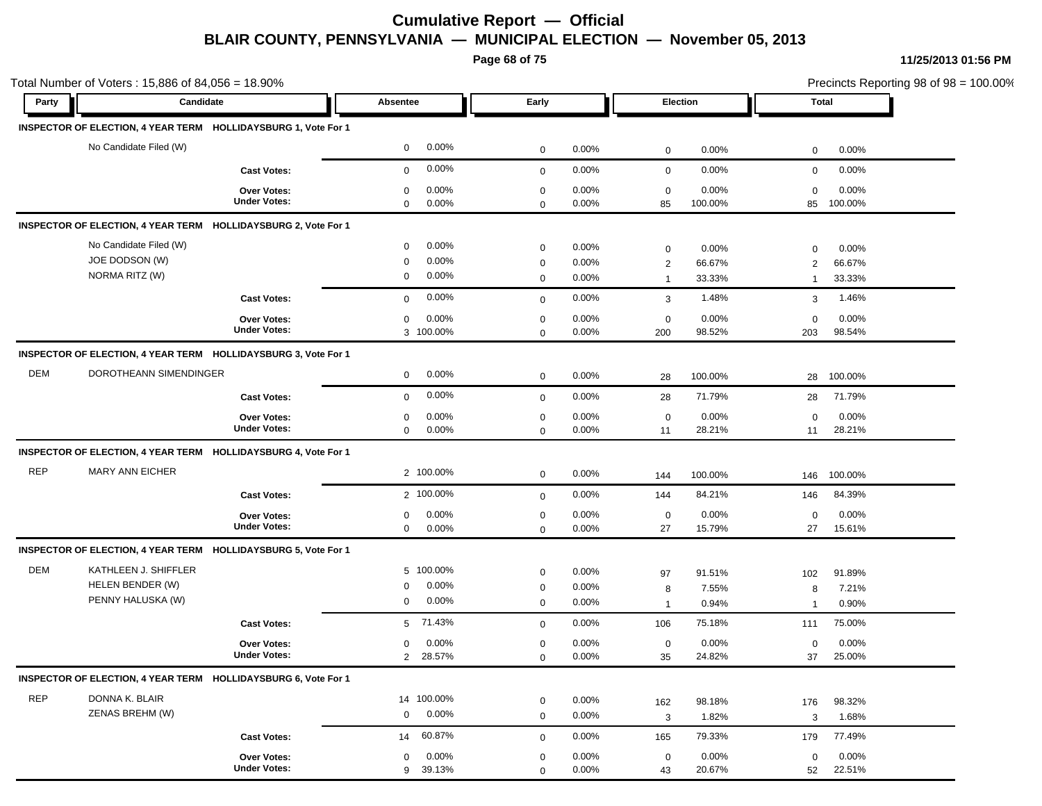# Cumulative Report — Official

## BLAIR COUNTY, PENNSYLVANIA — MUNICIPAL ELECTION — November 05, 2013

11/25/2013 01:56 PM

Total Number of Voters : 15,886 of 84,056 = 18.90%

Precincts Reporting 98 of 98 = 100.00%

| Party | Candidate | | Absentee | | Early | | Election | | Total | |
|---|---|---|---|---|---|---|---|---|---|---|
| **INSPECTOR OF ELECTION, 4 YEAR TERM HOLLIDAYSBURG 1, Vote For 1** | | | | | | | | | | |
| | No Candidate Filed (W) | | 0 | 0.00% | 0 | 0.00% | 0 | 0.00% | 0 | 0.00% |
| | | **Cast Votes:** | 0 | 0.00% | 0 | 0.00% | 0 | 0.00% | 0 | 0.00% |
| | | **Over Votes:** | 0 | 0.00% | 0 | 0.00% | 0 | 0.00% | 0 | 0.00% |
| | | **Under Votes:** | 0 | 0.00% | 0 | 0.00% | 85 | 100.00% | 85 | 100.00% |
| **INSPECTOR OF ELECTION, 4 YEAR TERM HOLLIDAYSBURG 2, Vote For 1** | | | | | | | | | | |
| | No Candidate Filed (W) | | 0 | 0.00% | 0 | 0.00% | 0 | 0.00% | 0 | 0.00% |
| | JOE DODSON (W) | | 0 | 0.00% | 0 | 0.00% | 2 | 66.67% | 2 | 66.67% |
| | NORMA RITZ (W) | | 0 | 0.00% | 0 | 0.00% | 1 | 33.33% | 1 | 33.33% |
| | | **Cast Votes:** | 0 | 0.00% | 0 | 0.00% | 3 | 1.48% | 3 | 1.46% |
| | | **Over Votes:** | 0 | 0.00% | 0 | 0.00% | 0 | 0.00% | 0 | 0.00% |
| | | **Under Votes:** | 3 | 100.00% | 0 | 0.00% | 200 | 98.52% | 203 | 98.54% |
| **INSPECTOR OF ELECTION, 4 YEAR TERM HOLLIDAYSBURG 3, Vote For 1** | | | | | | | | | | |
| DEM | DOROTHEANN SIMENDINGER | | 0 | 0.00% | 0 | 0.00% | 28 | 100.00% | 28 | 100.00% |
| | | **Cast Votes:** | 0 | 0.00% | 0 | 0.00% | 28 | 71.79% | 28 | 71.79% |
| | | **Over Votes:** | 0 | 0.00% | 0 | 0.00% | 0 | 0.00% | 0 | 0.00% |
| | | **Under Votes:** | 0 | 0.00% | 0 | 0.00% | 11 | 28.21% | 11 | 28.21% |
| **INSPECTOR OF ELECTION, 4 YEAR TERM HOLLIDAYSBURG 4, Vote For 1** | | | | | | | | | | |
| REP | MARY ANN EICHER | | 2 | 100.00% | 0 | 0.00% | 144 | 100.00% | 146 | 100.00% |
| | | **Cast Votes:** | 2 | 100.00% | 0 | 0.00% | 144 | 84.21% | 146 | 84.39% |
| | | **Over Votes:** | 0 | 0.00% | 0 | 0.00% | 0 | 0.00% | 0 | 0.00% |
| | | **Under Votes:** | 0 | 0.00% | 0 | 0.00% | 27 | 15.79% | 27 | 15.61% |
| **INSPECTOR OF ELECTION, 4 YEAR TERM HOLLIDAYSBURG 5, Vote For 1** | | | | | | | | | | |
| DEM | KATHLEEN J. SHIFFLER | | 5 | 100.00% | 0 | 0.00% | 97 | 91.51% | 102 | 91.89% |
| | HELEN BENDER (W) | | 0 | 0.00% | 0 | 0.00% | 8 | 7.55% | 8 | 7.21% |
| | PENNY HALUSKA (W) | | 0 | 0.00% | 0 | 0.00% | 1 | 0.94% | 1 | 0.90% |
| | | **Cast Votes:** | 5 | 71.43% | 0 | 0.00% | 106 | 75.18% | 111 | 75.00% |
| | | **Over Votes:** | 0 | 0.00% | 0 | 0.00% | 0 | 0.00% | 0 | 0.00% |
| | | **Under Votes:** | 2 | 28.57% | 0 | 0.00% | 35 | 24.82% | 37 | 25.00% |
| **INSPECTOR OF ELECTION, 4 YEAR TERM HOLLIDAYSBURG 6, Vote For 1** | | | | | | | | | | |
| REP | DONNA K. BLAIR | | 14 | 100.00% | 0 | 0.00% | 162 | 98.18% | 176 | 98.32% |
| | ZENAS BREHM (W) | | 0 | 0.00% | 0 | 0.00% | 3 | 1.82% | 3 | 1.68% |
| | | **Cast Votes:** | 14 | 60.87% | 0 | 0.00% | 165 | 79.33% | 179 | 77.49% |
| | | **Over Votes:** | 0 | 0.00% | 0 | 0.00% | 0 | 0.00% | 0 | 0.00% |
| | | **Under Votes:** | 9 | 39.13% | 0 | 0.00% | 43 | 20.67% | 52 | 22.51% |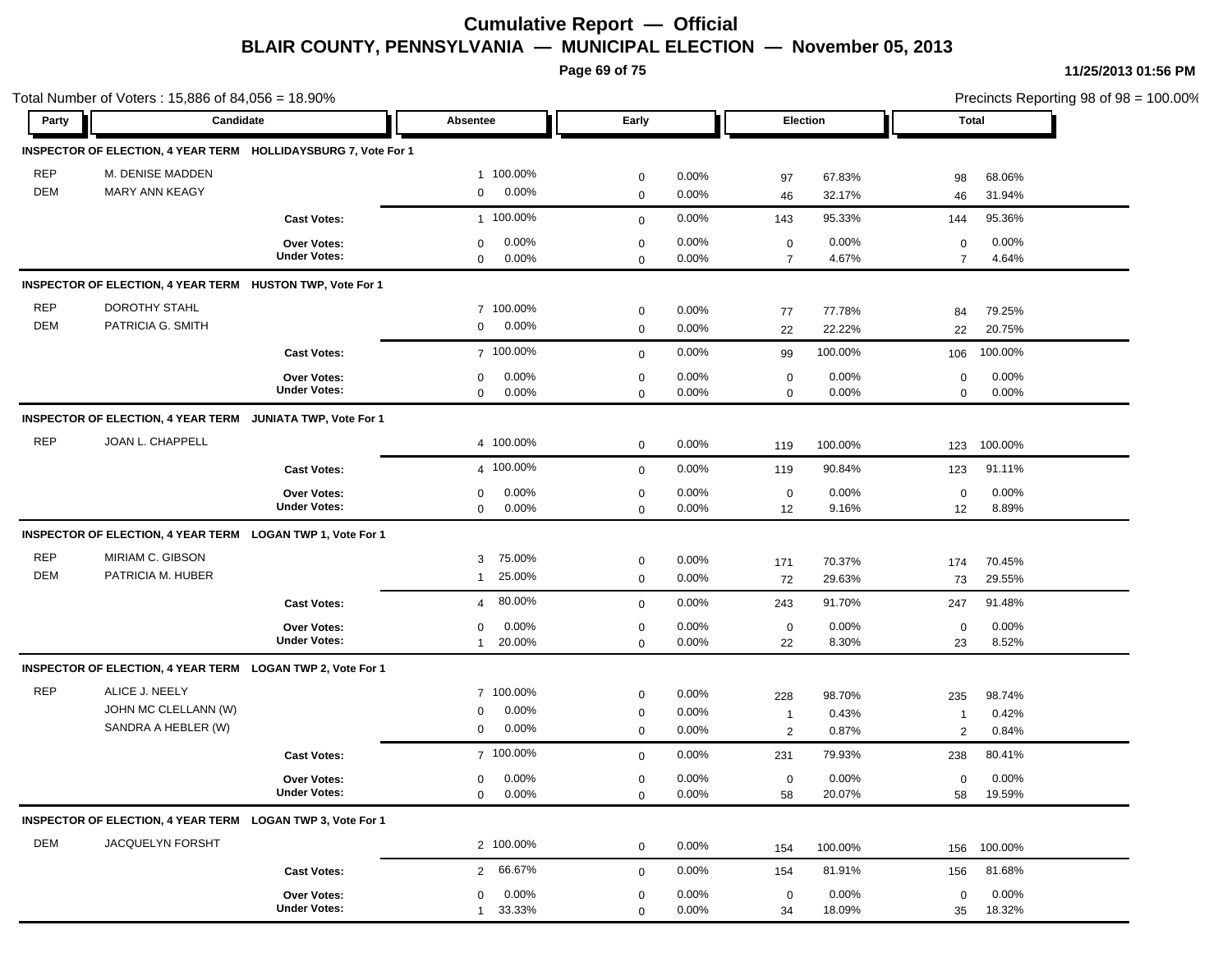# Cumulative Report — Official

## BLAIR COUNTY, PENNSYLVANIA — MUNICIPAL ELECTION — November 05, 2013

11/25/2013 01:56 PM

Total Number of Voters : 15,886 of 84,056 = 18.90%

Precincts Reporting 98 of 98 = 100.00%

### INSPECTOR OF ELECTION, 4 YEAR TERM HOLLIDAYSBURG 7, Vote For 1

| Party | Candidate | Absentee | | Early | | Election | | Total | |
|---|---|---|---|---|---|---|---|---|---|
| REP | M. DENISE MADDEN | 1 | 100.00% | 0 | 0.00% | 97 | 67.83% | 98 | 68.06% |
| DEM | MARY ANN KEAGY | 0 | 0.00% | 0 | 0.00% | 46 | 32.17% | 46 | 31.94% |
| | **Cast Votes:** | 1 | 100.00% | 0 | 0.00% | 143 | 95.33% | 144 | 95.36% |
| | **Over Votes:** | 0 | 0.00% | 0 | 0.00% | 0 | 0.00% | 0 | 0.00% |
| | **Under Votes:** | 0 | 0.00% | 0 | 0.00% | 7 | 4.67% | 7 | 4.64% |

### INSPECTOR OF ELECTION, 4 YEAR TERM HUSTON TWP, Vote For 1

| Party | Candidate | Absentee | | Early | | Election | | Total | |
|---|---|---|---|---|---|---|---|---|---|
| REP | DOROTHY STAHL | 7 | 100.00% | 0 | 0.00% | 77 | 77.78% | 84 | 79.25% |
| DEM | PATRICIA G. SMITH | 0 | 0.00% | 0 | 0.00% | 22 | 22.22% | 22 | 20.75% |
| | **Cast Votes:** | 7 | 100.00% | 0 | 0.00% | 99 | 100.00% | 106 | 100.00% |
| | **Over Votes:** | 0 | 0.00% | 0 | 0.00% | 0 | 0.00% | 0 | 0.00% |
| | **Under Votes:** | 0 | 0.00% | 0 | 0.00% | 0 | 0.00% | 0 | 0.00% |

### INSPECTOR OF ELECTION, 4 YEAR TERM JUNIATA TWP, Vote For 1

| Party | Candidate | Absentee | | Early | | Election | | Total | |
|---|---|---|---|---|---|---|---|---|---|
| REP | JOAN L. CHAPPELL | 4 | 100.00% | 0 | 0.00% | 119 | 100.00% | 123 | 100.00% |
| | **Cast Votes:** | 4 | 100.00% | 0 | 0.00% | 119 | 90.84% | 123 | 91.11% |
| | **Over Votes:** | 0 | 0.00% | 0 | 0.00% | 0 | 0.00% | 0 | 0.00% |
| | **Under Votes:** | 0 | 0.00% | 0 | 0.00% | 12 | 9.16% | 12 | 8.89% |

### INSPECTOR OF ELECTION, 4 YEAR TERM LOGAN TWP 1, Vote For 1

| Party | Candidate | Absentee | | Early | | Election | | Total | |
|---|---|---|---|---|---|---|---|---|---|
| REP | MIRIAM C. GIBSON | 3 | 75.00% | 0 | 0.00% | 171 | 70.37% | 174 | 70.45% |
| DEM | PATRICIA M. HUBER | 1 | 25.00% | 0 | 0.00% | 72 | 29.63% | 73 | 29.55% |
| | **Cast Votes:** | 4 | 80.00% | 0 | 0.00% | 243 | 91.70% | 247 | 91.48% |
| | **Over Votes:** | 0 | 0.00% | 0 | 0.00% | 0 | 0.00% | 0 | 0.00% |
| | **Under Votes:** | 1 | 20.00% | 0 | 0.00% | 22 | 8.30% | 23 | 8.52% |

### INSPECTOR OF ELECTION, 4 YEAR TERM LOGAN TWP 2, Vote For 1

| Party | Candidate | Absentee | | Early | | Election | | Total | |
|---|---|---|---|---|---|---|---|---|---|
| REP | ALICE J. NEELY | 7 | 100.00% | 0 | 0.00% | 228 | 98.70% | 235 | 98.74% |
| | JOHN MC CLELLANN (W) | 0 | 0.00% | 0 | 0.00% | 1 | 0.43% | 1 | 0.42% |
| | SANDRA A HEBLER (W) | 0 | 0.00% | 0 | 0.00% | 2 | 0.87% | 2 | 0.84% |
| | **Cast Votes:** | 7 | 100.00% | 0 | 0.00% | 231 | 79.93% | 238 | 80.41% |
| | **Over Votes:** | 0 | 0.00% | 0 | 0.00% | 0 | 0.00% | 0 | 0.00% |
| | **Under Votes:** | 0 | 0.00% | 0 | 0.00% | 58 | 20.07% | 58 | 19.59% |

### INSPECTOR OF ELECTION, 4 YEAR TERM LOGAN TWP 3, Vote For 1

| Party | Candidate | Absentee | | Early | | Election | | Total | |
|---|---|---|---|---|---|---|---|---|---|
| DEM | JACQUELYN FORSHT | 2 | 100.00% | 0 | 0.00% | 154 | 100.00% | 156 | 100.00% |
| | **Cast Votes:** | 2 | 66.67% | 0 | 0.00% | 154 | 81.91% | 156 | 81.68% |
| | **Over Votes:** | 0 | 0.00% | 0 | 0.00% | 0 | 0.00% | 0 | 0.00% |
| | **Under Votes:** | 1 | 33.33% | 0 | 0.00% | 34 | 18.09% | 35 | 18.32% |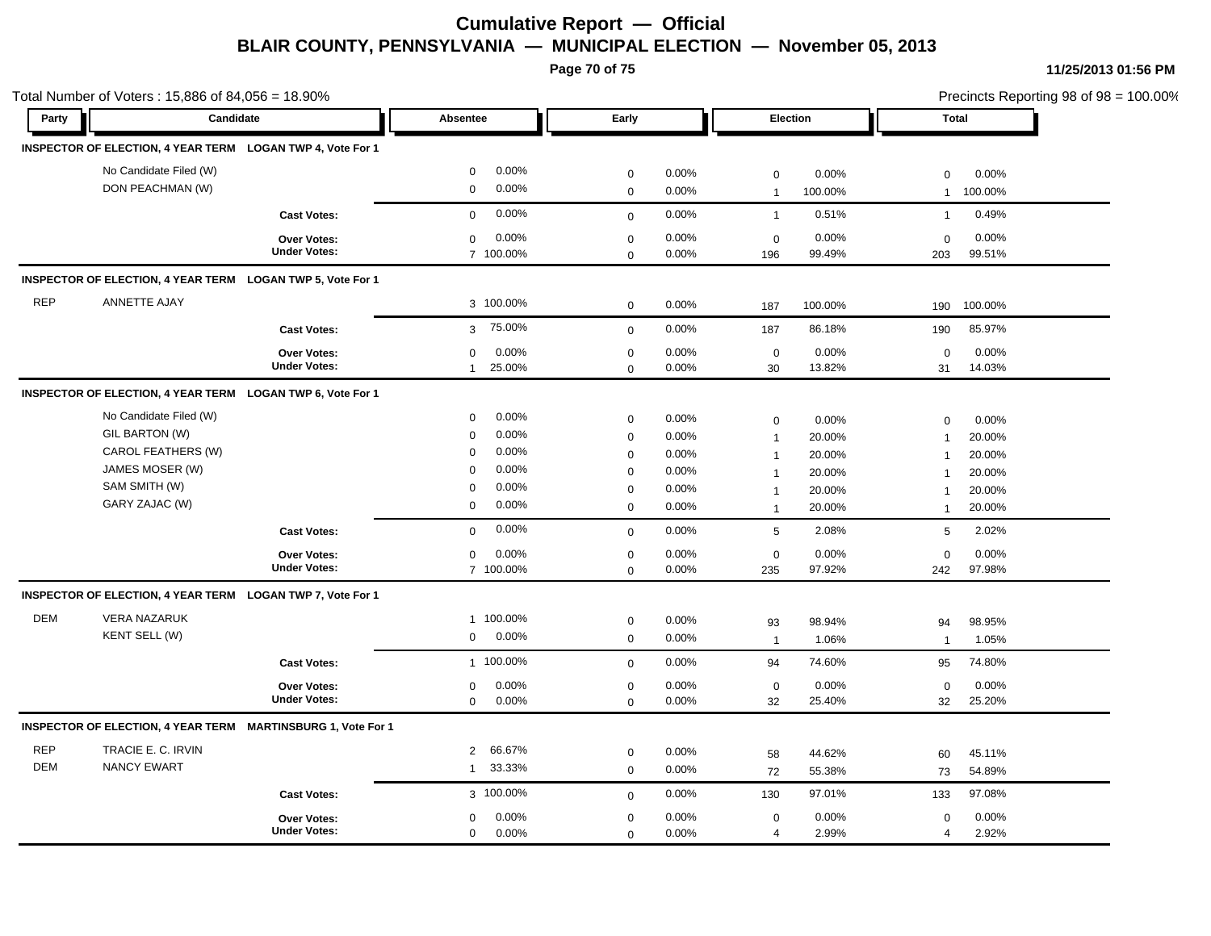# Cumulative Report — Official
## BLAIR COUNTY, PENNSYLVANIA — MUNICIPAL ELECTION — November 05, 2013

11/25/2013 01:56 PM

Total Number of Voters : 15,886 of 84,056 = 18.90%

Precincts Reporting 98 of 98 = 100.00%

| Party | Candidate | | Absentee | | Early | | Election | | Total | |
|---|---|---|---|---|---|---|---|---|---|---|
| **INSPECTOR OF ELECTION, 4 YEAR TERM** | **LOGAN TWP 4, Vote For 1** | | | | | | | | | |
| | No Candidate Filed (W) | | 0 | 0.00% | 0 | 0.00% | 0 | 0.00% | 0 | 0.00% |
| | DON PEACHMAN (W) | | 0 | 0.00% | 0 | 0.00% | 1 | 100.00% | 1 | 100.00% |
| | | **Cast Votes:** | 0 | 0.00% | 0 | 0.00% | 1 | 0.51% | 1 | 0.49% |
| | | **Over Votes:** | 0 | 0.00% | 0 | 0.00% | 0 | 0.00% | 0 | 0.00% |
| | | **Under Votes:** | 7 | 100.00% | 0 | 0.00% | 196 | 99.49% | 203 | 99.51% |
| **INSPECTOR OF ELECTION, 4 YEAR TERM** | **LOGAN TWP 5, Vote For 1** | | | | | | | | | |
| REP | ANNETTE AJAY | | 3 | 100.00% | 0 | 0.00% | 187 | 100.00% | 190 | 100.00% |
| | | **Cast Votes:** | 3 | 75.00% | 0 | 0.00% | 187 | 86.18% | 190 | 85.97% |
| | | **Over Votes:** | 0 | 0.00% | 0 | 0.00% | 0 | 0.00% | 0 | 0.00% |
| | | **Under Votes:** | 1 | 25.00% | 0 | 0.00% | 30 | 13.82% | 31 | 14.03% |
| **INSPECTOR OF ELECTION, 4 YEAR TERM** | **LOGAN TWP 6, Vote For 1** | | | | | | | | | |
| | No Candidate Filed (W) | | 0 | 0.00% | 0 | 0.00% | 0 | 0.00% | 0 | 0.00% |
| | GIL BARTON (W) | | 0 | 0.00% | 0 | 0.00% | 1 | 20.00% | 1 | 20.00% |
| | CAROL FEATHERS (W) | | 0 | 0.00% | 0 | 0.00% | 1 | 20.00% | 1 | 20.00% |
| | JAMES MOSER (W) | | 0 | 0.00% | 0 | 0.00% | 1 | 20.00% | 1 | 20.00% |
| | SAM SMITH (W) | | 0 | 0.00% | 0 | 0.00% | 1 | 20.00% | 1 | 20.00% |
| | GARY ZAJAC (W) | | 0 | 0.00% | 0 | 0.00% | 1 | 20.00% | 1 | 20.00% |
| | | **Cast Votes:** | 0 | 0.00% | 0 | 0.00% | 5 | 2.08% | 5 | 2.02% |
| | | **Over Votes:** | 0 | 0.00% | 0 | 0.00% | 0 | 0.00% | 0 | 0.00% |
| | | **Under Votes:** | 7 | 100.00% | 0 | 0.00% | 235 | 97.92% | 242 | 97.98% |
| **INSPECTOR OF ELECTION, 4 YEAR TERM** | **LOGAN TWP 7, Vote For 1** | | | | | | | | | |
| DEM | VERA NAZARUK | | 1 | 100.00% | 0 | 0.00% | 93 | 98.94% | 94 | 98.95% |
| | KENT SELL (W) | | 0 | 0.00% | 0 | 0.00% | 1 | 1.06% | 1 | 1.05% |
| | | **Cast Votes:** | 1 | 100.00% | 0 | 0.00% | 94 | 74.60% | 95 | 74.80% |
| | | **Over Votes:** | 0 | 0.00% | 0 | 0.00% | 0 | 0.00% | 0 | 0.00% |
| | | **Under Votes:** | 0 | 0.00% | 0 | 0.00% | 32 | 25.40% | 32 | 25.20% |
| **INSPECTOR OF ELECTION, 4 YEAR TERM** | **MARTINSBURG 1, Vote For 1** | | | | | | | | | |
| REP | TRACIE E. C. IRVIN | | 2 | 66.67% | 0 | 0.00% | 58 | 44.62% | 60 | 45.11% |
| DEM | NANCY EWART | | 1 | 33.33% | 0 | 0.00% | 72 | 55.38% | 73 | 54.89% |
| | | **Cast Votes:** | 3 | 100.00% | 0 | 0.00% | 130 | 97.01% | 133 | 97.08% |
| | | **Over Votes:** | 0 | 0.00% | 0 | 0.00% | 0 | 0.00% | 0 | 0.00% |
| | | **Under Votes:** | 0 | 0.00% | 0 | 0.00% | 4 | 2.99% | 4 | 2.92% |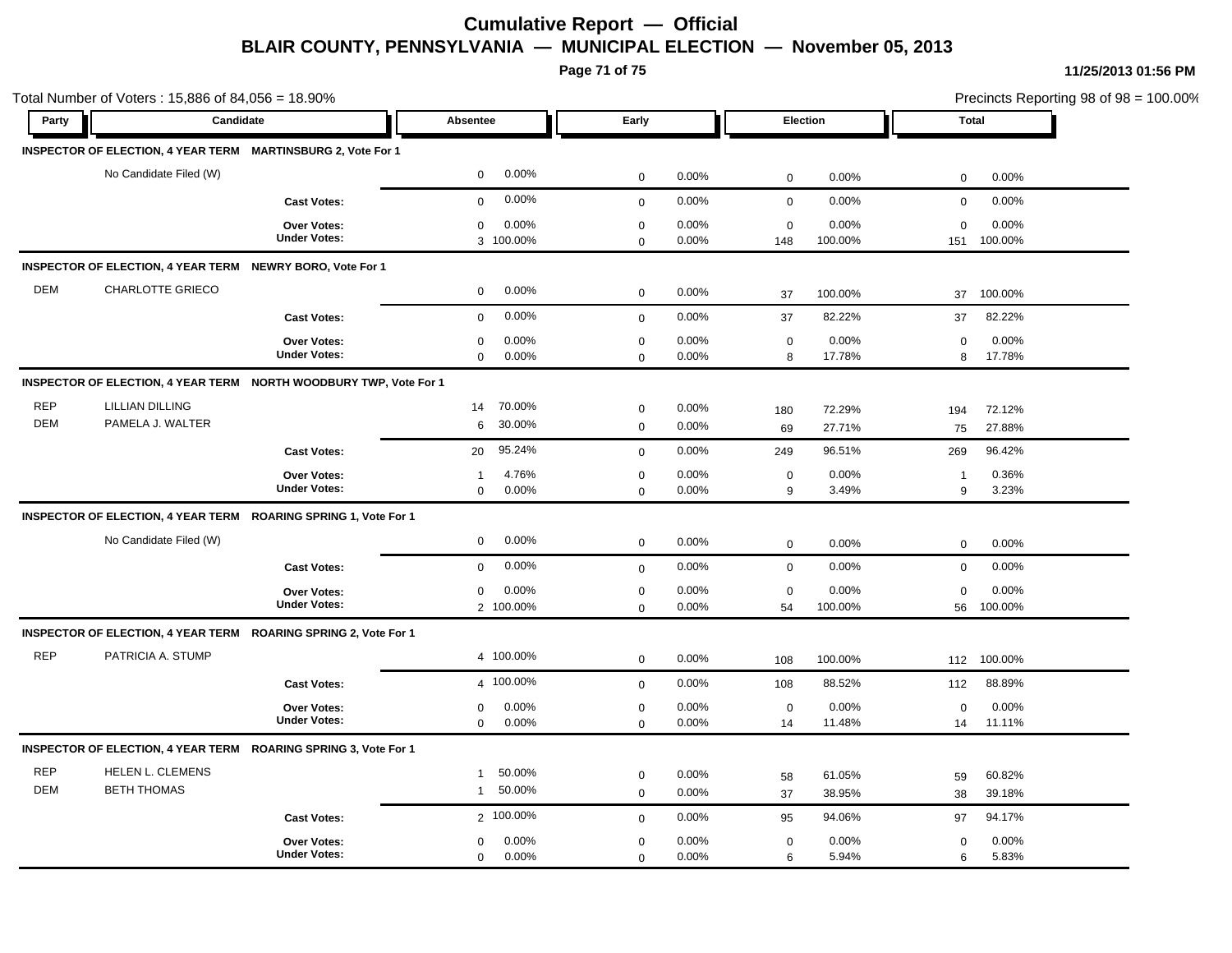# Cumulative Report — Official

## BLAIR COUNTY, PENNSYLVANIA — MUNICIPAL ELECTION — November 05, 2013

11/25/2013 01:56 PM

Total Number of Voters : 15,886 of 84,056 = 18.90%

Precincts Reporting 98 of 98 = 100.00%

| Party | Candidate | | Absentee | | Early | | Election | | Total | |
|---|---|---|---|---|---|---|---|---|---|---|
| **INSPECTOR OF ELECTION, 4 YEAR TERM MARTINSBURG 2, Vote For 1** | | | | | | | | | | |
| | No Candidate Filed (W) | | 0 | 0.00% | 0 | 0.00% | 0 | 0.00% | 0 | 0.00% |
| | | **Cast Votes:** | 0 | 0.00% | 0 | 0.00% | 0 | 0.00% | 0 | 0.00% |
| | | **Over Votes:** | 0 | 0.00% | 0 | 0.00% | 0 | 0.00% | 0 | 0.00% |
| | | **Under Votes:** | 3 | 100.00% | 0 | 0.00% | 148 | 100.00% | 151 | 100.00% |
| **INSPECTOR OF ELECTION, 4 YEAR TERM NEWRY BORO, Vote For 1** | | | | | | | | | | |
| DEM | CHARLOTTE GRIECO | | 0 | 0.00% | 0 | 0.00% | 37 | 100.00% | 37 | 100.00% |
| | | **Cast Votes:** | 0 | 0.00% | 0 | 0.00% | 37 | 82.22% | 37 | 82.22% |
| | | **Over Votes:** | 0 | 0.00% | 0 | 0.00% | 0 | 0.00% | 0 | 0.00% |
| | | **Under Votes:** | 0 | 0.00% | 0 | 0.00% | 8 | 17.78% | 8 | 17.78% |
| **INSPECTOR OF ELECTION, 4 YEAR TERM NORTH WOODBURY TWP, Vote For 1** | | | | | | | | | | |
| REP | LILLIAN DILLING | | 14 | 70.00% | 0 | 0.00% | 180 | 72.29% | 194 | 72.12% |
| DEM | PAMELA J. WALTER | | 6 | 30.00% | 0 | 0.00% | 69 | 27.71% | 75 | 27.88% |
| | | **Cast Votes:** | 20 | 95.24% | 0 | 0.00% | 249 | 96.51% | 269 | 96.42% |
| | | **Over Votes:** | 1 | 4.76% | 0 | 0.00% | 0 | 0.00% | 1 | 0.36% |
| | | **Under Votes:** | 0 | 0.00% | 0 | 0.00% | 9 | 3.49% | 9 | 3.23% |
| **INSPECTOR OF ELECTION, 4 YEAR TERM ROARING SPRING 1, Vote For 1** | | | | | | | | | | |
| | No Candidate Filed (W) | | 0 | 0.00% | 0 | 0.00% | 0 | 0.00% | 0 | 0.00% |
| | | **Cast Votes:** | 0 | 0.00% | 0 | 0.00% | 0 | 0.00% | 0 | 0.00% |
| | | **Over Votes:** | 0 | 0.00% | 0 | 0.00% | 0 | 0.00% | 0 | 0.00% |
| | | **Under Votes:** | 2 | 100.00% | 0 | 0.00% | 54 | 100.00% | 56 | 100.00% |
| **INSPECTOR OF ELECTION, 4 YEAR TERM ROARING SPRING 2, Vote For 1** | | | | | | | | | | |
| REP | PATRICIA A. STUMP | | 4 | 100.00% | 0 | 0.00% | 108 | 100.00% | 112 | 100.00% |
| | | **Cast Votes:** | 4 | 100.00% | 0 | 0.00% | 108 | 88.52% | 112 | 88.89% |
| | | **Over Votes:** | 0 | 0.00% | 0 | 0.00% | 0 | 0.00% | 0 | 0.00% |
| | | **Under Votes:** | 0 | 0.00% | 0 | 0.00% | 14 | 11.48% | 14 | 11.11% |
| **INSPECTOR OF ELECTION, 4 YEAR TERM ROARING SPRING 3, Vote For 1** | | | | | | | | | | |
| REP | HELEN L. CLEMENS | | 1 | 50.00% | 0 | 0.00% | 58 | 61.05% | 59 | 60.82% |
| DEM | BETH THOMAS | | 1 | 50.00% | 0 | 0.00% | 37 | 38.95% | 38 | 39.18% |
| | | **Cast Votes:** | 2 | 100.00% | 0 | 0.00% | 95 | 94.06% | 97 | 94.17% |
| | | **Over Votes:** | 0 | 0.00% | 0 | 0.00% | 0 | 0.00% | 0 | 0.00% |
| | | **Under Votes:** | 0 | 0.00% | 0 | 0.00% | 6 | 5.94% | 6 | 5.83% |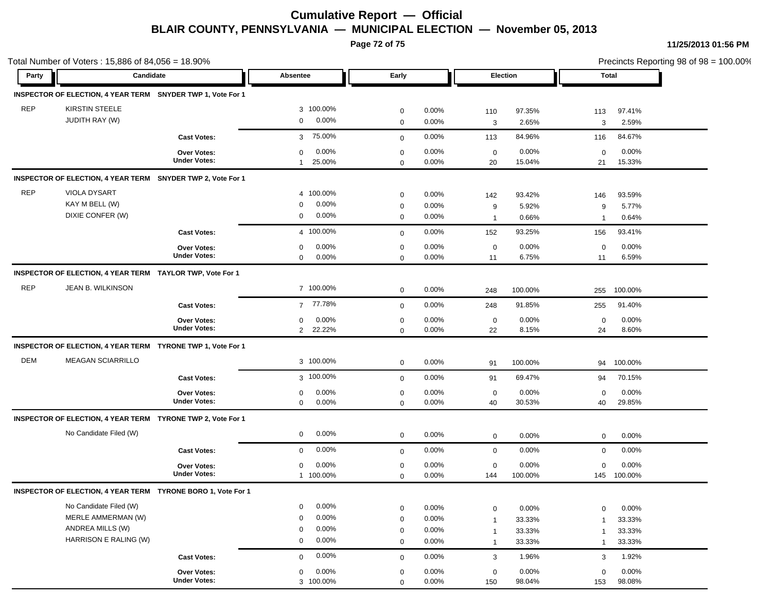# Cumulative Report — Official
## BLAIR COUNTY, PENNSYLVANIA — MUNICIPAL ELECTION — November 05, 2013

11/25/2013 01:56 PM

Total Number of Voters : 15,886 of 84,056 = 18.90%

Precincts Reporting 98 of 98 = 100.00%

| Party | Candidate | Absentee | | Early | | Election | | Total | |
|---|---|---|---|---|---|---|---|---|---|
| **INSPECTOR OF ELECTION, 4 YEAR TERM SNYDER TWP 1, Vote For 1** | | | | | | | | | |
| REP | KIRSTIN STEELE | 3 | 100.00% | 0 | 0.00% | 110 | 97.35% | 113 | 97.41% |
| | JUDITH RAY (W) | 0 | 0.00% | 0 | 0.00% | 3 | 2.65% | 3 | 2.59% |
| | **Cast Votes:** | 3 | 75.00% | 0 | 0.00% | 113 | 84.96% | 116 | 84.67% |
| | **Over Votes:** | 0 | 0.00% | 0 | 0.00% | 0 | 0.00% | 0 | 0.00% |
| | **Under Votes:** | 1 | 25.00% | 0 | 0.00% | 20 | 15.04% | 21 | 15.33% |
| **INSPECTOR OF ELECTION, 4 YEAR TERM SNYDER TWP 2, Vote For 1** | | | | | | | | | |
| REP | VIOLA DYSART | 4 | 100.00% | 0 | 0.00% | 142 | 93.42% | 146 | 93.59% |
| | KAY M BELL (W) | 0 | 0.00% | 0 | 0.00% | 9 | 5.92% | 9 | 5.77% |
| | DIXIE CONFER (W) | 0 | 0.00% | 0 | 0.00% | 1 | 0.66% | 1 | 0.64% |
| | **Cast Votes:** | 4 | 100.00% | 0 | 0.00% | 152 | 93.25% | 156 | 93.41% |
| | **Over Votes:** | 0 | 0.00% | 0 | 0.00% | 0 | 0.00% | 0 | 0.00% |
| | **Under Votes:** | 0 | 0.00% | 0 | 0.00% | 11 | 6.75% | 11 | 6.59% |
| **INSPECTOR OF ELECTION, 4 YEAR TERM TAYLOR TWP, Vote For 1** | | | | | | | | | |
| REP | JEAN B. WILKINSON | 7 | 100.00% | 0 | 0.00% | 248 | 100.00% | 255 | 100.00% |
| | **Cast Votes:** | 7 | 77.78% | 0 | 0.00% | 248 | 91.85% | 255 | 91.40% |
| | **Over Votes:** | 0 | 0.00% | 0 | 0.00% | 0 | 0.00% | 0 | 0.00% |
| | **Under Votes:** | 2 | 22.22% | 0 | 0.00% | 22 | 8.15% | 24 | 8.60% |
| **INSPECTOR OF ELECTION, 4 YEAR TERM TYRONE TWP 1, Vote For 1** | | | | | | | | | |
| DEM | MEAGAN SCIARRILLO | 3 | 100.00% | 0 | 0.00% | 91 | 100.00% | 94 | 100.00% |
| | **Cast Votes:** | 3 | 100.00% | 0 | 0.00% | 91 | 69.47% | 94 | 70.15% |
| | **Over Votes:** | 0 | 0.00% | 0 | 0.00% | 0 | 0.00% | 0 | 0.00% |
| | **Under Votes:** | 0 | 0.00% | 0 | 0.00% | 40 | 30.53% | 40 | 29.85% |
| **INSPECTOR OF ELECTION, 4 YEAR TERM TYRONE TWP 2, Vote For 1** | | | | | | | | | |
| | No Candidate Filed (W) | 0 | 0.00% | 0 | 0.00% | 0 | 0.00% | 0 | 0.00% |
| | **Cast Votes:** | 0 | 0.00% | 0 | 0.00% | 0 | 0.00% | 0 | 0.00% |
| | **Over Votes:** | 0 | 0.00% | 0 | 0.00% | 0 | 0.00% | 0 | 0.00% |
| | **Under Votes:** | 1 | 100.00% | 0 | 0.00% | 144 | 100.00% | 145 | 100.00% |
| **INSPECTOR OF ELECTION, 4 YEAR TERM TYRONE BORO 1, Vote For 1** | | | | | | | | | |
| | No Candidate Filed (W) | 0 | 0.00% | 0 | 0.00% | 0 | 0.00% | 0 | 0.00% |
| | MERLE AMMERMAN (W) | 0 | 0.00% | 0 | 0.00% | 1 | 33.33% | 1 | 33.33% |
| | ANDREA MILLS (W) | 0 | 0.00% | 0 | 0.00% | 1 | 33.33% | 1 | 33.33% |
| | HARRISON E RALING (W) | 0 | 0.00% | 0 | 0.00% | 1 | 33.33% | 1 | 33.33% |
| | **Cast Votes:** | 0 | 0.00% | 0 | 0.00% | 3 | 1.96% | 3 | 1.92% |
| | **Over Votes:** | 0 | 0.00% | 0 | 0.00% | 0 | 0.00% | 0 | 0.00% |
| | **Under Votes:** | 3 | 100.00% | 0 | 0.00% | 150 | 98.04% | 153 | 98.08% |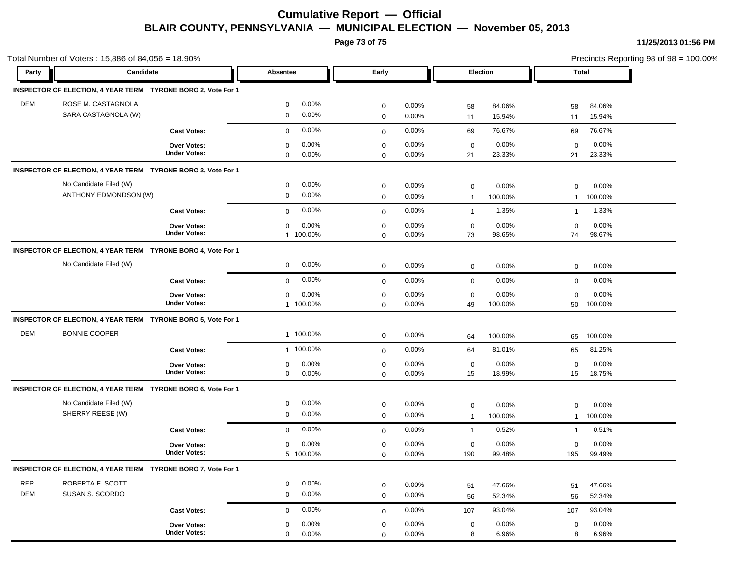# Cumulative Report — Official

## BLAIR COUNTY, PENNSYLVANIA — MUNICIPAL ELECTION — November 05, 2013

11/25/2013 01:56 PM

Total Number of Voters : 15,886 of 84,056 = 18.90%

Precincts Reporting 98 of 98 = 100.00%

| Party | Candidate | Absentee | | Early | | Election | | Total | |
|---|---|---|---|---|---|---|---|---|---|
| **INSPECTOR OF ELECTION, 4 YEAR TERM TYRONE BORO 2, Vote For 1** | | | | | | | | | |
| DEM | ROSE M. CASTAGNOLA | 0 | 0.00% | 0 | 0.00% | 58 | 84.06% | 58 | 84.06% |
| | SARA CASTAGNOLA (W) | 0 | 0.00% | 0 | 0.00% | 11 | 15.94% | 11 | 15.94% |
| | **Cast Votes:** | 0 | 0.00% | 0 | 0.00% | 69 | 76.67% | 69 | 76.67% |
| | **Over Votes:** | 0 | 0.00% | 0 | 0.00% | 0 | 0.00% | 0 | 0.00% |
| | **Under Votes:** | 0 | 0.00% | 0 | 0.00% | 21 | 23.33% | 21 | 23.33% |
| **INSPECTOR OF ELECTION, 4 YEAR TERM TYRONE BORO 3, Vote For 1** | | | | | | | | | |
| | No Candidate Filed (W) | 0 | 0.00% | 0 | 0.00% | 0 | 0.00% | 0 | 0.00% |
| | ANTHONY EDMONDSON (W) | 0 | 0.00% | 0 | 0.00% | 1 | 100.00% | 1 | 100.00% |
| | **Cast Votes:** | 0 | 0.00% | 0 | 0.00% | 1 | 1.35% | 1 | 1.33% |
| | **Over Votes:** | 0 | 0.00% | 0 | 0.00% | 0 | 0.00% | 0 | 0.00% |
| | **Under Votes:** | 1 | 100.00% | 0 | 0.00% | 73 | 98.65% | 74 | 98.67% |
| **INSPECTOR OF ELECTION, 4 YEAR TERM TYRONE BORO 4, Vote For 1** | | | | | | | | | |
| | No Candidate Filed (W) | 0 | 0.00% | 0 | 0.00% | 0 | 0.00% | 0 | 0.00% |
| | **Cast Votes:** | 0 | 0.00% | 0 | 0.00% | 0 | 0.00% | 0 | 0.00% |
| | **Over Votes:** | 0 | 0.00% | 0 | 0.00% | 0 | 0.00% | 0 | 0.00% |
| | **Under Votes:** | 1 | 100.00% | 0 | 0.00% | 49 | 100.00% | 50 | 100.00% |
| **INSPECTOR OF ELECTION, 4 YEAR TERM TYRONE BORO 5, Vote For 1** | | | | | | | | | |
| DEM | BONNIE COOPER | 1 | 100.00% | 0 | 0.00% | 64 | 100.00% | 65 | 100.00% |
| | **Cast Votes:** | 1 | 100.00% | 0 | 0.00% | 64 | 81.01% | 65 | 81.25% |
| | **Over Votes:** | 0 | 0.00% | 0 | 0.00% | 0 | 0.00% | 0 | 0.00% |
| | **Under Votes:** | 0 | 0.00% | 0 | 0.00% | 15 | 18.99% | 15 | 18.75% |
| **INSPECTOR OF ELECTION, 4 YEAR TERM TYRONE BORO 6, Vote For 1** | | | | | | | | | |
| | No Candidate Filed (W) | 0 | 0.00% | 0 | 0.00% | 0 | 0.00% | 0 | 0.00% |
| | SHERRY REESE (W) | 0 | 0.00% | 0 | 0.00% | 1 | 100.00% | 1 | 100.00% |
| | **Cast Votes:** | 0 | 0.00% | 0 | 0.00% | 1 | 0.52% | 1 | 0.51% |
| | **Over Votes:** | 0 | 0.00% | 0 | 0.00% | 0 | 0.00% | 0 | 0.00% |
| | **Under Votes:** | 5 | 100.00% | 0 | 0.00% | 190 | 99.48% | 195 | 99.49% |
| **INSPECTOR OF ELECTION, 4 YEAR TERM TYRONE BORO 7, Vote For 1** | | | | | | | | | |
| REP | ROBERTA F. SCOTT | 0 | 0.00% | 0 | 0.00% | 51 | 47.66% | 51 | 47.66% |
| DEM | SUSAN S. SCORDO | 0 | 0.00% | 0 | 0.00% | 56 | 52.34% | 56 | 52.34% |
| | **Cast Votes:** | 0 | 0.00% | 0 | 0.00% | 107 | 93.04% | 107 | 93.04% |
| | **Over Votes:** | 0 | 0.00% | 0 | 0.00% | 0 | 0.00% | 0 | 0.00% |
| | **Under Votes:** | 0 | 0.00% | 0 | 0.00% | 8 | 6.96% | 8 | 6.96% |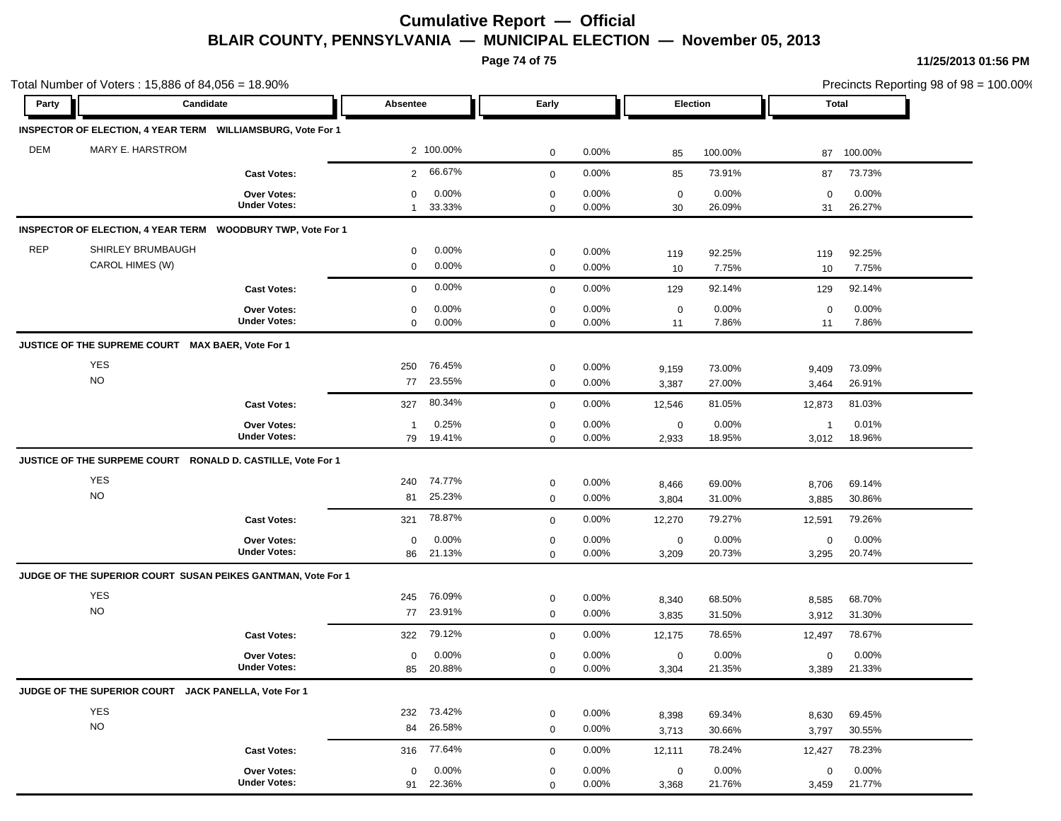# Cumulative Report — Official

## BLAIR COUNTY, PENNSYLVANIA — MUNICIPAL ELECTION — November 05, 2013

11/25/2013 01:56 PM

Total Number of Voters : 15,886 of 84,056 = 18.90%

Precincts Reporting 98 of 98 = 100.00%

| Party | Candidate | Absentee | | Early | | Election | | Total | |
|---|---|---|---|---|---|---|---|---|---|
| **INSPECTOR OF ELECTION, 4 YEAR TERM WILLIAMSBURG, Vote For 1** | | | | | | | | | |
| DEM | MARY E. HARSTROM | 2 | 100.00% | 0 | 0.00% | 85 | 100.00% | 87 | 100.00% |
| | **Cast Votes:** | 2 | 66.67% | 0 | 0.00% | 85 | 73.91% | 87 | 73.73% |
| | **Over Votes:** | 0 | 0.00% | 0 | 0.00% | 0 | 0.00% | 0 | 0.00% |
| | **Under Votes:** | 1 | 33.33% | 0 | 0.00% | 30 | 26.09% | 31 | 26.27% |
| **INSPECTOR OF ELECTION, 4 YEAR TERM WOODBURY TWP, Vote For 1** | | | | | | | | | |
| REP | SHIRLEY BRUMBAUGH | 0 | 0.00% | 0 | 0.00% | 119 | 92.25% | 119 | 92.25% |
| | CAROL HIMES (W) | 0 | 0.00% | 0 | 0.00% | 10 | 7.75% | 10 | 7.75% |
| | **Cast Votes:** | 0 | 0.00% | 0 | 0.00% | 129 | 92.14% | 129 | 92.14% |
| | **Over Votes:** | 0 | 0.00% | 0 | 0.00% | 0 | 0.00% | 0 | 0.00% |
| | **Under Votes:** | 0 | 0.00% | 0 | 0.00% | 11 | 7.86% | 11 | 7.86% |
| **JUSTICE OF THE SUPREME COURT MAX BAER, Vote For 1** | | | | | | | | | |
| | YES | 250 | 76.45% | 0 | 0.00% | 9,159 | 73.00% | 9,409 | 73.09% |
| | NO | 77 | 23.55% | 0 | 0.00% | 3,387 | 27.00% | 3,464 | 26.91% |
| | **Cast Votes:** | 327 | 80.34% | 0 | 0.00% | 12,546 | 81.05% | 12,873 | 81.03% |
| | **Over Votes:** | 1 | 0.25% | 0 | 0.00% | 0 | 0.00% | 1 | 0.01% |
| | **Under Votes:** | 79 | 19.41% | 0 | 0.00% | 2,933 | 18.95% | 3,012 | 18.96% |
| **JUSTICE OF THE SURPEME COURT RONALD D. CASTILLE, Vote For 1** | | | | | | | | | |
| | YES | 240 | 74.77% | 0 | 0.00% | 8,466 | 69.00% | 8,706 | 69.14% |
| | NO | 81 | 25.23% | 0 | 0.00% | 3,804 | 31.00% | 3,885 | 30.86% |
| | **Cast Votes:** | 321 | 78.87% | 0 | 0.00% | 12,270 | 79.27% | 12,591 | 79.26% |
| | **Over Votes:** | 0 | 0.00% | 0 | 0.00% | 0 | 0.00% | 0 | 0.00% |
| | **Under Votes:** | 86 | 21.13% | 0 | 0.00% | 3,209 | 20.73% | 3,295 | 20.74% |
| **JUDGE OF THE SUPERIOR COURT SUSAN PEIKES GANTMAN, Vote For 1** | | | | | | | | | |
| | YES | 245 | 76.09% | 0 | 0.00% | 8,340 | 68.50% | 8,585 | 68.70% |
| | NO | 77 | 23.91% | 0 | 0.00% | 3,835 | 31.50% | 3,912 | 31.30% |
| | **Cast Votes:** | 322 | 79.12% | 0 | 0.00% | 12,175 | 78.65% | 12,497 | 78.67% |
| | **Over Votes:** | 0 | 0.00% | 0 | 0.00% | 0 | 0.00% | 0 | 0.00% |
| | **Under Votes:** | 85 | 20.88% | 0 | 0.00% | 3,304 | 21.35% | 3,389 | 21.33% |
| **JUDGE OF THE SUPERIOR COURT JACK PANELLA, Vote For 1** | | | | | | | | | |
| | YES | 232 | 73.42% | 0 | 0.00% | 8,398 | 69.34% | 8,630 | 69.45% |
| | NO | 84 | 26.58% | 0 | 0.00% | 3,713 | 30.66% | 3,797 | 30.55% |
| | **Cast Votes:** | 316 | 77.64% | 0 | 0.00% | 12,111 | 78.24% | 12,427 | 78.23% |
| | **Over Votes:** | 0 | 0.00% | 0 | 0.00% | 0 | 0.00% | 0 | 0.00% |
| | **Under Votes:** | 91 | 22.36% | 0 | 0.00% | 3,368 | 21.76% | 3,459 | 21.77% |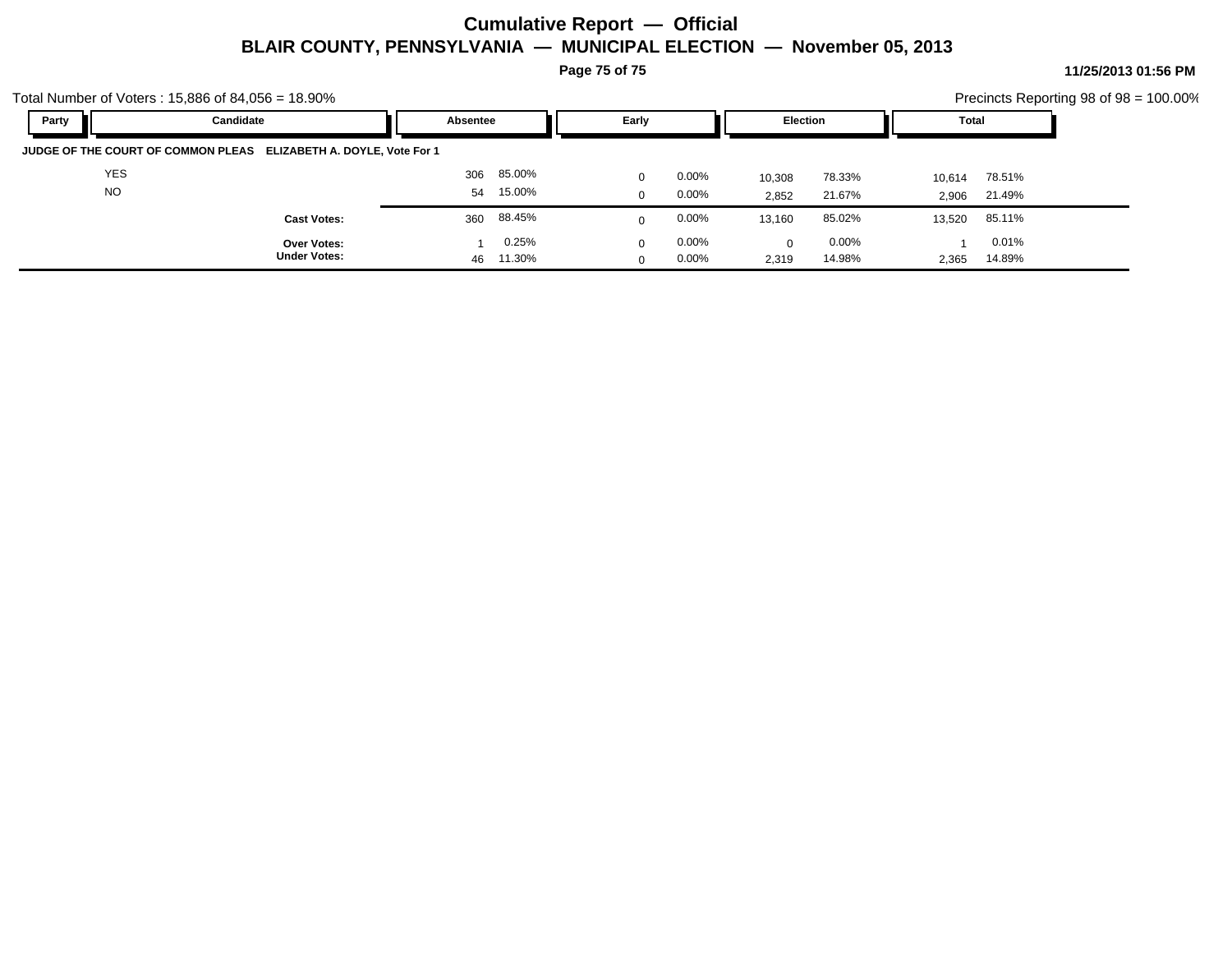# Cumulative Report — Official

## BLAIR COUNTY, PENNSYLVANIA — MUNICIPAL ELECTION — November 05, 2013

11/25/2013 01:56 PM

Total Number of Voters : 15,886 of 84,056 = 18.90%

Precincts Reporting 98 of 98 = 100.00%

| Party | Candidate | Absentee | | Early | | Election | | Total | |
|---|---|---|---|---|---|---|---|---|---|
| **JUDGE OF THE COURT OF COMMON PLEAS ELIZABETH A. DOYLE, Vote For 1** | | | | | | | | | |
| | YES | 306 | 85.00% | 0 | 0.00% | 10,308 | 78.33% | 10,614 | 78.51% |
| | NO | 54 | 15.00% | 0 | 0.00% | 2,852 | 21.67% | 2,906 | 21.49% |
| | **Cast Votes:** | 360 | 88.45% | 0 | 0.00% | 13,160 | 85.02% | 13,520 | 85.11% |
| | **Over Votes:** | 1 | 0.25% | 0 | 0.00% | 0 | 0.00% | 1 | 0.01% |
| | **Under Votes:** | 46 | 11.30% | 0 | 0.00% | 2,319 | 14.98% | 2,365 | 14.89% |